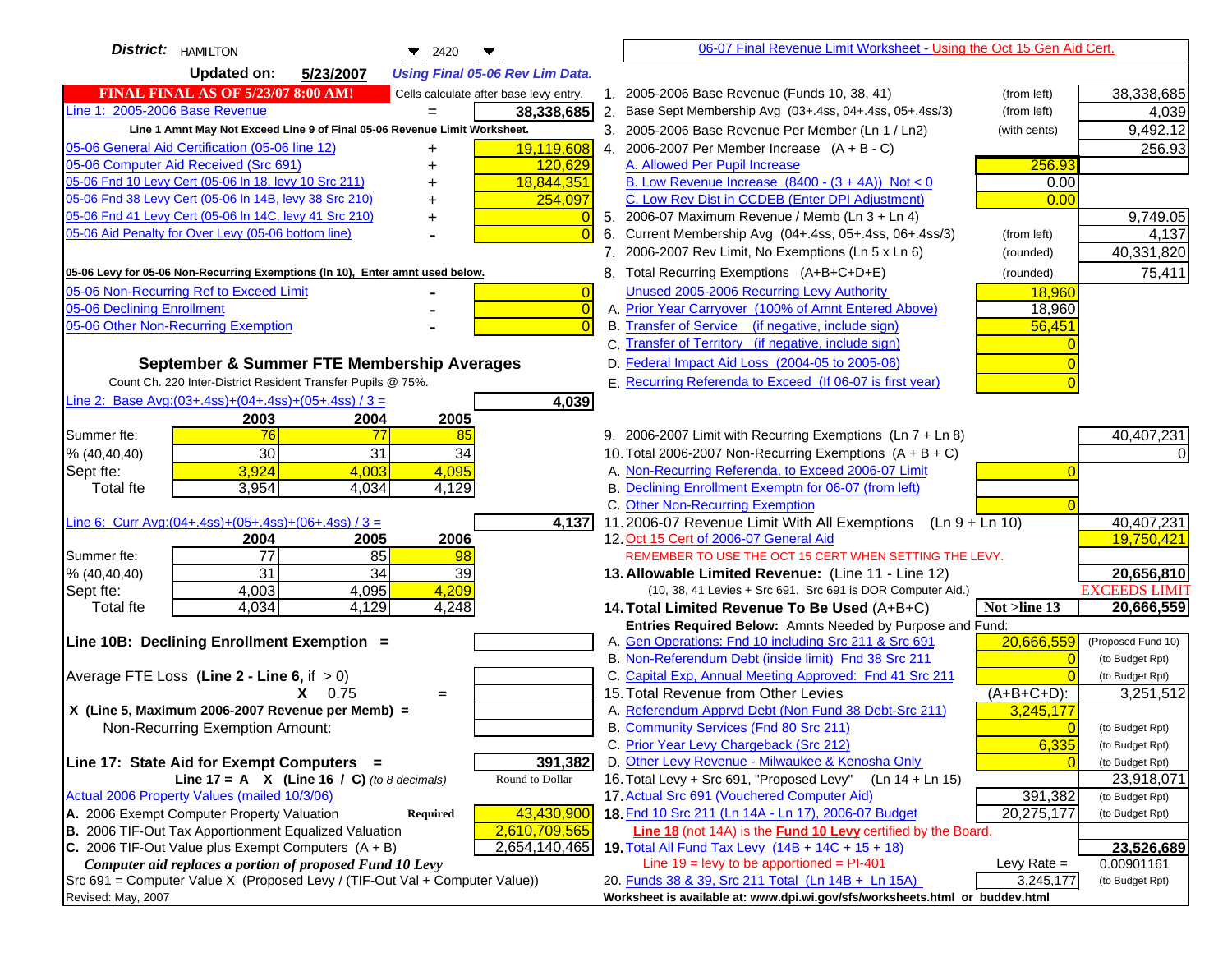**District:** HAMILTON 2420

**Updated on:** 5/23/2007 *Using Final 05-06 Rev Lim Data.*

**FINAL FINAL AS OF 5/23/07 8:00 AM!** Cells calculate after base levy entry.

| | | |
|---|---|---|
| Line 1: 2005-2006 Base Revenue | = | 38,338,685 |

Line 1 Amnt May Not Exceed Line 9 of Final 05-06 Revenue Limit Worksheet.

| | | |
|---|---|---|
| 05-06 General Aid Certification (05-06 line 12) | + | 19,119,608 |
| 05-06 Computer Aid Received (Src 691) | + | 120,629 |
| 05-06 Fnd 10 Levy Cert (05-06 ln 18, levy 10 Src 211) | + | 18,844,351 |
| 05-06 Fnd 38 Levy Cert (05-06 ln 14B, levy 38 Src 210) | + | 254,097 |
| 05-06 Fnd 41 Levy Cert (05-06 ln 14C, levy 41 Src 210) | + | 0 |
| 05-06 Aid Penalty for Over Levy (05-06 bottom line) | - | 0 |

**05-06 Levy for 05-06 Non-Recurring Exemptions (ln 10), Enter amnt used below.**

| | | |
|---|---|---|
| 05-06 Non-Recurring Ref to Exceed Limit | - | 0 |
| 05-06 Declining Enrollment | - | 0 |
| 05-06 Other Non-Recurring Exemption | - | 0 |

**September & Summer FTE Membership Averages**

Count Ch. 220 Inter-District Resident Transfer Pupils @ 75%.

Line 2: Base Avg:(03+.4ss)+(04+.4ss)+(05+.4ss) / 3 = **4,039**

| | 2003 | 2004 | 2005 |
|---|---|---|---|
| Summer fte: | 76 | 77 | 85 |
| % (40,40,40) | 30 | 31 | 34 |
| Sept fte: | 3,924 | 4,003 | 4,095 |
| Total fte | 3,954 | 4,034 | 4,129 |

Line 6: Curr Avg:(04+.4ss)+(05+.4ss)+(06+.4ss) / 3 = **4,137**

| | 2004 | 2005 | 2006 |
|---|---|---|---|
| Summer fte: | 77 | 85 | 98 |
| % (40,40,40) | 31 | 34 | 39 |
| Sept fte: | 4,003 | 4,095 | 4,209 |
| Total fte | 4,034 | 4,129 | 4,248 |

**Line 10B: Declining Enrollment Exemption =**

Average FTE Loss (**Line 2 - Line 6**, if > 0) =

X 0.75 =

**X (Line 5, Maximum 2006-2007 Revenue per Memb) =**

Non-Recurring Exemption Amount:

**Line 17: State Aid for Exempt Computers =** **391,382**

**Line 17 = A X (Line 16 / C)** *(to 8 decimals)* Round to Dollar

Actual 2006 Property Values (mailed 10/3/06)

| | | |
|---|---|---|
| A. 2006 Exempt Computer Property Valuation | Required | 43,430,900 |
| B. 2006 TIF-Out Tax Apportionment Equalized Valuation | | 2,610,709,565 |
| C. 2006 TIF-Out Value plus Exempt Computers (A + B) | | 2,654,140,465 |

*Computer aid replaces a portion of proposed Fund 10 Levy*

Src 691 = Computer Value X (Proposed Levy / (TIF-Out Val + Computer Value))

Revised: May, 2007

06-07 Final Revenue Limit Worksheet - Using the Oct 15 Gen Aid Cert.

| | | | |
|---|---|---|---|
| 1. 2005-2006 Base Revenue (Funds 10, 38, 41) | (from left) | | 38,338,685 |
| 2. Base Sept Membership Avg (03+.4ss, 04+.4ss, 05+.4ss/3) | (from left) | | 4,039 |
| 3. 2005-2006 Base Revenue Per Member (Ln 1 / Ln2) | (with cents) | | 9,492.12 |
| 4. 2006-2007 Per Member Increase (A + B - C) | | | 256.93 |
| A. Allowed Per Pupil Increase | | 256.93 | |
| B. Low Revenue Increase (8400 - (3 + 4A)) Not < 0 | | 0.00 | |
| C. Low Rev Dist in CCDEB (Enter DPI Adjustment) | | 0.00 | |
| 5. 2006-07 Maximum Revenue / Memb (Ln 3 + Ln 4) | | | 9,749.05 |
| 6. Current Membership Avg (04+.4ss, 05+.4ss, 06+.4ss/3) | (from left) | | 4,137 |
| 7. 2006-2007 Rev Limit, No Exemptions (Ln 5 x Ln 6) | (rounded) | | 40,331,820 |
| 8. Total Recurring Exemptions (A+B+C+D+E) | (rounded) | | 75,411 |
| Unused 2005-2006 Recurring Levy Authority | | 18,960 | |
| A. Prior Year Carryover (100% of Amnt Entered Above) | | 18,960 | |
| B. Transfer of Service (if negative, include sign) | | 56,451 | |
| C. Transfer of Territory (if negative, include sign) | | 0 | |
| D. Federal Impact Aid Loss (2004-05 to 2005-06) | | 0 | |
| E. Recurring Referenda to Exceed (If 06-07 is first year) | | 0 | |
| 9. 2006-2007 Limit with Recurring Exemptions (Ln 7 + Ln 8) | | | 40,407,231 |
| 10. Total 2006-2007 Non-Recurring Exemptions (A + B + C) | | | 0 |
| A. Non-Recurring Referenda, to Exceed 2006-07 Limit | | 0 | |
| B. Declining Enrollment Exemptn for 06-07 (from left) | | | |
| C. Other Non-Recurring Exemption | | 0 | |
| 11. 2006-07 Revenue Limit With All Exemptions (Ln 9 + Ln 10) | | | 40,407,231 |
| 12. Oct 15 Cert of 2006-07 General Aid | | | 19,750,421 |
| REMEMBER TO USE THE OCT 15 CERT WHEN SETTING THE LEVY. | | | |
| **13. Allowable Limited Revenue:** (Line 11 - Line 12) | | | **20,656,810** |
| (10, 38, 41 Levies + Src 691. Src 691 is DOR Computer Aid.) | | | EXCEEDS LIMIT |
| **14. Total Limited Revenue To Be Used** (A+B+C) | | Not >line 13 | **20,666,559** |
| Entries Required Below: Amnts Needed by Purpose and Fund: | | | |
| A. Gen Operations: Fnd 10 including Src 211 & Src 691 | | 20,666,559 | (Proposed Fund 10) |
| B. Non-Referendum Debt (inside limit) Fnd 38 Src 211 | | 0 | (to Budget Rpt) |
| C. Capital Exp, Annual Meeting Approved: Fnd 41 Src 211 | | 0 | (to Budget Rpt) |
| 15. Total Revenue from Other Levies | | (A+B+C+D): | 3,251,512 |
| A. Referendum Apprvd Debt (Non Fund 38 Debt-Src 211) | | 3,245,177 | |
| B. Community Services (Fnd 80 Src 211) | | 0 | (to Budget Rpt) |
| C. Prior Year Levy Chargeback (Src 212) | | 6,335 | (to Budget Rpt) |
| D. Other Levy Revenue - Milwaukee & Kenosha Only | | 0 | (to Budget Rpt) |
| 16. Total Levy + Src 691, "Proposed Levy" (Ln 14 + Ln 15) | | | 23,918,071 |
| 17. Actual Src 691 (Vouchered Computer Aid) | | 391,382 | (to Budget Rpt) |
| **18.** Fnd 10 Src 211 (Ln 14A - Ln 17), 2006-07 Budget | | 20,275,177 | (to Budget Rpt) |
| **Line 18** (not 14A) is the **Fund 10 Levy** certified by the Board. | | | |
| **19.** Total All Fund Tax Levy (14B + 14C + 15 + 18) | | | **23,526,689** |
| Line 19 = levy to be apportioned = PI-401 | | Levy Rate = | 0.00901161 |
| 20. Funds 38 & 39, Src 211 Total (Ln 14B + Ln 15A) | | 3,245,177 | (to Budget Rpt) |

**Worksheet is available at: www.dpi.wi.gov/sfs/worksheets.html or buddev.html**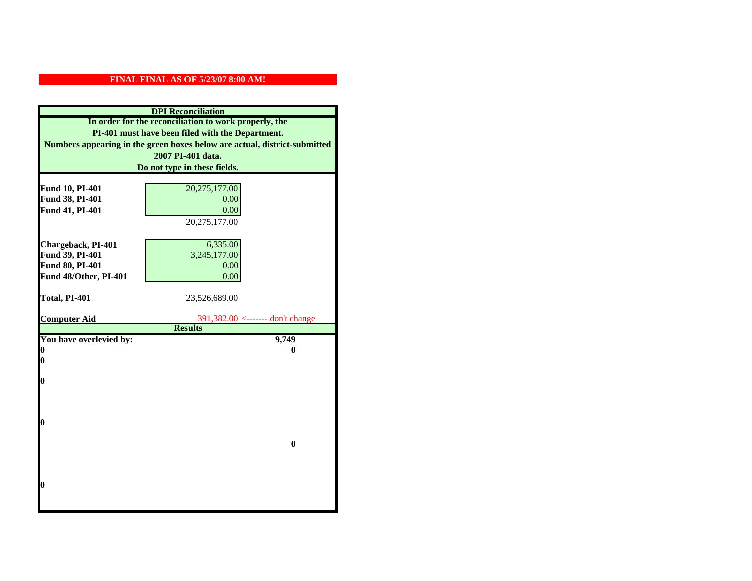**FINAL FINAL AS OF 5/23/07 8:00 AM!**

**DPI Reconciliation**

**In order for the reconciliation to work properly, the PI-401 must have been filed with the Department. Numbers appearing in the green boxes below are actual, district-submitted 2007 PI-401 data. Do not type in these fields.**

| | | |
|---|---|---|
| **Fund 10, PI-401** | 20,275,177.00 | |
| **Fund 38, PI-401** | 0.00 | |
| **Fund 41, PI-401** | 0.00 | |
| | 20,275,177.00 | |
| **Chargeback, PI-401** | 6,335.00 | |
| **Fund 39, PI-401** | 3,245,177.00 | |
| **Fund 80, PI-401** | 0.00 | |
| **Fund 48/Other, PI-401** | 0.00 | |
| **Total, PI-401** | 23,526,689.00 | |
| **Computer Aid** | 391,382.00 | <------- don't change |

**Results**

| | |
|---|---|
| **You have overlevied by:** | **9,749** |
| **0** | **0** |
| **0** | |
| **0** | |
| **0** | |
| | **0** |
| **0** | |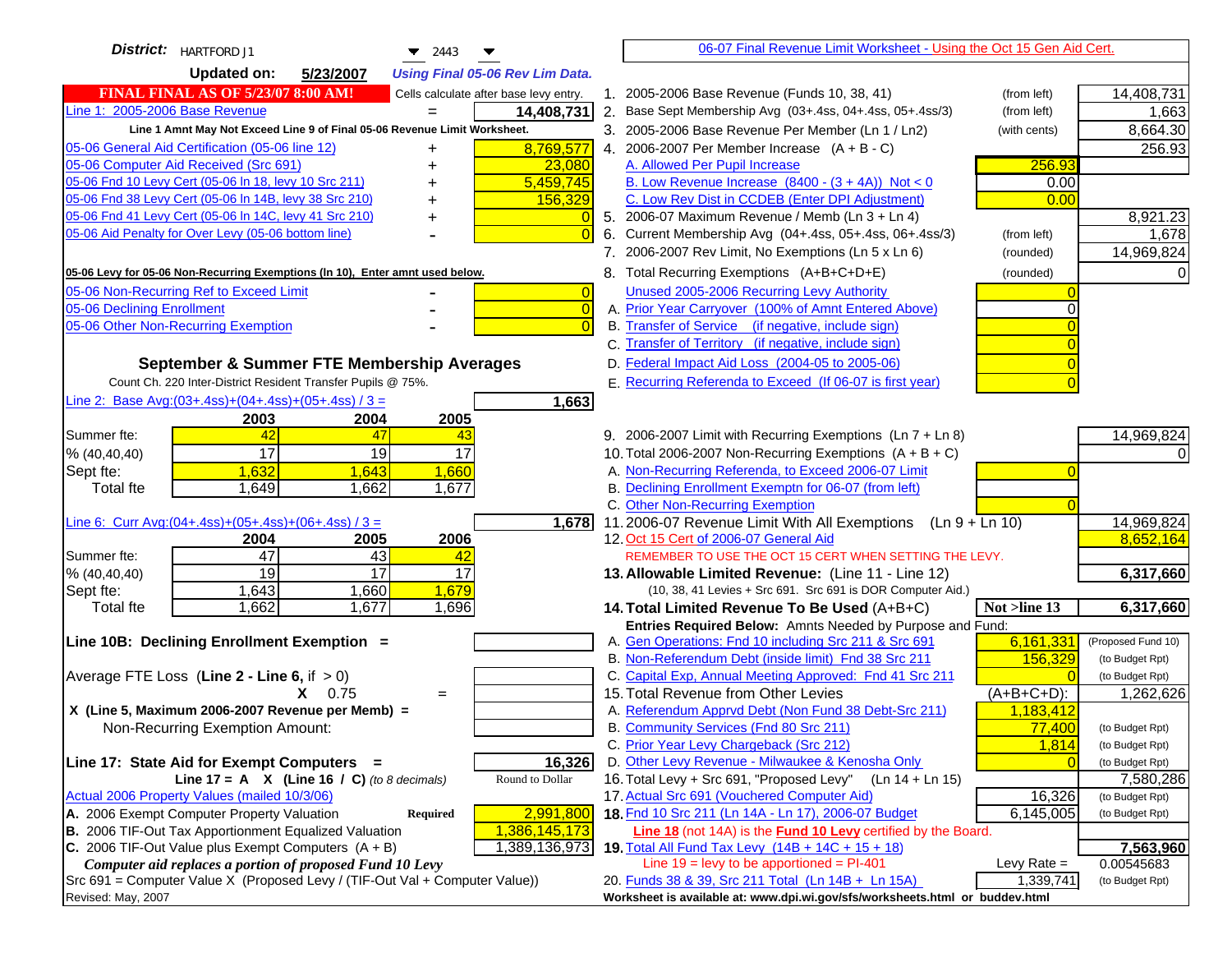**District:** HARTFORD J1 ▼ 2443 ▼

**Updated on:** 5/23/2007 *Using Final 05-06 Rev Lim Data.*

**FINAL FINAL AS OF 5/23/07 8:00 AM!** Cells calculate after base levy entry.

| | | |
|---|---|---|
| Line 1: 2005-2006 Base Revenue | = | 14,408,731 |
| **Line 1 Amnt May Not Exceed Line 9 of Final 05-06 Revenue Limit Worksheet.** | | |
| 05-06 General Aid Certification (05-06 line 12) | + | 8,769,577 |
| 05-06 Computer Aid Received (Src 691) | + | 23,080 |
| 05-06 Fnd 10 Levy Cert (05-06 ln 18, levy 10 Src 211) | + | 5,459,745 |
| 05-06 Fnd 38 Levy Cert (05-06 ln 14B, levy 38 Src 210) | + | 156,329 |
| 05-06 Fnd 41 Levy Cert (05-06 ln 14C, levy 41 Src 210) | + | 0 |
| 05-06 Aid Penalty for Over Levy (05-06 bottom line) | - | 0 |

**05-06 Levy for 05-06 Non-Recurring Exemptions (ln 10), Enter amnt used below.**

| | | |
|---|---|---|
| 05-06 Non-Recurring Ref to Exceed Limit | - | 0 |
| 05-06 Declining Enrollment | - | 0 |
| 05-06 Other Non-Recurring Exemption | - | 0 |

**September & Summer FTE Membership Averages**

Count Ch. 220 Inter-District Resident Transfer Pupils @ 75%.

Line 2: Base Avg:(03+.4ss)+(04+.4ss)+(05+.4ss) / 3 = **1,663**

| | 2003 | 2004 | 2005 |
|---|---|---|---|
| Summer fte: | 42 | 47 | 43 |
| % (40,40,40) | 17 | 19 | 17 |
| Sept fte: | 1,632 | 1,643 | 1,660 |
| Total fte | 1,649 | 1,662 | 1,677 |

Line 6: Curr Avg:(04+.4ss)+(05+.4ss)+(06+.4ss) / 3 = **1,678**

| | 2004 | 2005 | 2006 |
|---|---|---|---|
| Summer fte: | 47 | 43 | 42 |
| % (40,40,40) | 19 | 17 | 17 |
| Sept fte: | 1,643 | 1,660 | 1,679 |
| Total fte | 1,662 | 1,677 | 1,696 |

**Line 10B: Declining Enrollment Exemption =**

Average FTE Loss (**Line 2 - Line 6**, if > 0)

X 0.75 =

**X (Line 5, Maximum 2006-2007 Revenue per Memb) =**

Non-Recurring Exemption Amount:

**Line 17: State Aid for Exempt Computers =** **16,326**

**Line 17 = A X (Line 16 / C)** *(to 8 decimals)* Round to Dollar

Actual 2006 Property Values (mailed 10/3/06)

| | | |
|---|---|---|
| A. 2006 Exempt Computer Property Valuation | **Required** | 2,991,800 |
| B. 2006 TIF-Out Tax Apportionment Equalized Valuation | | 1,386,145,173 |
| C. 2006 TIF-Out Value plus Exempt Computers (A + B) | | 1,389,136,973 |

***Computer aid replaces a portion of proposed Fund 10 Levy***

Src 691 = Computer Value X (Proposed Levy / (TIF-Out Val + Computer Value))

Revised: May, 2007

**06-07 Final Revenue Limit Worksheet - Using the Oct 15 Gen Aid Cert.**

| | | | |
|---|---|---|---|
| 1. 2005-2006 Base Revenue (Funds 10, 38, 41) | (from left) | | 14,408,731 |
| 2. Base Sept Membership Avg (03+.4ss, 04+.4ss, 05+.4ss/3) | (from left) | | 1,663 |
| 3. 2005-2006 Base Revenue Per Member (Ln 1 / Ln2) | (with cents) | | 8,664.30 |
| 4. 2006-2007 Per Member Increase (A + B - C) | | | 256.93 |
| A. Allowed Per Pupil Increase | | 256.93 | |
| B. Low Revenue Increase (8400 - (3 + 4A)) Not < 0 | | 0.00 | |
| C. Low Rev Dist in CCDEB (Enter DPI Adjustment) | | 0.00 | |
| 5. 2006-07 Maximum Revenue / Memb (Ln 3 + Ln 4) | | | 8,921.23 |
| 6. Current Membership Avg (04+.4ss, 05+.4ss, 06+.4ss/3) | (from left) | | 1,678 |
| 7. 2006-2007 Rev Limit, No Exemptions (Ln 5 x Ln 6) | (rounded) | | 14,969,824 |
| 8. Total Recurring Exemptions (A+B+C+D+E) | (rounded) | | 0 |
| Unused 2005-2006 Recurring Levy Authority | | 0 | |
| A. Prior Year Carryover (100% of Amnt Entered Above) | | 0 | |
| B. Transfer of Service (if negative, include sign) | | 0 | |
| C. Transfer of Territory (if negative, include sign) | | 0 | |
| D. Federal Impact Aid Loss (2004-05 to 2005-06) | | 0 | |
| E. Recurring Referenda to Exceed (If 06-07 is first year) | | 0 | |
| 9. 2006-2007 Limit with Recurring Exemptions (Ln 7 + Ln 8) | | | 14,969,824 |
| 10. Total 2006-2007 Non-Recurring Exemptions (A + B + C) | | | 0 |
| A. Non-Recurring Referenda, to Exceed 2006-07 Limit | | 0 | |
| B. Declining Enrollment Exemptn for 06-07 (from left) | | | |
| C. Other Non-Recurring Exemption | | 0 | |
| 11. 2006-07 Revenue Limit With All Exemptions (Ln 9 + Ln 10) | | | 14,969,824 |
| 12. Oct 15 Cert of 2006-07 General Aid | | | 8,652,164 |
| REMEMBER TO USE THE OCT 15 CERT WHEN SETTING THE LEVY. | | | |
| **13. Allowable Limited Revenue:** (Line 11 - Line 12) | | | **6,317,660** |
| (10, 38, 41 Levies + Src 691. Src 691 is DOR Computer Aid.) | | | |
| **14. Total Limited Revenue To Be Used** (A+B+C) | | **Not >line 13** | **6,317,660** |
| **Entries Required Below:** Amnts Needed by Purpose and Fund: | | | |
| A. Gen Operations: Fnd 10 including Src 211 & Src 691 | | 6,161,331 | (Proposed Fund 10) |
| B. Non-Referendum Debt (inside limit) Fnd 38 Src 211 | | 156,329 | (to Budget Rpt) |
| C. Capital Exp, Annual Meeting Approved: Fnd 41 Src 211 | | 0 | (to Budget Rpt) |
| 15. Total Revenue from Other Levies | | (A+B+C+D): | 1,262,626 |
| A. Referendum Apprvd Debt (Non Fund 38 Debt-Src 211) | | 1,183,412 | |
| B. Community Services (Fnd 80 Src 211) | | 77,400 | (to Budget Rpt) |
| C. Prior Year Levy Chargeback (Src 212) | | 1,814 | (to Budget Rpt) |
| D. Other Levy Revenue - Milwaukee & Kenosha Only | | 0 | (to Budget Rpt) |
| 16. Total Levy + Src 691, "Proposed Levy" (Ln 14 + Ln 15) | | | 7,580,286 |
| 17. Actual Src 691 (Vouchered Computer Aid) | | 16,326 | (to Budget Rpt) |
| **18.** Fnd 10 Src 211 (Ln 14A - Ln 17), 2006-07 Budget | | 6,145,005 | (to Budget Rpt) |
| **Line 18** (not 14A) is the **Fund 10 Levy** certified by the Board. | | | |
| **19.** Total All Fund Tax Levy (14B + 14C + 15 + 18) | | | **7,563,960** |
| Line 19 = levy to be apportioned = PI-401 | | Levy Rate = | 0.00545683 |
| 20. Funds 38 & 39, Src 211 Total (Ln 14B + Ln 15A) | | 1,339,741 | (to Budget Rpt) |

**Worksheet is available at: www.dpi.wi.gov/sfs/worksheets.html or buddev.html**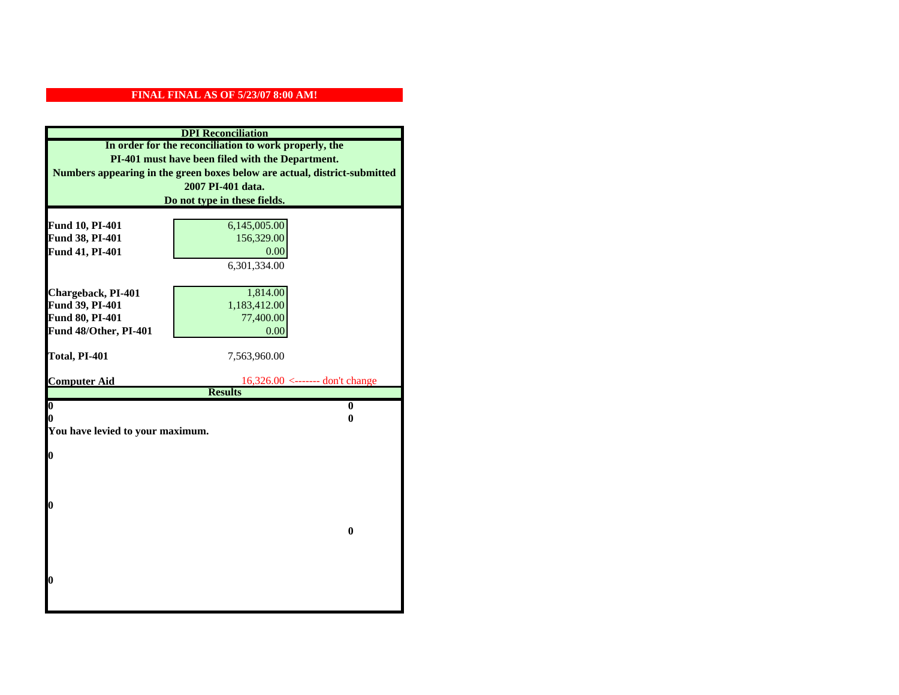**FINAL FINAL AS OF 5/23/07 8:00 AM!**

**DPI Reconciliation**

**In order for the reconciliation to work properly, the PI-401 must have been filed with the Department. Numbers appearing in the green boxes below are actual, district-submitted 2007 PI-401 data. Do not type in these fields.**

| | | |
|---|---|---|
| **Fund 10, PI-401** | 6,145,005.00 | |
| **Fund 38, PI-401** | 156,329.00 | |
| **Fund 41, PI-401** | 0.00 | |
| | 6,301,334.00 | |
| **Chargeback, PI-401** | 1,814.00 | |
| **Fund 39, PI-401** | 1,183,412.00 | |
| **Fund 80, PI-401** | 77,400.00 | |
| **Fund 48/Other, PI-401** | 0.00 | |
| **Total, PI-401** | 7,563,960.00 | |
| **Computer Aid** | 16,326.00 | <------- don't change |

**Results**

| | |
|---|---|
| **0** | **0** |
| **0** | **0** |

**You have levied to your maximum.**

**0**

**0**

**0**

**0**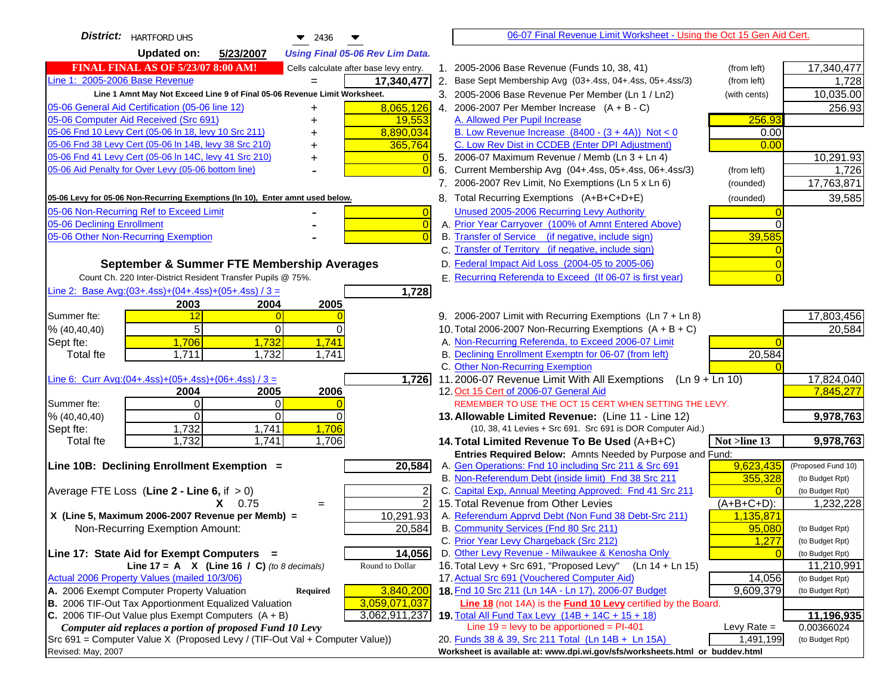**District:** HARTFORD UHS 2436

**Updated on:** 5/23/2007 *Using Final 05-06 Rev Lim Data.*

**FINAL FINAL AS OF 5/23/07 8:00 AM!** Cells calculate after base levy entry.

| | | |
|---|---|---|
| Line 1: 2005-2006 Base Revenue | = | 17,340,477 |
| Line 1 Amnt May Not Exceed Line 9 of Final 05-06 Revenue Limit Worksheet. | | |
| 05-06 General Aid Certification (05-06 line 12) | + | 8,065,126 |
| 05-06 Computer Aid Received (Src 691) | + | 19,553 |
| 05-06 Fnd 10 Levy Cert (05-06 ln 18, levy 10 Src 211) | + | 8,890,034 |
| 05-06 Fnd 38 Levy Cert (05-06 ln 14B, levy 38 Src 210) | + | 365,764 |
| 05-06 Fnd 41 Levy Cert (05-06 ln 14C, levy 41 Src 210) | + | 0 |
| 05-06 Aid Penalty for Over Levy (05-06 bottom line) | - | 0 |
| **05-06 Levy for 05-06 Non-Recurring Exemptions (ln 10), Enter amnt used below.** | | |
| 05-06 Non-Recurring Ref to Exceed Limit | - | 0 |
| 05-06 Declining Enrollment | - | 0 |
| 05-06 Other Non-Recurring Exemption | - | 0 |

**September & Summer FTE Membership Averages**

Count Ch. 220 Inter-District Resident Transfer Pupils @ 75%.

Line 2: Base Avg:(03+.4ss)+(04+.4ss)+(05+.4ss) / 3 = **1,728**

| | 2003 | 2004 | 2005 |
|---|---|---|---|
| Summer fte: | 12 | 0 | 0 |
| % (40,40,40) | 5 | 0 | 0 |
| Sept fte: | 1,706 | 1,732 | 1,741 |
| Total fte | 1,711 | 1,732 | 1,741 |

Line 6: Curr Avg:(04+.4ss)+(05+.4ss)+(06+.4ss) / 3 = **1,726**

| | 2004 | 2005 | 2006 |
|---|---|---|---|
| Summer fte: | 0 | 0 | 0 |
| % (40,40,40) | 0 | 0 | 0 |
| Sept fte: | 1,732 | 1,741 | 1,706 |
| Total fte | 1,732 | 1,741 | 1,706 |

**Line 10B: Declining Enrollment Exemption =** **20,584**

| | | |
|---|---|---|
| Average FTE Loss (**Line 2 - Line 6**, if > 0) | | 2 |
| X 0.75 | = | 2 |
| X (Line 5, Maximum 2006-2007 Revenue per Memb) = | | 10,291.93 |
| Non-Recurring Exemption Amount: | | 20,584 |

**Line 17: State Aid for Exempt Computers =** **14,056**

Line 17 = A X (Line 16 / C) *(to 8 decimals)* Round to Dollar

Actual 2006 Property Values (mailed 10/3/06)

| | | |
|---|---|---|
| A. 2006 Exempt Computer Property Valuation | Required | 3,840,200 |
| B. 2006 TIF-Out Tax Apportionment Equalized Valuation | | 3,059,071,037 |
| C. 2006 TIF-Out Value plus Exempt Computers (A + B) | | 3,062,911,237 |

*Computer aid replaces a portion of proposed Fund 10 Levy*

Src 691 = Computer Value X (Proposed Levy / (TIF-Out Val + Computer Value))

Revised: May, 2007

06-07 Final Revenue Limit Worksheet - Using the Oct 15 Gen Aid Cert.

| | | | |
|---|---|---|---|
| 1. 2005-2006 Base Revenue (Funds 10, 38, 41) | (from left) | | 17,340,477 |
| 2. Base Sept Membership Avg (03+.4ss, 04+.4ss, 05+.4ss/3) | (from left) | | 1,728 |
| 3. 2005-2006 Base Revenue Per Member (Ln 1 / Ln2) | (with cents) | | 10,035.00 |
| 4. 2006-2007 Per Member Increase (A + B - C) | | | 256.93 |
| A. Allowed Per Pupil Increase | | 256.93 | |
| B. Low Revenue Increase (8400 - (3 + 4A)) Not < 0 | | 0.00 | |
| C. Low Rev Dist in CCDEB (Enter DPI Adjustment) | | 0.00 | |
| 5. 2006-07 Maximum Revenue / Memb (Ln 3 + Ln 4) | | | 10,291.93 |
| 6. Current Membership Avg (04+.4ss, 05+.4ss, 06+.4ss/3) | (from left) | | 1,726 |
| 7. 2006-2007 Rev Limit, No Exemptions (Ln 5 x Ln 6) | (rounded) | | 17,763,871 |
| 8. Total Recurring Exemptions (A+B+C+D+E) | (rounded) | | 39,585 |
| Unused 2005-2006 Recurring Levy Authority | | 0 | |
| A. Prior Year Carryover (100% of Amnt Entered Above) | | 0 | |
| B. Transfer of Service (if negative, include sign) | | 39,585 | |
| C. Transfer of Territory (if negative, include sign) | | 0 | |
| D. Federal Impact Aid Loss (2004-05 to 2005-06) | | 0 | |
| E. Recurring Referenda to Exceed (If 06-07 is first year) | | 0 | |
| 9. 2006-2007 Limit with Recurring Exemptions (Ln 7 + Ln 8) | | | 17,803,456 |
| 10. Total 2006-2007 Non-Recurring Exemptions (A + B + C) | | | 20,584 |
| A. Non-Recurring Referenda, to Exceed 2006-07 Limit | | 0 | |
| B. Declining Enrollment Exemptn for 06-07 (from left) | | 20,584 | |
| C. Other Non-Recurring Exemption | | 0 | |
| 11. 2006-07 Revenue Limit With All Exemptions (Ln 9 + Ln 10) | | | 17,824,040 |
| 12. Oct 15 Cert of 2006-07 General Aid | | | 7,845,277 |
| REMEMBER TO USE THE OCT 15 CERT WHEN SETTING THE LEVY. | | | |
| **13. Allowable Limited Revenue:** (Line 11 - Line 12) | | | **9,978,763** |
| (10, 38, 41 Levies + Src 691. Src 691 is DOR Computer Aid.) | | | |
| **14. Total Limited Revenue To Be Used** (A+B+C) | | **Not >line 13** | **9,978,763** |
| **Entries Required Below:** Amnts Needed by Purpose and Fund: | | | |
| A. Gen Operations: Fnd 10 including Src 211 & Src 691 | | 9,623,435 | (Proposed Fund 10) |
| B. Non-Referendum Debt (inside limit) Fnd 38 Src 211 | | 355,328 | (to Budget Rpt) |
| C. Capital Exp, Annual Meeting Approved: Fnd 41 Src 211 | | 0 | (to Budget Rpt) |
| 15. Total Revenue from Other Levies | | (A+B+C+D): | 1,232,228 |
| A. Referendum Apprvd Debt (Non Fund 38 Debt-Src 211) | | 1,135,871 | |
| B. Community Services (Fnd 80 Src 211) | | 95,080 | (to Budget Rpt) |
| C. Prior Year Levy Chargeback (Src 212) | | 1,277 | (to Budget Rpt) |
| D. Other Levy Revenue - Milwaukee & Kenosha Only | | 0 | (to Budget Rpt) |
| 16. Total Levy + Src 691, "Proposed Levy" (Ln 14 + Ln 15) | | | 11,210,991 |
| 17. Actual Src 691 (Vouchered Computer Aid) | | 14,056 | (to Budget Rpt) |
| **18.** Fnd 10 Src 211 (Ln 14A - Ln 17), 2006-07 Budget | | 9,609,379 | (to Budget Rpt) |
| **Line 18** (not 14A) is the **Fund 10 Levy** certified by the Board. | | | |
| **19.** Total All Fund Tax Levy (14B + 14C + 15 + 18) | | | **11,196,935** |
| Line 19 = levy to be apportioned = PI-401 | | Levy Rate = | 0.00366024 |
| 20. Funds 38 & 39, Src 211 Total (Ln 14B + Ln 15A) | | 1,491,199 | (to Budget Rpt) |

Worksheet is available at: www.dpi.wi.gov/sfs/worksheets.html or buddev.html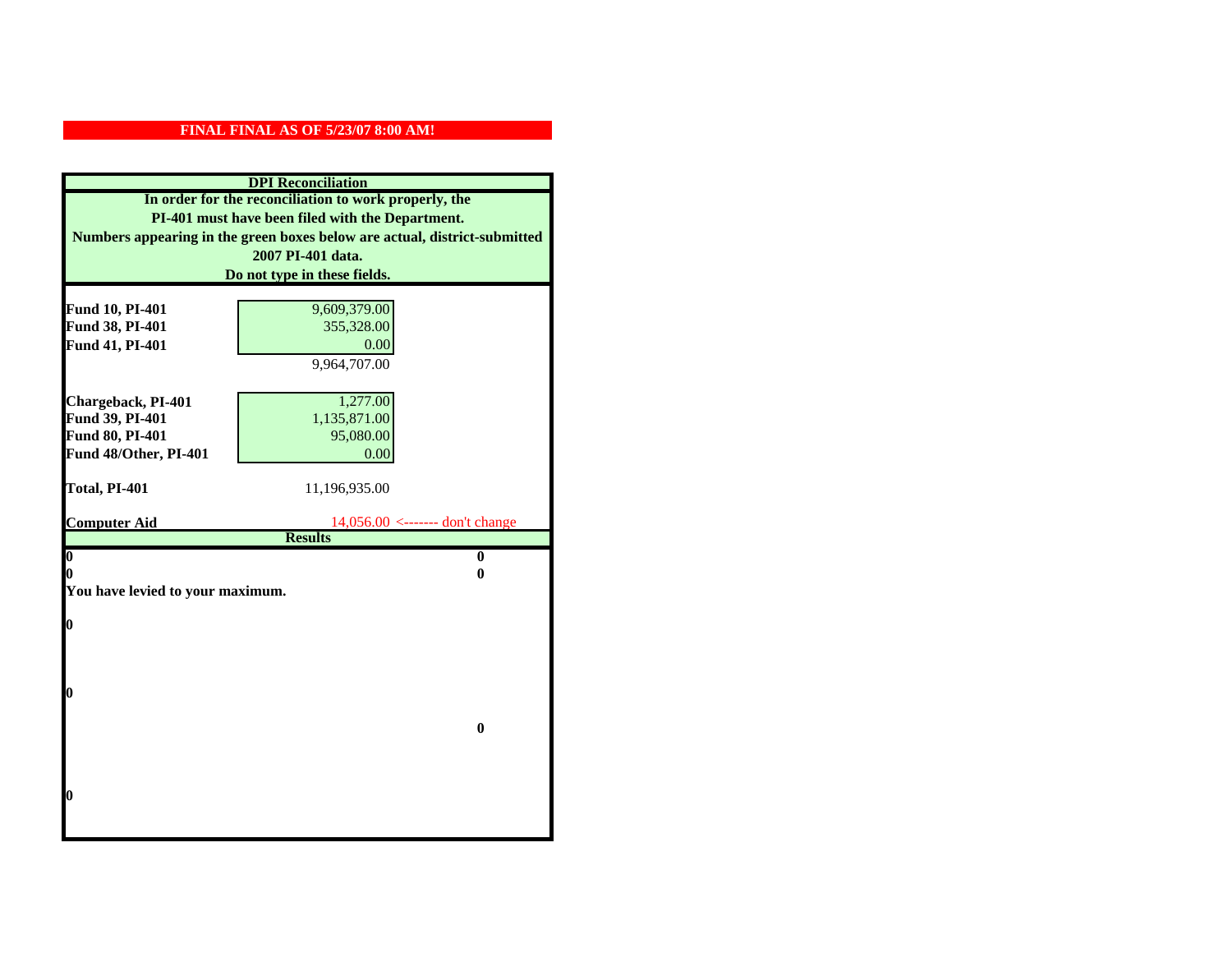**FINAL FINAL AS OF 5/23/07 8:00 AM!**

## DPI Reconciliation

**In order for the reconciliation to work properly, the PI-401 must have been filed with the Department. Numbers appearing in the green boxes below are actual, district-submitted 2007 PI-401 data. Do not type in these fields.**

| | | |
|---|---|---|
| **Fund 10, PI-401** | 9,609,379.00 | |
| **Fund 38, PI-401** | 355,328.00 | |
| **Fund 41, PI-401** | 0.00 | |
| | 9,964,707.00 | |
| **Chargeback, PI-401** | 1,277.00 | |
| **Fund 39, PI-401** | 1,135,871.00 | |
| **Fund 80, PI-401** | 95,080.00 | |
| **Fund 48/Other, PI-401** | 0.00 | |
| **Total, PI-401** | 11,196,935.00 | |
| **Computer Aid** | 14,056.00 | <------- don't change |

### Results

| | |
|---|---|
| **0** | **0** |
| **0** | **0** |

**You have levied to your maximum.**

**0**

**0**

**0**

**0**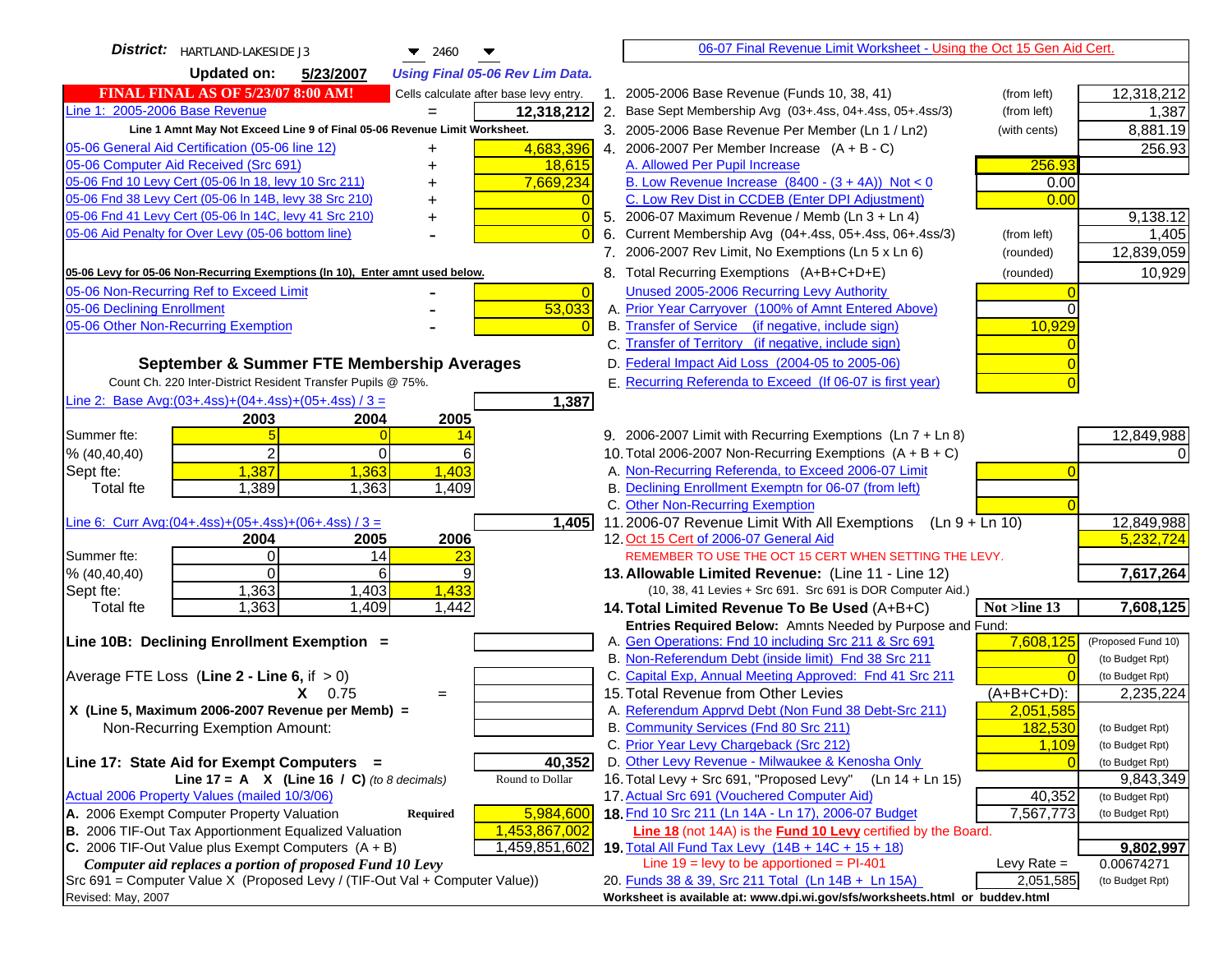**District:** HARTLAND-LAKESIDE J3 — 2460

**Updated on:** 5/23/2007 — *Using Final 05-06 Rev Lim Data.*

**FINAL FINAL AS OF 5/23/07 8:00 AM!** — Cells calculate after base levy entry.

[06-07 Final Revenue Limit Worksheet - Using the Oct 15 Gen Aid Cert.]

| | | |
|---|---|---|
| Line 1: 2005-2006 Base Revenue | = | 12,318,212 |

Line 1 Amnt May Not Exceed Line 9 of Final 05-06 Revenue Limit Worksheet.

| | | |
|---|---|---|
| 05-06 General Aid Certification (05-06 line 12) | + | 4,683,396 |
| 05-06 Computer Aid Received (Src 691) | + | 18,615 |
| 05-06 Fnd 10 Levy Cert (05-06 ln 18, levy 10 Src 211) | + | 7,669,234 |
| 05-06 Fnd 38 Levy Cert (05-06 ln 14B, levy 38 Src 210) | + | 0 |
| 05-06 Fnd 41 Levy Cert (05-06 ln 14C, levy 41 Src 210) | + | 0 |
| 05-06 Aid Penalty for Over Levy (05-06 bottom line) | - | 0 |

**05-06 Levy for 05-06 Non-Recurring Exemptions (ln 10), Enter amnt used below.**

| | | |
|---|---|---|
| 05-06 Non-Recurring Ref to Exceed Limit | - | 0 |
| 05-06 Declining Enrollment | - | 53,033 |
| 05-06 Other Non-Recurring Exemption | - | 0 |

## September & Summer FTE Membership Averages

Count Ch. 220 Inter-District Resident Transfer Pupils @ 75%.

Line 2: Base Avg:(03+.4ss)+(04+.4ss)+(05+.4ss) / 3 = **1,387**

| | 2003 | 2004 | 2005 |
|---|---|---|---|
| Summer fte: | 5 | 0 | 14 |
| % (40,40,40) | 2 | 0 | 6 |
| Sept fte: | 1,387 | 1,363 | 1,403 |
| Total fte | 1,389 | 1,363 | 1,409 |

Line 6: Curr Avg:(04+.4ss)+(05+.4ss)+(06+.4ss) / 3 = **1,405**

| | 2004 | 2005 | 2006 |
|---|---|---|---|
| Summer fte: | 0 | 14 | 23 |
| % (40,40,40) | 0 | 6 | 9 |
| Sept fte: | 1,363 | 1,403 | 1,433 |
| Total fte | 1,363 | 1,409 | 1,442 |

**Line 10B: Declining Enrollment Exemption =**

Average FTE Loss (**Line 2 - Line 6**, if > 0)

X 0.75 =

X (Line 5, Maximum 2006-2007 Revenue per Memb) =

Non-Recurring Exemption Amount:

**Line 17: State Aid for Exempt Computers =** **40,352**

Line 17 = A X (Line 16 / C) *(to 8 decimals)* — Round to Dollar

Actual 2006 Property Values (mailed 10/3/06)

| | | |
|---|---|---|
| A. 2006 Exempt Computer Property Valuation | Required | 5,984,600 |
| B. 2006 TIF-Out Tax Apportionment Equalized Valuation | | 1,453,867,002 |
| C. 2006 TIF-Out Value plus Exempt Computers (A + B) | | 1,459,851,602 |

*Computer aid replaces a portion of proposed Fund 10 Levy*

Src 691 = Computer Value X (Proposed Levy / (TIF-Out Val + Computer Value))

| | | | |
|---|---|---|---|
| 1. | 2005-2006 Base Revenue (Funds 10, 38, 41) | (from left) | 12,318,212 |
| 2. | Base Sept Membership Avg (03+.4ss, 04+.4ss, 05+.4ss/3) | (from left) | 1,387 |
| 3. | 2005-2006 Base Revenue Per Member (Ln 1 / Ln2) | (with cents) | 8,881.19 |
| 4. | 2006-2007 Per Member Increase (A + B - C) | | 256.93 |
| | A. Allowed Per Pupil Increase | 256.93 | |
| | B. Low Revenue Increase (8400 - (3 + 4A)) Not < 0 | 0.00 | |
| | C. Low Rev Dist in CCDEB (Enter DPI Adjustment) | 0.00 | |
| 5. | 2006-07 Maximum Revenue / Memb (Ln 3 + Ln 4) | | 9,138.12 |
| 6. | Current Membership Avg (04+.4ss, 05+.4ss, 06+.4ss/3) | (from left) | 1,405 |
| 7. | 2006-2007 Rev Limit, No Exemptions (Ln 5 x Ln 6) | (rounded) | 12,839,059 |
| 8. | Total Recurring Exemptions (A+B+C+D+E) | (rounded) | 10,929 |
| | Unused 2005-2006 Recurring Levy Authority | 0 | |
| | A. Prior Year Carryover (100% of Amnt Entered Above) | 0 | |
| | B. Transfer of Service (if negative, include sign) | 10,929 | |
| | C. Transfer of Territory (if negative, include sign) | 0 | |
| | D. Federal Impact Aid Loss (2004-05 to 2005-06) | 0 | |
| | E. Recurring Referenda to Exceed (If 06-07 is first year) | 0 | |
| 9. | 2006-2007 Limit with Recurring Exemptions (Ln 7 + Ln 8) | | 12,849,988 |
| 10. | Total 2006-2007 Non-Recurring Exemptions (A + B + C) | | 0 |
| | A. Non-Recurring Referenda, to Exceed 2006-07 Limit | 0 | |
| | B. Declining Enrollment Exemptn for 06-07 (from left) | | |
| | C. Other Non-Recurring Exemption | 0 | |
| 11. | 2006-07 Revenue Limit With All Exemptions (Ln 9 + Ln 10) | | 12,849,988 |
| 12. | Oct 15 Cert of 2006-07 General Aid | | 5,232,724 |
| | REMEMBER TO USE THE OCT 15 CERT WHEN SETTING THE LEVY. | | |
| **13.** | **Allowable Limited Revenue:** (Line 11 - Line 12) | | **7,617,264** |
| | (10, 38, 41 Levies + Src 691. Src 691 is DOR Computer Aid.) | | |
| **14.** | **Total Limited Revenue To Be Used** (A+B+C) | **Not >line 13** | **7,608,125** |
| | Entries Required Below: Amnts Needed by Purpose and Fund: | | |
| | A. Gen Operations: Fnd 10 including Src 211 & Src 691 | 7,608,125 | (Proposed Fund 10) |
| | B. Non-Referendum Debt (inside limit) Fnd 38 Src 211 | 0 | (to Budget Rpt) |
| | C. Capital Exp, Annual Meeting Approved: Fnd 41 Src 211 | 0 | (to Budget Rpt) |
| 15. | Total Revenue from Other Levies | (A+B+C+D): | 2,235,224 |
| | A. Referendum Apprvd Debt (Non Fund 38 Debt-Src 211) | 2,051,585 | |
| | B. Community Services (Fnd 80 Src 211) | 182,530 | (to Budget Rpt) |
| | C. Prior Year Levy Chargeback (Src 212) | 1,109 | (to Budget Rpt) |
| | D. Other Levy Revenue - Milwaukee & Kenosha Only | 0 | (to Budget Rpt) |
| 16. | Total Levy + Src 691, "Proposed Levy" (Ln 14 + Ln 15) | | 9,843,349 |
| 17. | Actual Src 691 (Vouchered Computer Aid) | 40,352 | (to Budget Rpt) |
| **18.** | Fnd 10 Src 211 (Ln 14A - Ln 17), 2006-07 Budget | 7,567,773 | (to Budget Rpt) |
| | Line 18 (not 14A) is the **Fund 10 Levy** certified by the Board. | | |
| **19.** | Total All Fund Tax Levy (14B + 14C + 15 + 18) | | **9,802,997** |
| | Line 19 = levy to be apportioned = PI-401 | Levy Rate = | 0.00674271 |
| 20. | Funds 38 & 39, Src 211 Total (Ln 14B + Ln 15A) | 2,051,585 | (to Budget Rpt) |

Revised: May, 2007

Worksheet is available at: www.dpi.wi.gov/sfs/worksheets.html or buddev.html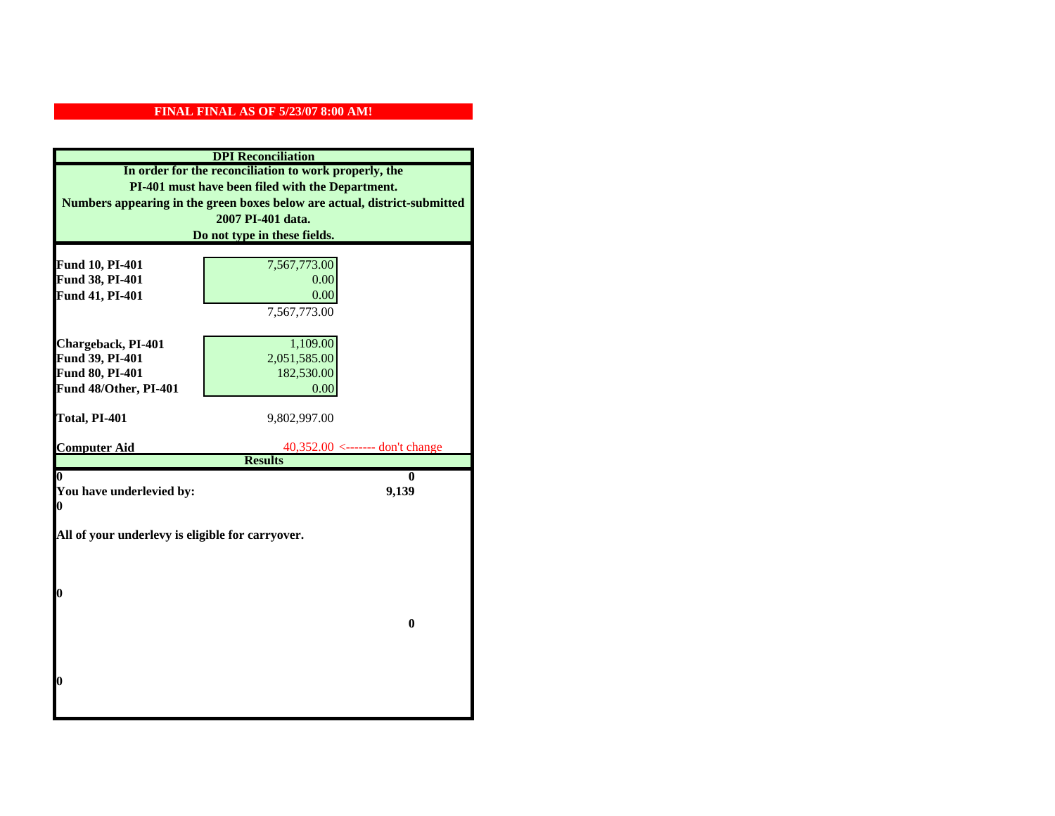**FINAL FINAL AS OF 5/23/07 8:00 AM!**

**DPI Reconciliation**

**In order for the reconciliation to work properly, the PI-401 must have been filed with the Department. Numbers appearing in the green boxes below are actual, district-submitted 2007 PI-401 data. Do not type in these fields.**

| | | |
|---|---|---|
| **Fund 10, PI-401** | 7,567,773.00 | |
| **Fund 38, PI-401** | 0.00 | |
| **Fund 41, PI-401** | 0.00 | |
| | 7,567,773.00 | |
| **Chargeback, PI-401** | 1,109.00 | |
| **Fund 39, PI-401** | 2,051,585.00 | |
| **Fund 80, PI-401** | 182,530.00 | |
| **Fund 48/Other, PI-401** | 0.00 | |
| **Total, PI-401** | 9,802,997.00 | |
| **Computer Aid** | 40,352.00 | <------- don't change |

**Results**

| | |
|---|---|
| **0** | **0** |
| **You have underlevied by:** | **9,139** |
| **0** | |

**All of your underlevy is eligible for carryover.**

**0**

**0**

**0**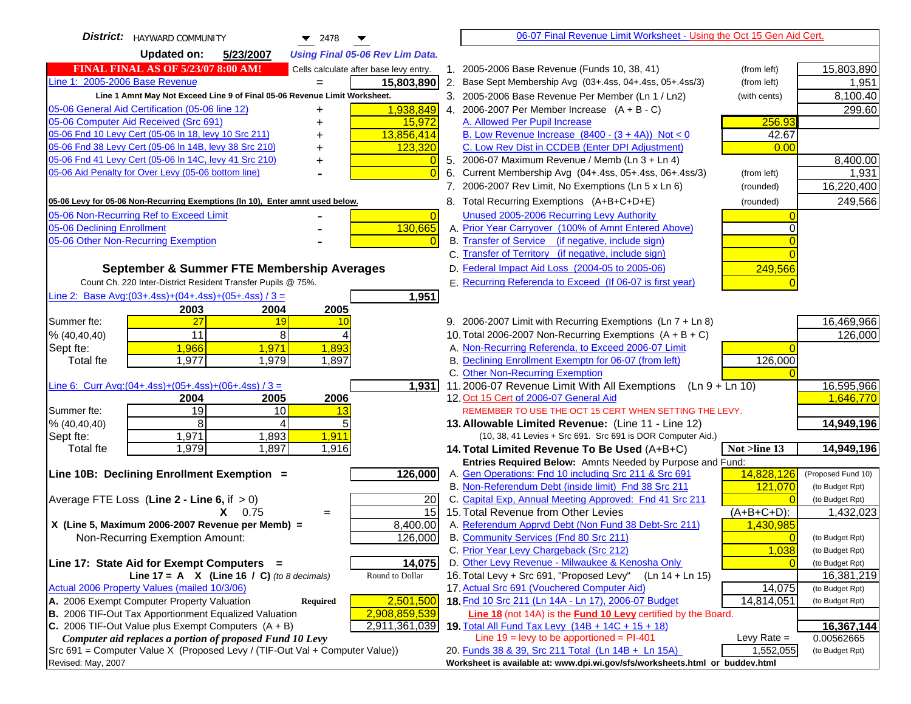**District:** HAYWARD COMMUNITY 2478

**Updated on:** 5/23/2007 *Using Final 05-06 Rev Lim Data.*

**FINAL FINAL AS OF 5/23/07 8:00 AM!** Cells calculate after base levy entry.

06-07 Final Revenue Limit Worksheet - Using the Oct 15 Gen Aid Cert.

| | | |
|---|---|---|
| Line 1: 2005-2006 Base Revenue | = | 15,803,890 |
| **Line 1 Amnt May Not Exceed Line 9 of Final 05-06 Revenue Limit Worksheet.** | | |
| 05-06 General Aid Certification (05-06 line 12) | + | 1,938,849 |
| 05-06 Computer Aid Received (Src 691) | + | 15,972 |
| 05-06 Fnd 10 Levy Cert (05-06 ln 18, levy 10 Src 211) | + | 13,856,414 |
| 05-06 Fnd 38 Levy Cert (05-06 ln 14B, levy 38 Src 210) | + | 123,320 |
| 05-06 Fnd 41 Levy Cert (05-06 ln 14C, levy 41 Src 210) | + | 0 |
| 05-06 Aid Penalty for Over Levy (05-06 bottom line) | - | 0 |
| **05-06 Levy for 05-06 Non-Recurring Exemptions (ln 10), Enter amnt used below.** | | |
| 05-06 Non-Recurring Ref to Exceed Limit | - | 0 |
| 05-06 Declining Enrollment | - | 130,665 |
| 05-06 Other Non-Recurring Exemption | - | 0 |

**September & Summer FTE Membership Averages**

Count Ch. 220 Inter-District Resident Transfer Pupils @ 75%.

Line 2: Base Avg:(03+.4ss)+(04+.4ss)+(05+.4ss) / 3 = **1,951**

| | 2003 | 2004 | 2005 |
|---|---|---|---|
| Summer fte: | 27 | 19 | 10 |
| % (40,40,40) | 11 | 8 | 4 |
| Sept fte: | 1,966 | 1,971 | 1,893 |
| Total fte | 1,977 | 1,979 | 1,897 |

Line 6: Curr Avg:(04+.4ss)+(05+.4ss)+(06+.4ss) / 3 = **1,931**

| | 2004 | 2005 | 2006 |
|---|---|---|---|
| Summer fte: | 19 | 10 | 13 |
| % (40,40,40) | 8 | 4 | 5 |
| Sept fte: | 1,971 | 1,893 | 1,911 |
| Total fte | 1,979 | 1,897 | 1,916 |

**Line 10B: Declining Enrollment Exemption =** **126,000**

| | | |
|---|---|---|
| Average FTE Loss (**Line 2 - Line 6**, if > 0) | | 20 |
| X 0.75 | = | 15 |
| X (Line 5, Maximum 2006-2007 Revenue per Memb) = | | 8,400.00 |
| Non-Recurring Exemption Amount: | | 126,000 |

**Line 17: State Aid for Exempt Computers =** **14,075**

Line 17 = A X (Line 16 / C) *(to 8 decimals)* Round to Dollar

| | | |
|---|---|---|
| Actual 2006 Property Values (mailed 10/3/06) | | |
| A. 2006 Exempt Computer Property Valuation | Required | 2,501,500 |
| B. 2006 TIF-Out Tax Apportionment Equalized Valuation | | 2,908,859,539 |
| C. 2006 TIF-Out Value plus Exempt Computers (A + B) | | 2,911,361,039 |

*Computer aid replaces a portion of proposed Fund 10 Levy*

Src 691 = Computer Value X (Proposed Levy / (TIF-Out Val + Computer Value))

| | | | |
|---|---|---|---|
| 1. 2005-2006 Base Revenue (Funds 10, 38, 41) | (from left) | | 15,803,890 |
| 2. Base Sept Membership Avg (03+.4ss, 04+.4ss, 05+.4ss/3) | (from left) | | 1,951 |
| 3. 2005-2006 Base Revenue Per Member (Ln 1 / Ln2) | (with cents) | | 8,100.40 |
| 4. 2006-2007 Per Member Increase (A + B - C) | | | 299.60 |
| A. Allowed Per Pupil Increase | | 256.93 | |
| B. Low Revenue Increase (8400 - (3 + 4A)) Not < 0 | | 42.67 | |
| C. Low Rev Dist in CCDEB (Enter DPI Adjustment) | | 0.00 | |
| 5. 2006-07 Maximum Revenue / Memb (Ln 3 + Ln 4) | | | 8,400.00 |
| 6. Current Membership Avg (04+.4ss, 05+.4ss, 06+.4ss/3) | (from left) | | 1,931 |
| 7. 2006-2007 Rev Limit, No Exemptions (Ln 5 x Ln 6) | (rounded) | | 16,220,400 |
| 8. Total Recurring Exemptions (A+B+C+D+E) | (rounded) | | 249,566 |
| Unused 2005-2006 Recurring Levy Authority | | 0 | |
| A. Prior Year Carryover (100% of Amnt Entered Above) | | 0 | |
| B. Transfer of Service (if negative, include sign) | | 0 | |
| C. Transfer of Territory (if negative, include sign) | | 0 | |
| D. Federal Impact Aid Loss (2004-05 to 2005-06) | | 249,566 | |
| E. Recurring Referenda to Exceed (If 06-07 is first year) | | 0 | |
| 9. 2006-2007 Limit with Recurring Exemptions (Ln 7 + Ln 8) | | | 16,469,966 |
| 10. Total 2006-2007 Non-Recurring Exemptions (A + B + C) | | | 126,000 |
| A. Non-Recurring Referenda, to Exceed 2006-07 Limit | | 0 | |
| B. Declining Enrollment Exemptn for 06-07 (from left) | | 126,000 | |
| C. Other Non-Recurring Exemption | | 0 | |
| 11. 2006-07 Revenue Limit With All Exemptions (Ln 9 + Ln 10) | | | 16,595,966 |
| 12. Oct 15 Cert of 2006-07 General Aid | | | 1,646,770 |
| REMEMBER TO USE THE OCT 15 CERT WHEN SETTING THE LEVY. | | | |
| **13. Allowable Limited Revenue:** (Line 11 - Line 12) | | | **14,949,196** |
| (10, 38, 41 Levies + Src 691. Src 691 is DOR Computer Aid.) | | | |
| **14. Total Limited Revenue To Be Used** (A+B+C) | | **Not >line 13** | **14,949,196** |
| **Entries Required Below:** Amnts Needed by Purpose and Fund: | | | |
| A. Gen Operations: Fnd 10 including Src 211 & Src 691 | | 14,828,126 | (Proposed Fund 10) |
| B. Non-Referendum Debt (inside limit) Fnd 38 Src 211 | | 121,070 | (to Budget Rpt) |
| C. Capital Exp, Annual Meeting Approved: Fnd 41 Src 211 | | 0 | (to Budget Rpt) |
| 15. Total Revenue from Other Levies | | (A+B+C+D): | 1,432,023 |
| A. Referendum Apprvd Debt (Non Fund 38 Debt-Src 211) | | 1,430,985 | |
| B. Community Services (Fnd 80 Src 211) | | 0 | (to Budget Rpt) |
| C. Prior Year Levy Chargeback (Src 212) | | 1,038 | (to Budget Rpt) |
| D. Other Levy Revenue - Milwaukee & Kenosha Only | | 0 | (to Budget Rpt) |
| 16. Total Levy + Src 691, "Proposed Levy" (Ln 14 + Ln 15) | | | 16,381,219 |
| 17. Actual Src 691 (Vouchered Computer Aid) | | 14,075 | (to Budget Rpt) |
| **18.** Fnd 10 Src 211 (Ln 14A - Ln 17), 2006-07 Budget | | 14,814,051 | (to Budget Rpt) |
| **Line 18** (not 14A) is the **Fund 10 Levy** certified by the Board. | | | |
| **19.** Total All Fund Tax Levy (14B + 14C + 15 + 18) | | | **16,367,144** |
| Line 19 = levy to be apportioned = PI-401 | | Levy Rate = | 0.00562665 |
| 20. Funds 38 & 39, Src 211 Total (Ln 14B + Ln 15A) | | 1,552,055 | (to Budget Rpt) |

Revised: May, 2007

**Worksheet is available at: www.dpi.wi.gov/sfs/worksheets.html or buddev.html**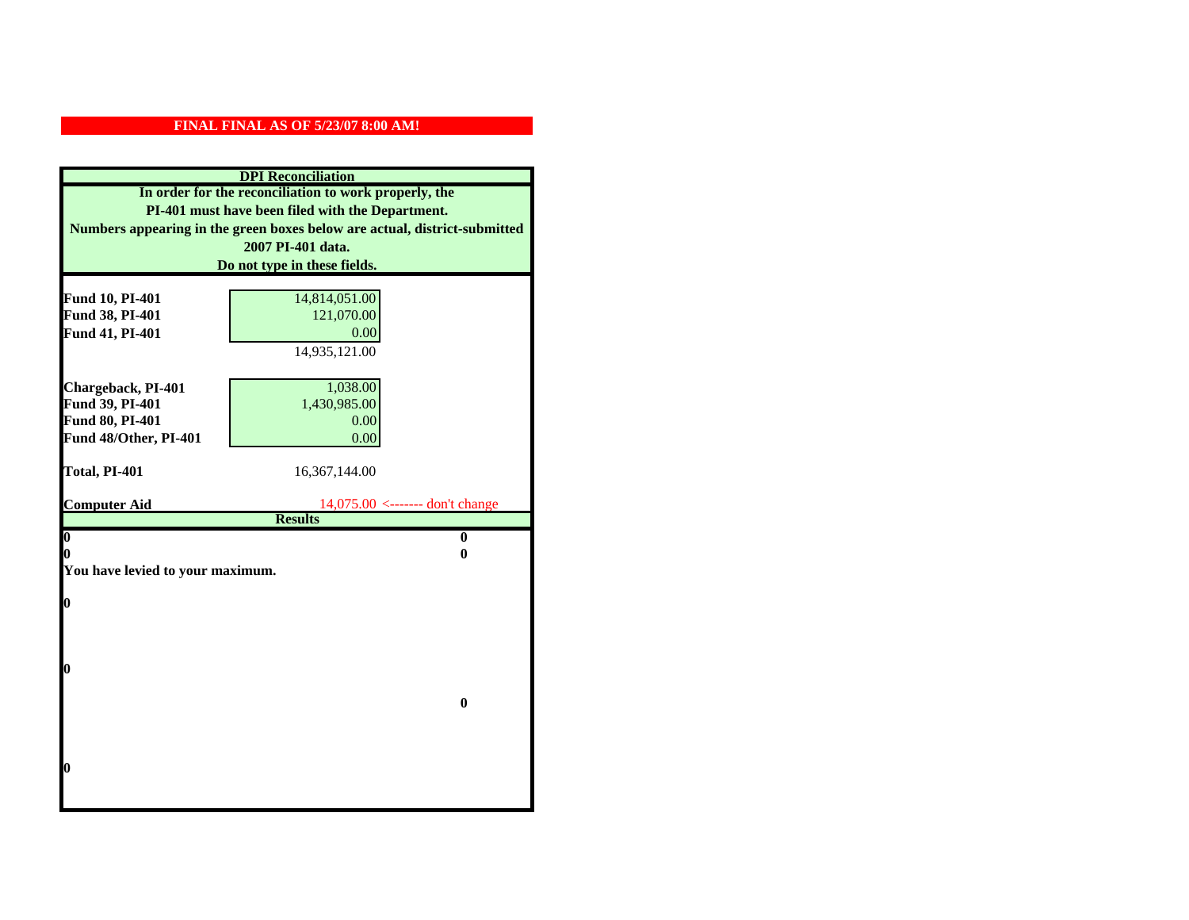**FINAL FINAL AS OF 5/23/07 8:00 AM!**

## DPI Reconciliation

**In order for the reconciliation to work properly, the PI-401 must have been filed with the Department. Numbers appearing in the green boxes below are actual, district-submitted 2007 PI-401 data. Do not type in these fields.**

| | | |
|---|---|---|
| **Fund 10, PI-401** | 14,814,051.00 | |
| **Fund 38, PI-401** | 121,070.00 | |
| **Fund 41, PI-401** | 0.00 | |
| | 14,935,121.00 | |
| **Chargeback, PI-401** | 1,038.00 | |
| **Fund 39, PI-401** | 1,430,985.00 | |
| **Fund 80, PI-401** | 0.00 | |
| **Fund 48/Other, PI-401** | 0.00 | |
| **Total, PI-401** | 16,367,144.00 | |
| **Computer Aid** | 14,075.00 | <------- don't change |

**Results**

| | |
|---|---|
| **0** | **0** |
| **0** | **0** |

**You have levied to your maximum.**

**0**

**0**

**0**

**0**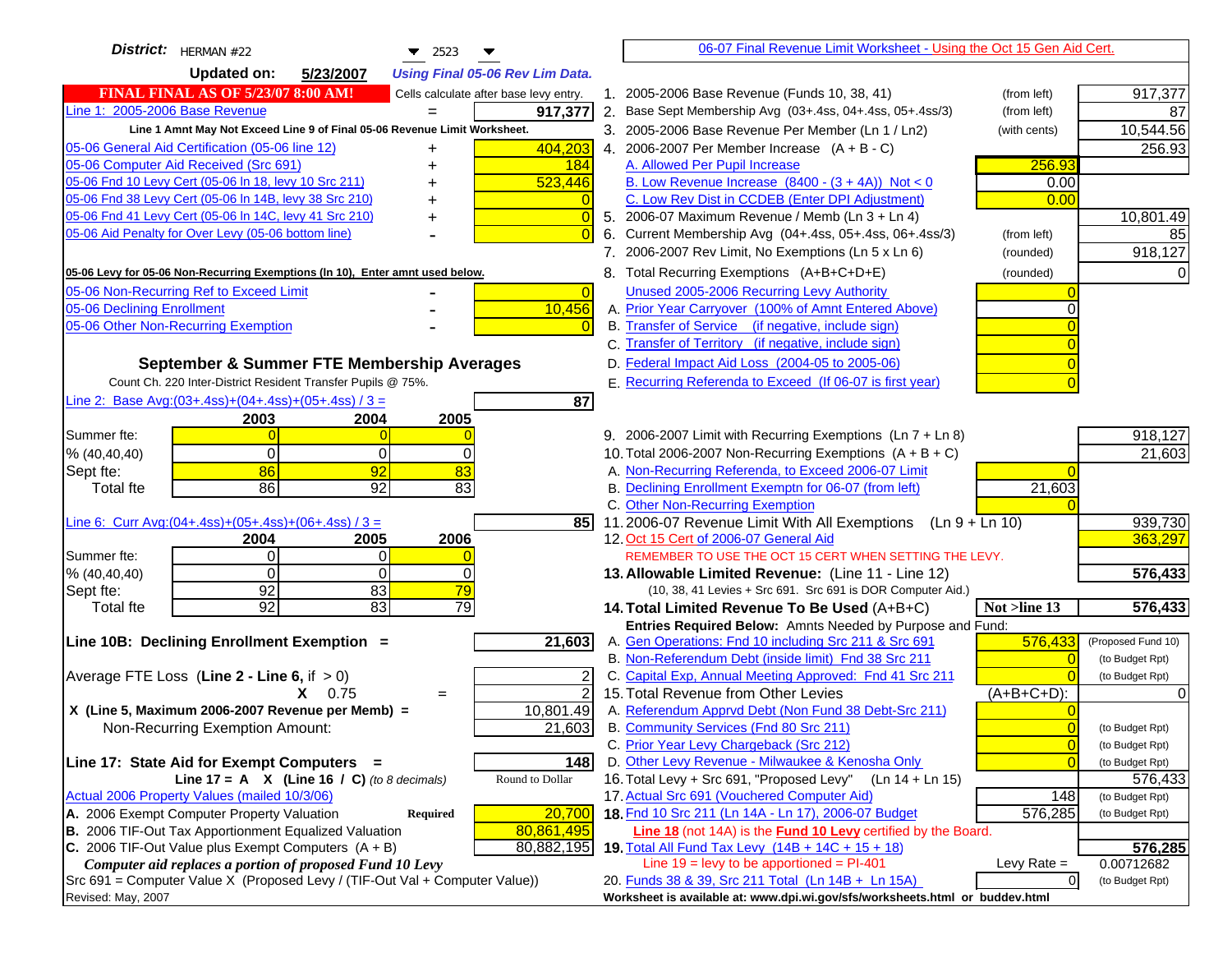**District:** HERMAN #22 &nbsp;&nbsp; 2523

**Updated on:** 5/23/2007 &nbsp;&nbsp; *Using Final 05-06 Rev Lim Data.*

**FINAL FINAL AS OF 5/23/07 8:00 AM!** &nbsp;&nbsp; Cells calculate after base levy entry.

| | | |
|---|---|---|
| Line 1: 2005-2006 Base Revenue | = | 917,377 |

Line 1 Amnt May Not Exceed Line 9 of Final 05-06 Revenue Limit Worksheet.

| | | |
|---|---|---|
| 05-06 General Aid Certification (05-06 line 12) | + | 404,203 |
| 05-06 Computer Aid Received (Src 691) | + | 184 |
| 05-06 Fnd 10 Levy Cert (05-06 ln 18, levy 10 Src 211) | + | 523,446 |
| 05-06 Fnd 38 Levy Cert (05-06 ln 14B, levy 38 Src 210) | + | 0 |
| 05-06 Fnd 41 Levy Cert (05-06 ln 14C, levy 41 Src 210) | + | 0 |
| 05-06 Aid Penalty for Over Levy (05-06 bottom line) | - | 0 |

**05-06 Levy for 05-06 Non-Recurring Exemptions (ln 10), Enter amnt used below.**

| | | |
|---|---|---|
| 05-06 Non-Recurring Ref to Exceed Limit | - | 0 |
| 05-06 Declining Enrollment | - | 10,456 |
| 05-06 Other Non-Recurring Exemption | - | 0 |

### September & Summer FTE Membership Averages

Count Ch. 220 Inter-District Resident Transfer Pupils @ 75%.

Line 2: Base Avg:(03+.4ss)+(04+.4ss)+(05+.4ss) / 3 = **87**

| | 2003 | 2004 | 2005 |
|---|---|---|---|
| Summer fte: | 0 | 0 | 0 |
| % (40,40,40) | 0 | 0 | 0 |
| Sept fte: | 86 | 92 | 83 |
| Total fte | 86 | 92 | 83 |

Line 6: Curr Avg:(04+.4ss)+(05+.4ss)+(06+.4ss) / 3 = **85**

| | 2004 | 2005 | 2006 |
|---|---|---|---|
| Summer fte: | 0 | 0 | 0 |
| % (40,40,40) | 0 | 0 | 0 |
| Sept fte: | 92 | 83 | 79 |
| Total fte | 92 | 83 | 79 |

**Line 10B: Declining Enrollment Exemption =** **21,603**

| | | |
|---|---|---|
| Average FTE Loss (Line 2 - Line 6, if > 0) | | 2 |
| X 0.75 | = | 2 |
| X (Line 5, Maximum 2006-2007 Revenue per Memb) = | | 10,801.49 |
| Non-Recurring Exemption Amount: | | 21,603 |

**Line 17: State Aid for Exempt Computers =** **148**

Line 17 = A X (Line 16 / C) *(to 8 decimals)* &nbsp;&nbsp; Round to Dollar

Actual 2006 Property Values (mailed 10/3/06)

| | | |
|---|---|---|
| A. 2006 Exempt Computer Property Valuation | Required | 20,700 |
| B. 2006 TIF-Out Tax Apportionment Equalized Valuation | | 80,861,495 |
| C. 2006 TIF-Out Value plus Exempt Computers (A + B) | | 80,882,195 |

*Computer aid replaces a portion of proposed Fund 10 Levy*

Src 691 = Computer Value X (Proposed Levy / (TIF-Out Val + Computer Value))

Revised: May, 2007

---

## 06-07 Final Revenue Limit Worksheet - Using the Oct 15 Gen Aid Cert.

| | | | |
|---|---|---|---|
| 1. 2005-2006 Base Revenue (Funds 10, 38, 41) | (from left) | | 917,377 |
| 2. Base Sept Membership Avg (03+.4ss, 04+.4ss, 05+.4ss/3) | (from left) | | 87 |
| 3. 2005-2006 Base Revenue Per Member (Ln 1 / Ln2) | (with cents) | | 10,544.56 |
| 4. 2006-2007 Per Member Increase (A + B - C) | | | 256.93 |
| A. Allowed Per Pupil Increase | | 256.93 | |
| B. Low Revenue Increase (8400 - (3 + 4A)) Not < 0 | | 0.00 | |
| C. Low Rev Dist in CCDEB (Enter DPI Adjustment) | | 0.00 | |
| 5. 2006-07 Maximum Revenue / Memb (Ln 3 + Ln 4) | | | 10,801.49 |
| 6. Current Membership Avg (04+.4ss, 05+.4ss, 06+.4ss/3) | (from left) | | 85 |
| 7. 2006-2007 Rev Limit, No Exemptions (Ln 5 x Ln 6) | (rounded) | | 918,127 |
| 8. Total Recurring Exemptions (A+B+C+D+E) | (rounded) | | 0 |
| Unused 2005-2006 Recurring Levy Authority | | 0 | |
| A. Prior Year Carryover (100% of Amnt Entered Above) | | 0 | |
| B. Transfer of Service (if negative, include sign) | | 0 | |
| C. Transfer of Territory (if negative, include sign) | | 0 | |
| D. Federal Impact Aid Loss (2004-05 to 2005-06) | | 0 | |
| E. Recurring Referenda to Exceed (If 06-07 is first year) | | 0 | |
| 9. 2006-2007 Limit with Recurring Exemptions (Ln 7 + Ln 8) | | | 918,127 |
| 10. Total 2006-2007 Non-Recurring Exemptions (A + B + C) | | | 21,603 |
| A. Non-Recurring Referenda, to Exceed 2006-07 Limit | | 0 | |
| B. Declining Enrollment Exemptn for 06-07 (from left) | | 21,603 | |
| C. Other Non-Recurring Exemption | | 0 | |
| 11. 2006-07 Revenue Limit With All Exemptions (Ln 9 + Ln 10) | | | 939,730 |
| 12. Oct 15 Cert of 2006-07 General Aid | | | 363,297 |

REMEMBER TO USE THE OCT 15 CERT WHEN SETTING THE LEVY.

| | | | |
|---|---|---|---|
| **13. Allowable Limited Revenue:** (Line 11 - Line 12) | | | **576,433** |
| (10, 38, 41 Levies + Src 691. Src 691 is DOR Computer Aid.) | | | |
| **14. Total Limited Revenue To Be Used** (A+B+C) | | **Not >line 13** | **576,433** |
| **Entries Required Below:** Amnts Needed by Purpose and Fund: | | | |
| A. Gen Operations: Fnd 10 including Src 211 & Src 691 | | 576,433 | (Proposed Fund 10) |
| B. Non-Referendum Debt (inside limit) Fnd 38 Src 211 | | 0 | (to Budget Rpt) |
| C. Capital Exp, Annual Meeting Approved: Fnd 41 Src 211 | | 0 | (to Budget Rpt) |
| 15. Total Revenue from Other Levies | | (A+B+C+D): | 0 |
| A. Referendum Apprvd Debt (Non Fund 38 Debt-Src 211) | | 0 | |
| B. Community Services (Fnd 80 Src 211) | | 0 | (to Budget Rpt) |
| C. Prior Year Levy Chargeback (Src 212) | | 0 | (to Budget Rpt) |
| D. Other Levy Revenue - Milwaukee & Kenosha Only | | 0 | (to Budget Rpt) |
| 16. Total Levy + Src 691, "Proposed Levy" (Ln 14 + Ln 15) | | | 576,433 |
| 17. Actual Src 691 (Vouchered Computer Aid) | | 148 | (to Budget Rpt) |
| **18.** Fnd 10 Src 211 (Ln 14A - Ln 17), 2006-07 Budget | | 576,285 | (to Budget Rpt) |
| **Line 18** (not 14A) is the **Fund 10 Levy** certified by the Board. | | | |
| **19.** Total All Fund Tax Levy (14B + 14C + 15 + 18) | | | **576,285** |
| Line 19 = levy to be apportioned = PI-401 | | Levy Rate = | 0.00712682 |
| 20. Funds 38 & 39, Src 211 Total (Ln 14B + Ln 15A) | | 0 | (to Budget Rpt) |

**Worksheet is available at: www.dpi.wi.gov/sfs/worksheets.html or buddev.html**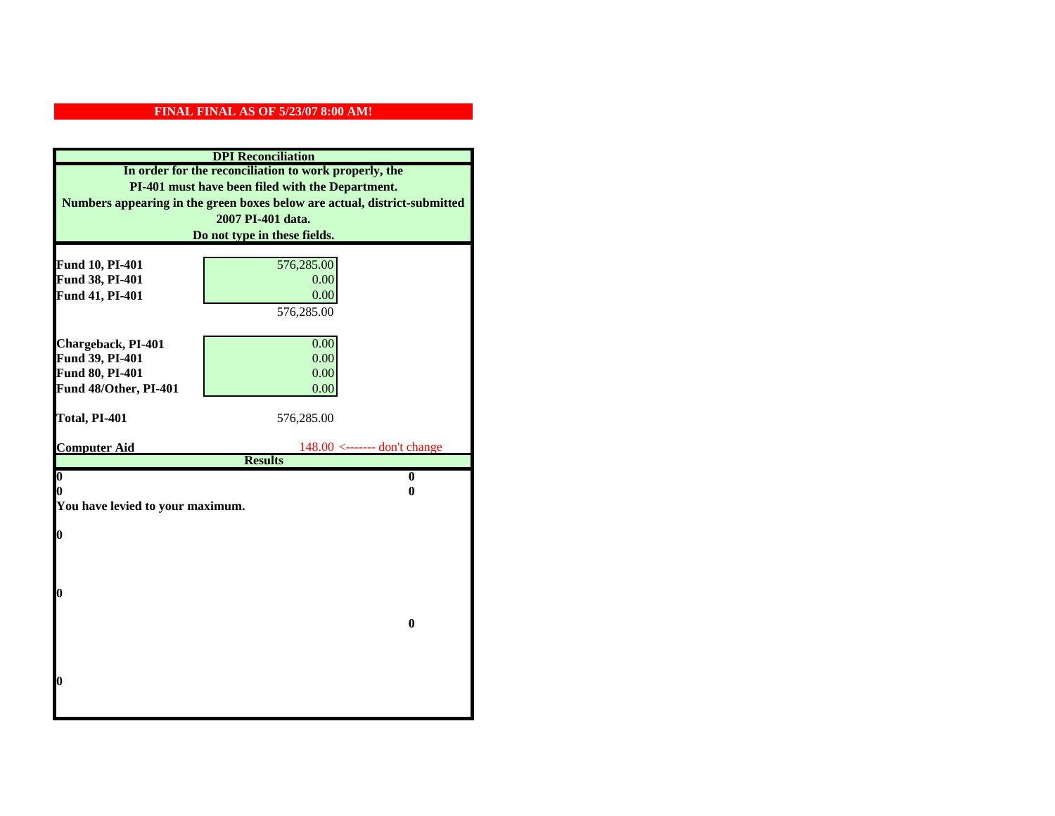**FINAL FINAL AS OF 5/23/07 8:00 AM!**

**DPI Reconciliation**

**In order for the reconciliation to work properly, the PI-401 must have been filed with the Department. Numbers appearing in the green boxes below are actual, district-submitted 2007 PI-401 data. Do not type in these fields.**

| | | |
|---|---|---|
| **Fund 10, PI-401** | 576,285.00 | |
| **Fund 38, PI-401** | 0.00 | |
| **Fund 41, PI-401** | 0.00 | |
| | 576,285.00 | |
| **Chargeback, PI-401** | 0.00 | |
| **Fund 39, PI-401** | 0.00 | |
| **Fund 80, PI-401** | 0.00 | |
| **Fund 48/Other, PI-401** | 0.00 | |
| **Total, PI-401** | 576,285.00 | |
| **Computer Aid** | 148.00 | <------- don't change |

**Results**

| | |
|---|---|
| **0** | **0** |
| **0** | **0** |

**You have levied to your maximum.**

**0**

**0**

**0**

**0**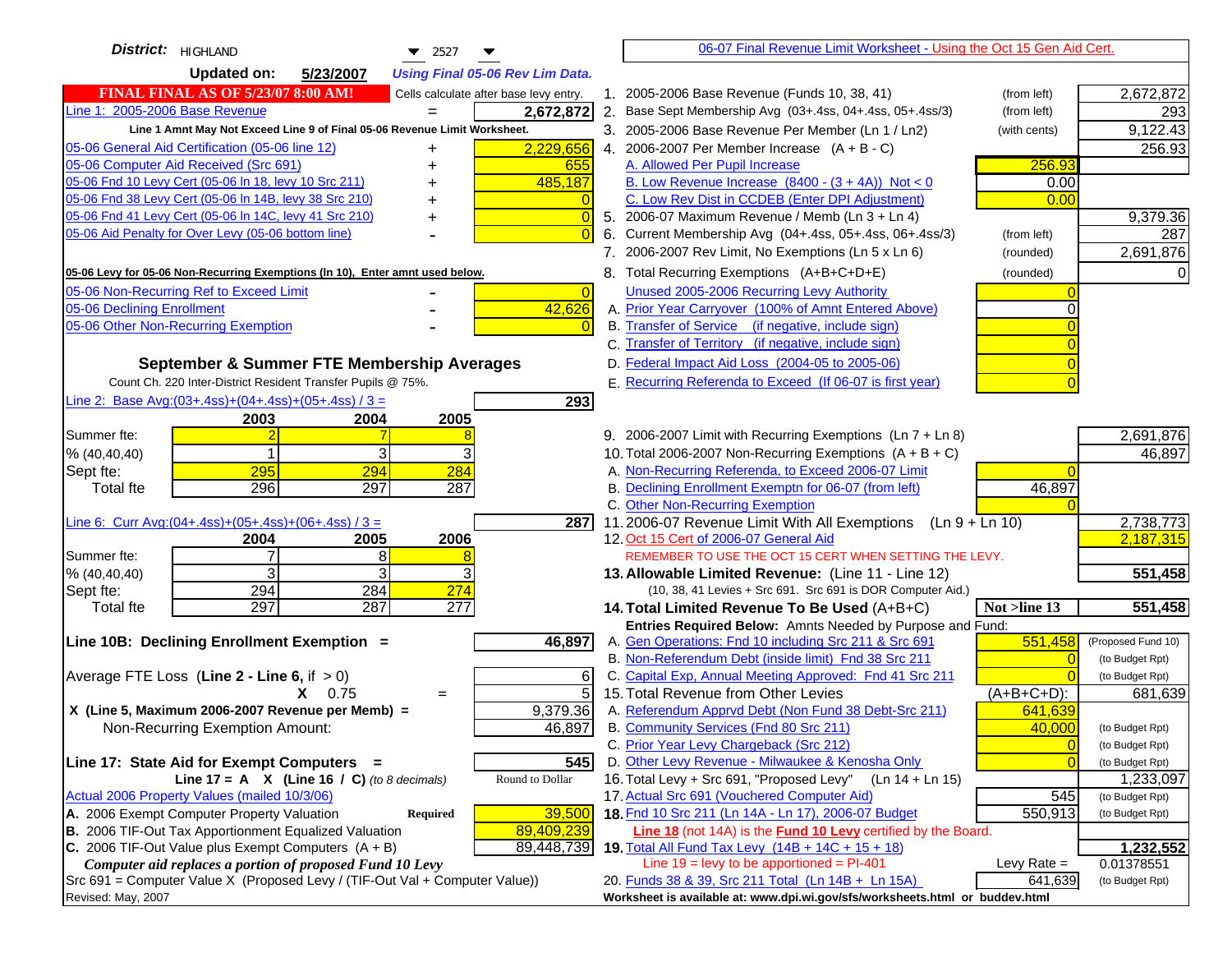**District:** HIGHLAND 2527

**Updated on:** 5/23/2007 *Using Final 05-06 Rev Lim Data.*

**FINAL FINAL AS OF 5/23/07 8:00 AM!** Cells calculate after base levy entry.

| | | |
|---|---|---|
| Line 1: 2005-2006 Base Revenue | = | 2,672,872 |
| Line 1 Amnt May Not Exceed Line 9 of Final 05-06 Revenue Limit Worksheet. | | |
| 05-06 General Aid Certification (05-06 line 12) | + | 2,229,656 |
| 05-06 Computer Aid Received (Src 691) | + | 655 |
| 05-06 Fnd 10 Levy Cert (05-06 ln 18, levy 10 Src 211) | + | 485,187 |
| 05-06 Fnd 38 Levy Cert (05-06 ln 14B, levy 38 Src 210) | + | 0 |
| 05-06 Fnd 41 Levy Cert (05-06 ln 14C, levy 41 Src 210) | + | 0 |
| 05-06 Aid Penalty for Over Levy (05-06 bottom line) | - | 0 |
| 05-06 Levy for 05-06 Non-Recurring Exemptions (ln 10), Enter amnt used below. | | |
| 05-06 Non-Recurring Ref to Exceed Limit | - | 0 |
| 05-06 Declining Enrollment | - | 42,626 |
| 05-06 Other Non-Recurring Exemption | - | 0 |

### September & Summer FTE Membership Averages

Count Ch. 220 Inter-District Resident Transfer Pupils @ 75%.

Line 2: Base Avg:(03+.4ss)+(04+.4ss)+(05+.4ss) / 3 = **293**

| | 2003 | 2004 | 2005 |
|---|---|---|---|
| Summer fte: | 2 | 7 | 8 |
| % (40,40,40) | 1 | 3 | 3 |
| Sept fte: | 295 | 294 | 284 |
| Total fte | 296 | 297 | 287 |

Line 6: Curr Avg:(04+.4ss)+(05+.4ss)+(06+.4ss) / 3 = **287**

| | 2004 | 2005 | 2006 |
|---|---|---|---|
| Summer fte: | 7 | 8 | 8 |
| % (40,40,40) | 3 | 3 | 3 |
| Sept fte: | 294 | 284 | 274 |
| Total fte | 297 | 287 | 277 |

**Line 10B: Declining Enrollment Exemption =** **46,897**

| | | |
|---|---|---|
| Average FTE Loss (Line 2 - Line 6, if > 0) | | 6 |
| X 0.75 | = | 5 |
| X (Line 5, Maximum 2006-2007 Revenue per Memb) = | | 9,379.36 |
| Non-Recurring Exemption Amount: | | 46,897 |

**Line 17: State Aid for Exempt Computers =** **545**

Line 17 = A X (Line 16 / C) *(to 8 decimals)* Round to Dollar

| | | |
|---|---|---|
| Actual 2006 Property Values (mailed 10/3/06) | | |
| A. 2006 Exempt Computer Property Valuation | Required | 39,500 |
| B. 2006 TIF-Out Tax Apportionment Equalized Valuation | | 89,409,239 |
| C. 2006 TIF-Out Value plus Exempt Computers (A + B) | | 89,448,739 |

*Computer aid replaces a portion of proposed Fund 10 Levy*

Src 691 = Computer Value X (Proposed Levy / (TIF-Out Val + Computer Value))

Revised: May, 2007

06-07 Final Revenue Limit Worksheet - Using the Oct 15 Gen Aid Cert.

| | | | |
|---|---|---|---|
| 1. 2005-2006 Base Revenue (Funds 10, 38, 41) | (from left) | | 2,672,872 |
| 2. Base Sept Membership Avg (03+.4ss, 04+.4ss, 05+.4ss/3) | (from left) | | 293 |
| 3. 2005-2006 Base Revenue Per Member (Ln 1 / Ln2) | (with cents) | | 9,122.43 |
| 4. 2006-2007 Per Member Increase (A + B - C) | | | 256.93 |
| A. Allowed Per Pupil Increase | | 256.93 | |
| B. Low Revenue Increase (8400 - (3 + 4A)) Not < 0 | | 0.00 | |
| C. Low Rev Dist in CCDEB (Enter DPI Adjustment) | | 0.00 | |
| 5. 2006-07 Maximum Revenue / Memb (Ln 3 + Ln 4) | | | 9,379.36 |
| 6. Current Membership Avg (04+.4ss, 05+.4ss, 06+.4ss/3) | (from left) | | 287 |
| 7. 2006-2007 Rev Limit, No Exemptions (Ln 5 x Ln 6) | (rounded) | | 2,691,876 |
| 8. Total Recurring Exemptions (A+B+C+D+E) | (rounded) | | 0 |
| Unused 2005-2006 Recurring Levy Authority | | 0 | |
| A. Prior Year Carryover (100% of Amnt Entered Above) | | 0 | |
| B. Transfer of Service (if negative, include sign) | | 0 | |
| C. Transfer of Territory (if negative, include sign) | | 0 | |
| D. Federal Impact Aid Loss (2004-05 to 2005-06) | | 0 | |
| E. Recurring Referenda to Exceed (If 06-07 is first year) | | 0 | |
| 9. 2006-2007 Limit with Recurring Exemptions (Ln 7 + Ln 8) | | | 2,691,876 |
| 10. Total 2006-2007 Non-Recurring Exemptions (A + B + C) | | | 46,897 |
| A. Non-Recurring Referenda, to Exceed 2006-07 Limit | | 0 | |
| B. Declining Enrollment Exemptn for 06-07 (from left) | | 46,897 | |
| C. Other Non-Recurring Exemption | | 0 | |
| 11. 2006-07 Revenue Limit With All Exemptions (Ln 9 + Ln 10) | | | 2,738,773 |
| 12. Oct 15 Cert of 2006-07 General Aid | | | 2,187,315 |
| REMEMBER TO USE THE OCT 15 CERT WHEN SETTING THE LEVY. | | | |
| **13. Allowable Limited Revenue:** (Line 11 - Line 12) | | | **551,458** |
| (10, 38, 41 Levies + Src 691. Src 691 is DOR Computer Aid.) | | | |
| **14. Total Limited Revenue To Be Used** (A+B+C) | | Not >line 13 | **551,458** |
| **Entries Required Below:** Amnts Needed by Purpose and Fund: | | | |
| A. Gen Operations: Fnd 10 including Src 211 & Src 691 | | 551,458 | (Proposed Fund 10) |
| B. Non-Referendum Debt (inside limit) Fnd 38 Src 211 | | 0 | (to Budget Rpt) |
| C. Capital Exp, Annual Meeting Approved: Fnd 41 Src 211 | | 0 | (to Budget Rpt) |
| 15. Total Revenue from Other Levies | | (A+B+C+D): | 681,639 |
| A. Referendum Apprvd Debt (Non Fund 38 Debt-Src 211) | | 641,639 | |
| B. Community Services (Fnd 80 Src 211) | | 40,000 | (to Budget Rpt) |
| C. Prior Year Levy Chargeback (Src 212) | | 0 | (to Budget Rpt) |
| D. Other Levy Revenue - Milwaukee & Kenosha Only | | 0 | (to Budget Rpt) |
| 16. Total Levy + Src 691, "Proposed Levy" (Ln 14 + Ln 15) | | | 1,233,097 |
| 17. Actual Src 691 (Vouchered Computer Aid) | | 545 | (to Budget Rpt) |
| **18.** Fnd 10 Src 211 (Ln 14A - Ln 17), 2006-07 Budget | | 550,913 | (to Budget Rpt) |
| **Line 18** (not 14A) is the **Fund 10 Levy** certified by the Board. | | | |
| **19.** Total All Fund Tax Levy (14B + 14C + 15 + 18) | | | **1,232,552** |
| Line 19 = levy to be apportioned = PI-401 | | Levy Rate = | 0.01378551 |
| 20. Funds 38 & 39, Src 211 Total (Ln 14B + Ln 15A) | | 641,639 | (to Budget Rpt) |

Worksheet is available at: www.dpi.wi.gov/sfs/worksheets.html or buddev.html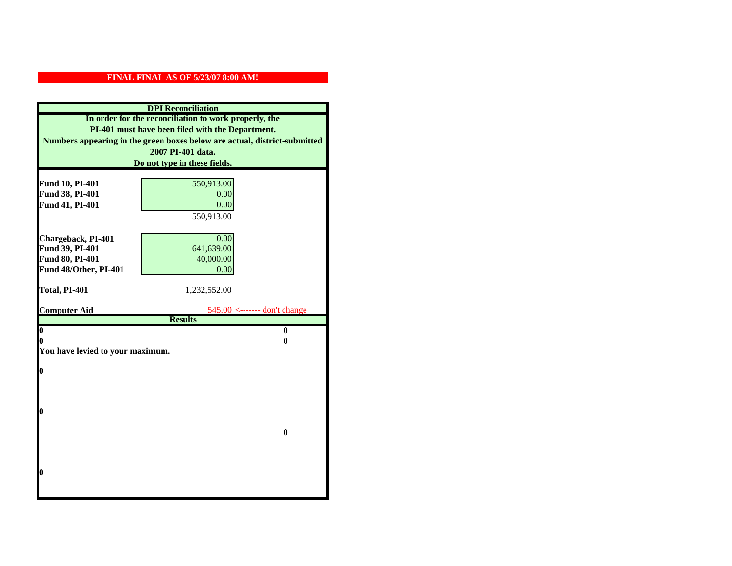**FINAL FINAL AS OF 5/23/07 8:00 AM!**

**DPI Reconciliation**

**In order for the reconciliation to work properly, the PI-401 must have been filed with the Department. Numbers appearing in the green boxes below are actual, district-submitted 2007 PI-401 data. Do not type in these fields.**

| | | |
|---|---|---|
| **Fund 10, PI-401** | 550,913.00 | |
| **Fund 38, PI-401** | 0.00 | |
| **Fund 41, PI-401** | 0.00 | |
| | 550,913.00 | |
| **Chargeback, PI-401** | 0.00 | |
| **Fund 39, PI-401** | 641,639.00 | |
| **Fund 80, PI-401** | 40,000.00 | |
| **Fund 48/Other, PI-401** | 0.00 | |
| **Total, PI-401** | 1,232,552.00 | |
| **Computer Aid** | 545.00 | <------- don't change |

**Results**

| | |
|---|---|
| **0** | **0** |
| **0** | **0** |

**You have levied to your maximum.**

**0**

**0**

**0**

**0**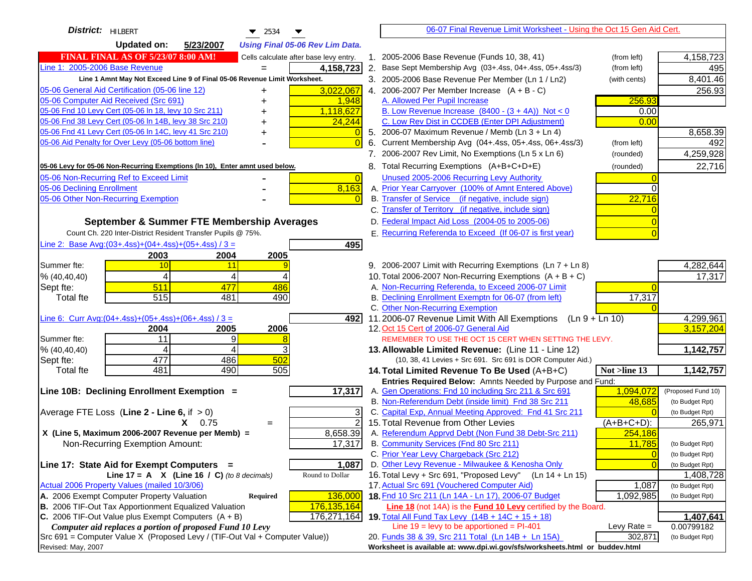**District:** HILBERT 2534

**Updated on:** 5/23/2007 *Using Final 05-06 Rev Lim Data.*

**FINAL FINAL AS OF 5/23/07 8:00 AM!** Cells calculate after base levy entry.

| | | |
|---|---|---|
| Line 1: 2005-2006 Base Revenue | = | 4,158,723 |

Line 1 Amnt May Not Exceed Line 9 of Final 05-06 Revenue Limit Worksheet.

| | | |
|---|---|---|
| 05-06 General Aid Certification (05-06 line 12) | + | 3,022,067 |
| 05-06 Computer Aid Received (Src 691) | + | 1,948 |
| 05-06 Fnd 10 Levy Cert (05-06 ln 18, levy 10 Src 211) | + | 1,118,627 |
| 05-06 Fnd 38 Levy Cert (05-06 ln 14B, levy 38 Src 210) | + | 24,244 |
| 05-06 Fnd 41 Levy Cert (05-06 ln 14C, levy 41 Src 210) | + | 0 |
| 05-06 Aid Penalty for Over Levy (05-06 bottom line) | - | 0 |

**05-06 Levy for 05-06 Non-Recurring Exemptions (ln 10), Enter amnt used below.**

| | | |
|---|---|---|
| 05-06 Non-Recurring Ref to Exceed Limit | - | 0 |
| 05-06 Declining Enrollment | - | 8,163 |
| 05-06 Other Non-Recurring Exemption | - | 0 |

**September & Summer FTE Membership Averages**

Count Ch. 220 Inter-District Resident Transfer Pupils @ 75%.

Line 2: Base Avg:(03+.4ss)+(04+.4ss)+(05+.4ss) / 3 = **495**

| | 2003 | 2004 | 2005 |
|---|---|---|---|
| Summer fte: | 10 | 11 | 9 |
| % (40,40,40) | 4 | 4 | 4 |
| Sept fte: | 511 | 477 | 486 |
| Total fte | 515 | 481 | 490 |

Line 6: Curr Avg:(04+.4ss)+(05+.4ss)+(06+.4ss) / 3 = **492**

| | 2004 | 2005 | 2006 |
|---|---|---|---|
| Summer fte: | 11 | 9 | 8 |
| % (40,40,40) | 4 | 4 | 3 |
| Sept fte: | 477 | 486 | 502 |
| Total fte | 481 | 490 | 505 |

**Line 10B: Declining Enrollment Exemption =** **17,317**

| | | |
|---|---|---|
| Average FTE Loss (**Line 2 - Line 6**, if > 0) | | 3 |
| X 0.75 | = | 2 |
| X (Line 5, Maximum 2006-2007 Revenue per Memb) = | | 8,658.39 |
| Non-Recurring Exemption Amount: | | 17,317 |

**Line 17: State Aid for Exempt Computers =** **1,087**

Line 17 = A X (Line 16 / C) *(to 8 decimals)* Round to Dollar

Actual 2006 Property Values (mailed 10/3/06)

| | | |
|---|---|---|
| A. 2006 Exempt Computer Property Valuation | Required | 136,000 |
| B. 2006 TIF-Out Tax Apportionment Equalized Valuation | | 176,135,164 |
| C. 2006 TIF-Out Value plus Exempt Computers (A + B) | | 176,271,164 |

*Computer aid replaces a portion of proposed Fund 10 Levy*

Src 691 = Computer Value X (Proposed Levy / (TIF-Out Val + Computer Value))

Revised: May, 2007

06-07 Final Revenue Limit Worksheet - Using the Oct 15 Gen Aid Cert.

| | | | |
|---|---|---|---|
| 1. 2005-2006 Base Revenue (Funds 10, 38, 41) | (from left) | | 4,158,723 |
| 2. Base Sept Membership Avg (03+.4ss, 04+.4ss, 05+.4ss/3) | (from left) | | 495 |
| 3. 2005-2006 Base Revenue Per Member (Ln 1 / Ln2) | (with cents) | | 8,401.46 |
| 4. 2006-2007 Per Member Increase (A + B - C) | | | 256.93 |
| A. Allowed Per Pupil Increase | | 256.93 | |
| B. Low Revenue Increase (8400 - (3 + 4A)) Not < 0 | | 0.00 | |
| C. Low Rev Dist in CCDEB (Enter DPI Adjustment) | | 0.00 | |
| 5. 2006-07 Maximum Revenue / Memb (Ln 3 + Ln 4) | | | 8,658.39 |
| 6. Current Membership Avg (04+.4ss, 05+.4ss, 06+.4ss/3) | (from left) | | 492 |
| 7. 2006-2007 Rev Limit, No Exemptions (Ln 5 x Ln 6) | (rounded) | | 4,259,928 |
| 8. Total Recurring Exemptions (A+B+C+D+E) | (rounded) | | 22,716 |
| Unused 2005-2006 Recurring Levy Authority | | 0 | |
| A. Prior Year Carryover (100% of Amnt Entered Above) | | 0 | |
| B. Transfer of Service (if negative, include sign) | | 22,716 | |
| C. Transfer of Territory (if negative, include sign) | | 0 | |
| D. Federal Impact Aid Loss (2004-05 to 2005-06) | | 0 | |
| E. Recurring Referenda to Exceed (If 06-07 is first year) | | 0 | |
| 9. 2006-2007 Limit with Recurring Exemptions (Ln 7 + Ln 8) | | | 4,282,644 |
| 10. Total 2006-2007 Non-Recurring Exemptions (A + B + C) | | | 17,317 |
| A. Non-Recurring Referenda, to Exceed 2006-07 Limit | | 0 | |
| B. Declining Enrollment Exemptn for 06-07 (from left) | | 17,317 | |
| C. Other Non-Recurring Exemption | | 0 | |
| 11. 2006-07 Revenue Limit With All Exemptions (Ln 9 + Ln 10) | | | 4,299,961 |
| 12. Oct 15 Cert of 2006-07 General Aid | | | 3,157,204 |
| REMEMBER TO USE THE OCT 15 CERT WHEN SETTING THE LEVY. | | | |
| **13. Allowable Limited Revenue:** (Line 11 - Line 12) | | | **1,142,757** |
| (10, 38, 41 Levies + Src 691. Src 691 is DOR Computer Aid.) | | | |
| **14. Total Limited Revenue To Be Used** (A+B+C) | | **Not >line 13** | **1,142,757** |
| Entries Required Below: Amnts Needed by Purpose and Fund: | | | |
| A. Gen Operations: Fnd 10 including Src 211 & Src 691 | | 1,094,072 | (Proposed Fund 10) |
| B. Non-Referendum Debt (inside limit) Fnd 38 Src 211 | | 48,685 | (to Budget Rpt) |
| C. Capital Exp, Annual Meeting Approved: Fnd 41 Src 211 | | 0 | (to Budget Rpt) |
| 15. Total Revenue from Other Levies | | (A+B+C+D): | 265,971 |
| A. Referendum Apprvd Debt (Non Fund 38 Debt-Src 211) | | 254,186 | |
| B. Community Services (Fnd 80 Src 211) | | 11,785 | (to Budget Rpt) |
| C. Prior Year Levy Chargeback (Src 212) | | 0 | (to Budget Rpt) |
| D. Other Levy Revenue - Milwaukee & Kenosha Only | | 0 | (to Budget Rpt) |
| 16. Total Levy + Src 691, "Proposed Levy" (Ln 14 + Ln 15) | | | 1,408,728 |
| 17. Actual Src 691 (Vouchered Computer Aid) | | 1,087 | (to Budget Rpt) |
| **18.** Fnd 10 Src 211 (Ln 14A - Ln 17), 2006-07 Budget | | 1,092,985 | (to Budget Rpt) |
| **Line 18** (not 14A) is the **Fund 10 Levy** certified by the Board. | | | |
| **19.** Total All Fund Tax Levy (14B + 14C + 15 + 18) | | | **1,407,641** |
| Line 19 = levy to be apportioned = PI-401 | | Levy Rate = | 0.00799182 |
| 20. Funds 38 & 39, Src 211 Total (Ln 14B + Ln 15A) | | 302,871 | (to Budget Rpt) |

Worksheet is available at: www.dpi.wi.gov/sfs/worksheets.html or buddev.html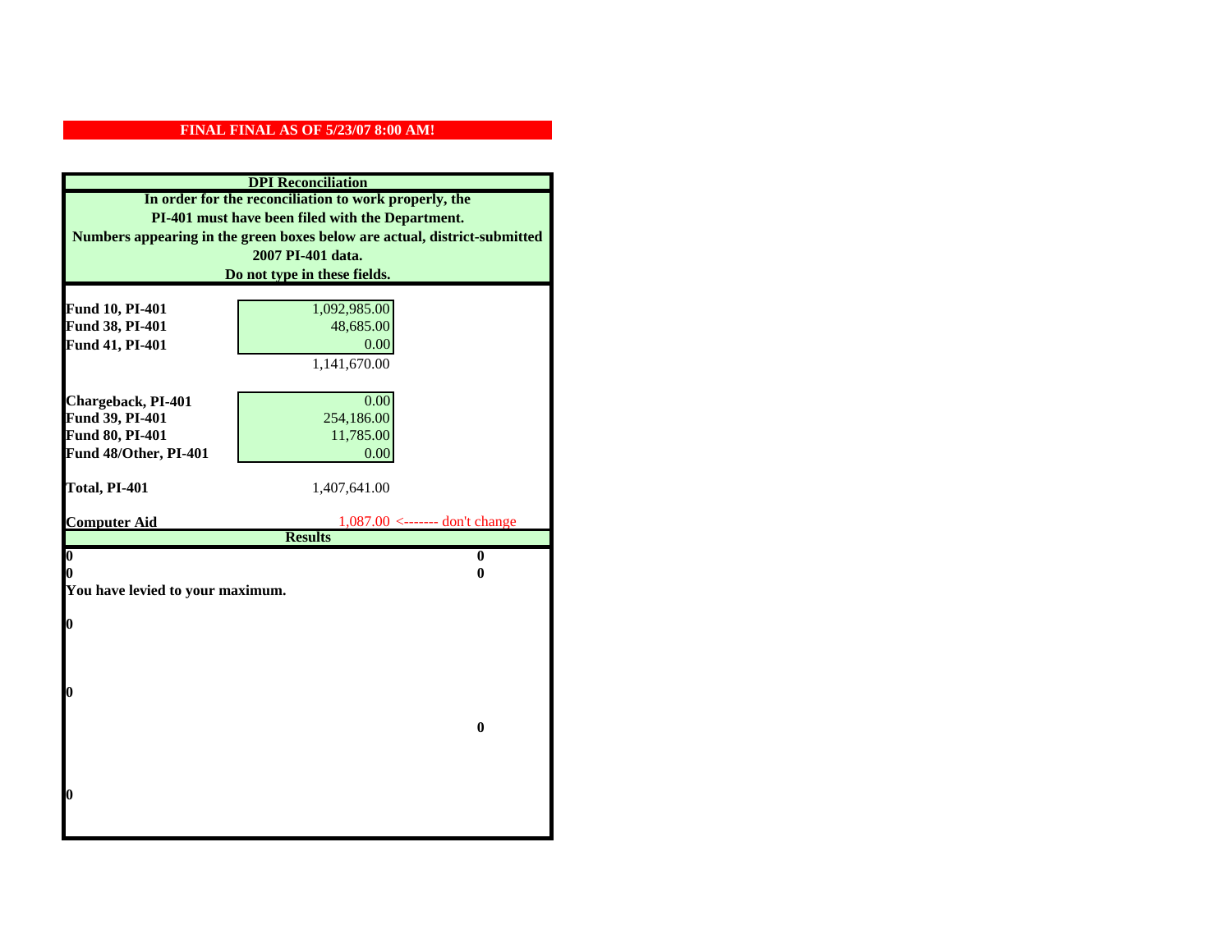**FINAL FINAL AS OF 5/23/07 8:00 AM!**

## DPI Reconciliation

**In order for the reconciliation to work properly, the PI-401 must have been filed with the Department. Numbers appearing in the green boxes below are actual, district-submitted 2007 PI-401 data. Do not type in these fields.**

| | | |
|---|---|---|
| **Fund 10, PI-401** | 1,092,985.00 | |
| **Fund 38, PI-401** | 48,685.00 | |
| **Fund 41, PI-401** | 0.00 | |
| | 1,141,670.00 | |
| **Chargeback, PI-401** | 0.00 | |
| **Fund 39, PI-401** | 254,186.00 | |
| **Fund 80, PI-401** | 11,785.00 | |
| **Fund 48/Other, PI-401** | 0.00 | |
| **Total, PI-401** | 1,407,641.00 | |
| **Computer Aid** | 1,087.00 | <------- don't change |

**Results**

| | |
|---|---|
| **0** | **0** |
| **0** | **0** |

**You have levied to your maximum.**

**0**

**0**

**0**

**0**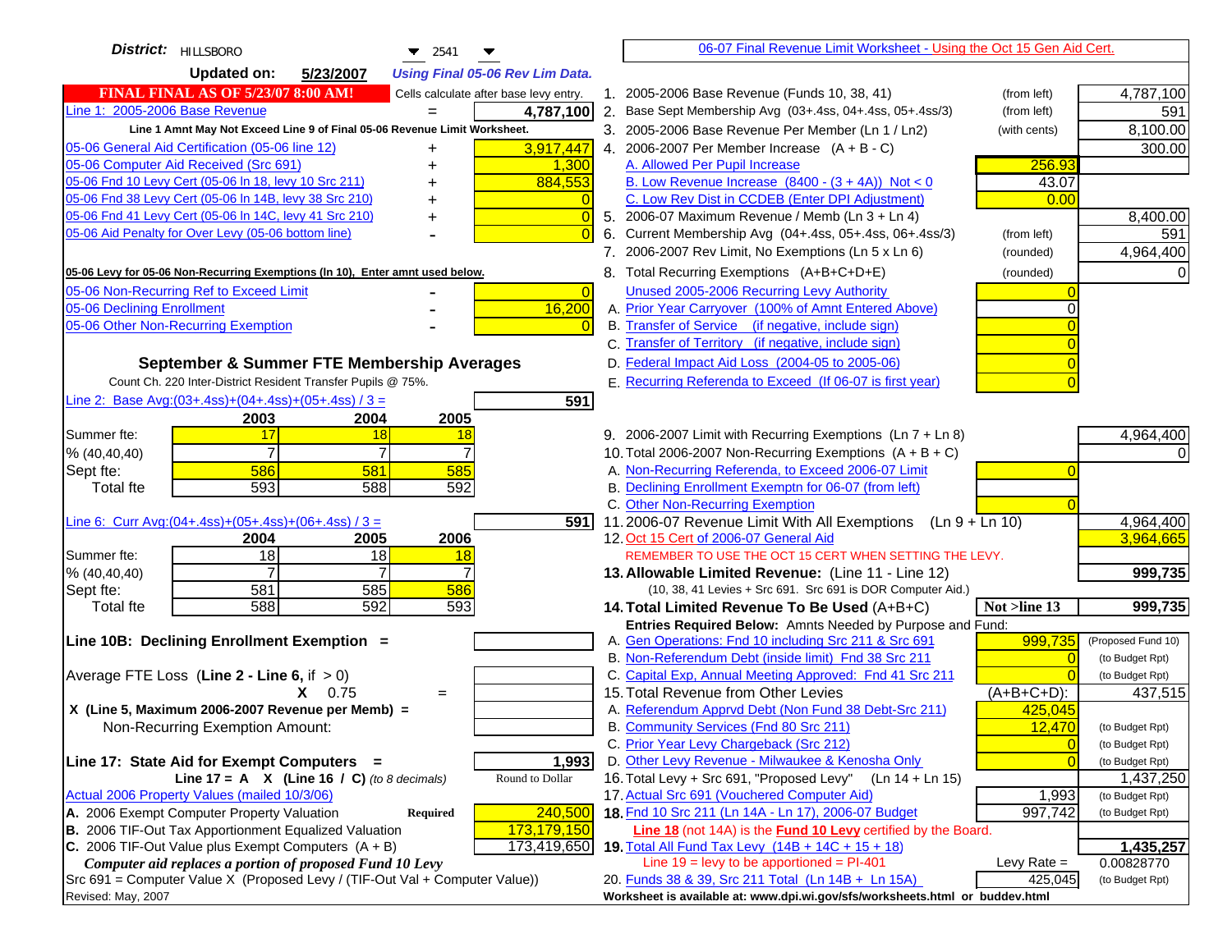**District:** HILLSBORO 2541

**Updated on:** 5/23/2007 *Using Final 05-06 Rev Lim Data.*

**FINAL FINAL AS OF 5/23/07 8:00 AM!** Cells calculate after base levy entry.

| | | |
|---|---|---|
| Line 1: 2005-2006 Base Revenue | = | 4,787,100 |

Line 1 Amnt May Not Exceed Line 9 of Final 05-06 Revenue Limit Worksheet.

| | | |
|---|---|---|
| 05-06 General Aid Certification (05-06 line 12) | + | 3,917,447 |
| 05-06 Computer Aid Received (Src 691) | + | 1,300 |
| 05-06 Fnd 10 Levy Cert (05-06 ln 18, levy 10 Src 211) | + | 884,553 |
| 05-06 Fnd 38 Levy Cert (05-06 ln 14B, levy 38 Src 210) | + | 0 |
| 05-06 Fnd 41 Levy Cert (05-06 ln 14C, levy 41 Src 210) | + | 0 |
| 05-06 Aid Penalty for Over Levy (05-06 bottom line) | - | 0 |

**05-06 Levy for 05-06 Non-Recurring Exemptions (ln 10), Enter amnt used below.**

| | | |
|---|---|---|
| 05-06 Non-Recurring Ref to Exceed Limit | - | 0 |
| 05-06 Declining Enrollment | - | 16,200 |
| 05-06 Other Non-Recurring Exemption | - | 0 |

### September & Summer FTE Membership Averages

Count Ch. 220 Inter-District Resident Transfer Pupils @ 75%.

Line 2: Base Avg:(03+.4ss)+(04+.4ss)+(05+.4ss) / 3 = **591**

| | 2003 | 2004 | 2005 |
|---|---|---|---|
| Summer fte: | 17 | 18 | 18 |
| % (40,40,40) | 7 | 7 | 7 |
| Sept fte: | 586 | 581 | 585 |
| Total fte | 593 | 588 | 592 |

Line 6: Curr Avg:(04+.4ss)+(05+.4ss)+(06+.4ss) / 3 = **591**

| | 2004 | 2005 | 2006 |
|---|---|---|---|
| Summer fte: | 18 | 18 | 18 |
| % (40,40,40) | 7 | 7 | 7 |
| Sept fte: | 581 | 585 | 586 |
| Total fte | 588 | 592 | 593 |

**Line 10B: Declining Enrollment Exemption =**

Average FTE Loss (**Line 2 - Line 6**, if > 0)

X 0.75 =

X (Line 5, Maximum 2006-2007 Revenue per Memb) =

Non-Recurring Exemption Amount:

**Line 17: State Aid for Exempt Computers =** 1,993

Line 17 = A X (Line 16 / C) *(to 8 decimals)* Round to Dollar

Actual 2006 Property Values (mailed 10/3/06)

| | | |
|---|---|---|
| A. 2006 Exempt Computer Property Valuation | Required | 240,500 |
| B. 2006 TIF-Out Tax Apportionment Equalized Valuation | | 173,179,150 |
| C. 2006 TIF-Out Value plus Exempt Computers (A + B) | | 173,419,650 |

*Computer aid replaces a portion of proposed Fund 10 Levy*

Src 691 = Computer Value X (Proposed Levy / (TIF-Out Val + Computer Value))

Revised: May, 2007

---

06-07 Final Revenue Limit Worksheet - Using the Oct 15 Gen Aid Cert.

| | | | |
|---|---|---|---|
| 1. 2005-2006 Base Revenue (Funds 10, 38, 41) | (from left) | | 4,787,100 |
| 2. Base Sept Membership Avg (03+.4ss, 04+.4ss, 05+.4ss/3) | (from left) | | 591 |
| 3. 2005-2006 Base Revenue Per Member (Ln 1 / Ln2) | (with cents) | | 8,100.00 |
| 4. 2006-2007 Per Member Increase (A + B - C) | | | 300.00 |
| A. Allowed Per Pupil Increase | | 256.93 | |
| B. Low Revenue Increase (8400 - (3 + 4A)) Not < 0 | | 43.07 | |
| C. Low Rev Dist in CCDEB (Enter DPI Adjustment) | | 0.00 | |
| 5. 2006-07 Maximum Revenue / Memb (Ln 3 + Ln 4) | | | 8,400.00 |
| 6. Current Membership Avg (04+.4ss, 05+.4ss, 06+.4ss/3) | (from left) | | 591 |
| 7. 2006-2007 Rev Limit, No Exemptions (Ln 5 x Ln 6) | (rounded) | | 4,964,400 |
| 8. Total Recurring Exemptions (A+B+C+D+E) | (rounded) | | 0 |
| Unused 2005-2006 Recurring Levy Authority | | 0 | |
| A. Prior Year Carryover (100% of Amnt Entered Above) | | 0 | |
| B. Transfer of Service (if negative, include sign) | | 0 | |
| C. Transfer of Territory (if negative, include sign) | | 0 | |
| D. Federal Impact Aid Loss (2004-05 to 2005-06) | | 0 | |
| E. Recurring Referenda to Exceed (If 06-07 is first year) | | 0 | |
| 9. 2006-2007 Limit with Recurring Exemptions (Ln 7 + Ln 8) | | | 4,964,400 |
| 10. Total 2006-2007 Non-Recurring Exemptions (A + B + C) | | | 0 |
| A. Non-Recurring Referenda, to Exceed 2006-07 Limit | | 0 | |
| B. Declining Enrollment Exemptn for 06-07 (from left) | | | |
| C. Other Non-Recurring Exemption | | 0 | |
| 11. 2006-07 Revenue Limit With All Exemptions (Ln 9 + Ln 10) | | | 4,964,400 |
| 12. Oct 15 Cert of 2006-07 General Aid | | | 3,964,665 |
| REMEMBER TO USE THE OCT 15 CERT WHEN SETTING THE LEVY. | | | |
| **13. Allowable Limited Revenue:** (Line 11 - Line 12) | | | **999,735** |
| (10, 38, 41 Levies + Src 691. Src 691 is DOR Computer Aid.) | | | |
| **14. Total Limited Revenue To Be Used** (A+B+C) | | **Not >line 13** | **999,735** |
| **Entries Required Below:** Amnts Needed by Purpose and Fund: | | | |
| A. Gen Operations: Fnd 10 including Src 211 & Src 691 | | 999,735 | (Proposed Fund 10) |
| B. Non-Referendum Debt (inside limit) Fnd 38 Src 211 | | 0 | (to Budget Rpt) |
| C. Capital Exp, Annual Meeting Approved: Fnd 41 Src 211 | | 0 | (to Budget Rpt) |
| 15. Total Revenue from Other Levies | | (A+B+C+D): | 437,515 |
| A. Referendum Apprvd Debt (Non Fund 38 Debt-Src 211) | | 425,045 | |
| B. Community Services (Fnd 80 Src 211) | | 12,470 | (to Budget Rpt) |
| C. Prior Year Levy Chargeback (Src 212) | | 0 | (to Budget Rpt) |
| D. Other Levy Revenue - Milwaukee & Kenosha Only | | 0 | (to Budget Rpt) |
| 16. Total Levy + Src 691, "Proposed Levy" (Ln 14 + Ln 15) | | | 1,437,250 |
| 17. Actual Src 691 (Vouchered Computer Aid) | | 1,993 | (to Budget Rpt) |
| **18.** Fnd 10 Src 211 (Ln 14A - Ln 17), 2006-07 Budget | | 997,742 | (to Budget Rpt) |
| **Line 18** (not 14A) is the **Fund 10 Levy** certified by the Board. | | | |
| **19.** Total All Fund Tax Levy (14B + 14C + 15 + 18) | | | **1,435,257** |
| Line 19 = levy to be apportioned = PI-401 | | Levy Rate = | 0.00828770 |
| 20. Funds 38 & 39, Src 211 Total (Ln 14B + Ln 15A) | | 425,045 | (to Budget Rpt) |

Worksheet is available at: www.dpi.wi.gov/sfs/worksheets.html or buddev.html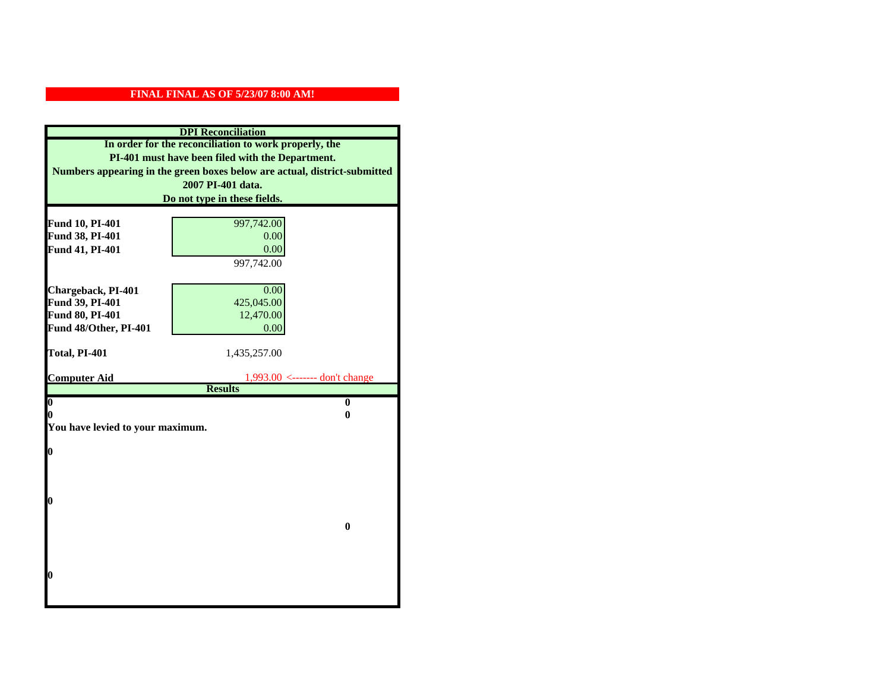**FINAL FINAL AS OF 5/23/07 8:00 AM!**

**DPI Reconciliation**

**In order for the reconciliation to work properly, the PI-401 must have been filed with the Department. Numbers appearing in the green boxes below are actual, district-submitted 2007 PI-401 data. Do not type in these fields.**

| | | |
|---|---|---|
| **Fund 10, PI-401** | 997,742.00 | |
| **Fund 38, PI-401** | 0.00 | |
| **Fund 41, PI-401** | 0.00 | |
| | 997,742.00 | |
| **Chargeback, PI-401** | 0.00 | |
| **Fund 39, PI-401** | 425,045.00 | |
| **Fund 80, PI-401** | 12,470.00 | |
| **Fund 48/Other, PI-401** | 0.00 | |
| **Total, PI-401** | 1,435,257.00 | |
| **Computer Aid** | 1,993.00 | <------- don't change |

**Results**

| | |
|---|---|
| **0** | **0** |
| **0** | **0** |

**You have levied to your maximum.**

**0**

**0**

**0**

**0**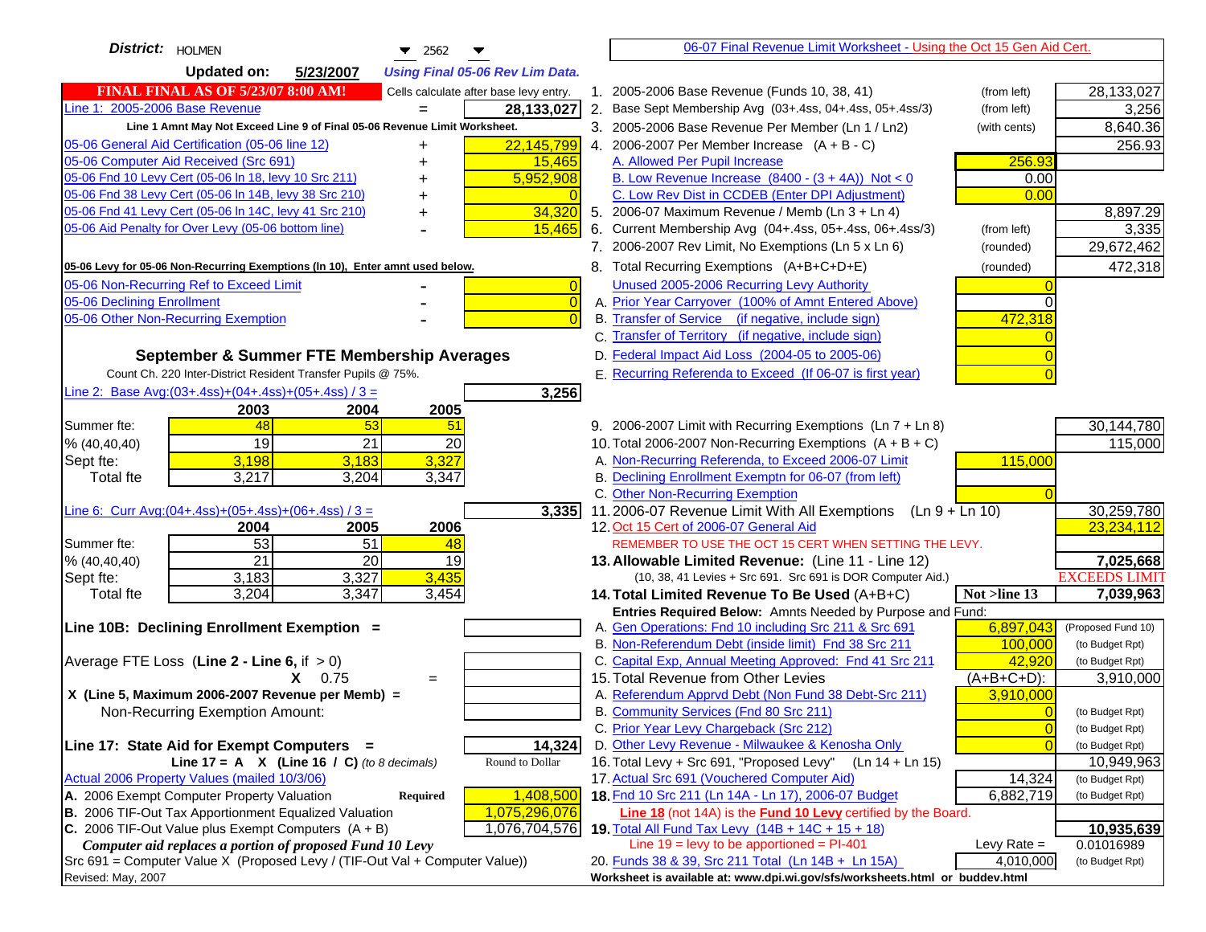**District:** HOLMEN 2562

**Updated on:** 5/23/2007 *Using Final 05-06 Rev Lim Data.*

**FINAL FINAL AS OF 5/23/07 8:00 AM!** Cells calculate after base levy entry.

| | | |
|---|---|---|
| Line 1: 2005-2006 Base Revenue | = | 28,133,027 |

Line 1 Amnt May Not Exceed Line 9 of Final 05-06 Revenue Limit Worksheet.

| | | |
|---|---|---|
| 05-06 General Aid Certification (05-06 line 12) | + | 22,145,799 |
| 05-06 Computer Aid Received (Src 691) | + | 15,465 |
| 05-06 Fnd 10 Levy Cert (05-06 ln 18, levy 10 Src 211) | + | 5,952,908 |
| 05-06 Fnd 38 Levy Cert (05-06 ln 14B, levy 38 Src 210) | + | 0 |
| 05-06 Fnd 41 Levy Cert (05-06 ln 14C, levy 41 Src 210) | + | 34,320 |
| 05-06 Aid Penalty for Over Levy (05-06 bottom line) | - | 15,465 |

**05-06 Levy for 05-06 Non-Recurring Exemptions (ln 10), Enter amnt used below.**

| | | |
|---|---|---|
| 05-06 Non-Recurring Ref to Exceed Limit | - | 0 |
| 05-06 Declining Enrollment | - | 0 |
| 05-06 Other Non-Recurring Exemption | - | 0 |

## September & Summer FTE Membership Averages

Count Ch. 220 Inter-District Resident Transfer Pupils @ 75%.

Line 2: Base Avg:(03+.4ss)+(04+.4ss)+(05+.4ss) / 3 = **3,256**

| | 2003 | 2004 | 2005 |
|---|---|---|---|
| Summer fte: | 48 | 53 | 51 |
| % (40,40,40) | 19 | 21 | 20 |
| Sept fte: | 3,198 | 3,183 | 3,327 |
| Total fte | 3,217 | 3,204 | 3,347 |

Line 6: Curr Avg:(04+.4ss)+(05+.4ss)+(06+.4ss) / 3 = **3,335**

| | 2004 | 2005 | 2006 |
|---|---|---|---|
| Summer fte: | 53 | 51 | 48 |
| % (40,40,40) | 21 | 20 | 19 |
| Sept fte: | 3,183 | 3,327 | 3,435 |
| Total fte | 3,204 | 3,347 | 3,454 |

**Line 10B: Declining Enrollment Exemption =**

Average FTE Loss (**Line 2 - Line 6**, if > 0)

X 0.75 =

**X (Line 5, Maximum 2006-2007 Revenue per Memb) =**

Non-Recurring Exemption Amount:

**Line 17: State Aid for Exempt Computers =** **14,324**

**Line 17 = A X (Line 16 / C)** *(to 8 decimals)* Round to Dollar

Actual 2006 Property Values (mailed 10/3/06)

| | | |
|---|---|---|
| A. 2006 Exempt Computer Property Valuation | Required | 1,408,500 |
| B. 2006 TIF-Out Tax Apportionment Equalized Valuation | | 1,075,296,076 |
| C. 2006 TIF-Out Value plus Exempt Computers (A + B) | | 1,076,704,576 |

*Computer aid replaces a portion of proposed Fund 10 Levy*

Src 691 = Computer Value X (Proposed Levy / (TIF-Out Val + Computer Value))

Revised: May, 2007

---

06-07 Final Revenue Limit Worksheet - Using the Oct 15 Gen Aid Cert.

| | | | |
|---|---|---|---|
| 1. 2005-2006 Base Revenue (Funds 10, 38, 41) | (from left) | | 28,133,027 |
| 2. Base Sept Membership Avg (03+.4ss, 04+.4ss, 05+.4ss/3) | (from left) | | 3,256 |
| 3. 2005-2006 Base Revenue Per Member (Ln 1 / Ln2) | (with cents) | | 8,640.36 |
| 4. 2006-2007 Per Member Increase (A + B - C) | | | 256.93 |
| A. Allowed Per Pupil Increase | | 256.93 | |
| B. Low Revenue Increase (8400 - (3 + 4A)) Not < 0 | | 0.00 | |
| C. Low Rev Dist in CCDEB (Enter DPI Adjustment) | | 0.00 | |
| 5. 2006-07 Maximum Revenue / Memb (Ln 3 + Ln 4) | | | 8,897.29 |
| 6. Current Membership Avg (04+.4ss, 05+.4ss, 06+.4ss/3) | (from left) | | 3,335 |
| 7. 2006-2007 Rev Limit, No Exemptions (Ln 5 x Ln 6) | (rounded) | | 29,672,462 |
| 8. Total Recurring Exemptions (A+B+C+D+E) | (rounded) | | 472,318 |
| Unused 2005-2006 Recurring Levy Authority | | 0 | |
| A. Prior Year Carryover (100% of Amnt Entered Above) | | 0 | |
| B. Transfer of Service (if negative, include sign) | | 472,318 | |
| C. Transfer of Territory (if negative, include sign) | | 0 | |
| D. Federal Impact Aid Loss (2004-05 to 2005-06) | | 0 | |
| E. Recurring Referenda to Exceed (If 06-07 is first year) | | 0 | |
| 9. 2006-2007 Limit with Recurring Exemptions (Ln 7 + Ln 8) | | | 30,144,780 |
| 10. Total 2006-2007 Non-Recurring Exemptions (A + B + C) | | | 115,000 |
| A. Non-Recurring Referenda, to Exceed 2006-07 Limit | | 115,000 | |
| B. Declining Enrollment Exemptn for 06-07 (from left) | | | |
| C. Other Non-Recurring Exemption | | 0 | |
| 11. 2006-07 Revenue Limit With All Exemptions (Ln 9 + Ln 10) | | | 30,259,780 |
| 12. Oct 15 Cert of 2006-07 General Aid | | | 23,234,112 |

REMEMBER TO USE THE OCT 15 CERT WHEN SETTING THE LEVY.

| | | | |
|---|---|---|---|
| **13. Allowable Limited Revenue:** (Line 11 - Line 12) | | | **7,025,668** |
| (10, 38, 41 Levies + Src 691. Src 691 is DOR Computer Aid.) | | | EXCEEDS LIMIT |
| **14. Total Limited Revenue To Be Used** (A+B+C) | | Not >line 13 | **7,039,963** |
| Entries Required Below: Amnts Needed by Purpose and Fund: | | | |
| A. Gen Operations: Fnd 10 including Src 211 & Src 691 | | 6,897,043 | (Proposed Fund 10) |
| B. Non-Referendum Debt (inside limit) Fnd 38 Src 211 | | 100,000 | (to Budget Rpt) |
| C. Capital Exp, Annual Meeting Approved: Fnd 41 Src 211 | | 42,920 | (to Budget Rpt) |
| 15. Total Revenue from Other Levies | | (A+B+C+D): | 3,910,000 |
| A. Referendum Apprvd Debt (Non Fund 38 Debt-Src 211) | | 3,910,000 | |
| B. Community Services (Fnd 80 Src 211) | | 0 | (to Budget Rpt) |
| C. Prior Year Levy Chargeback (Src 212) | | 0 | (to Budget Rpt) |
| D. Other Levy Revenue - Milwaukee & Kenosha Only | | 0 | (to Budget Rpt) |
| 16. Total Levy + Src 691, "Proposed Levy" (Ln 14 + Ln 15) | | | 10,949,963 |
| 17. Actual Src 691 (Vouchered Computer Aid) | | 14,324 | (to Budget Rpt) |
| **18.** Fnd 10 Src 211 (Ln 14A - Ln 17), 2006-07 Budget | | 6,882,719 | (to Budget Rpt) |
| **Line 18** (not 14A) is the **Fund 10 Levy** certified by the Board. | | | |
| **19.** Total All Fund Tax Levy (14B + 14C + 15 + 18) | | | **10,935,639** |
| Line 19 = levy to be apportioned = PI-401 | | Levy Rate = | 0.01016989 |
| 20. Funds 38 & 39, Src 211 Total (Ln 14B + Ln 15A) | | 4,010,000 | (to Budget Rpt) |

Worksheet is available at: www.dpi.wi.gov/sfs/worksheets.html or buddev.html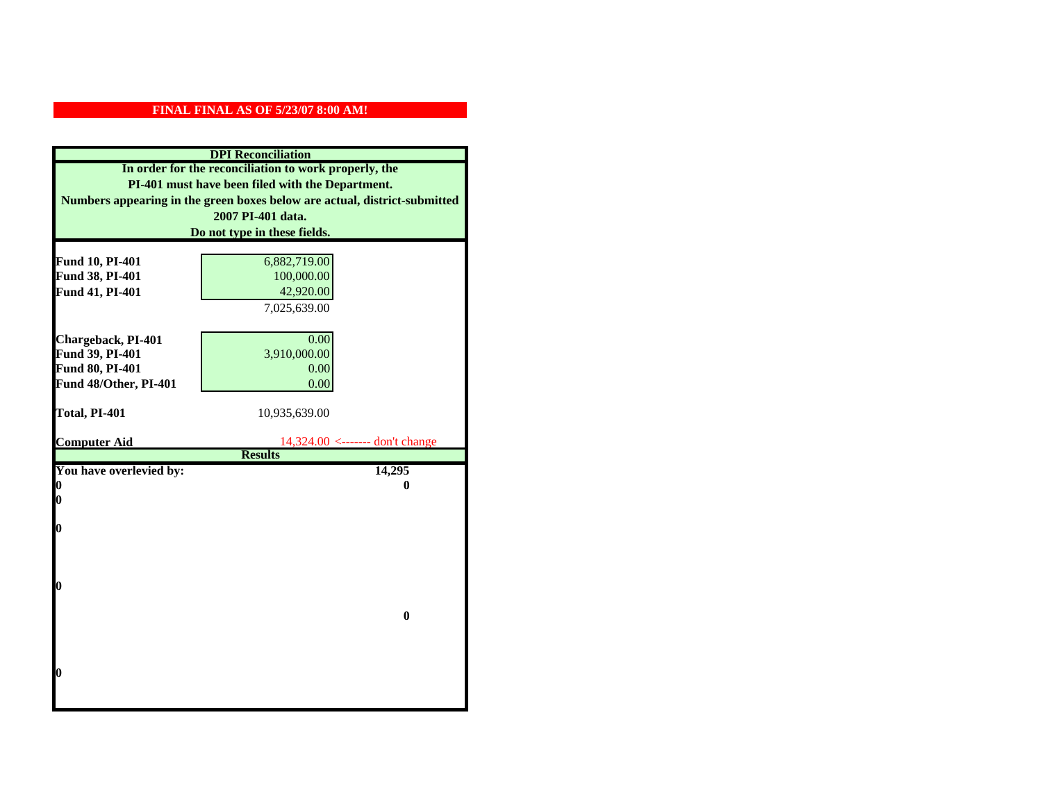**FINAL FINAL AS OF 5/23/07 8:00 AM!**

**DPI Reconciliation**

**In order for the reconciliation to work properly, the PI-401 must have been filed with the Department. Numbers appearing in the green boxes below are actual, district-submitted 2007 PI-401 data. Do not type in these fields.**

| | | |
|---|---|---|
| **Fund 10, PI-401** | 6,882,719.00 | |
| **Fund 38, PI-401** | 100,000.00 | |
| **Fund 41, PI-401** | 42,920.00 | |
| | 7,025,639.00 | |
| **Chargeback, PI-401** | 0.00 | |
| **Fund 39, PI-401** | 3,910,000.00 | |
| **Fund 80, PI-401** | 0.00 | |
| **Fund 48/Other, PI-401** | 0.00 | |
| **Total, PI-401** | 10,935,639.00 | |
| **Computer Aid** | 14,324.00 | <------- don't change |

**Results**

| | |
|---|---|
| **You have overlevied by:** | **14,295** |
| **0** | **0** |
| **0** | |
| **0** | |
| **0** | |
| | **0** |
| **0** | |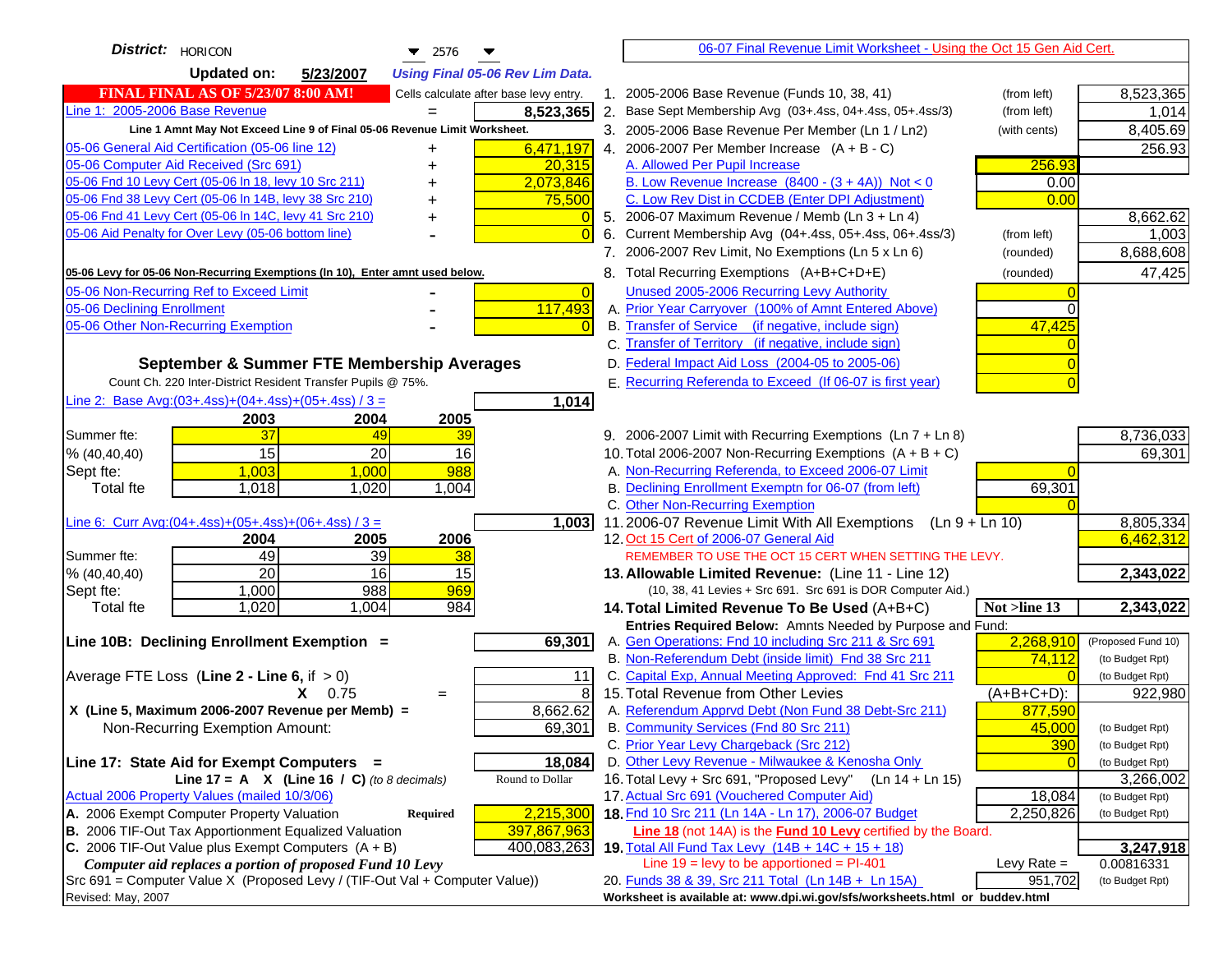**District:** HORICON 2576

**Updated on:** 5/23/2007 *Using Final 05-06 Rev Lim Data.*

**FINAL FINAL AS OF 5/23/07 8:00 AM!** Cells calculate after base levy entry.

| | | |
|---|---|---|
| Line 1: 2005-2006 Base Revenue | = | 8,523,365 |
| Line 1 Amnt May Not Exceed Line 9 of Final 05-06 Revenue Limit Worksheet. | | |
| 05-06 General Aid Certification (05-06 line 12) | + | 6,471,197 |
| 05-06 Computer Aid Received (Src 691) | + | 20,315 |
| 05-06 Fnd 10 Levy Cert (05-06 ln 18, levy 10 Src 211) | + | 2,073,846 |
| 05-06 Fnd 38 Levy Cert (05-06 ln 14B, levy 38 Src 210) | + | 75,500 |
| 05-06 Fnd 41 Levy Cert (05-06 ln 14C, levy 41 Src 210) | + | 0 |
| 05-06 Aid Penalty for Over Levy (05-06 bottom line) | - | 0 |
| 05-06 Levy for 05-06 Non-Recurring Exemptions (ln 10), Enter amnt used below. | | |
| 05-06 Non-Recurring Ref to Exceed Limit | - | 0 |
| 05-06 Declining Enrollment | - | 117,493 |
| 05-06 Other Non-Recurring Exemption | - | 0 |

**September & Summer FTE Membership Averages**

Count Ch. 220 Inter-District Resident Transfer Pupils @ 75%.

Line 2: Base Avg:(03+.4ss)+(04+.4ss)+(05+.4ss) / 3 = **1,014**

| | 2003 | 2004 | 2005 |
|---|---|---|---|
| Summer fte: | 37 | 49 | 39 |
| % (40,40,40) | 15 | 20 | 16 |
| Sept fte: | 1,003 | 1,000 | 988 |
| Total fte | 1,018 | 1,020 | 1,004 |

Line 6: Curr Avg:(04+.4ss)+(05+.4ss)+(06+.4ss) / 3 = **1,003**

| | 2004 | 2005 | 2006 |
|---|---|---|---|
| Summer fte: | 49 | 39 | 38 |
| % (40,40,40) | 20 | 16 | 15 |
| Sept fte: | 1,000 | 988 | 969 |
| Total fte | 1,020 | 1,004 | 984 |

**Line 10B: Declining Enrollment Exemption =** **69,301**

| | | |
|---|---|---|
| Average FTE Loss (Line 2 - Line 6, if > 0) | | 11 |
| X 0.75 | = | 8 |
| X (Line 5, Maximum 2006-2007 Revenue per Memb) = | | 8,662.62 |
| Non-Recurring Exemption Amount: | | 69,301 |

**Line 17: State Aid for Exempt Computers =** **18,084**

Line 17 = A X (Line 16 / C) *(to 8 decimals)* Round to Dollar

Actual 2006 Property Values (mailed 10/3/06)

| | | |
|---|---|---|
| A. 2006 Exempt Computer Property Valuation | Required | 2,215,300 |
| B. 2006 TIF-Out Tax Apportionment Equalized Valuation | | 397,867,963 |
| C. 2006 TIF-Out Value plus Exempt Computers (A + B) | | 400,083,263 |

*Computer aid replaces a portion of proposed Fund 10 Levy*

Src 691 = Computer Value X (Proposed Levy / (TIF-Out Val + Computer Value))

Revised: May, 2007

---

06-07 Final Revenue Limit Worksheet - Using the Oct 15 Gen Aid Cert.

| | | | |
|---|---|---|---|
| 1. 2005-2006 Base Revenue (Funds 10, 38, 41) | (from left) | | 8,523,365 |
| 2. Base Sept Membership Avg (03+.4ss, 04+.4ss, 05+.4ss/3) | (from left) | | 1,014 |
| 3. 2005-2006 Base Revenue Per Member (Ln 1 / Ln2) | (with cents) | | 8,405.69 |
| 4. 2006-2007 Per Member Increase (A + B - C) | | | 256.93 |
| A. Allowed Per Pupil Increase | | 256.93 | |
| B. Low Revenue Increase (8400 - (3 + 4A)) Not < 0 | | 0.00 | |
| C. Low Rev Dist in CCDEB (Enter DPI Adjustment) | | 0.00 | |
| 5. 2006-07 Maximum Revenue / Memb (Ln 3 + Ln 4) | | | 8,662.62 |
| 6. Current Membership Avg (04+.4ss, 05+.4ss, 06+.4ss/3) | (from left) | | 1,003 |
| 7. 2006-2007 Rev Limit, No Exemptions (Ln 5 x Ln 6) | (rounded) | | 8,688,608 |
| 8. Total Recurring Exemptions (A+B+C+D+E) | (rounded) | | 47,425 |
| Unused 2005-2006 Recurring Levy Authority | | 0 | |
| A. Prior Year Carryover (100% of Amnt Entered Above) | | 0 | |
| B. Transfer of Service (if negative, include sign) | | 47,425 | |
| C. Transfer of Territory (if negative, include sign) | | 0 | |
| D. Federal Impact Aid Loss (2004-05 to 2005-06) | | 0 | |
| E. Recurring Referenda to Exceed (If 06-07 is first year) | | 0 | |
| 9. 2006-2007 Limit with Recurring Exemptions (Ln 7 + Ln 8) | | | 8,736,033 |
| 10. Total 2006-2007 Non-Recurring Exemptions (A + B + C) | | | 69,301 |
| A. Non-Recurring Referenda, to Exceed 2006-07 Limit | | 0 | |
| B. Declining Enrollment Exemptn for 06-07 (from left) | | 69,301 | |
| C. Other Non-Recurring Exemption | | 0 | |
| 11. 2006-07 Revenue Limit With All Exemptions (Ln 9 + Ln 10) | | | 8,805,334 |
| 12. Oct 15 Cert of 2006-07 General Aid | | | 6,462,312 |
| REMEMBER TO USE THE OCT 15 CERT WHEN SETTING THE LEVY. | | | |
| **13. Allowable Limited Revenue:** (Line 11 - Line 12) | | | **2,343,022** |
| (10, 38, 41 Levies + Src 691. Src 691 is DOR Computer Aid.) | | | |
| **14. Total Limited Revenue To Be Used** (A+B+C) | | Not >line 13 | **2,343,022** |
| Entries Required Below: Amnts Needed by Purpose and Fund: | | | |
| A. Gen Operations: Fnd 10 including Src 211 & Src 691 | | 2,268,910 | (Proposed Fund 10) |
| B. Non-Referendum Debt (inside limit) Fnd 38 Src 211 | | 74,112 | (to Budget Rpt) |
| C. Capital Exp, Annual Meeting Approved: Fnd 41 Src 211 | | 0 | (to Budget Rpt) |
| 15. Total Revenue from Other Levies | | (A+B+C+D): | 922,980 |
| A. Referendum Apprvd Debt (Non Fund 38 Debt-Src 211) | | 877,590 | |
| B. Community Services (Fnd 80 Src 211) | | 45,000 | (to Budget Rpt) |
| C. Prior Year Levy Chargeback (Src 212) | | 390 | (to Budget Rpt) |
| D. Other Levy Revenue - Milwaukee & Kenosha Only | | 0 | (to Budget Rpt) |
| 16. Total Levy + Src 691, "Proposed Levy" (Ln 14 + Ln 15) | | | 3,266,002 |
| 17. Actual Src 691 (Vouchered Computer Aid) | | 18,084 | (to Budget Rpt) |
| **18.** Fnd 10 Src 211 (Ln 14A - Ln 17), 2006-07 Budget | | 2,250,826 | (to Budget Rpt) |
| **Line 18** (not 14A) is the **Fund 10 Levy** certified by the Board. | | | |
| **19.** Total All Fund Tax Levy (14B + 14C + 15 + 18) | | | **3,247,918** |
| Line 19 = levy to be apportioned = PI-401 | | Levy Rate = | 0.00816331 |
| 20. Funds 38 & 39, Src 211 Total (Ln 14B + Ln 15A) | | 951,702 | (to Budget Rpt) |

Worksheet is available at: www.dpi.wi.gov/sfs/worksheets.html or buddev.html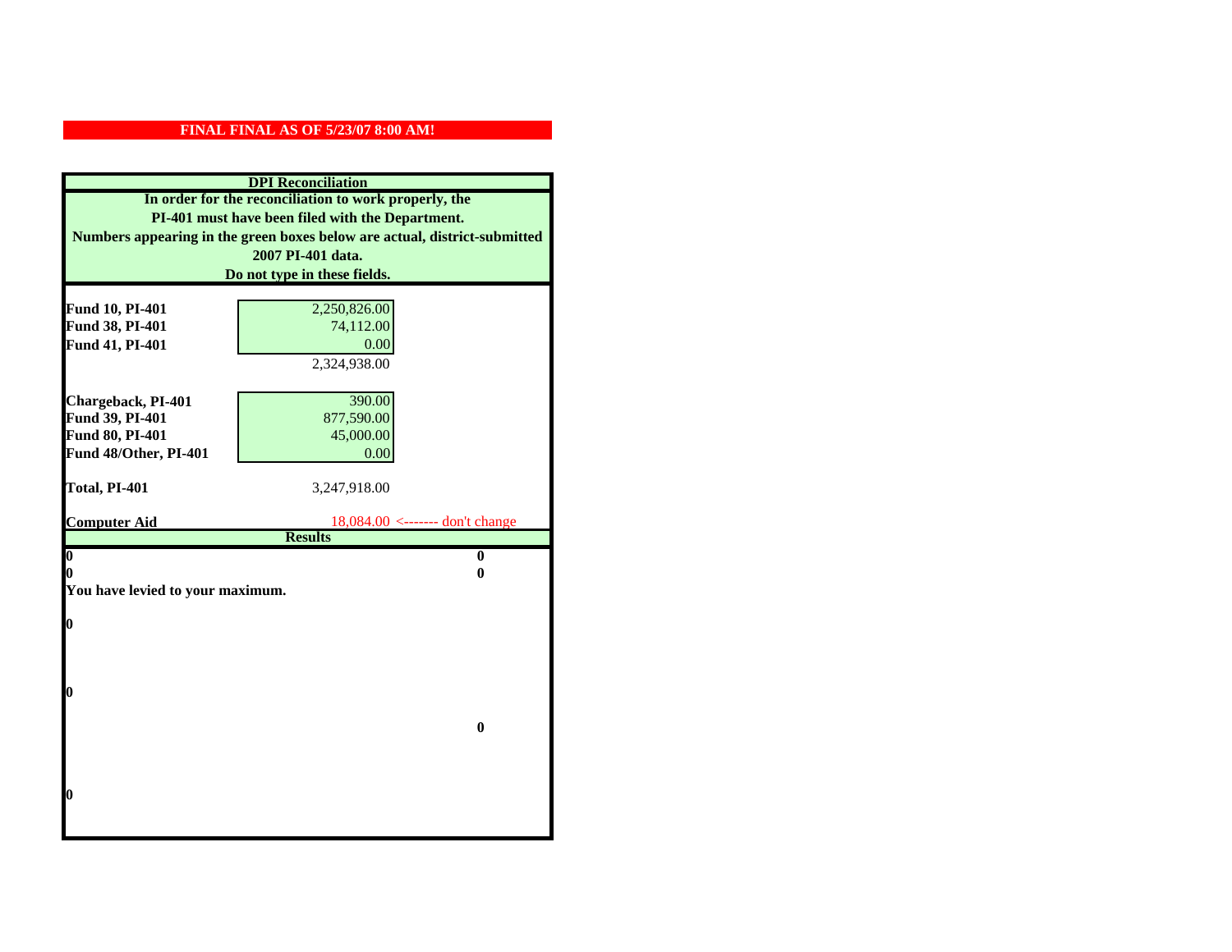**FINAL FINAL AS OF 5/23/07 8:00 AM!**

**DPI Reconciliation**

**In order for the reconciliation to work properly, the PI-401 must have been filed with the Department. Numbers appearing in the green boxes below are actual, district-submitted 2007 PI-401 data. Do not type in these fields.**

| | | |
|---|---|---|
| **Fund 10, PI-401** | 2,250,826.00 | |
| **Fund 38, PI-401** | 74,112.00 | |
| **Fund 41, PI-401** | 0.00 | |
| | 2,324,938.00 | |
| **Chargeback, PI-401** | 390.00 | |
| **Fund 39, PI-401** | 877,590.00 | |
| **Fund 80, PI-401** | 45,000.00 | |
| **Fund 48/Other, PI-401** | 0.00 | |
| **Total, PI-401** | 3,247,918.00 | |
| **Computer Aid** | 18,084.00 | <------- don't change |

**Results**

| | |
|---|---|
| **0** | **0** |
| **0** | **0** |

**You have levied to your maximum.**

**0**

**0**

**0**

**0**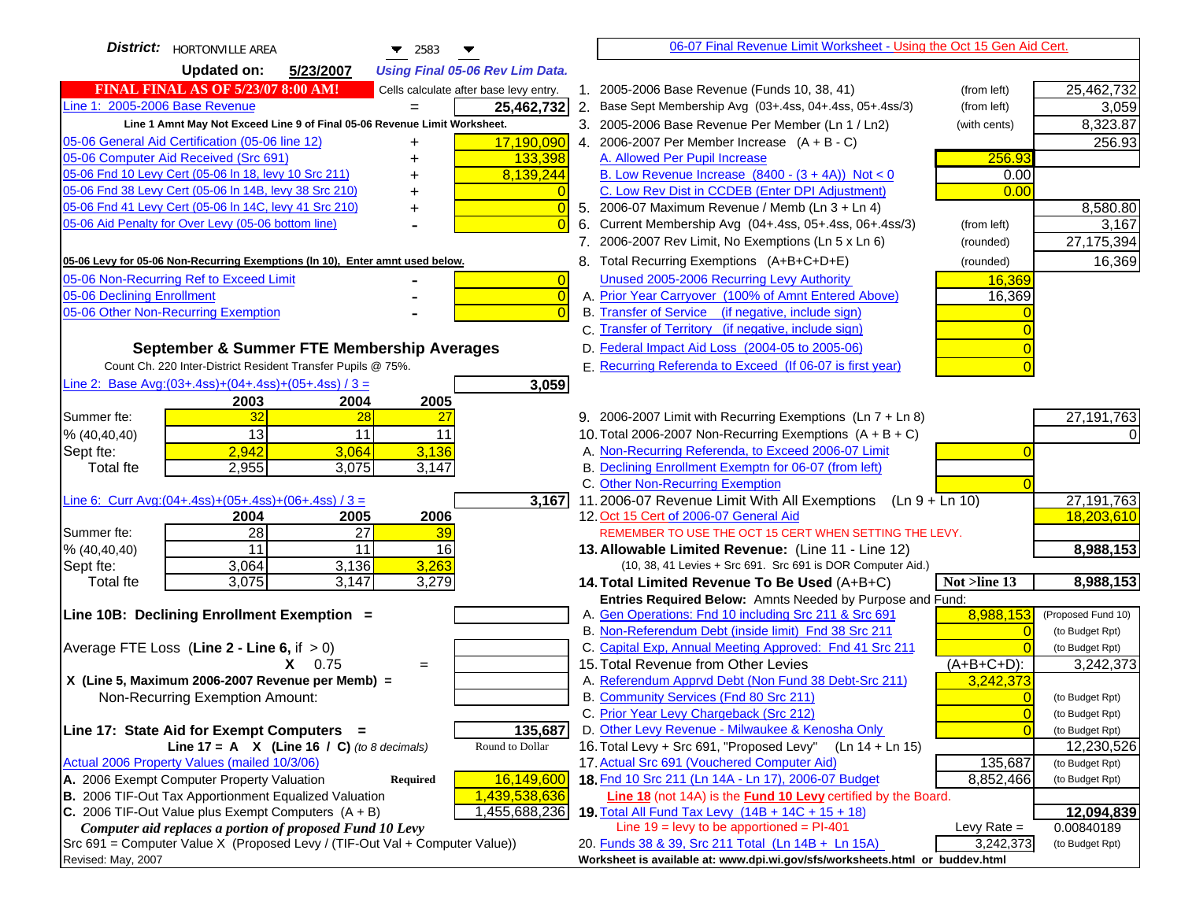**District:** HORTONVILLE AREA 2583

**Updated on:** 5/23/2007 *Using Final 05-06 Rev Lim Data.*

**FINAL FINAL AS OF 5/23/07 8:00 AM!** Cells calculate after base levy entry.

| | | |
|---|---|---|
| Line 1: 2005-2006 Base Revenue | = | 25,462,732 |

**Line 1 Amnt May Not Exceed Line 9 of Final 05-06 Revenue Limit Worksheet.**

| | | |
|---|---|---|
| 05-06 General Aid Certification (05-06 line 12) | + | 17,190,090 |
| 05-06 Computer Aid Received (Src 691) | + | 133,398 |
| 05-06 Fnd 10 Levy Cert (05-06 ln 18, levy 10 Src 211) | + | 8,139,244 |
| 05-06 Fnd 38 Levy Cert (05-06 ln 14B, levy 38 Src 210) | + | 0 |
| 05-06 Fnd 41 Levy Cert (05-06 ln 14C, levy 41 Src 210) | + | 0 |
| 05-06 Aid Penalty for Over Levy (05-06 bottom line) | - | 0 |

**05-06 Levy for 05-06 Non-Recurring Exemptions (ln 10), Enter amnt used below.**

| | | |
|---|---|---|
| 05-06 Non-Recurring Ref to Exceed Limit | - | 0 |
| 05-06 Declining Enrollment | - | 0 |
| 05-06 Other Non-Recurring Exemption | - | 0 |

**September & Summer FTE Membership Averages**

Count Ch. 220 Inter-District Resident Transfer Pupils @ 75%.

Line 2: Base Avg:(03+.4ss)+(04+.4ss)+(05+.4ss) / 3 = **3,059**

| | 2003 | 2004 | 2005 |
|---|---|---|---|
| Summer fte: | 32 | 28 | 27 |
| % (40,40,40) | 13 | 11 | 11 |
| Sept fte: | 2,942 | 3,064 | 3,136 |
| Total fte | 2,955 | 3,075 | 3,147 |

Line 6: Curr Avg:(04+.4ss)+(05+.4ss)+(06+.4ss) / 3 = **3,167**

| | 2004 | 2005 | 2006 |
|---|---|---|---|
| Summer fte: | 28 | 27 | 39 |
| % (40,40,40) | 11 | 11 | 16 |
| Sept fte: | 3,064 | 3,136 | 3,263 |
| Total fte | 3,075 | 3,147 | 3,279 |

**Line 10B: Declining Enrollment Exemption =**

Average FTE Loss (**Line 2 - Line 6**, if > 0)

X 0.75 =

X (Line 5, Maximum 2006-2007 Revenue per Memb) =

Non-Recurring Exemption Amount:

**Line 17: State Aid for Exempt Computers =** **135,687**

Line 17 = A X (Line 16 / C) *(to 8 decimals)* Round to Dollar

Actual 2006 Property Values (mailed 10/3/06)

| | | |
|---|---|---|
| A. 2006 Exempt Computer Property Valuation | Required | 16,149,600 |
| B. 2006 TIF-Out Tax Apportionment Equalized Valuation | | 1,439,538,636 |
| C. 2006 TIF-Out Value plus Exempt Computers (A + B) | | 1,455,688,236 |

*Computer aid replaces a portion of proposed Fund 10 Levy*

Src 691 = Computer Value X (Proposed Levy / (TIF-Out Val + Computer Value))

Revised: May, 2007

06-07 Final Revenue Limit Worksheet - Using the Oct 15 Gen Aid Cert.

| | | | |
|---|---|---|---|
| 1. 2005-2006 Base Revenue (Funds 10, 38, 41) | (from left) | | 25,462,732 |
| 2. Base Sept Membership Avg (03+.4ss, 04+.4ss, 05+.4ss/3) | (from left) | | 3,059 |
| 3. 2005-2006 Base Revenue Per Member (Ln 1 / Ln2) | (with cents) | | 8,323.87 |
| 4. 2006-2007 Per Member Increase (A + B - C) | | | 256.93 |
| A. Allowed Per Pupil Increase | | 256.93 | |
| B. Low Revenue Increase (8400 - (3 + 4A)) Not < 0 | | 0.00 | |
| C. Low Rev Dist in CCDEB (Enter DPI Adjustment) | | 0.00 | |
| 5. 2006-07 Maximum Revenue / Memb (Ln 3 + Ln 4) | | | 8,580.80 |
| 6. Current Membership Avg (04+.4ss, 05+.4ss, 06+.4ss/3) | (from left) | | 3,167 |
| 7. 2006-2007 Rev Limit, No Exemptions (Ln 5 x Ln 6) | (rounded) | | 27,175,394 |
| 8. Total Recurring Exemptions (A+B+C+D+E) | (rounded) | | 16,369 |
| Unused 2005-2006 Recurring Levy Authority | | 16,369 | |
| A. Prior Year Carryover (100% of Amnt Entered Above) | | 16,369 | |
| B. Transfer of Service (if negative, include sign) | | 0 | |
| C. Transfer of Territory (if negative, include sign) | | 0 | |
| D. Federal Impact Aid Loss (2004-05 to 2005-06) | | 0 | |
| E. Recurring Referenda to Exceed (If 06-07 is first year) | | 0 | |
| 9. 2006-2007 Limit with Recurring Exemptions (Ln 7 + Ln 8) | | | 27,191,763 |
| 10. Total 2006-2007 Non-Recurring Exemptions (A + B + C) | | | 0 |
| A. Non-Recurring Referenda, to Exceed 2006-07 Limit | | 0 | |
| B. Declining Enrollment Exemptn for 06-07 (from left) | | | |
| C. Other Non-Recurring Exemption | | 0 | |
| 11. 2006-07 Revenue Limit With All Exemptions (Ln 9 + Ln 10) | | | 27,191,763 |
| 12. Oct 15 Cert of 2006-07 General Aid | | | 18,203,610 |
| REMEMBER TO USE THE OCT 15 CERT WHEN SETTING THE LEVY. | | | |
| **13. Allowable Limited Revenue: (Line 11 - Line 12)** | | | **8,988,153** |
| (10, 38, 41 Levies + Src 691. Src 691 is DOR Computer Aid.) | | | |
| **14. Total Limited Revenue To Be Used (A+B+C)** | | **Not >line 13** | **8,988,153** |
| Entries Required Below: Amnts Needed by Purpose and Fund: | | | |
| A. Gen Operations: Fnd 10 including Src 211 & Src 691 | | 8,988,153 | (Proposed Fund 10) |
| B. Non-Referendum Debt (inside limit) Fnd 38 Src 211 | | 0 | (to Budget Rpt) |
| C. Capital Exp, Annual Meeting Approved: Fnd 41 Src 211 | | 0 | (to Budget Rpt) |
| 15. Total Revenue from Other Levies | | (A+B+C+D): | 3,242,373 |
| A. Referendum Apprvd Debt (Non Fund 38 Debt-Src 211) | | 3,242,373 | |
| B. Community Services (Fnd 80 Src 211) | | 0 | (to Budget Rpt) |
| C. Prior Year Levy Chargeback (Src 212) | | 0 | (to Budget Rpt) |
| D. Other Levy Revenue - Milwaukee & Kenosha Only | | 0 | (to Budget Rpt) |
| 16. Total Levy + Src 691, "Proposed Levy" (Ln 14 + Ln 15) | | | 12,230,526 |
| 17. Actual Src 691 (Vouchered Computer Aid) | | 135,687 | (to Budget Rpt) |
| **18.** Fnd 10 Src 211 (Ln 14A - Ln 17), 2006-07 Budget | | 8,852,466 | (to Budget Rpt) |
| Line 18 (not 14A) is the Fund 10 Levy certified by the Board. | | | |
| **19.** Total All Fund Tax Levy (14B + 14C + 15 + 18) | | | **12,094,839** |
| Line 19 = levy to be apportioned = PI-401 | | Levy Rate = | 0.00840189 |
| 20. Funds 38 & 39, Src 211 Total (Ln 14B + Ln 15A) | | 3,242,373 | (to Budget Rpt) |

Worksheet is available at: www.dpi.wi.gov/sfs/worksheets.html or buddev.html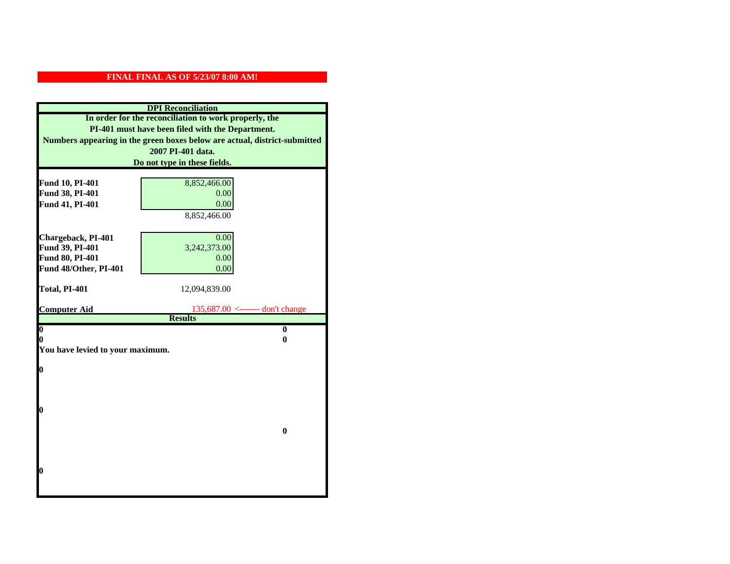**FINAL FINAL AS OF 5/23/07 8:00 AM!**

**DPI Reconciliation**

**In order for the reconciliation to work properly, the PI-401 must have been filed with the Department. Numbers appearing in the green boxes below are actual, district-submitted 2007 PI-401 data. Do not type in these fields.**

| | | |
|---|---|---|
| **Fund 10, PI-401** | 8,852,466.00 | |
| **Fund 38, PI-401** | 0.00 | |
| **Fund 41, PI-401** | 0.00 | |
| | 8,852,466.00 | |
| **Chargeback, PI-401** | 0.00 | |
| **Fund 39, PI-401** | 3,242,373.00 | |
| **Fund 80, PI-401** | 0.00 | |
| **Fund 48/Other, PI-401** | 0.00 | |
| **Total, PI-401** | 12,094,839.00 | |
| **Computer Aid** | 135,687.00 | <------- don't change |

**Results**

| | |
|---|---|
| **0** | **0** |
| **0** | **0** |

**You have levied to your maximum.**

**0**

**0**

**0**

**0**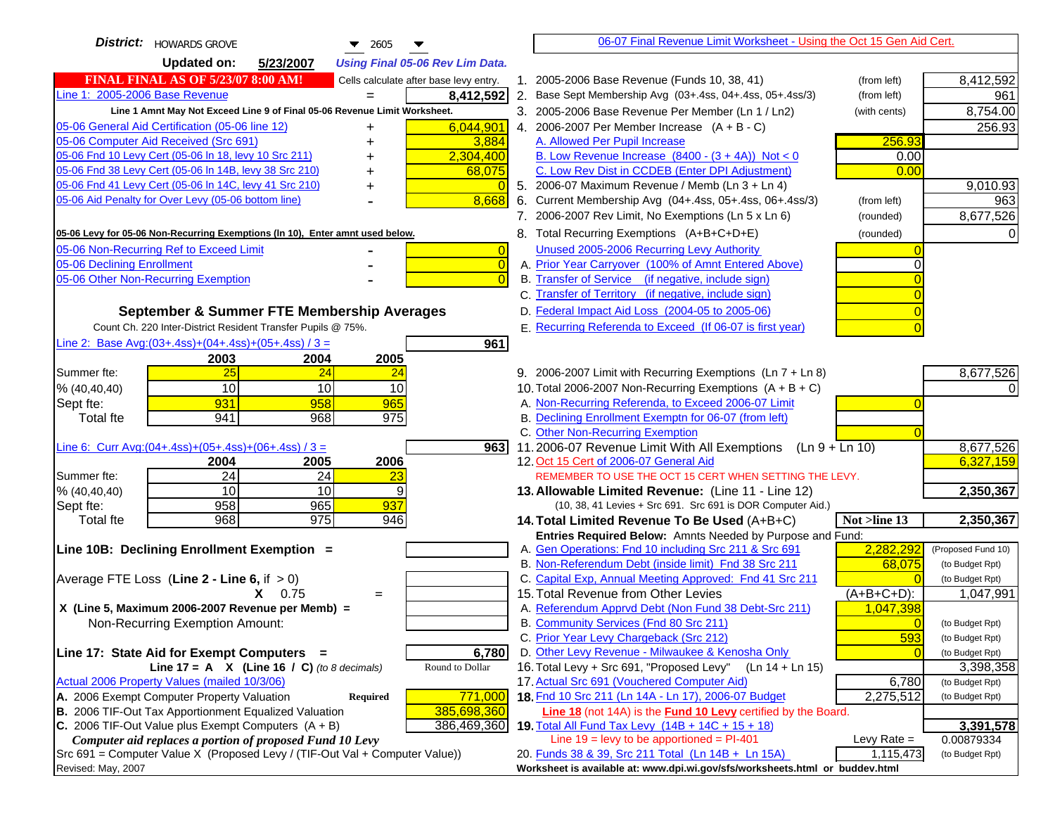**District:** HOWARDS GROVE 2605

**Updated on:** 5/23/2007 *Using Final 05-06 Rev Lim Data.*

**FINAL FINAL AS OF 5/23/07 8:00 AM!** Cells calculate after base levy entry.

06-07 Final Revenue Limit Worksheet - Using the Oct 15 Gen Aid Cert.

| | | |
|---|---|---|
| Line 1: 2005-2006 Base Revenue | = | 8,412,592 |
| Line 1 Amnt May Not Exceed Line 9 of Final 05-06 Revenue Limit Worksheet. | | |
| 05-06 General Aid Certification (05-06 line 12) | + | 6,044,901 |
| 05-06 Computer Aid Received (Src 691) | + | 3,884 |
| 05-06 Fnd 10 Levy Cert (05-06 ln 18, levy 10 Src 211) | + | 2,304,400 |
| 05-06 Fnd 38 Levy Cert (05-06 ln 14B, levy 38 Src 210) | + | 68,075 |
| 05-06 Fnd 41 Levy Cert (05-06 ln 14C, levy 41 Src 210) | + | 0 |
| 05-06 Aid Penalty for Over Levy (05-06 bottom line) | - | 8,668 |
| 05-06 Levy for 05-06 Non-Recurring Exemptions (ln 10), Enter amnt used below. | | |
| 05-06 Non-Recurring Ref to Exceed Limit | - | 0 |
| 05-06 Declining Enrollment | - | 0 |
| 05-06 Other Non-Recurring Exemption | - | 0 |

## September & Summer FTE Membership Averages

Count Ch. 220 Inter-District Resident Transfer Pupils @ 75%.

Line 2: Base Avg:(03+.4ss)+(04+.4ss)+(05+.4ss) / 3 = **961**

| | 2003 | 2004 | 2005 |
|---|---|---|---|
| Summer fte: | 25 | 24 | 24 |
| % (40,40,40) | 10 | 10 | 10 |
| Sept fte: | 931 | 958 | 965 |
| Total fte | 941 | 968 | 975 |

Line 6: Curr Avg:(04+.4ss)+(05+.4ss)+(06+.4ss) / 3 = **963**

| | 2004 | 2005 | 2006 |
|---|---|---|---|
| Summer fte: | 24 | 24 | 23 |
| % (40,40,40) | 10 | 10 | 9 |
| Sept fte: | 958 | 965 | 937 |
| Total fte | 968 | 975 | 946 |

**Line 10B: Declining Enrollment Exemption =**

Average FTE Loss (Line 2 - Line 6, if > 0)

X 0.75 =

X (Line 5, Maximum 2006-2007 Revenue per Memb) =

Non-Recurring Exemption Amount:

**Line 17: State Aid for Exempt Computers =** 6,780

Line 17 = A X (Line 16 / C) *(to 8 decimals)* Round to Dollar

Actual 2006 Property Values (mailed 10/3/06)

| | | |
|---|---|---|
| A. 2006 Exempt Computer Property Valuation | Required | 771,000 |
| B. 2006 TIF-Out Tax Apportionment Equalized Valuation | | 385,698,360 |
| C. 2006 TIF-Out Value plus Exempt Computers (A + B) | | 386,469,360 |

*Computer aid replaces a portion of proposed Fund 10 Levy*

Src 691 = Computer Value X (Proposed Levy / (TIF-Out Val + Computer Value))

| | | | |
|---|---|---|---|
| 1. 2005-2006 Base Revenue (Funds 10, 38, 41) | (from left) | | 8,412,592 |
| 2. Base Sept Membership Avg (03+.4ss, 04+.4ss, 05+.4ss/3) | (from left) | | 961 |
| 3. 2005-2006 Base Revenue Per Member (Ln 1 / Ln2) | (with cents) | | 8,754.00 |
| 4. 2006-2007 Per Member Increase (A + B - C) | | | 256.93 |
| A. Allowed Per Pupil Increase | | 256.93 | |
| B. Low Revenue Increase (8400 - (3 + 4A)) Not < 0 | | 0.00 | |
| C. Low Rev Dist in CCDEB (Enter DPI Adjustment) | | 0.00 | |
| 5. 2006-07 Maximum Revenue / Memb (Ln 3 + Ln 4) | | | 9,010.93 |
| 6. Current Membership Avg (04+.4ss, 05+.4ss, 06+.4ss/3) | (from left) | | 963 |
| 7. 2006-2007 Rev Limit, No Exemptions (Ln 5 x Ln 6) | (rounded) | | 8,677,526 |
| 8. Total Recurring Exemptions (A+B+C+D+E) | (rounded) | | 0 |
| Unused 2005-2006 Recurring Levy Authority | | 0 | |
| A. Prior Year Carryover (100% of Amnt Entered Above) | | 0 | |
| B. Transfer of Service (if negative, include sign) | | 0 | |
| C. Transfer of Territory (if negative, include sign) | | 0 | |
| D. Federal Impact Aid Loss (2004-05 to 2005-06) | | 0 | |
| E. Recurring Referenda to Exceed (If 06-07 is first year) | | 0 | |
| 9. 2006-2007 Limit with Recurring Exemptions (Ln 7 + Ln 8) | | | 8,677,526 |
| 10. Total 2006-2007 Non-Recurring Exemptions (A + B + C) | | | 0 |
| A. Non-Recurring Referenda, to Exceed 2006-07 Limit | | 0 | |
| B. Declining Enrollment Exemptn for 06-07 (from left) | | | |
| C. Other Non-Recurring Exemption | | 0 | |
| 11. 2006-07 Revenue Limit With All Exemptions (Ln 9 + Ln 10) | | | 8,677,526 |
| 12. Oct 15 Cert of 2006-07 General Aid | | | 6,327,159 |
| REMEMBER TO USE THE OCT 15 CERT WHEN SETTING THE LEVY. | | | |
| **13. Allowable Limited Revenue: (Line 11 - Line 12)** | | | **2,350,367** |
| (10, 38, 41 Levies + Src 691. Src 691 is DOR Computer Aid.) | | | |
| **14. Total Limited Revenue To Be Used (A+B+C)** | | Not >line 13 | **2,350,367** |
| Entries Required Below: Amnts Needed by Purpose and Fund: | | | |
| A. Gen Operations: Fnd 10 including Src 211 & Src 691 | | 2,282,292 | (Proposed Fund 10) |
| B. Non-Referendum Debt (inside limit) Fnd 38 Src 211 | | 68,075 | (to Budget Rpt) |
| C. Capital Exp, Annual Meeting Approved: Fnd 41 Src 211 | | 0 | (to Budget Rpt) |
| 15. Total Revenue from Other Levies | | (A+B+C+D): | 1,047,991 |
| A. Referendum Apprvd Debt (Non Fund 38 Debt-Src 211) | | 1,047,398 | |
| B. Community Services (Fnd 80 Src 211) | | 0 | (to Budget Rpt) |
| C. Prior Year Levy Chargeback (Src 212) | | 593 | (to Budget Rpt) |
| D. Other Levy Revenue - Milwaukee & Kenosha Only | | 0 | (to Budget Rpt) |
| 16. Total Levy + Src 691, "Proposed Levy" (Ln 14 + Ln 15) | | | 3,398,358 |
| 17. Actual Src 691 (Vouchered Computer Aid) | | 6,780 | (to Budget Rpt) |
| **18.** Fnd 10 Src 211 (Ln 14A - Ln 17), 2006-07 Budget | | 2,275,512 | (to Budget Rpt) |
| **Line 18** (not 14A) is the **Fund 10 Levy** certified by the Board. | | | |
| **19.** Total All Fund Tax Levy (14B + 14C + 15 + 18) | | | **3,391,578** |
| Line 19 = levy to be apportioned = PI-401 | | Levy Rate = | 0.00879334 |
| 20. Funds 38 & 39, Src 211 Total (Ln 14B + Ln 15A) | | 1,115,473 | (to Budget Rpt) |

Revised: May, 2007

Worksheet is available at: www.dpi.wi.gov/sfs/worksheets.html or buddev.html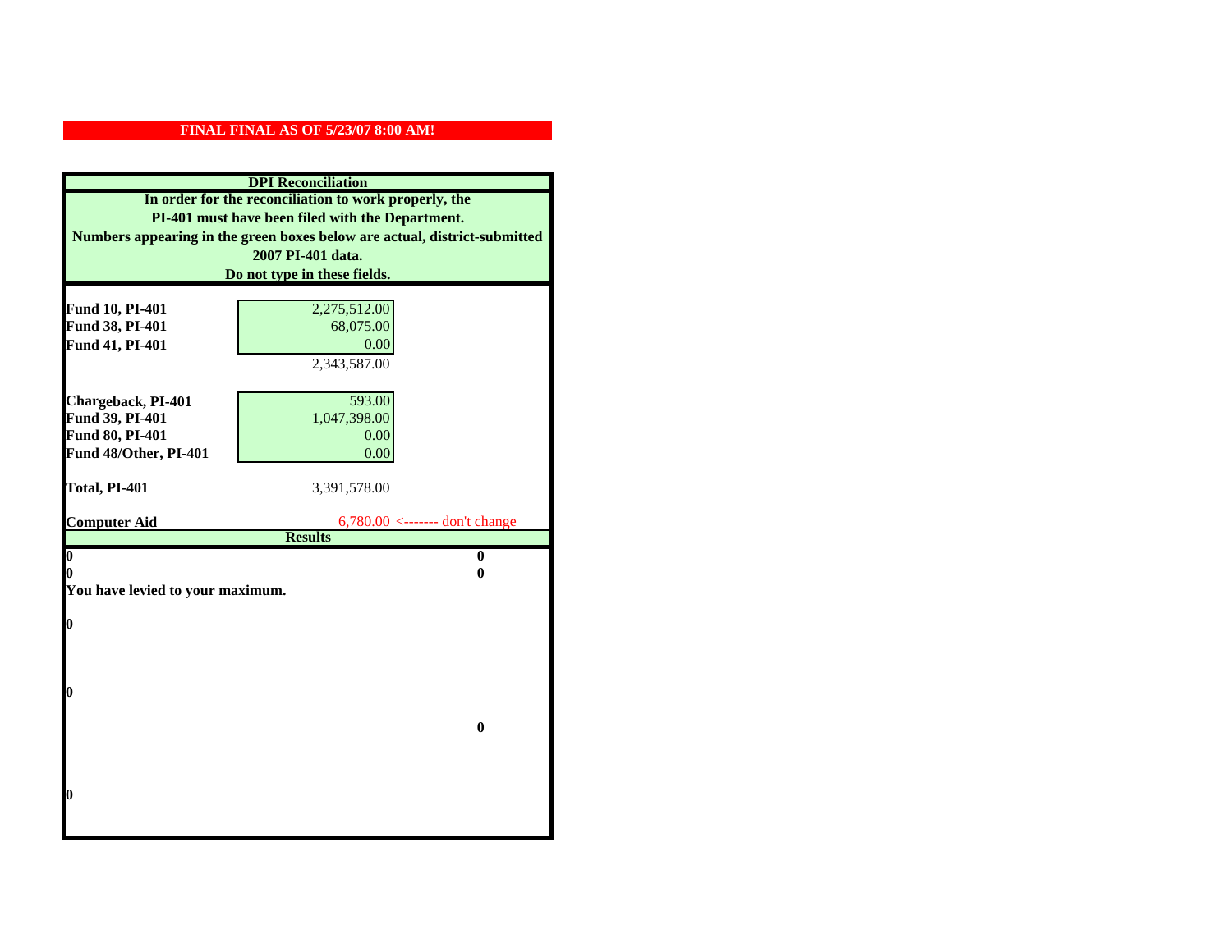**FINAL FINAL AS OF 5/23/07 8:00 AM!**

**DPI Reconciliation**

**In order for the reconciliation to work properly, the PI-401 must have been filed with the Department. Numbers appearing in the green boxes below are actual, district-submitted 2007 PI-401 data. Do not type in these fields.**

| | | |
|---|---|---|
| **Fund 10, PI-401** | 2,275,512.00 | |
| **Fund 38, PI-401** | 68,075.00 | |
| **Fund 41, PI-401** | 0.00 | |
| | 2,343,587.00 | |
| **Chargeback, PI-401** | 593.00 | |
| **Fund 39, PI-401** | 1,047,398.00 | |
| **Fund 80, PI-401** | 0.00 | |
| **Fund 48/Other, PI-401** | 0.00 | |
| **Total, PI-401** | 3,391,578.00 | |
| **Computer Aid** | 6,780.00 | <------- don't change |

**Results**

| | |
|---|---|
| **0** | **0** |
| **0** | **0** |

**You have levied to your maximum.**

**0**

**0**

**0**

**0**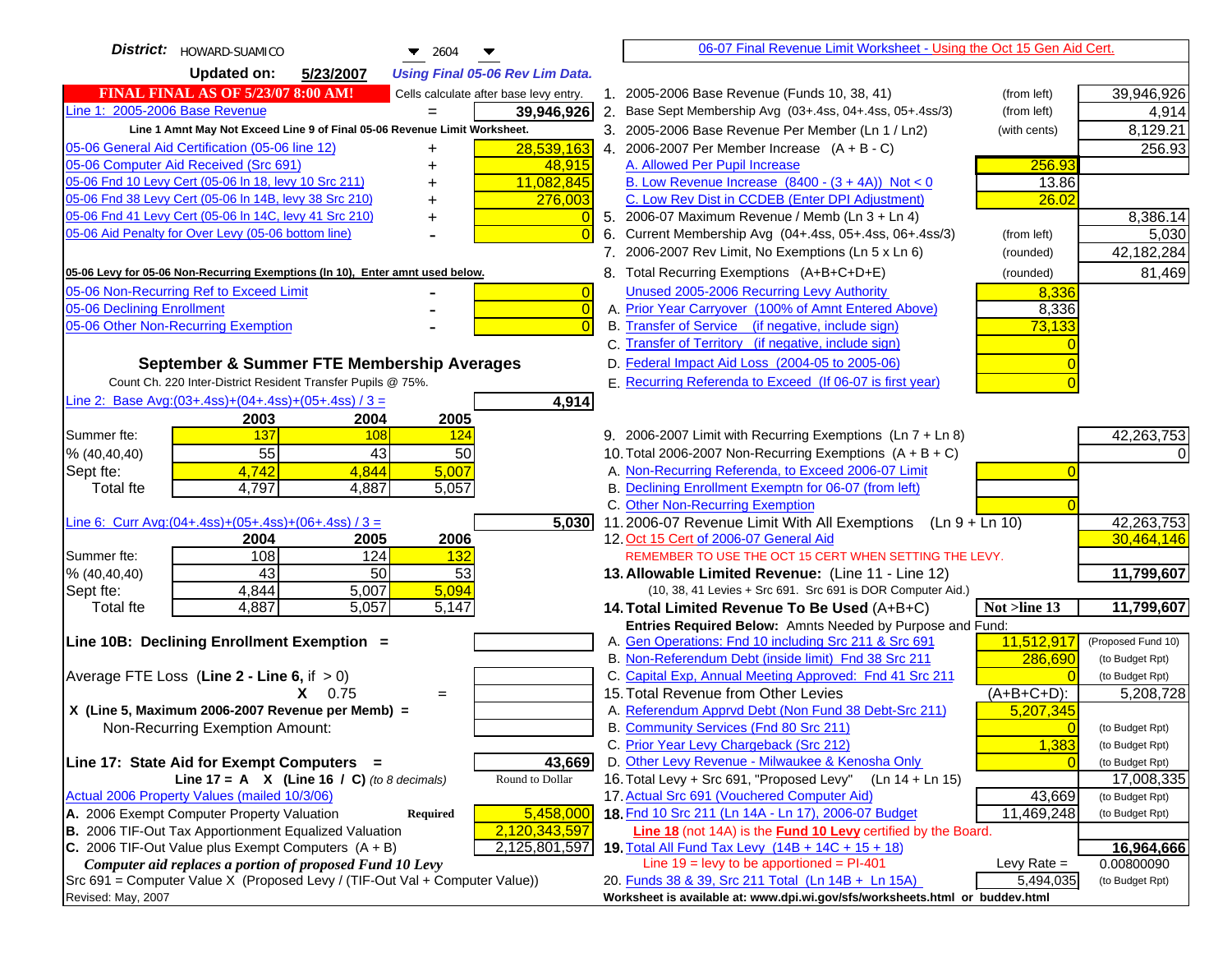**District:** HOWARD-SUAMICO 2604

**Updated on:** 5/23/2007 *Using Final 05-06 Rev Lim Data.*

06-07 Final Revenue Limit Worksheet - Using the Oct 15 Gen Aid Cert.

**FINAL FINAL AS OF 5/23/07 8:00 AM!** Cells calculate after base levy entry.

| | | |
|---|---|---|
| Line 1: 2005-2006 Base Revenue | = | 39,946,926 |

Line 1 Amnt May Not Exceed Line 9 of Final 05-06 Revenue Limit Worksheet.

| | | |
|---|---|---|
| 05-06 General Aid Certification (05-06 line 12) | + | 28,539,163 |
| 05-06 Computer Aid Received (Src 691) | + | 48,915 |
| 05-06 Fnd 10 Levy Cert (05-06 ln 18, levy 10 Src 211) | + | 11,082,845 |
| 05-06 Fnd 38 Levy Cert (05-06 ln 14B, levy 38 Src 210) | + | 276,003 |
| 05-06 Fnd 41 Levy Cert (05-06 ln 14C, levy 41 Src 210) | + | 0 |
| 05-06 Aid Penalty for Over Levy (05-06 bottom line) | - | 0 |

**05-06 Levy for 05-06 Non-Recurring Exemptions (ln 10), Enter amnt used below.**

| | | |
|---|---|---|
| 05-06 Non-Recurring Ref to Exceed Limit | - | 0 |
| 05-06 Declining Enrollment | - | 0 |
| 05-06 Other Non-Recurring Exemption | - | 0 |

**September & Summer FTE Membership Averages**

Count Ch. 220 Inter-District Resident Transfer Pupils @ 75%.

Line 2: Base Avg:(03+.4ss)+(04+.4ss)+(05+.4ss) / 3 = **4,914**

| | 2003 | 2004 | 2005 |
|---|---|---|---|
| Summer fte: | 137 | 108 | 124 |
| % (40,40,40) | 55 | 43 | 50 |
| Sept fte: | 4,742 | 4,844 | 5,007 |
| Total fte | 4,797 | 4,887 | 5,057 |

Line 6: Curr Avg:(04+.4ss)+(05+.4ss)+(06+.4ss) / 3 = **5,030**

| | 2004 | 2005 | 2006 |
|---|---|---|---|
| Summer fte: | 108 | 124 | 132 |
| % (40,40,40) | 43 | 50 | 53 |
| Sept fte: | 4,844 | 5,007 | 5,094 |
| Total fte | 4,887 | 5,057 | 5,147 |

**Line 10B: Declining Enrollment Exemption =**

Average FTE Loss (**Line 2 - Line 6**, if > 0)

X 0.75 =

**X (Line 5, Maximum 2006-2007 Revenue per Memb) =**

Non-Recurring Exemption Amount:

**Line 17: State Aid for Exempt Computers =** **43,669**

Line 17 = A X (Line 16 / C) *(to 8 decimals)* Round to Dollar

Actual 2006 Property Values (mailed 10/3/06)

| | | |
|---|---|---|
| A. 2006 Exempt Computer Property Valuation | Required | 5,458,000 |
| B. 2006 TIF-Out Tax Apportionment Equalized Valuation | | 2,120,343,597 |
| C. 2006 TIF-Out Value plus Exempt Computers (A + B) | | 2,125,801,597 |

*Computer aid replaces a portion of proposed Fund 10 Levy*

Src 691 = Computer Value X (Proposed Levy / (TIF-Out Val + Computer Value))

Revised: May, 2007

| | | | |
|---|---|---|---|
| 1. 2005-2006 Base Revenue (Funds 10, 38, 41) | (from left) | | 39,946,926 |
| 2. Base Sept Membership Avg (03+.4ss, 04+.4ss, 05+.4ss/3) | (from left) | | 4,914 |
| 3. 2005-2006 Base Revenue Per Member (Ln 1 / Ln2) | (with cents) | | 8,129.21 |
| 4. 2006-2007 Per Member Increase (A + B - C) | | | 256.93 |
| A. Allowed Per Pupil Increase | | 256.93 | |
| B. Low Revenue Increase (8400 - (3 + 4A)) Not < 0 | | 13.86 | |
| C. Low Rev Dist in CCDEB (Enter DPI Adjustment) | | 26.02 | |
| 5. 2006-07 Maximum Revenue / Memb (Ln 3 + Ln 4) | | | 8,386.14 |
| 6. Current Membership Avg (04+.4ss, 05+.4ss, 06+.4ss/3) | (from left) | | 5,030 |
| 7. 2006-2007 Rev Limit, No Exemptions (Ln 5 x Ln 6) | (rounded) | | 42,182,284 |
| 8. Total Recurring Exemptions (A+B+C+D+E) | (rounded) | | 81,469 |
| Unused 2005-2006 Recurring Levy Authority | | 8,336 | |
| A. Prior Year Carryover (100% of Amnt Entered Above) | | 8,336 | |
| B. Transfer of Service (if negative, include sign) | | 73,133 | |
| C. Transfer of Territory (if negative, include sign) | | 0 | |
| D. Federal Impact Aid Loss (2004-05 to 2005-06) | | 0 | |
| E. Recurring Referenda to Exceed (If 06-07 is first year) | | 0 | |
| 9. 2006-2007 Limit with Recurring Exemptions (Ln 7 + Ln 8) | | | 42,263,753 |
| 10. Total 2006-2007 Non-Recurring Exemptions (A + B + C) | | | 0 |
| A. Non-Recurring Referenda, to Exceed 2006-07 Limit | | 0 | |
| B. Declining Enrollment Exemptn for 06-07 (from left) | | | |
| C. Other Non-Recurring Exemption | | 0 | |
| 11. 2006-07 Revenue Limit With All Exemptions (Ln 9 + Ln 10) | | | 42,263,753 |
| 12. Oct 15 Cert of 2006-07 General Aid | | | 30,464,146 |

REMEMBER TO USE THE OCT 15 CERT WHEN SETTING THE LEVY.

| | | | |
|---|---|---|---|
| **13. Allowable Limited Revenue:** (Line 11 - Line 12) | | | **11,799,607** |

(10, 38, 41 Levies + Src 691. Src 691 is DOR Computer Aid.)

| | | | |
|---|---|---|---|
| **14. Total Limited Revenue To Be Used** (A+B+C) | | Not >line 13 | **11,799,607** |
| Entries Required Below: Amnts Needed by Purpose and Fund: | | | |
| A. Gen Operations: Fnd 10 including Src 211 & Src 691 | | 11,512,917 | (Proposed Fund 10) |
| B. Non-Referendum Debt (inside limit) Fnd 38 Src 211 | | 286,690 | (to Budget Rpt) |
| C. Capital Exp, Annual Meeting Approved: Fnd 41 Src 211 | | 0 | (to Budget Rpt) |
| 15. Total Revenue from Other Levies | | (A+B+C+D): | 5,208,728 |
| A. Referendum Apprvd Debt (Non Fund 38 Debt-Src 211) | | 5,207,345 | |
| B. Community Services (Fnd 80 Src 211) | | 0 | (to Budget Rpt) |
| C. Prior Year Levy Chargeback (Src 212) | | 1,383 | (to Budget Rpt) |
| D. Other Levy Revenue - Milwaukee & Kenosha Only | | 0 | (to Budget Rpt) |
| 16. Total Levy + Src 691, "Proposed Levy" (Ln 14 + Ln 15) | | | 17,008,335 |
| 17. Actual Src 691 (Vouchered Computer Aid) | | 43,669 | (to Budget Rpt) |
| **18.** Fnd 10 Src 211 (Ln 14A - Ln 17), 2006-07 Budget | | 11,469,248 | (to Budget Rpt) |

**Line 18** (not 14A) is the **Fund 10 Levy** certified by the Board.

| | | | |
|---|---|---|---|
| **19.** Total All Fund Tax Levy (14B + 14C + 15 + 18) | | | **16,964,666** |
| Line 19 = levy to be apportioned = PI-401 | | Levy Rate = | 0.00800090 |
| 20. Funds 38 & 39, Src 211 Total (Ln 14B + Ln 15A) | | 5,494,035 | (to Budget Rpt) |

Worksheet is available at: www.dpi.wi.gov/sfs/worksheets.html or buddev.html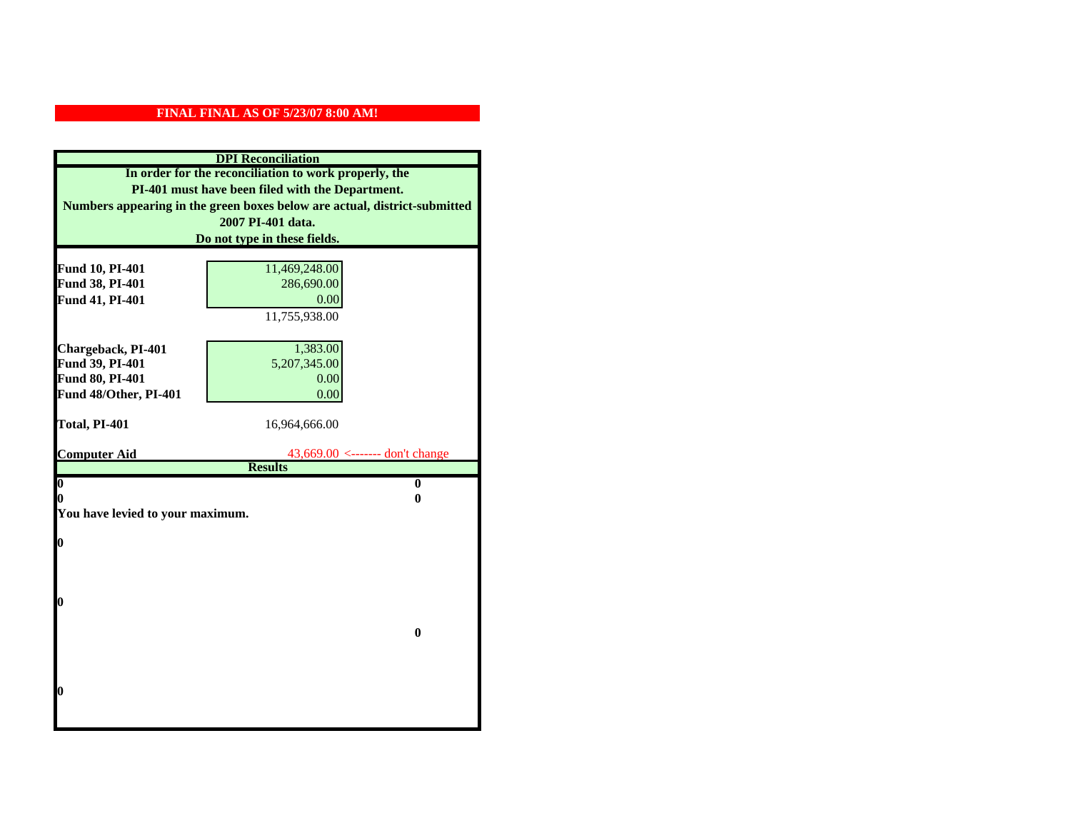**FINAL FINAL AS OF 5/23/07 8:00 AM!**

**DPI Reconciliation**

**In order for the reconciliation to work properly, the PI-401 must have been filed with the Department. Numbers appearing in the green boxes below are actual, district-submitted 2007 PI-401 data. Do not type in these fields.**

| | | |
|---|---|---|
| **Fund 10, PI-401** | 11,469,248.00 | |
| **Fund 38, PI-401** | 286,690.00 | |
| **Fund 41, PI-401** | 0.00 | |
| | 11,755,938.00 | |
| **Chargeback, PI-401** | 1,383.00 | |
| **Fund 39, PI-401** | 5,207,345.00 | |
| **Fund 80, PI-401** | 0.00 | |
| **Fund 48/Other, PI-401** | 0.00 | |
| **Total, PI-401** | 16,964,666.00 | |
| **Computer Aid** | 43,669.00 | <------- don't change |

**Results**

| | |
|---|---|
| **0** | **0** |
| **0** | **0** |

**You have levied to your maximum.**

**0**

**0**

**0**

**0**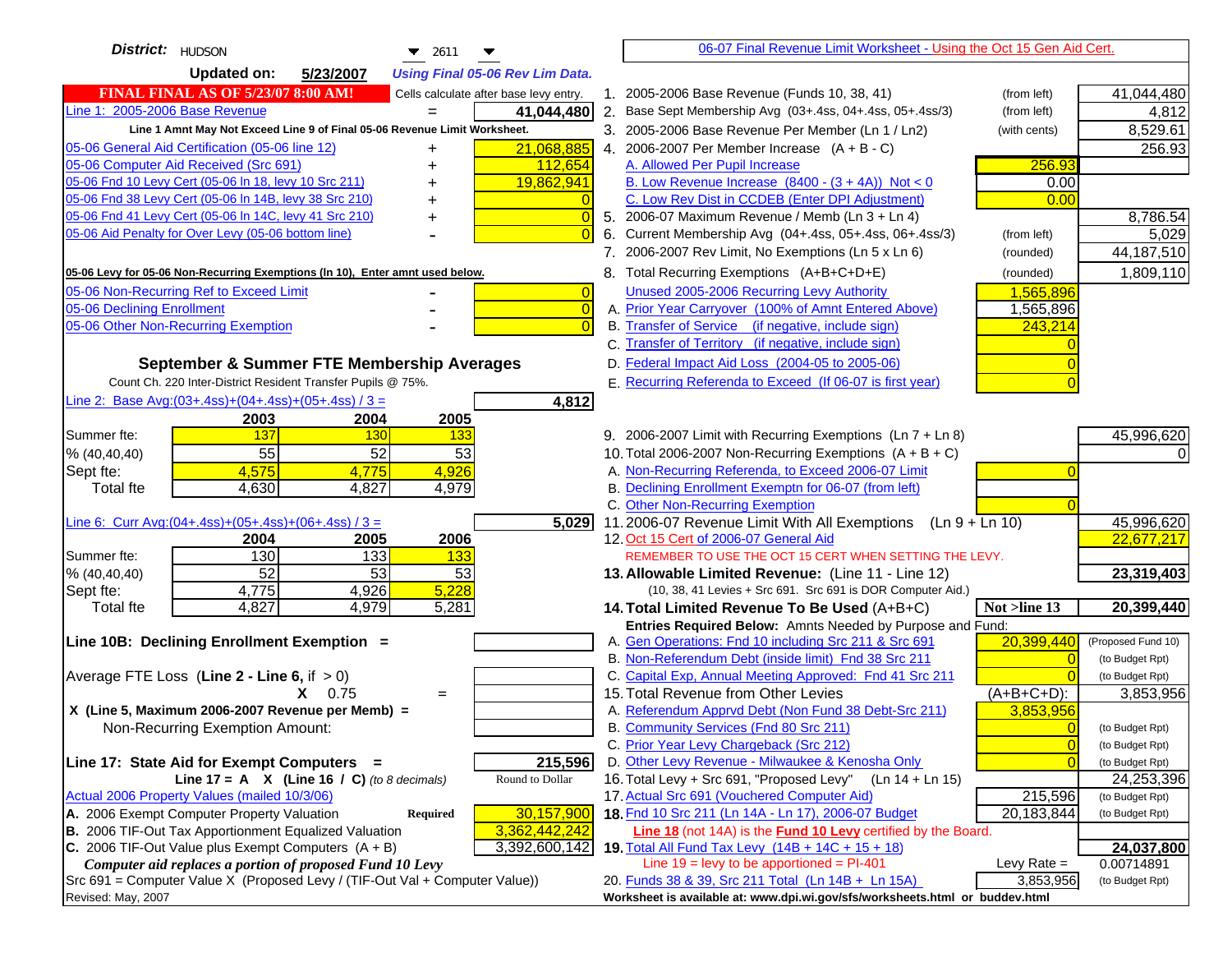**District:** HUDSON 2611

**Updated on:** 5/23/2007 *Using Final 05-06 Rev Lim Data.*

**FINAL FINAL AS OF 5/23/07 8:00 AM!** Cells calculate after base levy entry.

| | | |
|---|---|---|
| Line 1: 2005-2006 Base Revenue | = | 41,044,480 |

Line 1 Amnt May Not Exceed Line 9 of Final 05-06 Revenue Limit Worksheet.

| | | |
|---|---|---|
| 05-06 General Aid Certification (05-06 line 12) | + | 21,068,885 |
| 05-06 Computer Aid Received (Src 691) | + | 112,654 |
| 05-06 Fnd 10 Levy Cert (05-06 ln 18, levy 10 Src 211) | + | 19,862,941 |
| 05-06 Fnd 38 Levy Cert (05-06 ln 14B, levy 38 Src 210) | + | 0 |
| 05-06 Fnd 41 Levy Cert (05-06 ln 14C, levy 41 Src 210) | + | 0 |
| 05-06 Aid Penalty for Over Levy (05-06 bottom line) | - | 0 |

**05-06 Levy for 05-06 Non-Recurring Exemptions (ln 10), Enter amnt used below.**

| | | |
|---|---|---|
| 05-06 Non-Recurring Ref to Exceed Limit | - | 0 |
| 05-06 Declining Enrollment | - | 0 |
| 05-06 Other Non-Recurring Exemption | - | 0 |

**September & Summer FTE Membership Averages**

Count Ch. 220 Inter-District Resident Transfer Pupils @ 75%.

Line 2: Base Avg:(03+.4ss)+(04+.4ss)+(05+.4ss) / 3 = **4,812**

| | 2003 | 2004 | 2005 |
|---|---|---|---|
| Summer fte: | 137 | 130 | 133 |
| % (40,40,40) | 55 | 52 | 53 |
| Sept fte: | 4,575 | 4,775 | 4,926 |
| Total fte | 4,630 | 4,827 | 4,979 |

Line 6: Curr Avg:(04+.4ss)+(05+.4ss)+(06+.4ss) / 3 = **5,029**

| | 2004 | 2005 | 2006 |
|---|---|---|---|
| Summer fte: | 130 | 133 | 133 |
| % (40,40,40) | 52 | 53 | 53 |
| Sept fte: | 4,775 | 4,926 | 5,228 |
| Total fte | 4,827 | 4,979 | 5,281 |

**Line 10B: Declining Enrollment Exemption =**

Average FTE Loss (**Line 2 - Line 6**, if > 0) =

X 0.75 =

**X (Line 5, Maximum 2006-2007 Revenue per Memb) =**

Non-Recurring Exemption Amount:

**Line 17: State Aid for Exempt Computers =** **215,596**

Line 17 = A X (Line 16 / C) *(to 8 decimals)* Round to Dollar

Actual 2006 Property Values (mailed 10/3/06)

| | | |
|---|---|---|
| A. 2006 Exempt Computer Property Valuation | Required | 30,157,900 |
| B. 2006 TIF-Out Tax Apportionment Equalized Valuation | | 3,362,442,242 |
| C. 2006 TIF-Out Value plus Exempt Computers (A + B) | | 3,392,600,142 |

*Computer aid replaces a portion of proposed Fund 10 Levy*

Src 691 = Computer Value X (Proposed Levy / (TIF-Out Val + Computer Value))

Revised: May, 2007

06-07 Final Revenue Limit Worksheet - Using the Oct 15 Gen Aid Cert.

| | | | |
|---|---|---|---|
| 1. 2005-2006 Base Revenue (Funds 10, 38, 41) | (from left) | | 41,044,480 |
| 2. Base Sept Membership Avg (03+.4ss, 04+.4ss, 05+.4ss/3) | (from left) | | 4,812 |
| 3. 2005-2006 Base Revenue Per Member (Ln 1 / Ln2) | (with cents) | | 8,529.61 |
| 4. 2006-2007 Per Member Increase (A + B - C) | | | 256.93 |
| A. Allowed Per Pupil Increase | | 256.93 | |
| B. Low Revenue Increase (8400 - (3 + 4A)) Not < 0 | | 0.00 | |
| C. Low Rev Dist in CCDEB (Enter DPI Adjustment) | | 0.00 | |
| 5. 2006-07 Maximum Revenue / Memb (Ln 3 + Ln 4) | | | 8,786.54 |
| 6. Current Membership Avg (04+.4ss, 05+.4ss, 06+.4ss/3) | (from left) | | 5,029 |
| 7. 2006-2007 Rev Limit, No Exemptions (Ln 5 x Ln 6) | (rounded) | | 44,187,510 |
| 8. Total Recurring Exemptions (A+B+C+D+E) | (rounded) | | 1,809,110 |
| Unused 2005-2006 Recurring Levy Authority | | 1,565,896 | |
| A. Prior Year Carryover (100% of Amnt Entered Above) | | 1,565,896 | |
| B. Transfer of Service (if negative, include sign) | | 243,214 | |
| C. Transfer of Territory (if negative, include sign) | | 0 | |
| D. Federal Impact Aid Loss (2004-05 to 2005-06) | | 0 | |
| E. Recurring Referenda to Exceed (If 06-07 is first year) | | 0 | |
| 9. 2006-2007 Limit with Recurring Exemptions (Ln 7 + Ln 8) | | | 45,996,620 |
| 10. Total 2006-2007 Non-Recurring Exemptions (A + B + C) | | | 0 |
| A. Non-Recurring Referenda, to Exceed 2006-07 Limit | | 0 | |
| B. Declining Enrollment Exemptn for 06-07 (from left) | | | |
| C. Other Non-Recurring Exemption | | 0 | |
| 11. 2006-07 Revenue Limit With All Exemptions (Ln 9 + Ln 10) | | | 45,996,620 |
| 12. Oct 15 Cert of 2006-07 General Aid | | | 22,677,217 |
| REMEMBER TO USE THE OCT 15 CERT WHEN SETTING THE LEVY. | | | |
| **13. Allowable Limited Revenue:** (Line 11 - Line 12) | | | **23,319,403** |
| (10, 38, 41 Levies + Src 691. Src 691 is DOR Computer Aid.) | | | |
| **14. Total Limited Revenue To Be Used** (A+B+C) | | Not >line 13 | **20,399,440** |
| Entries Required Below: Amnts Needed by Purpose and Fund: | | | |
| A. Gen Operations: Fnd 10 including Src 211 & Src 691 | | 20,399,440 | (Proposed Fund 10) |
| B. Non-Referendum Debt (inside limit) Fnd 38 Src 211 | | 0 | (to Budget Rpt) |
| C. Capital Exp, Annual Meeting Approved: Fnd 41 Src 211 | | 0 | (to Budget Rpt) |
| 15. Total Revenue from Other Levies | | (A+B+C+D): | 3,853,956 |
| A. Referendum Apprvd Debt (Non Fund 38 Debt-Src 211) | | 3,853,956 | |
| B. Community Services (Fnd 80 Src 211) | | 0 | (to Budget Rpt) |
| C. Prior Year Levy Chargeback (Src 212) | | 0 | (to Budget Rpt) |
| D. Other Levy Revenue - Milwaukee & Kenosha Only | | 0 | (to Budget Rpt) |
| 16. Total Levy + Src 691, "Proposed Levy" (Ln 14 + Ln 15) | | | 24,253,396 |
| 17. Actual Src 691 (Vouchered Computer Aid) | | 215,596 | (to Budget Rpt) |
| **18.** Fnd 10 Src 211 (Ln 14A - Ln 17), 2006-07 Budget | | 20,183,844 | (to Budget Rpt) |
| Line 18 (not 14A) is the Fund 10 Levy certified by the Board. | | | |
| **19.** Total All Fund Tax Levy (14B + 14C + 15 + 18) | | | **24,037,800** |
| Line 19 = levy to be apportioned = PI-401 | | Levy Rate = | 0.00714891 |
| 20. Funds 38 & 39, Src 211 Total (Ln 14B + Ln 15A) | | 3,853,956 | (to Budget Rpt) |

Worksheet is available at: www.dpi.wi.gov/sfs/worksheets.html or buddev.html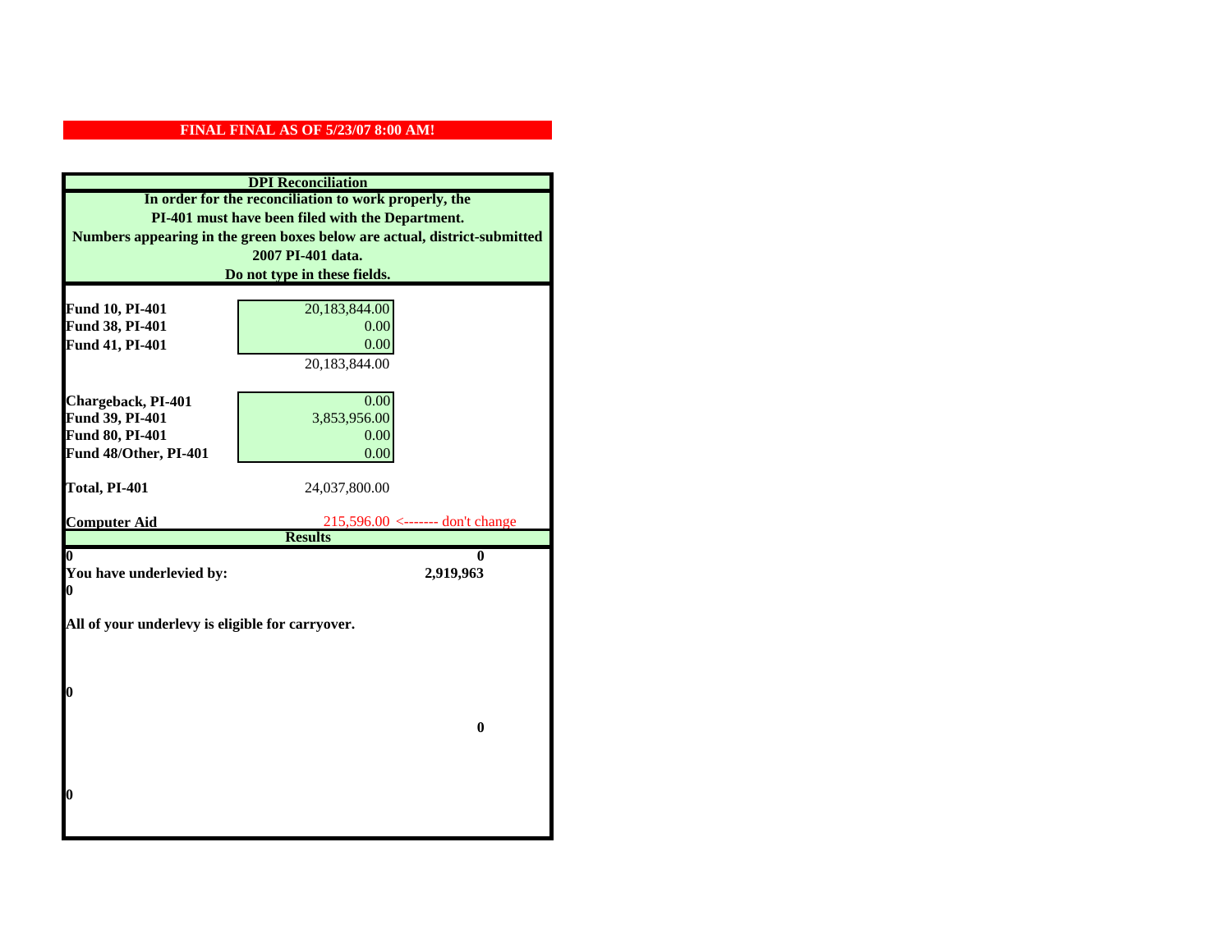**FINAL FINAL AS OF 5/23/07 8:00 AM!**

**DPI Reconciliation**

**In order for the reconciliation to work properly, the PI-401 must have been filed with the Department. Numbers appearing in the green boxes below are actual, district-submitted 2007 PI-401 data. Do not type in these fields.**

| | | |
|---|---|---|
| **Fund 10, PI-401** | 20,183,844.00 | |
| **Fund 38, PI-401** | 0.00 | |
| **Fund 41, PI-401** | 0.00 | |
| | 20,183,844.00 | |
| **Chargeback, PI-401** | 0.00 | |
| **Fund 39, PI-401** | 3,853,956.00 | |
| **Fund 80, PI-401** | 0.00 | |
| **Fund 48/Other, PI-401** | 0.00 | |
| **Total, PI-401** | 24,037,800.00 | |
| **Computer Aid** | 215,596.00 | <------- don't change |

**Results**

| | |
|---|---|
| **0** | **0** |
| **You have underlevied by:** | **2,919,963** |
| **0** | |

**All of your underlevy is eligible for carryover.**

**0**

**0**

**0**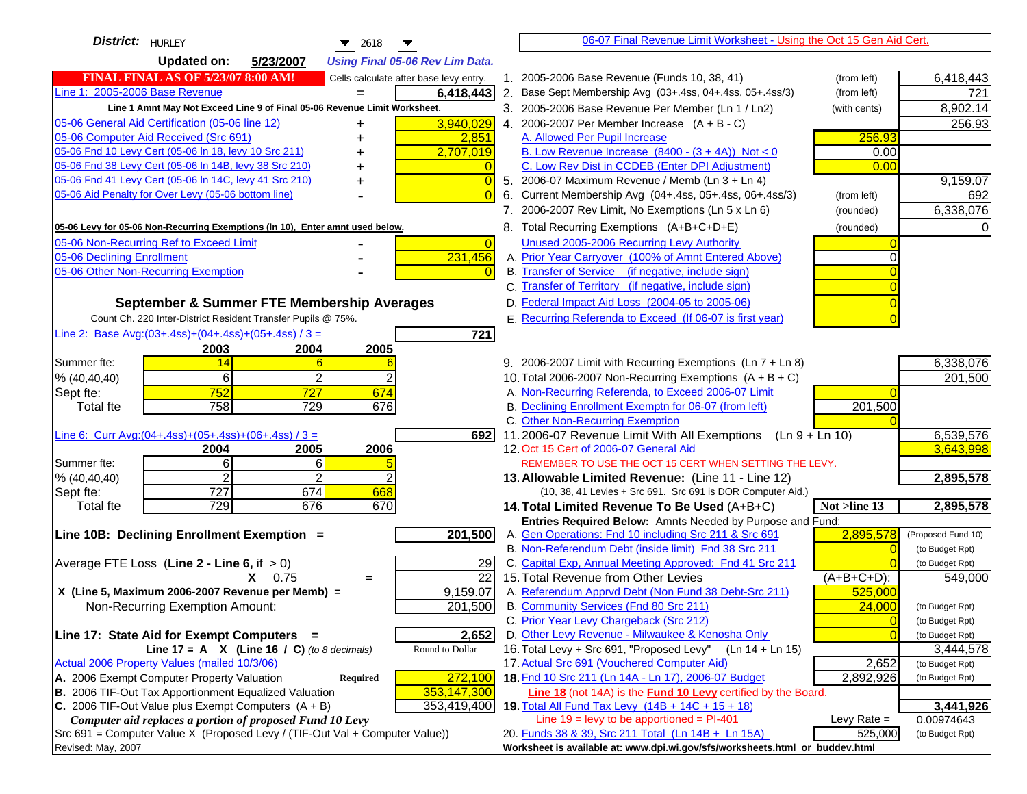**District:** HURLEY 2618

**Updated on:** 5/23/2007 *Using Final 05-06 Rev Lim Data.*

**FINAL FINAL AS OF 5/23/07 8:00 AM!** Cells calculate after base levy entry.

| | | |
|---|---|---|
| Line 1: 2005-2006 Base Revenue | = | 6,418,443 |

**Line 1 Amnt May Not Exceed Line 9 of Final 05-06 Revenue Limit Worksheet.**

| | | |
|---|---|---|
| 05-06 General Aid Certification (05-06 line 12) | + | 3,940,029 |
| 05-06 Computer Aid Received (Src 691) | + | 2,851 |
| 05-06 Fnd 10 Levy Cert (05-06 ln 18, levy 10 Src 211) | + | 2,707,019 |
| 05-06 Fnd 38 Levy Cert (05-06 ln 14B, levy 38 Src 210) | + | 0 |
| 05-06 Fnd 41 Levy Cert (05-06 ln 14C, levy 41 Src 210) | + | 0 |
| 05-06 Aid Penalty for Over Levy (05-06 bottom line) | - | 0 |

**05-06 Levy for 05-06 Non-Recurring Exemptions (ln 10), Enter amnt used below.**

| | | |
|---|---|---|
| 05-06 Non-Recurring Ref to Exceed Limit | - | 0 |
| 05-06 Declining Enrollment | - | 231,456 |
| 05-06 Other Non-Recurring Exemption | - | 0 |

### September & Summer FTE Membership Averages

Count Ch. 220 Inter-District Resident Transfer Pupils @ 75%.

Line 2: Base Avg:(03+.4ss)+(04+.4ss)+(05+.4ss) / 3 = 721

| | 2003 | 2004 | 2005 |
|---|---|---|---|
| Summer fte: | 14 | 6 | 6 |
| % (40,40,40) | 6 | 2 | 2 |
| Sept fte: | 752 | 727 | 674 |
| Total fte | 758 | 729 | 676 |

Line 6: Curr Avg:(04+.4ss)+(05+.4ss)+(06+.4ss) / 3 = 692

| | 2004 | 2005 | 2006 |
|---|---|---|---|
| Summer fte: | 6 | 6 | 5 |
| % (40,40,40) | 2 | 2 | 2 |
| Sept fte: | 727 | 674 | 668 |
| Total fte | 729 | 676 | 670 |

**Line 10B: Declining Enrollment Exemption =** 201,500

| | | |
|---|---|---|
| Average FTE Loss (Line 2 - Line 6, if > 0) | | 29 |
| X 0.75 | = | 22 |
| X (Line 5, Maximum 2006-2007 Revenue per Memb) = | | 9,159.07 |
| Non-Recurring Exemption Amount: | | 201,500 |

**Line 17: State Aid for Exempt Computers =** 2,652

Line 17 = A X (Line 16 / C) *(to 8 decimals)* Round to Dollar

Actual 2006 Property Values (mailed 10/3/06)

| | | |
|---|---|---|
| A. 2006 Exempt Computer Property Valuation | Required | 272,100 |
| B. 2006 TIF-Out Tax Apportionment Equalized Valuation | | 353,147,300 |
| C. 2006 TIF-Out Value plus Exempt Computers (A + B) | | 353,419,400 |

*Computer aid replaces a portion of proposed Fund 10 Levy*

Src 691 = Computer Value X (Proposed Levy / (TIF-Out Val + Computer Value))

Revised: May, 2007

---

06-07 Final Revenue Limit Worksheet - Using the Oct 15 Gen Aid Cert.

| | | | |
|---|---|---|---|
| 1. 2005-2006 Base Revenue (Funds 10, 38, 41) | (from left) | | 6,418,443 |
| 2. Base Sept Membership Avg (03+.4ss, 04+.4ss, 05+.4ss/3) | (from left) | | 721 |
| 3. 2005-2006 Base Revenue Per Member (Ln 1 / Ln2) | (with cents) | | 8,902.14 |
| 4. 2006-2007 Per Member Increase (A + B - C) | | | 256.93 |
| A. Allowed Per Pupil Increase | | 256.93 | |
| B. Low Revenue Increase (8400 - (3 + 4A)) Not < 0 | | 0.00 | |
| C. Low Rev Dist in CCDEB (Enter DPI Adjustment) | | 0.00 | |
| 5. 2006-07 Maximum Revenue / Memb (Ln 3 + Ln 4) | | | 9,159.07 |
| 6. Current Membership Avg (04+.4ss, 05+.4ss, 06+.4ss/3) | (from left) | | 692 |
| 7. 2006-2007 Rev Limit, No Exemptions (Ln 5 x Ln 6) | (rounded) | | 6,338,076 |
| 8. Total Recurring Exemptions (A+B+C+D+E) | (rounded) | | 0 |
| Unused 2005-2006 Recurring Levy Authority | | 0 | |
| A. Prior Year Carryover (100% of Amnt Entered Above) | | 0 | |
| B. Transfer of Service (if negative, include sign) | | 0 | |
| C. Transfer of Territory (if negative, include sign) | | 0 | |
| D. Federal Impact Aid Loss (2004-05 to 2005-06) | | 0 | |
| E. Recurring Referenda to Exceed (If 06-07 is first year) | | 0 | |
| 9. 2006-2007 Limit with Recurring Exemptions (Ln 7 + Ln 8) | | | 6,338,076 |
| 10. Total 2006-2007 Non-Recurring Exemptions (A + B + C) | | | 201,500 |
| A. Non-Recurring Referenda, to Exceed 2006-07 Limit | | 0 | |
| B. Declining Enrollment Exemptn for 06-07 (from left) | | 201,500 | |
| C. Other Non-Recurring Exemption | | 0 | |
| 11. 2006-07 Revenue Limit With All Exemptions (Ln 9 + Ln 10) | | | 6,539,576 |
| 12. Oct 15 Cert of 2006-07 General Aid | | | 3,643,998 |

REMEMBER TO USE THE OCT 15 CERT WHEN SETTING THE LEVY.

| | | | |
|---|---|---|---|
| **13. Allowable Limited Revenue:** (Line 11 - Line 12) | | | **2,895,578** |
| (10, 38, 41 Levies + Src 691. Src 691 is DOR Computer Aid.) | | | |
| **14. Total Limited Revenue To Be Used** (A+B+C) | | Not >line 13 | **2,895,578** |
| Entries Required Below: Amnts Needed by Purpose and Fund: | | | |
| A. Gen Operations: Fnd 10 including Src 211 & Src 691 | | 2,895,578 | (Proposed Fund 10) |
| B. Non-Referendum Debt (inside limit) Fnd 38 Src 211 | | 0 | (to Budget Rpt) |
| C. Capital Exp, Annual Meeting Approved: Fnd 41 Src 211 | | 0 | (to Budget Rpt) |
| 15. Total Revenue from Other Levies | | (A+B+C+D): | 549,000 |
| A. Referendum Apprvd Debt (Non Fund 38 Debt-Src 211) | | 525,000 | |
| B. Community Services (Fnd 80 Src 211) | | 24,000 | (to Budget Rpt) |
| C. Prior Year Levy Chargeback (Src 212) | | 0 | (to Budget Rpt) |
| D. Other Levy Revenue - Milwaukee & Kenosha Only | | 0 | (to Budget Rpt) |
| 16. Total Levy + Src 691, "Proposed Levy" (Ln 14 + Ln 15) | | | 3,444,578 |
| 17. Actual Src 691 (Vouchered Computer Aid) | | 2,652 | (to Budget Rpt) |
| **18.** Fnd 10 Src 211 (Ln 14A - Ln 17), 2006-07 Budget | | 2,892,926 | (to Budget Rpt) |
| **Line 18** (not 14A) is the **Fund 10 Levy** certified by the Board. | | | |
| **19.** Total All Fund Tax Levy (14B + 14C + 15 + 18) | | | **3,441,926** |
| Line 19 = levy to be apportioned = PI-401 | | Levy Rate = | 0.00974643 |
| 20. Funds 38 & 39, Src 211 Total (Ln 14B + Ln 15A) | | 525,000 | (to Budget Rpt) |

Worksheet is available at: www.dpi.wi.gov/sfs/worksheets.html or buddev.html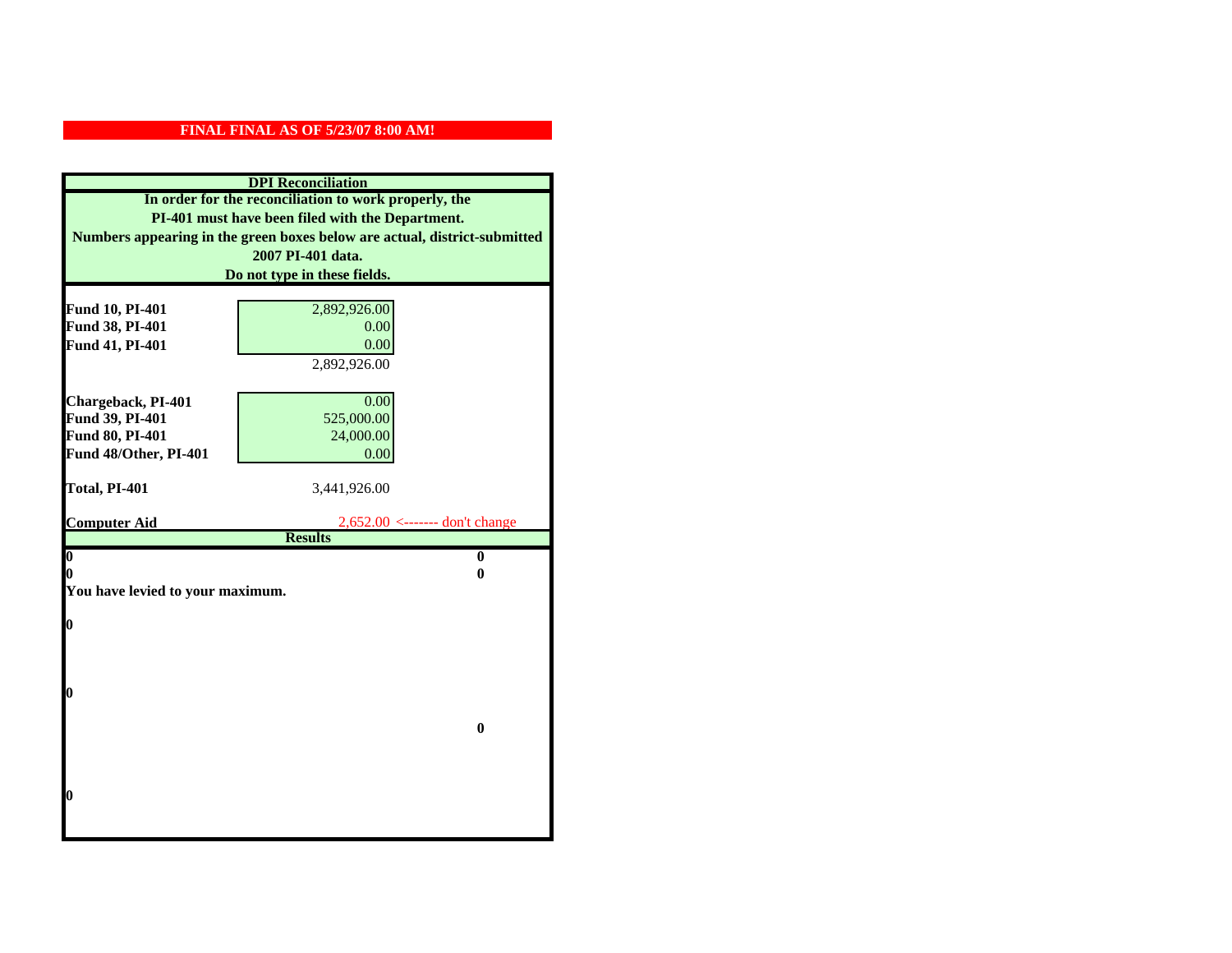**FINAL FINAL AS OF 5/23/07 8:00 AM!**

**DPI Reconciliation**

**In order for the reconciliation to work properly, the PI-401 must have been filed with the Department. Numbers appearing in the green boxes below are actual, district-submitted 2007 PI-401 data. Do not type in these fields.**

| | | |
|---|---|---|
| **Fund 10, PI-401** | 2,892,926.00 | |
| **Fund 38, PI-401** | 0.00 | |
| **Fund 41, PI-401** | 0.00 | |
| | 2,892,926.00 | |
| **Chargeback, PI-401** | 0.00 | |
| **Fund 39, PI-401** | 525,000.00 | |
| **Fund 80, PI-401** | 24,000.00 | |
| **Fund 48/Other, PI-401** | 0.00 | |
| **Total, PI-401** | 3,441,926.00 | |
| **Computer Aid** | 2,652.00 | <------- don't change |

**Results**

| | |
|---|---|
| **0** | **0** |
| **0** | **0** |

**You have levied to your maximum.**

**0**

**0**

**0**

**0**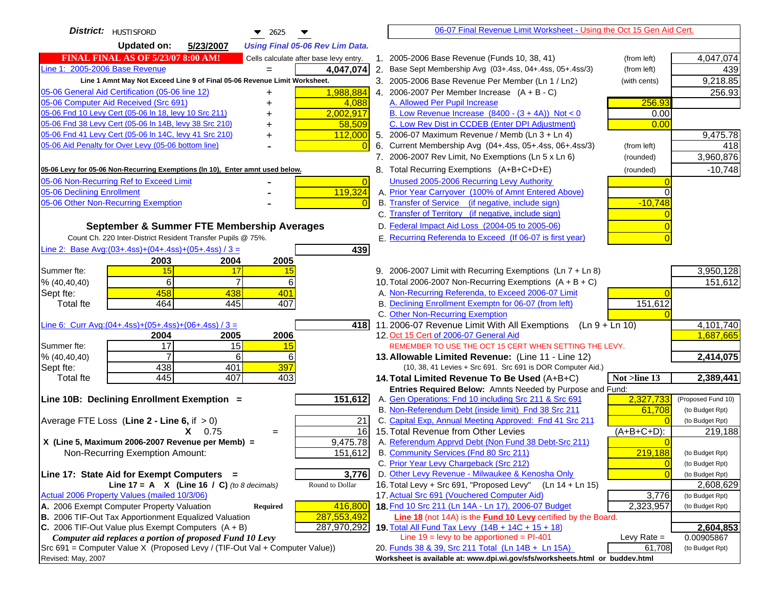**District:** HUSTISFORD 2625

**Updated on:** 5/23/2007 *Using Final 05-06 Rev Lim Data.*

06-07 Final Revenue Limit Worksheet - Using the Oct 15 Gen Aid Cert.

**FINAL FINAL AS OF 5/23/07 8:00 AM!** Cells calculate after base levy entry.

| | | |
|---|---|---|
| Line 1: 2005-2006 Base Revenue | = | 4,047,074 |
| Line 1 Amnt May Not Exceed Line 9 of Final 05-06 Revenue Limit Worksheet. | | |
| 05-06 General Aid Certification (05-06 line 12) | + | 1,988,884 |
| 05-06 Computer Aid Received (Src 691) | + | 4,088 |
| 05-06 Fnd 10 Levy Cert (05-06 ln 18, levy 10 Src 211) | + | 2,002,917 |
| 05-06 Fnd 38 Levy Cert (05-06 ln 14B, levy 38 Src 210) | + | 58,509 |
| 05-06 Fnd 41 Levy Cert (05-06 ln 14C, levy 41 Src 210) | + | 112,000 |
| 05-06 Aid Penalty for Over Levy (05-06 bottom line) | - | 0 |
| **05-06 Levy for 05-06 Non-Recurring Exemptions (ln 10), Enter amnt used below.** | | |
| 05-06 Non-Recurring Ref to Exceed Limit | - | 0 |
| 05-06 Declining Enrollment | - | 119,324 |
| 05-06 Other Non-Recurring Exemption | - | 0 |

**September & Summer FTE Membership Averages**

Count Ch. 220 Inter-District Resident Transfer Pupils @ 75%.

Line 2: Base Avg:(03+.4ss)+(04+.4ss)+(05+.4ss) / 3 = **439**

| | 2003 | 2004 | 2005 |
|---|---|---|---|
| Summer fte: | 15 | 17 | 15 |
| % (40,40,40) | 6 | 7 | 6 |
| Sept fte: | 458 | 438 | 401 |
| Total fte | 464 | 445 | 407 |

Line 6: Curr Avg:(04+.4ss)+(05+.4ss)+(06+.4ss) / 3 = **418**

| | 2004 | 2005 | 2006 |
|---|---|---|---|
| Summer fte: | 17 | 15 | 15 |
| % (40,40,40) | 7 | 6 | 6 |
| Sept fte: | 438 | 401 | 397 |
| Total fte | 445 | 407 | 403 |

**Line 10B: Declining Enrollment Exemption =** **151,612**

| | | |
|---|---|---|
| Average FTE Loss (Line 2 - Line 6, if > 0) | | 21 |
| X 0.75 | = | 16 |
| X (Line 5, Maximum 2006-2007 Revenue per Memb) = | | 9,475.78 |
| Non-Recurring Exemption Amount: | | 151,612 |

**Line 17: State Aid for Exempt Computers =** **3,776**

Line 17 = A X (Line 16 / C) *(to 8 decimals)* Round to Dollar

| | | |
|---|---|---|
| Actual 2006 Property Values (mailed 10/3/06) | | |
| A. 2006 Exempt Computer Property Valuation | Required | 416,800 |
| B. 2006 TIF-Out Tax Apportionment Equalized Valuation | | 287,553,492 |
| C. 2006 TIF-Out Value plus Exempt Computers (A + B) | | 287,970,292 |

*Computer aid replaces a portion of proposed Fund 10 Levy*

Src 691 = Computer Value X (Proposed Levy / (TIF-Out Val + Computer Value))

| | | | |
|---|---|---|---|
| 1. 2005-2006 Base Revenue (Funds 10, 38, 41) | (from left) | | 4,047,074 |
| 2. Base Sept Membership Avg (03+.4ss, 04+.4ss, 05+.4ss/3) | (from left) | | 439 |
| 3. 2005-2006 Base Revenue Per Member (Ln 1 / Ln2) | (with cents) | | 9,218.85 |
| 4. 2006-2007 Per Member Increase (A + B - C) | | | 256.93 |
| A. Allowed Per Pupil Increase | | 256.93 | |
| B. Low Revenue Increase (8400 - (3 + 4A)) Not < 0 | | 0.00 | |
| C. Low Rev Dist in CCDEB (Enter DPI Adjustment) | | 0.00 | |
| 5. 2006-07 Maximum Revenue / Memb (Ln 3 + Ln 4) | | | 9,475.78 |
| 6. Current Membership Avg (04+.4ss, 05+.4ss, 06+.4ss/3) | (from left) | | 418 |
| 7. 2006-2007 Rev Limit, No Exemptions (Ln 5 x Ln 6) | (rounded) | | 3,960,876 |
| 8. Total Recurring Exemptions (A+B+C+D+E) | (rounded) | | -10,748 |
| Unused 2005-2006 Recurring Levy Authority | | 0 | |
| A. Prior Year Carryover (100% of Amnt Entered Above) | | 0 | |
| B. Transfer of Service (if negative, include sign) | | -10,748 | |
| C. Transfer of Territory (if negative, include sign) | | 0 | |
| D. Federal Impact Aid Loss (2004-05 to 2005-06) | | 0 | |
| E. Recurring Referenda to Exceed (If 06-07 is first year) | | 0 | |
| 9. 2006-2007 Limit with Recurring Exemptions (Ln 7 + Ln 8) | | | 3,950,128 |
| 10. Total 2006-2007 Non-Recurring Exemptions (A + B + C) | | | 151,612 |
| A. Non-Recurring Referenda, to Exceed 2006-07 Limit | | 0 | |
| B. Declining Enrollment Exemptn for 06-07 (from left) | | 151,612 | |
| C. Other Non-Recurring Exemption | | 0 | |
| 11. 2006-07 Revenue Limit With All Exemptions (Ln 9 + Ln 10) | | | 4,101,740 |
| 12. Oct 15 Cert of 2006-07 General Aid | | | 1,687,665 |
| REMEMBER TO USE THE OCT 15 CERT WHEN SETTING THE LEVY. | | | |
| **13. Allowable Limited Revenue:** (Line 11 - Line 12) | | | **2,414,075** |
| (10, 38, 41 Levies + Src 691. Src 691 is DOR Computer Aid.) | | | |
| **14. Total Limited Revenue To Be Used** (A+B+C) | | Not >line 13 | **2,389,441** |
| Entries Required Below: Amnts Needed by Purpose and Fund: | | | |
| A. Gen Operations: Fnd 10 including Src 211 & Src 691 | | 2,327,733 | (Proposed Fund 10) |
| B. Non-Referendum Debt (inside limit) Fnd 38 Src 211 | | 61,708 | (to Budget Rpt) |
| C. Capital Exp, Annual Meeting Approved: Fnd 41 Src 211 | | 0 | (to Budget Rpt) |
| 15. Total Revenue from Other Levies | | (A+B+C+D): | 219,188 |
| A. Referendum Apprvd Debt (Non Fund 38 Debt-Src 211) | | 0 | |
| B. Community Services (Fnd 80 Src 211) | | 219,188 | (to Budget Rpt) |
| C. Prior Year Levy Chargeback (Src 212) | | 0 | (to Budget Rpt) |
| D. Other Levy Revenue - Milwaukee & Kenosha Only | | 0 | (to Budget Rpt) |
| 16. Total Levy + Src 691, "Proposed Levy" (Ln 14 + Ln 15) | | | 2,608,629 |
| 17. Actual Src 691 (Vouchered Computer Aid) | | 3,776 | (to Budget Rpt) |
| **18.** Fnd 10 Src 211 (Ln 14A - Ln 17), 2006-07 Budget | | 2,323,957 | (to Budget Rpt) |
| Line 18 (not 14A) is the Fund 10 Levy certified by the Board. | | | |
| **19.** Total All Fund Tax Levy (14B + 14C + 15 + 18) | | | **2,604,853** |
| Line 19 = levy to be apportioned = PI-401 | | Levy Rate = | 0.00905867 |
| 20. Funds 38 & 39, Src 211 Total (Ln 14B + Ln 15A) | | 61,708 | (to Budget Rpt) |

Revised: May, 2007

Worksheet is available at: www.dpi.wi.gov/sfs/worksheets.html or buddev.html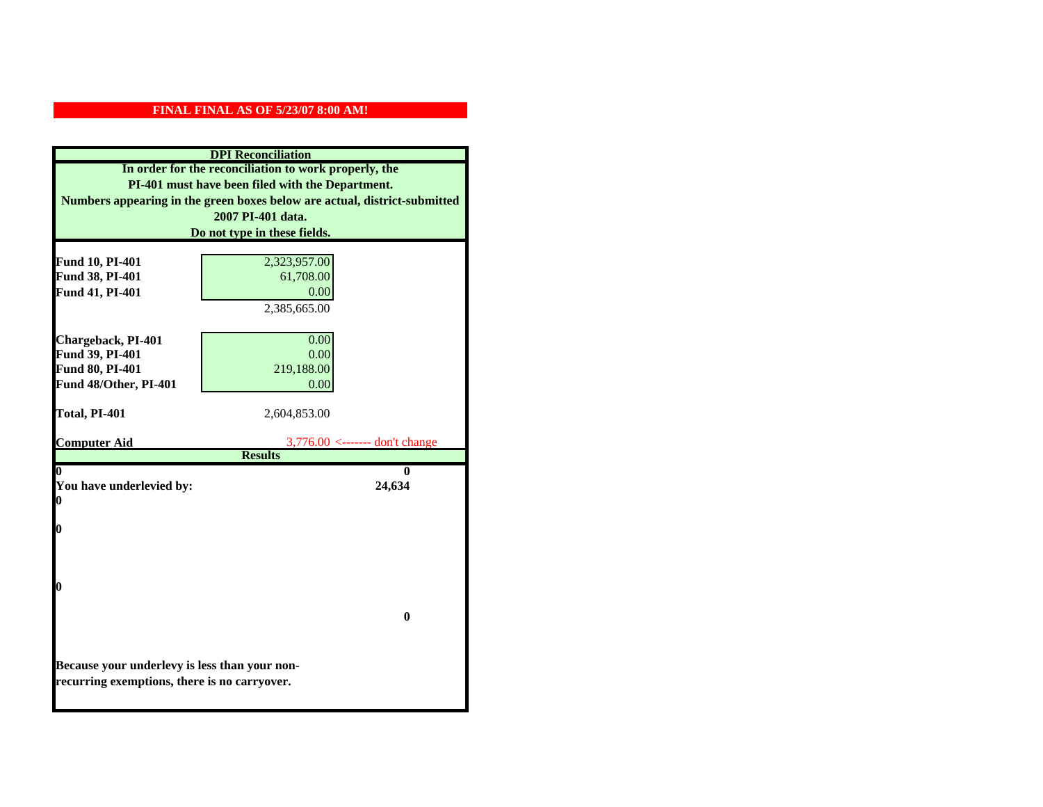**FINAL FINAL AS OF 5/23/07 8:00 AM!**

**DPI Reconciliation**

**In order for the reconciliation to work properly, the PI-401 must have been filed with the Department. Numbers appearing in the green boxes below are actual, district-submitted 2007 PI-401 data. Do not type in these fields.**

| | | |
|---|---|---|
| **Fund 10, PI-401** | 2,323,957.00 | |
| **Fund 38, PI-401** | 61,708.00 | |
| **Fund 41, PI-401** | 0.00 | |
| | 2,385,665.00 | |
| **Chargeback, PI-401** | 0.00 | |
| **Fund 39, PI-401** | 0.00 | |
| **Fund 80, PI-401** | 219,188.00 | |
| **Fund 48/Other, PI-401** | 0.00 | |
| **Total, PI-401** | 2,604,853.00 | |
| **Computer Aid** | 3,776.00 | <------- don't change |

**Results**

| | |
|---|---|
| **0** | **0** |
| **You have underlevied by:** | **24,634** |
| **0** | |
| **0** | |
| **0** | |
| | **0** |

**Because your underlevy is less than your non-recurring exemptions, there is no carryover.**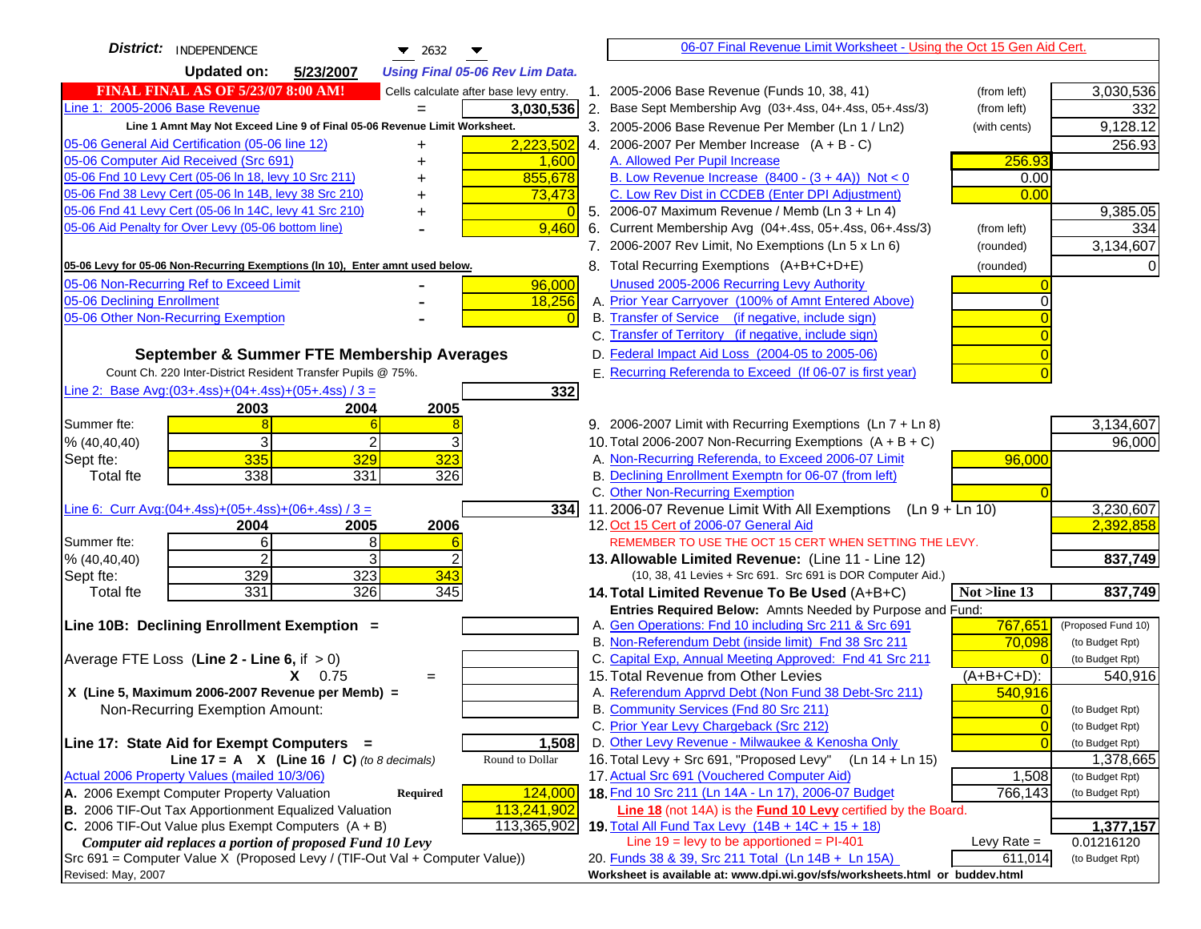**District:** INDEPENDENCE 2632

**Updated on:** 5/23/2007 *Using Final 05-06 Rev Lim Data.*

[06-07 Final Revenue Limit Worksheet - Using the Oct 15 Gen Aid Cert.](#)

**FINAL FINAL AS OF 5/23/07 8:00 AM!** Cells calculate after base levy entry.

| | | |
|---|---|---|
| Line 1: 2005-2006 Base Revenue | = | 3,030,536 |
| Line 1 Amnt May Not Exceed Line 9 of Final 05-06 Revenue Limit Worksheet. | | |
| 05-06 General Aid Certification (05-06 line 12) | + | 2,223,502 |
| 05-06 Computer Aid Received (Src 691) | + | 1,600 |
| 05-06 Fnd 10 Levy Cert (05-06 ln 18, levy 10 Src 211) | + | 855,678 |
| 05-06 Fnd 38 Levy Cert (05-06 ln 14B, levy 38 Src 210) | + | 73,473 |
| 05-06 Fnd 41 Levy Cert (05-06 ln 14C, levy 41 Src 210) | + | 0 |
| 05-06 Aid Penalty for Over Levy (05-06 bottom line) | - | 9,460 |
| **05-06 Levy for 05-06 Non-Recurring Exemptions (ln 10), Enter amnt used below.** | | |
| 05-06 Non-Recurring Ref to Exceed Limit | - | 96,000 |
| 05-06 Declining Enrollment | - | 18,256 |
| 05-06 Other Non-Recurring Exemption | - | 0 |

**September & Summer FTE Membership Averages**

Count Ch. 220 Inter-District Resident Transfer Pupils @ 75%.

Line 2: Base Avg:(03+.4ss)+(04+.4ss)+(05+.4ss) / 3 = **332**

| | 2003 | 2004 | 2005 |
|---|---|---|---|
| Summer fte: | 8 | 6 | 8 |
| % (40,40,40) | 3 | 2 | 3 |
| Sept fte: | 335 | 329 | 323 |
| Total fte | 338 | 331 | 326 |

Line 6: Curr Avg:(04+.4ss)+(05+.4ss)+(06+.4ss) / 3 = **334**

| | 2004 | 2005 | 2006 |
|---|---|---|---|
| Summer fte: | 6 | 8 | 6 |
| % (40,40,40) | 2 | 3 | 2 |
| Sept fte: | 329 | 323 | 343 |
| Total fte | 331 | 326 | 345 |

**Line 10B: Declining Enrollment Exemption =**

Average FTE Loss (**Line 2 - Line 6**, if > 0)

X 0.75 =

X (Line 5, Maximum 2006-2007 Revenue per Memb) =

Non-Recurring Exemption Amount:

**Line 17: State Aid for Exempt Computers =** 1,508

Line 17 = A X (Line 16 / C) *(to 8 decimals)* Round to Dollar

Actual 2006 Property Values (mailed 10/3/06)

| | | |
|---|---|---|
| A. 2006 Exempt Computer Property Valuation | Required | 124,000 |
| B. 2006 TIF-Out Tax Apportionment Equalized Valuation | | 113,241,902 |
| C. 2006 TIF-Out Value plus Exempt Computers (A + B) | | 113,365,902 |

*Computer aid replaces a portion of proposed Fund 10 Levy*

Src 691 = Computer Value X (Proposed Levy / (TIF-Out Val + Computer Value))

Revised: May, 2007

| | | | |
|---|---|---|---|
| 1. 2005-2006 Base Revenue (Funds 10, 38, 41) | (from left) | | 3,030,536 |
| 2. Base Sept Membership Avg (03+.4ss, 04+.4ss, 05+.4ss/3) | (from left) | | 332 |
| 3. 2005-2006 Base Revenue Per Member (Ln 1 / Ln2) | (with cents) | | 9,128.12 |
| 4. 2006-2007 Per Member Increase (A + B - C) | | | 256.93 |
| A. Allowed Per Pupil Increase | | 256.93 | |
| B. Low Revenue Increase (8400 - (3 + 4A)) Not < 0 | | 0.00 | |
| C. Low Rev Dist in CCDEB (Enter DPI Adjustment) | | 0.00 | |
| 5. 2006-07 Maximum Revenue / Memb (Ln 3 + Ln 4) | | | 9,385.05 |
| 6. Current Membership Avg (04+.4ss, 05+.4ss, 06+.4ss/3) | (from left) | | 334 |
| 7. 2006-2007 Rev Limit, No Exemptions (Ln 5 x Ln 6) | (rounded) | | 3,134,607 |
| 8. Total Recurring Exemptions (A+B+C+D+E) | (rounded) | | 0 |
| Unused 2005-2006 Recurring Levy Authority | | 0 | |
| A. Prior Year Carryover (100% of Amnt Entered Above) | | 0 | |
| B. Transfer of Service (if negative, include sign) | | 0 | |
| C. Transfer of Territory (if negative, include sign) | | 0 | |
| D. Federal Impact Aid Loss (2004-05 to 2005-06) | | 0 | |
| E. Recurring Referenda to Exceed (If 06-07 is first year) | | 0 | |
| 9. 2006-2007 Limit with Recurring Exemptions (Ln 7 + Ln 8) | | | 3,134,607 |
| 10. Total 2006-2007 Non-Recurring Exemptions (A + B + C) | | | 96,000 |
| A. Non-Recurring Referenda, to Exceed 2006-07 Limit | | 96,000 | |
| B. Declining Enrollment Exemptn for 06-07 (from left) | | | |
| C. Other Non-Recurring Exemption | | 0 | |
| 11. 2006-07 Revenue Limit With All Exemptions (Ln 9 + Ln 10) | | | 3,230,607 |
| 12. Oct 15 Cert of 2006-07 General Aid | | | 2,392,858 |
| REMEMBER TO USE THE OCT 15 CERT WHEN SETTING THE LEVY. | | | |
| **13. Allowable Limited Revenue:** (Line 11 - Line 12) | | | **837,749** |
| (10, 38, 41 Levies + Src 691. Src 691 is DOR Computer Aid.) | | | |
| **14. Total Limited Revenue To Be Used** (A+B+C) | | Not >line 13 | **837,749** |
| Entries Required Below: Amnts Needed by Purpose and Fund: | | | |
| A. Gen Operations: Fnd 10 including Src 211 & Src 691 | | 767,651 | (Proposed Fund 10) |
| B. Non-Referendum Debt (inside limit) Fnd 38 Src 211 | | 70,098 | (to Budget Rpt) |
| C. Capital Exp, Annual Meeting Approved: Fnd 41 Src 211 | | 0 | (to Budget Rpt) |
| 15. Total Revenue from Other Levies | | (A+B+C+D): | 540,916 |
| A. Referendum Apprvd Debt (Non Fund 38 Debt-Src 211) | | 540,916 | |
| B. Community Services (Fnd 80 Src 211) | | 0 | (to Budget Rpt) |
| C. Prior Year Levy Chargeback (Src 212) | | 0 | (to Budget Rpt) |
| D. Other Levy Revenue - Milwaukee & Kenosha Only | | 0 | (to Budget Rpt) |
| 16. Total Levy + Src 691, "Proposed Levy" (Ln 14 + Ln 15) | | | 1,378,665 |
| 17. Actual Src 691 (Vouchered Computer Aid) | | 1,508 | (to Budget Rpt) |
| **18.** Fnd 10 Src 211 (Ln 14A - Ln 17), 2006-07 Budget | | 766,143 | (to Budget Rpt) |
| **Line 18** (not 14A) is the **Fund 10 Levy** certified by the Board. | | | |
| **19.** Total All Fund Tax Levy (14B + 14C + 15 + 18) | | | **1,377,157** |
| Line 19 = levy to be apportioned = PI-401 | | Levy Rate = | 0.01216120 |
| 20. Funds 38 & 39, Src 211 Total (Ln 14B + Ln 15A) | | 611,014 | (to Budget Rpt) |

**Worksheet is available at: www.dpi.wi.gov/sfs/worksheets.html or buddev.html**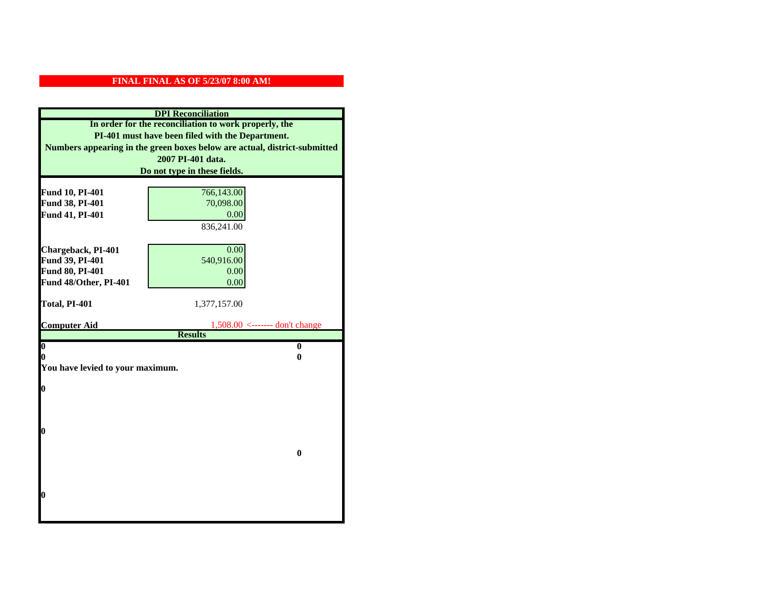**FINAL FINAL AS OF 5/23/07 8:00 AM!**

| DPI Reconciliation | | |
|---|---|---|
| In order for the reconciliation to work properly, the PI-401 must have been filed with the Department. Numbers appearing in the green boxes below are actual, district-submitted 2007 PI-401 data. Do not type in these fields. | | |
| **Fund 10, PI-401** | 766,143.00 | |
| **Fund 38, PI-401** | 70,098.00 | |
| **Fund 41, PI-401** | 0.00 | |
| | 836,241.00 | |
| **Chargeback, PI-401** | 0.00 | |
| **Fund 39, PI-401** | 540,916.00 | |
| **Fund 80, PI-401** | 0.00 | |
| **Fund 48/Other, PI-401** | 0.00 | |
| **Total, PI-401** | 1,377,157.00 | |
| **Computer Aid** | 1,508.00 <------- don't change | |
| **Results** | | |
| **0** | | **0** |
| **0** | | **0** |
| **You have levied to your maximum.** | | |
| **0** | | |
| **0** | | |
| | | **0** |
| **0** | | |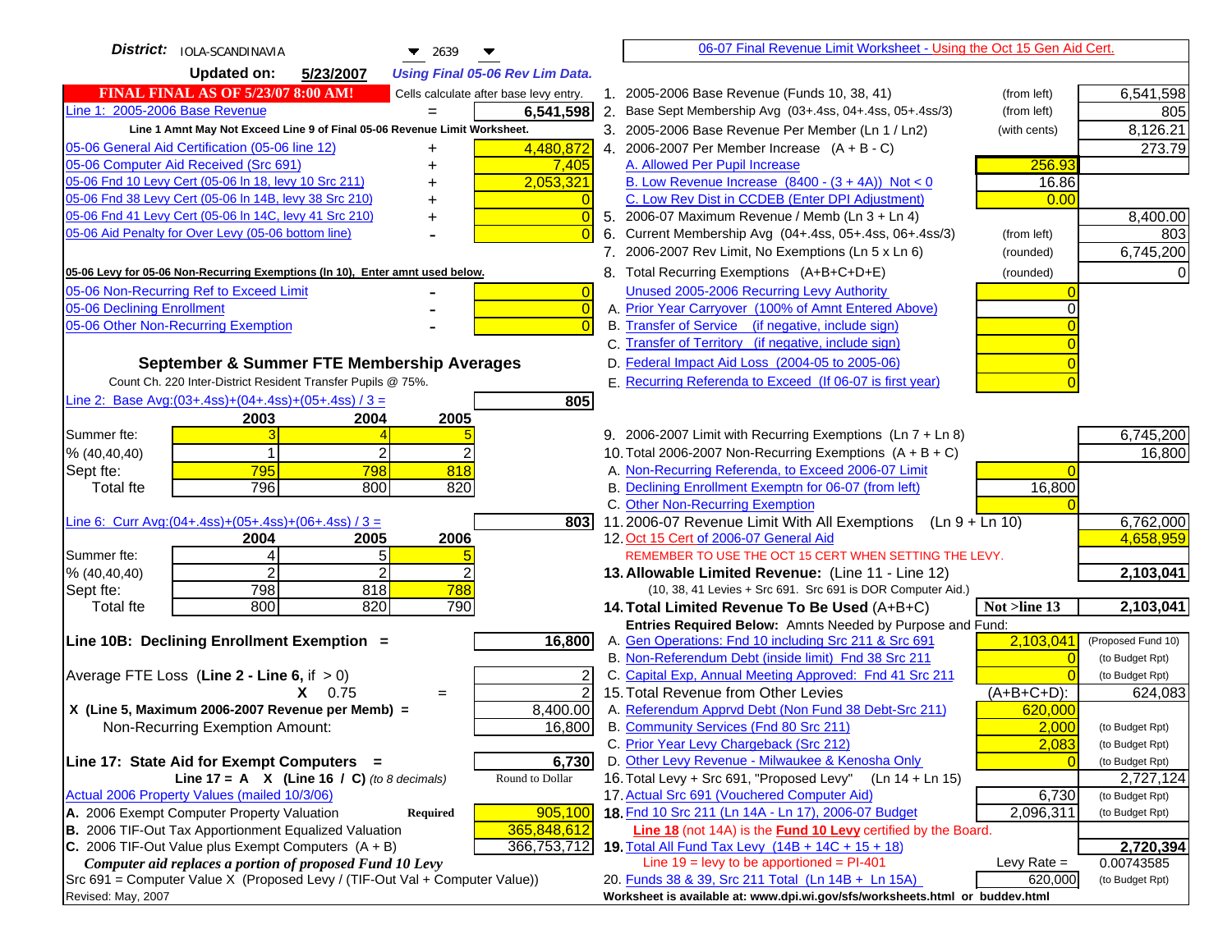**District:** IOLA-SCANDINAVIA 2639

**Updated on:** 5/23/2007 *Using Final 05-06 Rev Lim Data.*

**FINAL FINAL AS OF 5/23/07 8:00 AM!** Cells calculate after base levy entry.

| | | |
|---|---|---|
| Line 1: 2005-2006 Base Revenue | = | 6,541,598 |
| Line 1 Amnt May Not Exceed Line 9 of Final 05-06 Revenue Limit Worksheet. | | |
| 05-06 General Aid Certification (05-06 line 12) | + | 4,480,872 |
| 05-06 Computer Aid Received (Src 691) | + | 7,405 |
| 05-06 Fnd 10 Levy Cert (05-06 ln 18, levy 10 Src 211) | + | 2,053,321 |
| 05-06 Fnd 38 Levy Cert (05-06 ln 14B, levy 38 Src 210) | + | 0 |
| 05-06 Fnd 41 Levy Cert (05-06 ln 14C, levy 41 Src 210) | + | 0 |
| 05-06 Aid Penalty for Over Levy (05-06 bottom line) | - | 0 |
| **05-06 Levy for 05-06 Non-Recurring Exemptions (ln 10), Enter amnt used below.** | | |
| 05-06 Non-Recurring Ref to Exceed Limit | - | 0 |
| 05-06 Declining Enrollment | - | 0 |
| 05-06 Other Non-Recurring Exemption | - | 0 |

### September & Summer FTE Membership Averages

Count Ch. 220 Inter-District Resident Transfer Pupils @ 75%.

Line 2: Base Avg:(03+.4ss)+(04+.4ss)+(05+.4ss) / 3 = **805**

| | 2003 | 2004 | 2005 |
|---|---|---|---|
| Summer fte: | 3 | 4 | 5 |
| % (40,40,40) | 1 | 2 | 2 |
| Sept fte: | 795 | 798 | 818 |
| Total fte | 796 | 800 | 820 |

Line 6: Curr Avg:(04+.4ss)+(05+.4ss)+(06+.4ss) / 3 = **803**

| | 2004 | 2005 | 2006 |
|---|---|---|---|
| Summer fte: | 4 | 5 | 5 |
| % (40,40,40) | 2 | 2 | 2 |
| Sept fte: | 798 | 818 | 788 |
| Total fte | 800 | 820 | 790 |

**Line 10B: Declining Enrollment Exemption =** **16,800**

| | | |
|---|---|---|
| Average FTE Loss (**Line 2 - Line 6**, if > 0) | | 2 |
| X 0.75 | = | 2 |
| X (Line 5, Maximum 2006-2007 Revenue per Memb) = | | 8,400.00 |
| Non-Recurring Exemption Amount: | | 16,800 |

**Line 17: State Aid for Exempt Computers =** **6,730**

**Line 17 = A X (Line 16 / C)** *(to 8 decimals)* Round to Dollar

| | | |
|---|---|---|
| Actual 2006 Property Values (mailed 10/3/06) | | |
| A. 2006 Exempt Computer Property Valuation | Required | 905,100 |
| B. 2006 TIF-Out Tax Apportionment Equalized Valuation | | 365,848,612 |
| C. 2006 TIF-Out Value plus Exempt Computers (A + B) | | 366,753,712 |

*Computer aid replaces a portion of proposed Fund 10 Levy*

Src 691 = Computer Value X (Proposed Levy / (TIF-Out Val + Computer Value))

Revised: May, 2007

## 06-07 Final Revenue Limit Worksheet - Using the Oct 15 Gen Aid Cert.

| | | | |
|---|---|---|---|
| 1. 2005-2006 Base Revenue (Funds 10, 38, 41) | (from left) | | 6,541,598 |
| 2. Base Sept Membership Avg (03+.4ss, 04+.4ss, 05+.4ss/3) | (from left) | | 805 |
| 3. 2005-2006 Base Revenue Per Member (Ln 1 / Ln2) | (with cents) | | 8,126.21 |
| 4. 2006-2007 Per Member Increase (A + B - C) | | | 273.79 |
| A. Allowed Per Pupil Increase | | 256.93 | |
| B. Low Revenue Increase (8400 - (3 + 4A)) Not < 0 | | 16.86 | |
| C. Low Rev Dist in CCDEB (Enter DPI Adjustment) | | 0.00 | |
| 5. 2006-07 Maximum Revenue / Memb (Ln 3 + Ln 4) | | | 8,400.00 |
| 6. Current Membership Avg (04+.4ss, 05+.4ss, 06+.4ss/3) | (from left) | | 803 |
| 7. 2006-2007 Rev Limit, No Exemptions (Ln 5 x Ln 6) | (rounded) | | 6,745,200 |
| 8. Total Recurring Exemptions (A+B+C+D+E) | (rounded) | | 0 |
| Unused 2005-2006 Recurring Levy Authority | | 0 | |
| A. Prior Year Carryover (100% of Amnt Entered Above) | | 0 | |
| B. Transfer of Service (if negative, include sign) | | 0 | |
| C. Transfer of Territory (if negative, include sign) | | 0 | |
| D. Federal Impact Aid Loss (2004-05 to 2005-06) | | 0 | |
| E. Recurring Referenda to Exceed (If 06-07 is first year) | | 0 | |
| 9. 2006-2007 Limit with Recurring Exemptions (Ln 7 + Ln 8) | | | 6,745,200 |
| 10. Total 2006-2007 Non-Recurring Exemptions (A + B + C) | | | 16,800 |
| A. Non-Recurring Referenda, to Exceed 2006-07 Limit | | 0 | |
| B. Declining Enrollment Exemptn for 06-07 (from left) | | 16,800 | |
| C. Other Non-Recurring Exemption | | 0 | |
| 11. 2006-07 Revenue Limit With All Exemptions (Ln 9 + Ln 10) | | | 6,762,000 |
| 12. Oct 15 Cert of 2006-07 General Aid | | | 4,658,959 |
| REMEMBER TO USE THE OCT 15 CERT WHEN SETTING THE LEVY. | | | |
| **13. Allowable Limited Revenue:** (Line 11 - Line 12) | | | **2,103,041** |
| (10, 38, 41 Levies + Src 691. Src 691 is DOR Computer Aid.) | | | |
| **14. Total Limited Revenue To Be Used** (A+B+C) | | **Not >line 13** | **2,103,041** |
| Entries Required Below: Amnts Needed by Purpose and Fund: | | | |
| A. Gen Operations: Fnd 10 including Src 211 & Src 691 | | 2,103,041 | (Proposed Fund 10) |
| B. Non-Referendum Debt (inside limit) Fnd 38 Src 211 | | 0 | (to Budget Rpt) |
| C. Capital Exp, Annual Meeting Approved: Fnd 41 Src 211 | | 0 | (to Budget Rpt) |
| 15. Total Revenue from Other Levies | | (A+B+C+D): | 624,083 |
| A. Referendum Apprvd Debt (Non Fund 38 Debt-Src 211) | | 620,000 | |
| B. Community Services (Fnd 80 Src 211) | | 2,000 | (to Budget Rpt) |
| C. Prior Year Levy Chargeback (Src 212) | | 2,083 | (to Budget Rpt) |
| D. Other Levy Revenue - Milwaukee & Kenosha Only | | 0 | (to Budget Rpt) |
| 16. Total Levy + Src 691, "Proposed Levy" (Ln 14 + Ln 15) | | | 2,727,124 |
| 17. Actual Src 691 (Vouchered Computer Aid) | | 6,730 | (to Budget Rpt) |
| **18.** Fnd 10 Src 211 (Ln 14A - Ln 17), 2006-07 Budget | | 2,096,311 | (to Budget Rpt) |
| **Line 18** (not 14A) is the **Fund 10 Levy** certified by the Board. | | | |
| **19.** Total All Fund Tax Levy (14B + 14C + 15 + 18) | | | **2,720,394** |
| Line 19 = levy to be apportioned = PI-401 | | Levy Rate = | 0.00743585 |
| 20. Funds 38 & 39, Src 211 Total (Ln 14B + Ln 15A) | | 620,000 | (to Budget Rpt) |

Worksheet is available at: www.dpi.wi.gov/sfs/worksheets.html or buddev.html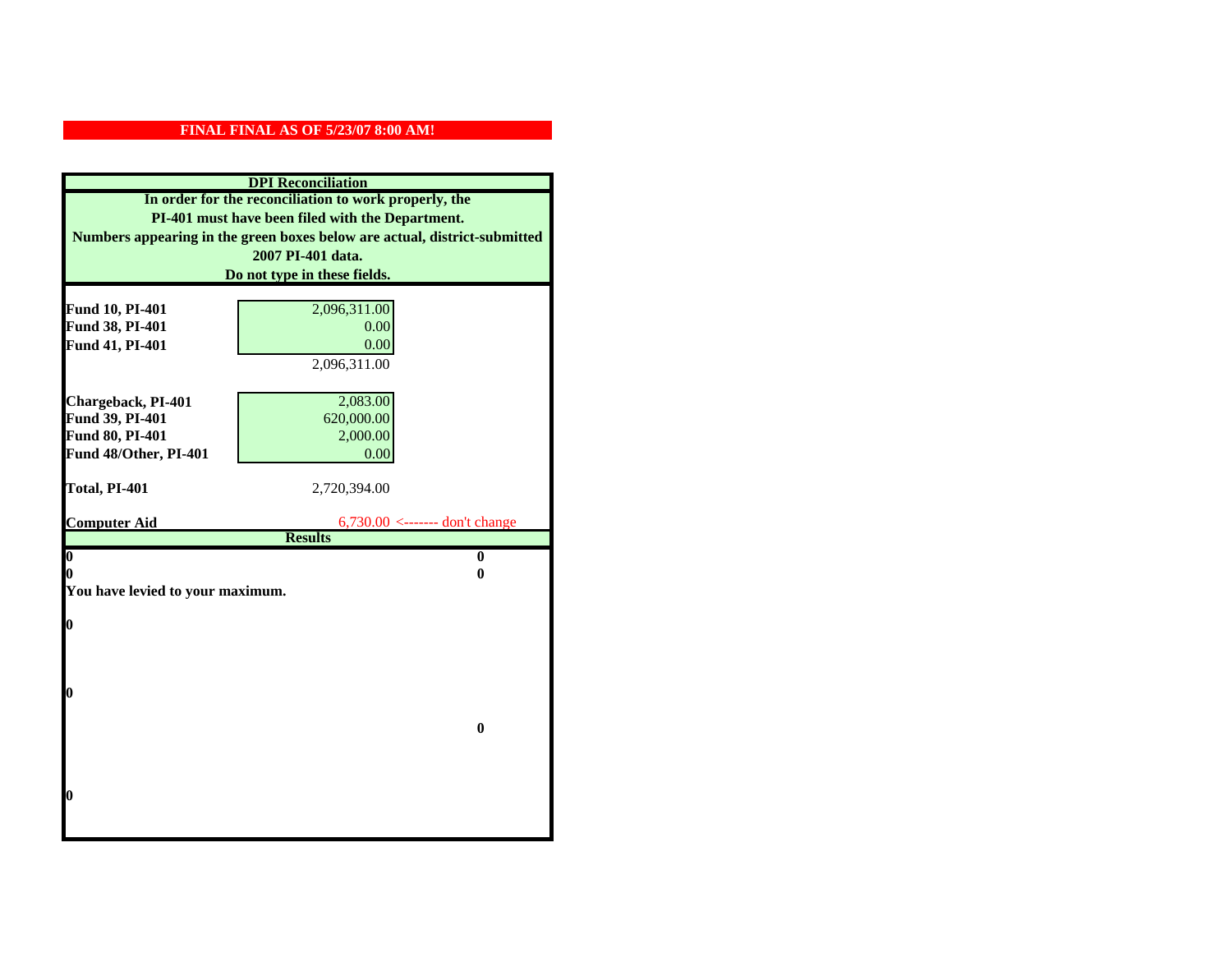**FINAL FINAL AS OF 5/23/07 8:00 AM!**

**DPI Reconciliation**

**In order for the reconciliation to work properly, the PI-401 must have been filed with the Department. Numbers appearing in the green boxes below are actual, district-submitted 2007 PI-401 data. Do not type in these fields.**

| | | |
|---|---|---|
| **Fund 10, PI-401** | 2,096,311.00 | |
| **Fund 38, PI-401** | 0.00 | |
| **Fund 41, PI-401** | 0.00 | |
| | 2,096,311.00 | |
| **Chargeback, PI-401** | 2,083.00 | |
| **Fund 39, PI-401** | 620,000.00 | |
| **Fund 80, PI-401** | 2,000.00 | |
| **Fund 48/Other, PI-401** | 0.00 | |
| **Total, PI-401** | 2,720,394.00 | |
| **Computer Aid** | 6,730.00 | <------- don't change |

**Results**

| | |
|---|---|
| **0** | **0** |
| **0** | **0** |

**You have levied to your maximum.**

**0**

**0**

**0**

**0**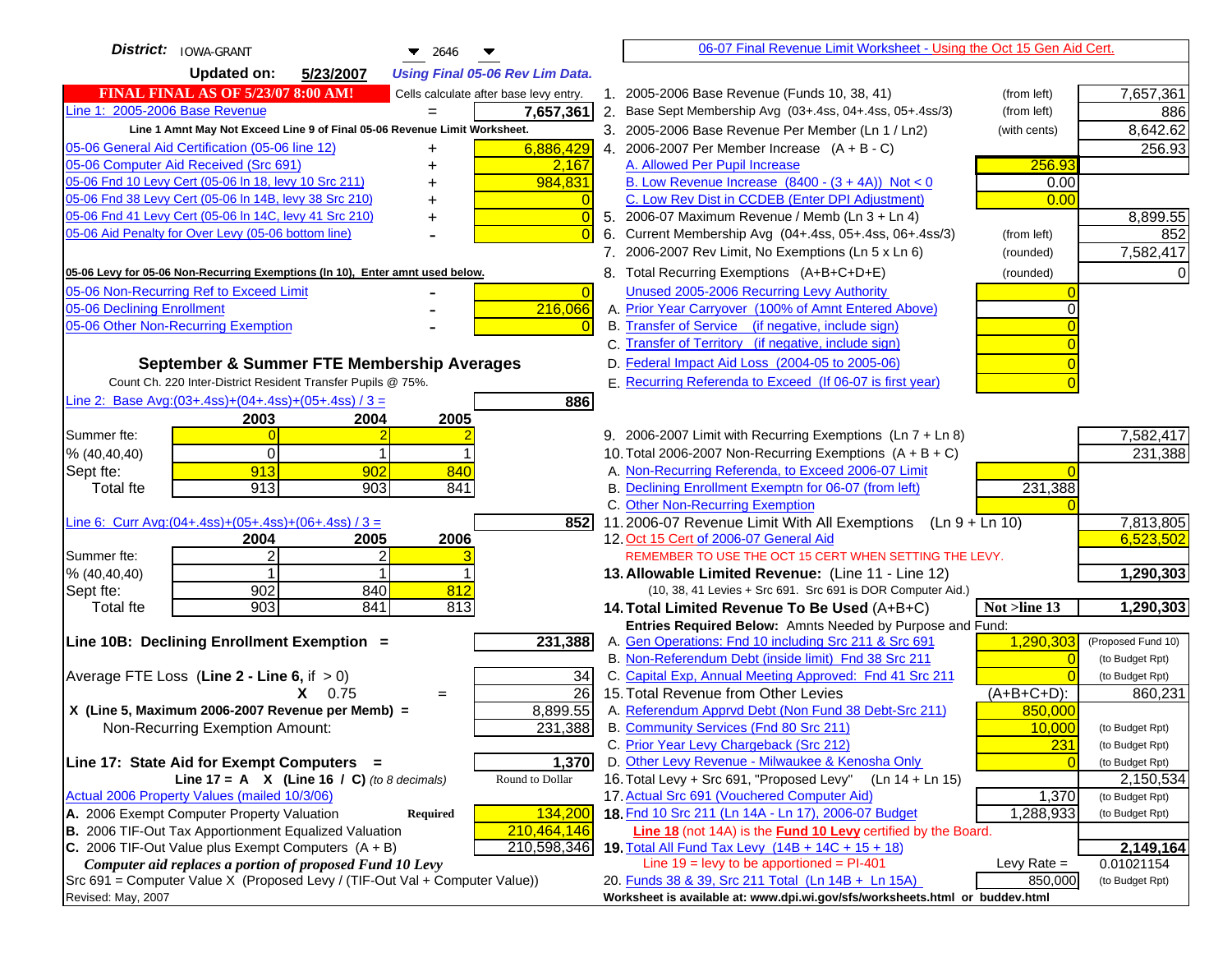**District:** IOWA-GRANT 2646

**Updated on:** 5/23/2007 *Using Final 05-06 Rev Lim Data.*

[06-07 Final Revenue Limit Worksheet - Using the Oct 15 Gen Aid Cert.]

**FINAL FINAL AS OF 5/23/07 8:00 AM!** Cells calculate after base levy entry.

| | | |
|---|---|---|
| Line 1: 2005-2006 Base Revenue | = | 7,657,361 |

**Line 1 Amnt May Not Exceed Line 9 of Final 05-06 Revenue Limit Worksheet.**

| | | |
|---|---|---|
| 05-06 General Aid Certification (05-06 line 12) | + | 6,886,429 |
| 05-06 Computer Aid Received (Src 691) | + | 2,167 |
| 05-06 Fnd 10 Levy Cert (05-06 ln 18, levy 10 Src 211) | + | 984,831 |
| 05-06 Fnd 38 Levy Cert (05-06 ln 14B, levy 38 Src 210) | + | 0 |
| 05-06 Fnd 41 Levy Cert (05-06 ln 14C, levy 41 Src 210) | + | 0 |
| 05-06 Aid Penalty for Over Levy (05-06 bottom line) | - | 0 |

**05-06 Levy for 05-06 Non-Recurring Exemptions (ln 10), Enter amnt used below.**

| | | |
|---|---|---|
| 05-06 Non-Recurring Ref to Exceed Limit | - | 0 |
| 05-06 Declining Enrollment | - | 216,066 |
| 05-06 Other Non-Recurring Exemption | - | 0 |

### September & Summer FTE Membership Averages

Count Ch. 220 Inter-District Resident Transfer Pupils @ 75%.

Line 2: Base Avg:(03+.4ss)+(04+.4ss)+(05+.4ss) / 3 = **886**

| | 2003 | 2004 | 2005 |
|---|---|---|---|
| Summer fte: | 0 | 2 | 2 |
| % (40,40,40) | 0 | 1 | 1 |
| Sept fte: | 913 | 902 | 840 |
| Total fte | 913 | 903 | 841 |

Line 6: Curr Avg:(04+.4ss)+(05+.4ss)+(06+.4ss) / 3 = **852**

| | 2004 | 2005 | 2006 |
|---|---|---|---|
| Summer fte: | 2 | 2 | 3 |
| % (40,40,40) | 1 | 1 | 1 |
| Sept fte: | 902 | 840 | 812 |
| Total fte | 903 | 841 | 813 |

**Line 10B: Declining Enrollment Exemption =** 231,388

| | | |
|---|---|---|
| Average FTE Loss (Line 2 - Line 6, if > 0) | | 34 |
| | X 0.75 = | 26 |
| X (Line 5, Maximum 2006-2007 Revenue per Memb) = | | 8,899.55 |
| Non-Recurring Exemption Amount: | | 231,388 |

**Line 17: State Aid for Exempt Computers =** 1,370

Line 17 = A X (Line 16 / C) *(to 8 decimals)* — Round to Dollar

Actual 2006 Property Values (mailed 10/3/06)

| | | |
|---|---|---|
| A. 2006 Exempt Computer Property Valuation | Required | 134,200 |
| B. 2006 TIF-Out Tax Apportionment Equalized Valuation | | 210,464,146 |
| C. 2006 TIF-Out Value plus Exempt Computers (A + B) | | 210,598,346 |

*Computer aid replaces a portion of proposed Fund 10 Levy*

Src 691 = Computer Value X (Proposed Levy / (TIF-Out Val + Computer Value))

| | | | |
|---|---|---|---|
| 1. 2005-2006 Base Revenue (Funds 10, 38, 41) | (from left) | | 7,657,361 |
| 2. Base Sept Membership Avg (03+.4ss, 04+.4ss, 05+.4ss/3) | (from left) | | 886 |
| 3. 2005-2006 Base Revenue Per Member (Ln 1 / Ln2) | (with cents) | | 8,642.62 |
| 4. 2006-2007 Per Member Increase (A + B - C) | | | 256.93 |
| A. Allowed Per Pupil Increase | | 256.93 | |
| B. Low Revenue Increase (8400 - (3 + 4A)) Not < 0 | | 0.00 | |
| C. Low Rev Dist in CCDEB (Enter DPI Adjustment) | | 0.00 | |
| 5. 2006-07 Maximum Revenue / Memb (Ln 3 + Ln 4) | | | 8,899.55 |
| 6. Current Membership Avg (04+.4ss, 05+.4ss, 06+.4ss/3) | (from left) | | 852 |
| 7. 2006-2007 Rev Limit, No Exemptions (Ln 5 x Ln 6) | (rounded) | | 7,582,417 |
| 8. Total Recurring Exemptions (A+B+C+D+E) | (rounded) | | 0 |
| Unused 2005-2006 Recurring Levy Authority | | 0 | |
| A. Prior Year Carryover (100% of Amnt Entered Above) | | 0 | |
| B. Transfer of Service (if negative, include sign) | | 0 | |
| C. Transfer of Territory (if negative, include sign) | | 0 | |
| D. Federal Impact Aid Loss (2004-05 to 2005-06) | | 0 | |
| E. Recurring Referenda to Exceed (If 06-07 is first year) | | 0 | |
| 9. 2006-2007 Limit with Recurring Exemptions (Ln 7 + Ln 8) | | | 7,582,417 |
| 10. Total 2006-2007 Non-Recurring Exemptions (A + B + C) | | | 231,388 |
| A. Non-Recurring Referenda, to Exceed 2006-07 Limit | | 0 | |
| B. Declining Enrollment Exemptn for 06-07 (from left) | | 231,388 | |
| C. Other Non-Recurring Exemption | | 0 | |
| 11. 2006-07 Revenue Limit With All Exemptions (Ln 9 + Ln 10) | | | 7,813,805 |
| 12. Oct 15 Cert of 2006-07 General Aid | | | 6,523,502 |

REMEMBER TO USE THE OCT 15 CERT WHEN SETTING THE LEVY.

| | | | |
|---|---|---|---|
| **13. Allowable Limited Revenue:** (Line 11 - Line 12) | | | **1,290,303** |
| (10, 38, 41 Levies + Src 691. Src 691 is DOR Computer Aid.) | | | |
| **14. Total Limited Revenue To Be Used** (A+B+C) | | Not >line 13 | **1,290,303** |
| Entries Required Below: Amnts Needed by Purpose and Fund: | | | |
| A. Gen Operations: Fnd 10 including Src 211 & Src 691 | | 1,290,303 | (Proposed Fund 10) |
| B. Non-Referendum Debt (inside limit) Fnd 38 Src 211 | | 0 | (to Budget Rpt) |
| C. Capital Exp, Annual Meeting Approved: Fnd 41 Src 211 | | 0 | (to Budget Rpt) |
| 15. Total Revenue from Other Levies | | (A+B+C+D): | 860,231 |
| A. Referendum Apprvd Debt (Non Fund 38 Debt-Src 211) | | 850,000 | |
| B. Community Services (Fnd 80 Src 211) | | 10,000 | (to Budget Rpt) |
| C. Prior Year Levy Chargeback (Src 212) | | 231 | (to Budget Rpt) |
| D. Other Levy Revenue - Milwaukee & Kenosha Only | | 0 | (to Budget Rpt) |
| 16. Total Levy + Src 691, "Proposed Levy" (Ln 14 + Ln 15) | | | 2,150,534 |
| 17. Actual Src 691 (Vouchered Computer Aid) | | 1,370 | (to Budget Rpt) |
| **18.** Fnd 10 Src 211 (Ln 14A - Ln 17), 2006-07 Budget | | 1,288,933 | (to Budget Rpt) |
| **Line 18** (not 14A) is the **Fund 10 Levy** certified by the Board. | | | |
| **19.** Total All Fund Tax Levy (14B + 14C + 15 + 18) | | | **2,149,164** |
| Line 19 = levy to be apportioned = PI-401 | | Levy Rate = | 0.01021154 |
| 20. Funds 38 & 39, Src 211 Total (Ln 14B + Ln 15A) | | 850,000 | (to Budget Rpt) |

Worksheet is available at: www.dpi.wi.gov/sfs/worksheets.html or buddev.html

Revised: May, 2007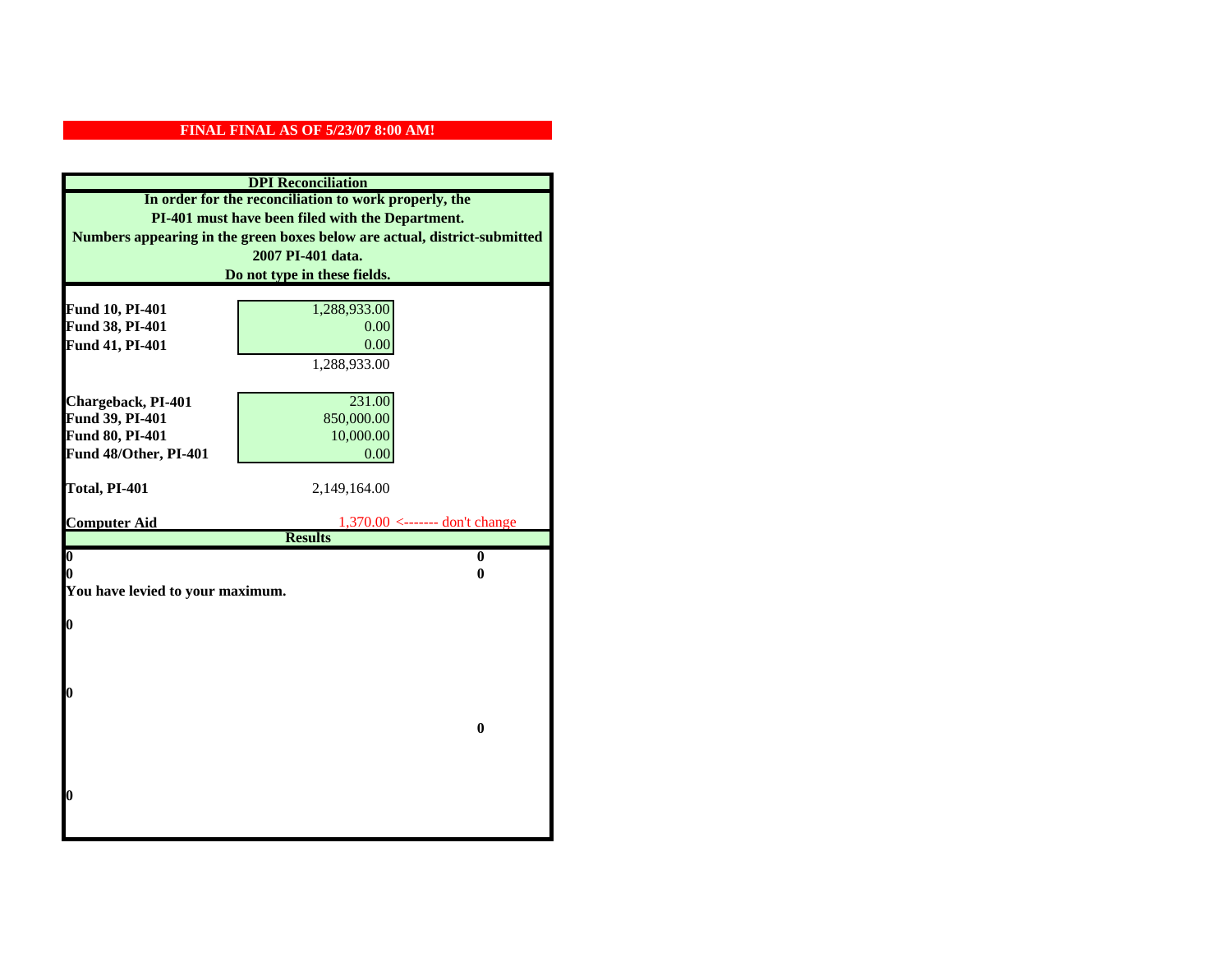**FINAL FINAL AS OF 5/23/07 8:00 AM!**

## DPI Reconciliation

**In order for the reconciliation to work properly, the PI-401 must have been filed with the Department.**
**Numbers appearing in the green boxes below are actual, district-submitted 2007 PI-401 data.**
**Do not type in these fields.**

| | |
|---|---|
| **Fund 10, PI-401** | 1,288,933.00 |
| **Fund 38, PI-401** | 0.00 |
| **Fund 41, PI-401** | 0.00 |
| | 1,288,933.00 |
| **Chargeback, PI-401** | 231.00 |
| **Fund 39, PI-401** | 850,000.00 |
| **Fund 80, PI-401** | 10,000.00 |
| **Fund 48/Other, PI-401** | 0.00 |
| **Total, PI-401** | 2,149,164.00 |
| **Computer Aid** | 1,370.00 <------- don't change |

**Results**

| | |
|---|---|
| **0** | **0** |
| **0** | **0** |

**You have levied to your maximum.**

**0**

**0**

**0**

**0**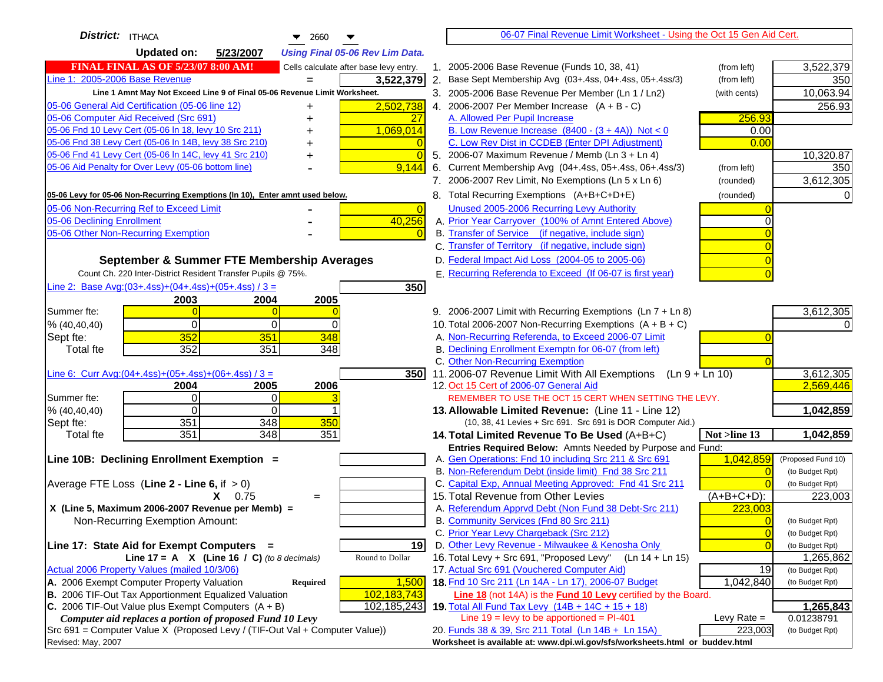**District:** ITHACA 2660

**Updated on:** 5/23/2007 *Using Final 05-06 Rev Lim Data.*

**FINAL FINAL AS OF 5/23/07 8:00 AM!** Cells calculate after base levy entry.

| | | |
|---|---|---|
| Line 1: 2005-2006 Base Revenue | = | 3,522,379 |

Line 1 Amnt May Not Exceed Line 9 of Final 05-06 Revenue Limit Worksheet.

| | | |
|---|---|---|
| 05-06 General Aid Certification (05-06 line 12) | + | 2,502,738 |
| 05-06 Computer Aid Received (Src 691) | + | 27 |
| 05-06 Fnd 10 Levy Cert (05-06 ln 18, levy 10 Src 211) | + | 1,069,014 |
| 05-06 Fnd 38 Levy Cert (05-06 ln 14B, levy 38 Src 210) | + | 0 |
| 05-06 Fnd 41 Levy Cert (05-06 ln 14C, levy 41 Src 210) | + | 0 |
| 05-06 Aid Penalty for Over Levy (05-06 bottom line) | - | 9,144 |

05-06 Levy for 05-06 Non-Recurring Exemptions (ln 10), Enter amnt used below.

| | | |
|---|---|---|
| 05-06 Non-Recurring Ref to Exceed Limit | - | 0 |
| 05-06 Declining Enrollment | - | 40,256 |
| 05-06 Other Non-Recurring Exemption | - | 0 |

**September & Summer FTE Membership Averages**

Count Ch. 220 Inter-District Resident Transfer Pupils @ 75%.

Line 2: Base Avg:(03+.4ss)+(04+.4ss)+(05+.4ss) / 3 = **350**

| | 2003 | 2004 | 2005 |
|---|---|---|---|
| Summer fte: | 0 | 0 | 0 |
| % (40,40,40) | 0 | 0 | 0 |
| Sept fte: | 352 | 351 | 348 |
| Total fte | 352 | 351 | 348 |

Line 6: Curr Avg:(04+.4ss)+(05+.4ss)+(06+.4ss) / 3 = **350**

| | 2004 | 2005 | 2006 |
|---|---|---|---|
| Summer fte: | 0 | 0 | 3 |
| % (40,40,40) | 0 | 0 | 1 |
| Sept fte: | 351 | 348 | 350 |
| Total fte | 351 | 348 | 351 |

**Line 10B: Declining Enrollment Exemption =**

Average FTE Loss (**Line 2 - Line 6**, if > 0)

X 0.75 =

X (Line 5, Maximum 2006-2007 Revenue per Memb) =

Non-Recurring Exemption Amount:

**Line 17: State Aid for Exempt Computers =** 19

Line 17 = A X (Line 16 / C) *(to 8 decimals)* Round to Dollar

Actual 2006 Property Values (mailed 10/3/06)

| | | |
|---|---|---|
| A. 2006 Exempt Computer Property Valuation | **Required** | 1,500 |
| B. 2006 TIF-Out Tax Apportionment Equalized Valuation | | 102,183,743 |
| C. 2006 TIF-Out Value plus Exempt Computers (A + B) | | 102,185,243 |

*Computer aid replaces a portion of proposed Fund 10 Levy*

Src 691 = Computer Value X (Proposed Levy / (TIF-Out Val + Computer Value))

Revised: May, 2007

06-07 Final Revenue Limit Worksheet - Using the Oct 15 Gen Aid Cert.

| | | | |
|---|---|---|---|
| 1. 2005-2006 Base Revenue (Funds 10, 38, 41) | (from left) | | 3,522,379 |
| 2. Base Sept Membership Avg (03+.4ss, 04+.4ss, 05+.4ss/3) | (from left) | | 350 |
| 3. 2005-2006 Base Revenue Per Member (Ln 1 / Ln2) | (with cents) | | 10,063.94 |
| 4. 2006-2007 Per Member Increase (A + B - C) | | | 256.93 |
| A. Allowed Per Pupil Increase | | 256.93 | |
| B. Low Revenue Increase (8400 - (3 + 4A)) Not < 0 | | 0.00 | |
| C. Low Rev Dist in CCDEB (Enter DPI Adjustment) | | 0.00 | |
| 5. 2006-07 Maximum Revenue / Memb (Ln 3 + Ln 4) | | | 10,320.87 |
| 6. Current Membership Avg (04+.4ss, 05+.4ss, 06+.4ss/3) | (from left) | | 350 |
| 7. 2006-2007 Rev Limit, No Exemptions (Ln 5 x Ln 6) | (rounded) | | 3,612,305 |
| 8. Total Recurring Exemptions (A+B+C+D+E) | (rounded) | | 0 |
| Unused 2005-2006 Recurring Levy Authority | | 0 | |
| A. Prior Year Carryover (100% of Amnt Entered Above) | | 0 | |
| B. Transfer of Service (if negative, include sign) | | 0 | |
| C. Transfer of Territory (if negative, include sign) | | 0 | |
| D. Federal Impact Aid Loss (2004-05 to 2005-06) | | 0 | |
| E. Recurring Referenda to Exceed (If 06-07 is first year) | | 0 | |
| 9. 2006-2007 Limit with Recurring Exemptions (Ln 7 + Ln 8) | | | 3,612,305 |
| 10. Total 2006-2007 Non-Recurring Exemptions (A + B + C) | | | 0 |
| A. Non-Recurring Referenda, to Exceed 2006-07 Limit | | 0 | |
| B. Declining Enrollment Exemptn for 06-07 (from left) | | | |
| C. Other Non-Recurring Exemption | | 0 | |
| 11. 2006-07 Revenue Limit With All Exemptions (Ln 9 + Ln 10) | | | 3,612,305 |
| 12. Oct 15 Cert of 2006-07 General Aid | | | 2,569,446 |

REMEMBER TO USE THE OCT 15 CERT WHEN SETTING THE LEVY.

| | | | |
|---|---|---|---|
| **13. Allowable Limited Revenue:** (Line 11 - Line 12) | | | **1,042,859** |
| (10, 38, 41 Levies + Src 691. Src 691 is DOR Computer Aid.) | | | |
| **14. Total Limited Revenue To Be Used** (A+B+C) | | **Not >line 13** | **1,042,859** |
| Entries Required Below: Amnts Needed by Purpose and Fund: | | | |
| A. Gen Operations: Fnd 10 including Src 211 & Src 691 | | 1,042,859 | (Proposed Fund 10) |
| B. Non-Referendum Debt (inside limit) Fnd 38 Src 211 | | 0 | (to Budget Rpt) |
| C. Capital Exp, Annual Meeting Approved: Fnd 41 Src 211 | | 0 | (to Budget Rpt) |
| 15. Total Revenue from Other Levies | | (A+B+C+D): | 223,003 |
| A. Referendum Apprvd Debt (Non Fund 38 Debt-Src 211) | | 223,003 | |
| B. Community Services (Fnd 80 Src 211) | | 0 | (to Budget Rpt) |
| C. Prior Year Levy Chargeback (Src 212) | | 0 | (to Budget Rpt) |
| D. Other Levy Revenue - Milwaukee & Kenosha Only | | 0 | (to Budget Rpt) |
| 16. Total Levy + Src 691, "Proposed Levy" (Ln 14 + Ln 15) | | | 1,265,862 |
| 17. Actual Src 691 (Vouchered Computer Aid) | | 19 | (to Budget Rpt) |
| **18.** Fnd 10 Src 211 (Ln 14A - Ln 17), 2006-07 Budget | | 1,042,840 | (to Budget Rpt) |
| **Line 18** (not 14A) is the **Fund 10 Levy** certified by the Board. | | | |
| **19.** Total All Fund Tax Levy (14B + 14C + 15 + 18) | | | **1,265,843** |
| Line 19 = levy to be apportioned = PI-401 | | Levy Rate = | 0.01238791 |
| 20. Funds 38 & 39, Src 211 Total (Ln 14B + Ln 15A) | | 223,003 | (to Budget Rpt) |

Worksheet is available at: www.dpi.wi.gov/sfs/worksheets.html or buddev.html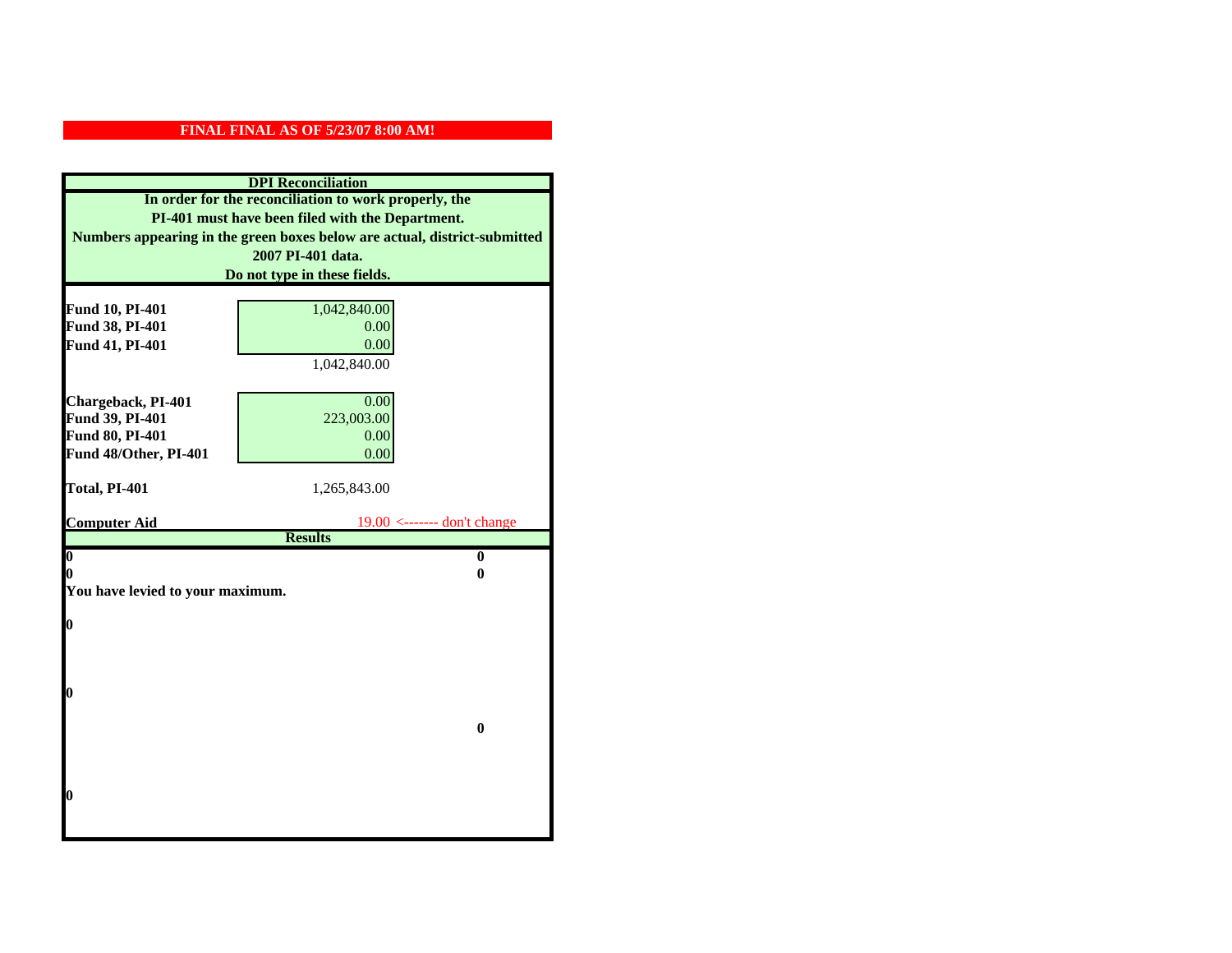**FINAL FINAL AS OF 5/23/07 8:00 AM!**

## DPI Reconciliation

**In order for the reconciliation to work properly, the PI-401 must have been filed with the Department. Numbers appearing in the green boxes below are actual, district-submitted 2007 PI-401 data. Do not type in these fields.**

| | | |
|---|---|---|
| **Fund 10, PI-401** | 1,042,840.00 | |
| **Fund 38, PI-401** | 0.00 | |
| **Fund 41, PI-401** | 0.00 | |
| | 1,042,840.00 | |
| **Chargeback, PI-401** | 0.00 | |
| **Fund 39, PI-401** | 223,003.00 | |
| **Fund 80, PI-401** | 0.00 | |
| **Fund 48/Other, PI-401** | 0.00 | |
| **Total, PI-401** | 1,265,843.00 | |
| **Computer Aid** | 19.00 | <------- don't change |

**Results**

| | |
|---|---|
| **0** | **0** |
| **0** | **0** |

**You have levied to your maximum.**

**0**

**0**

**0**

**0**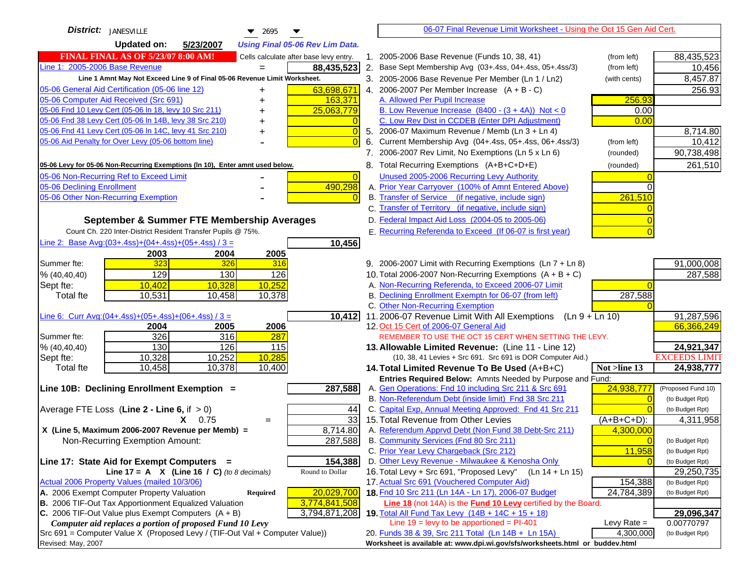**District:** JANESVILLE 2695

**Updated on:** 5/23/2007 *Using Final 05-06 Rev Lim Data.*

**FINAL FINAL AS OF 5/23/07 8:00 AM!** Cells calculate after base levy entry.

## 06-07 Final Revenue Limit Worksheet - Using the Oct 15 Gen Aid Cert.

| Item | | Amount |
|---|---|---|
| Line 1: 2005-2006 Base Revenue | = | 88,435,523 |
| Line 1 Amnt May Not Exceed Line 9 of Final 05-06 Revenue Limit Worksheet. | | |
| 05-06 General Aid Certification (05-06 line 12) | + | 63,698,671 |
| 05-06 Computer Aid Received (Src 691) | + | 163,371 |
| 05-06 Fnd 10 Levy Cert (05-06 ln 18, levy 10 Src 211) | + | 25,063,779 |
| 05-06 Fnd 38 Levy Cert (05-06 ln 14B, levy 38 Src 210) | + | 0 |
| 05-06 Fnd 41 Levy Cert (05-06 ln 14C, levy 41 Src 210) | + | 0 |
| 05-06 Aid Penalty for Over Levy (05-06 bottom line) | - | 0 |
| **05-06 Levy for 05-06 Non-Recurring Exemptions (ln 10), Enter amnt used below.** | | |
| 05-06 Non-Recurring Ref to Exceed Limit | - | 0 |
| 05-06 Declining Enrollment | - | 490,298 |
| 05-06 Other Non-Recurring Exemption | - | 0 |

### September & Summer FTE Membership Averages

Count Ch. 220 Inter-District Resident Transfer Pupils @ 75%.

Line 2: Base Avg:(03+.4ss)+(04+.4ss)+(05+.4ss) / 3 = **10,456**

| | 2003 | 2004 | 2005 |
|---|---|---|---|
| Summer fte: | 323 | 326 | 316 |
| % (40,40,40) | 129 | 130 | 126 |
| Sept fte: | 10,402 | 10,328 | 10,252 |
| Total fte | 10,531 | 10,458 | 10,378 |

Line 6: Curr Avg:(04+.4ss)+(05+.4ss)+(06+.4ss) / 3 = **10,412**

| | 2004 | 2005 | 2006 |
|---|---|---|---|
| Summer fte: | 326 | 316 | 287 |
| % (40,40,40) | 130 | 126 | 115 |
| Sept fte: | 10,328 | 10,252 | 10,285 |
| Total fte | 10,458 | 10,378 | 10,400 |

**Line 10B: Declining Enrollment Exemption =** **287,588**

| | |
|---|---|
| Average FTE Loss (**Line 2 - Line 6**, if > 0) | 44 |
| X 0.75 = | 33 |
| X (Line 5, Maximum 2006-2007 Revenue per Memb) = | 8,714.80 |
| Non-Recurring Exemption Amount: | 287,588 |

**Line 17: State Aid for Exempt Computers =** **154,388**

Line 17 = A X (Line 16 / C) *(to 8 decimals)* Round to Dollar

Actual 2006 Property Values (mailed 10/3/06)

| | | |
|---|---|---|
| A. 2006 Exempt Computer Property Valuation | Required | 20,029,700 |
| B. 2006 TIF-Out Tax Apportionment Equalized Valuation | | 3,774,841,508 |
| C. 2006 TIF-Out Value plus Exempt Computers (A + B) | | 3,794,871,208 |

*Computer aid replaces a portion of proposed Fund 10 Levy*

Src 691 = Computer Value X (Proposed Levy / (TIF-Out Val + Computer Value))

Revised: May, 2007

| Line | Description | | Amount |
|---|---|---|---|
| 1. | 2005-2006 Base Revenue (Funds 10, 38, 41) | (from left) | 88,435,523 |
| 2. | Base Sept Membership Avg (03+.4ss, 04+.4ss, 05+.4ss/3) | (from left) | 10,456 |
| 3. | 2005-2006 Base Revenue Per Member (Ln 1 / Ln2) | (with cents) | 8,457.87 |
| 4. | 2006-2007 Per Member Increase (A + B - C) | | 256.93 |
| | A. Allowed Per Pupil Increase | 256.93 | |
| | B. Low Revenue Increase (8400 - (3 + 4A)) Not < 0 | 0.00 | |
| | C. Low Rev Dist in CCDEB (Enter DPI Adjustment) | 0.00 | |
| 5. | 2006-07 Maximum Revenue / Memb (Ln 3 + Ln 4) | | 8,714.80 |
| 6. | Current Membership Avg (04+.4ss, 05+.4ss, 06+.4ss/3) | (from left) | 10,412 |
| 7. | 2006-2007 Rev Limit, No Exemptions (Ln 5 x Ln 6) | (rounded) | 90,738,498 |
| 8. | Total Recurring Exemptions (A+B+C+D+E) | (rounded) | 261,510 |
| | Unused 2005-2006 Recurring Levy Authority | 0 | |
| | A. Prior Year Carryover (100% of Amnt Entered Above) | 0 | |
| | B. Transfer of Service (if negative, include sign) | 261,510 | |
| | C. Transfer of Territory (if negative, include sign) | 0 | |
| | D. Federal Impact Aid Loss (2004-05 to 2005-06) | 0 | |
| | E. Recurring Referenda to Exceed (If 06-07 is first year) | 0 | |
| 9. | 2006-2007 Limit with Recurring Exemptions (Ln 7 + Ln 8) | | 91,000,008 |
| 10. | Total 2006-2007 Non-Recurring Exemptions (A + B + C) | | 287,588 |
| | A. Non-Recurring Referenda, to Exceed 2006-07 Limit | 0 | |
| | B. Declining Enrollment Exemptn for 06-07 (from left) | 287,588 | |
| | C. Other Non-Recurring Exemption | 0 | |
| 11. | 2006-07 Revenue Limit With All Exemptions (Ln 9 + Ln 10) | | 91,287,596 |
| 12. | Oct 15 Cert of 2006-07 General Aid | | 66,366,249 |
| | REMEMBER TO USE THE OCT 15 CERT WHEN SETTING THE LEVY. | | |
| **13.** | **Allowable Limited Revenue:** (Line 11 - Line 12) | | **24,921,347** |
| | (10, 38, 41 Levies + Src 691. Src 691 is DOR Computer Aid.) | | EXCEEDS LIMIT |
| **14.** | **Total Limited Revenue To Be Used** (A+B+C) | **Not >line 13** | **24,938,777** |
| | Entries Required Below: Amnts Needed by Purpose and Fund: | | |
| | A. Gen Operations: Fnd 10 including Src 211 & Src 691 | 24,938,777 | (Proposed Fund 10) |
| | B. Non-Referendum Debt (inside limit) Fnd 38 Src 211 | 0 | (to Budget Rpt) |
| | C. Capital Exp, Annual Meeting Approved: Fnd 41 Src 211 | 0 | (to Budget Rpt) |
| 15. | Total Revenue from Other Levies | (A+B+C+D): | 4,311,958 |
| | A. Referendum Apprvd Debt (Non Fund 38 Debt-Src 211) | 4,300,000 | |
| | B. Community Services (Fnd 80 Src 211) | 0 | (to Budget Rpt) |
| | C. Prior Year Levy Chargeback (Src 212) | 11,958 | (to Budget Rpt) |
| | D. Other Levy Revenue - Milwaukee & Kenosha Only | 0 | (to Budget Rpt) |
| 16. | Total Levy + Src 691, "Proposed Levy" (Ln 14 + Ln 15) | | 29,250,735 |
| 17. | Actual Src 691 (Vouchered Computer Aid) | 154,388 | (to Budget Rpt) |
| **18.** | Fnd 10 Src 211 (Ln 14A - Ln 17), 2006-07 Budget | 24,784,389 | (to Budget Rpt) |
| | **Line 18** (not 14A) is the **Fund 10 Levy** certified by the Board. | | |
| **19.** | Total All Fund Tax Levy (14B + 14C + 15 + 18) | | **29,096,347** |
| | Line 19 = levy to be apportioned = PI-401 | Levy Rate = | 0.00770797 |
| 20. | Funds 38 & 39, Src 211 Total (Ln 14B + Ln 15A) | 4,300,000 | (to Budget Rpt) |

Worksheet is available at: www.dpi.wi.gov/sfs/worksheets.html or buddev.html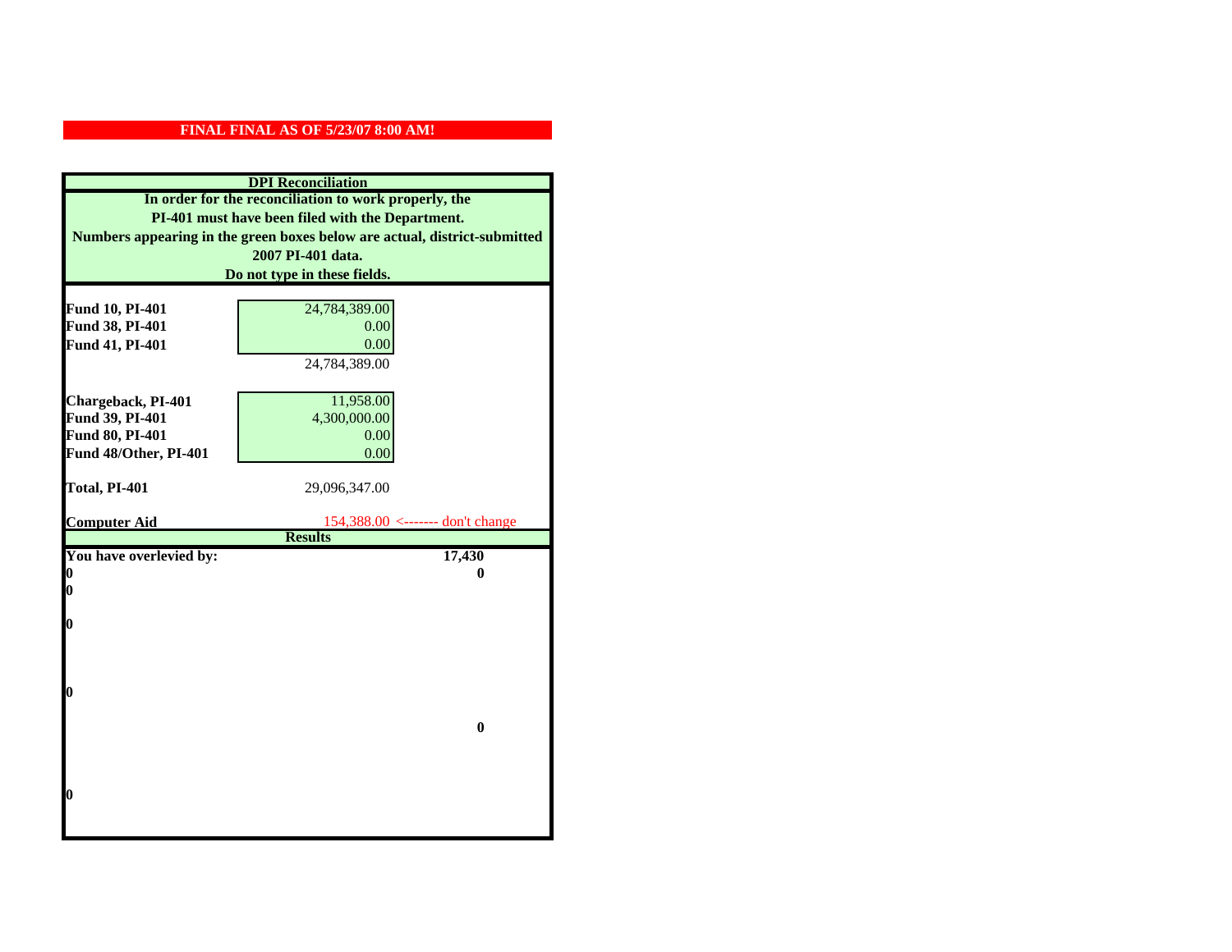**FINAL FINAL AS OF 5/23/07 8:00 AM!**

## DPI Reconciliation

**In order for the reconciliation to work properly, the PI-401 must have been filed with the Department. Numbers appearing in the green boxes below are actual, district-submitted 2007 PI-401 data. Do not type in these fields.**

| | |
|---|---|
| **Fund 10, PI-401** | 24,784,389.00 |
| **Fund 38, PI-401** | 0.00 |
| **Fund 41, PI-401** | 0.00 |
| | 24,784,389.00 |
| **Chargeback, PI-401** | 11,958.00 |
| **Fund 39, PI-401** | 4,300,000.00 |
| **Fund 80, PI-401** | 0.00 |
| **Fund 48/Other, PI-401** | 0.00 |
| **Total, PI-401** | 29,096,347.00 |
| **Computer Aid** | 154,388.00 <------- don't change |

## Results

| | |
|---|---|
| **You have overlevied by:** | **17,430** |
| **0** | **0** |
| **0** | |
| **0** | |
| **0** | |
| | **0** |
| **0** | |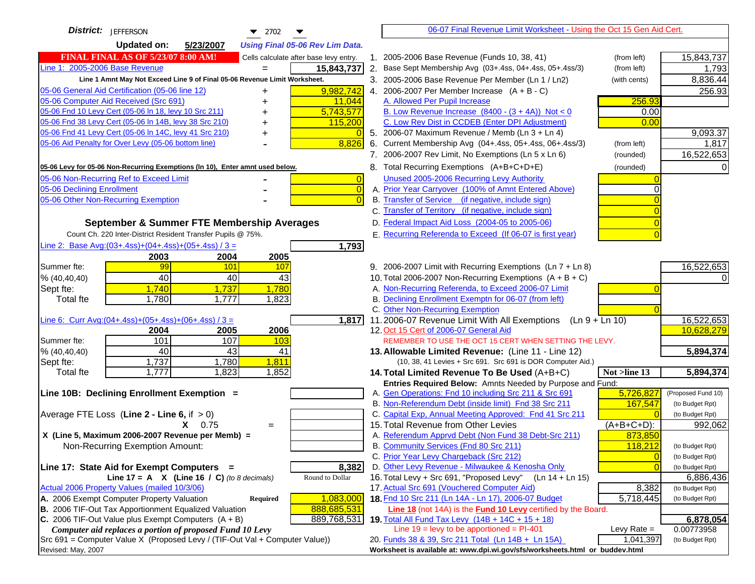**District:** JEFFERSON 2702

**Updated on:** 5/23/2007 *Using Final 05-06 Rev Lim Data.*

**FINAL FINAL AS OF 5/23/07 8:00 AM!** Cells calculate after base levy entry.

| | | |
|---|---|---|
| Line 1: 2005-2006 Base Revenue | = | 15,843,737 |
| Line 1 Amnt May Not Exceed Line 9 of Final 05-06 Revenue Limit Worksheet. | | |
| 05-06 General Aid Certification (05-06 line 12) | + | 9,982,742 |
| 05-06 Computer Aid Received (Src 691) | + | 11,044 |
| 05-06 Fnd 10 Levy Cert (05-06 ln 18, levy 10 Src 211) | + | 5,743,577 |
| 05-06 Fnd 38 Levy Cert (05-06 ln 14B, levy 38 Src 210) | + | 115,200 |
| 05-06 Fnd 41 Levy Cert (05-06 ln 14C, levy 41 Src 210) | + | 0 |
| 05-06 Aid Penalty for Over Levy (05-06 bottom line) | - | 8,826 |
| 05-06 Levy for 05-06 Non-Recurring Exemptions (ln 10), Enter amnt used below. | | |
| 05-06 Non-Recurring Ref to Exceed Limit | - | 0 |
| 05-06 Declining Enrollment | - | 0 |
| 05-06 Other Non-Recurring Exemption | - | 0 |

### September & Summer FTE Membership Averages

Count Ch. 220 Inter-District Resident Transfer Pupils @ 75%.

Line 2: Base Avg:(03+.4ss)+(04+.4ss)+(05+.4ss) / 3 = **1,793**

| | 2003 | 2004 | 2005 |
|---|---|---|---|
| Summer fte: | 99 | 101 | 107 |
| % (40,40,40) | 40 | 40 | 43 |
| Sept fte: | 1,740 | 1,737 | 1,780 |
| Total fte | 1,780 | 1,777 | 1,823 |

Line 6: Curr Avg:(04+.4ss)+(05+.4ss)+(06+.4ss) / 3 = **1,817**

| | 2004 | 2005 | 2006 |
|---|---|---|---|
| Summer fte: | 101 | 107 | 103 |
| % (40,40,40) | 40 | 43 | 41 |
| Sept fte: | 1,737 | 1,780 | 1,811 |
| Total fte | 1,777 | 1,823 | 1,852 |

**Line 10B: Declining Enrollment Exemption =**

Average FTE Loss (Line 2 - Line 6, if > 0)

X 0.75 =

X (Line 5, Maximum 2006-2007 Revenue per Memb) =

Non-Recurring Exemption Amount:

**Line 17: State Aid for Exempt Computers =** 8,382

Line 17 = A X (Line 16 / C) *(to 8 decimals)* Round to Dollar

| | | |
|---|---|---|
| Actual 2006 Property Values (mailed 10/3/06) | | |
| A. 2006 Exempt Computer Property Valuation | Required | 1,083,000 |
| B. 2006 TIF-Out Tax Apportionment Equalized Valuation | | 888,685,531 |
| C. 2006 TIF-Out Value plus Exempt Computers (A + B) | | 889,768,531 |

*Computer aid replaces a portion of proposed Fund 10 Levy*

Src 691 = Computer Value X (Proposed Levy / (TIF-Out Val + Computer Value))

Revised: May, 2007

## 06-07 Final Revenue Limit Worksheet - Using the Oct 15 Gen Aid Cert.

| | | | |
|---|---|---|---|
| 1. 2005-2006 Base Revenue (Funds 10, 38, 41) | (from left) | | 15,843,737 |
| 2. Base Sept Membership Avg (03+.4ss, 04+.4ss, 05+.4ss/3) | (from left) | | 1,793 |
| 3. 2005-2006 Base Revenue Per Member (Ln 1 / Ln2) | (with cents) | | 8,836.44 |
| 4. 2006-2007 Per Member Increase (A + B - C) | | | 256.93 |
| A. Allowed Per Pupil Increase | | 256.93 | |
| B. Low Revenue Increase (8400 - (3 + 4A)) Not < 0 | | 0.00 | |
| C. Low Rev Dist in CCDEB (Enter DPI Adjustment) | | 0.00 | |
| 5. 2006-07 Maximum Revenue / Memb (Ln 3 + Ln 4) | | | 9,093.37 |
| 6. Current Membership Avg (04+.4ss, 05+.4ss, 06+.4ss/3) | (from left) | | 1,817 |
| 7. 2006-2007 Rev Limit, No Exemptions (Ln 5 x Ln 6) | (rounded) | | 16,522,653 |
| 8. Total Recurring Exemptions (A+B+C+D+E) | (rounded) | | 0 |
| Unused 2005-2006 Recurring Levy Authority | | 0 | |
| A. Prior Year Carryover (100% of Amnt Entered Above) | | 0 | |
| B. Transfer of Service (if negative, include sign) | | 0 | |
| C. Transfer of Territory (if negative, include sign) | | 0 | |
| D. Federal Impact Aid Loss (2004-05 to 2005-06) | | 0 | |
| E. Recurring Referenda to Exceed (If 06-07 is first year) | | 0 | |
| 9. 2006-2007 Limit with Recurring Exemptions (Ln 7 + Ln 8) | | | 16,522,653 |
| 10. Total 2006-2007 Non-Recurring Exemptions (A + B + C) | | | 0 |
| A. Non-Recurring Referenda, to Exceed 2006-07 Limit | | 0 | |
| B. Declining Enrollment Exemptn for 06-07 (from left) | | | |
| C. Other Non-Recurring Exemption | | 0 | |
| 11. 2006-07 Revenue Limit With All Exemptions (Ln 9 + Ln 10) | | | 16,522,653 |
| 12. Oct 15 Cert of 2006-07 General Aid | | | 10,628,279 |
| REMEMBER TO USE THE OCT 15 CERT WHEN SETTING THE LEVY. | | | |
| **13. Allowable Limited Revenue:** (Line 11 - Line 12) | | | **5,894,374** |
| (10, 38, 41 Levies + Src 691. Src 691 is DOR Computer Aid.) | | | |
| **14. Total Limited Revenue To Be Used** (A+B+C) | | Not >line 13 | **5,894,374** |
| Entries Required Below: Amnts Needed by Purpose and Fund: | | | |
| A. Gen Operations: Fnd 10 including Src 211 & Src 691 | | 5,726,827 | (Proposed Fund 10) |
| B. Non-Referendum Debt (inside limit) Fnd 38 Src 211 | | 167,547 | (to Budget Rpt) |
| C. Capital Exp, Annual Meeting Approved: Fnd 41 Src 211 | | 0 | (to Budget Rpt) |
| 15. Total Revenue from Other Levies | | (A+B+C+D): | 992,062 |
| A. Referendum Apprvd Debt (Non Fund 38 Debt-Src 211) | | 873,850 | |
| B. Community Services (Fnd 80 Src 211) | | 118,212 | (to Budget Rpt) |
| C. Prior Year Levy Chargeback (Src 212) | | 0 | (to Budget Rpt) |
| D. Other Levy Revenue - Milwaukee & Kenosha Only | | 0 | (to Budget Rpt) |
| 16. Total Levy + Src 691, "Proposed Levy" (Ln 14 + Ln 15) | | | 6,886,436 |
| 17. Actual Src 691 (Vouchered Computer Aid) | | 8,382 | (to Budget Rpt) |
| **18.** Fnd 10 Src 211 (Ln 14A - Ln 17), 2006-07 Budget | | 5,718,445 | (to Budget Rpt) |
| Line 18 (not 14A) is the **Fund 10 Levy** certified by the Board. | | | |
| **19.** Total All Fund Tax Levy (14B + 14C + 15 + 18) | | | **6,878,054** |
| Line 19 = levy to be apportioned = PI-401 | | Levy Rate = | 0.00773958 |
| 20. Funds 38 & 39, Src 211 Total (Ln 14B + Ln 15A) | | 1,041,397 | (to Budget Rpt) |

Worksheet is available at: www.dpi.wi.gov/sfs/worksheets.html or buddev.html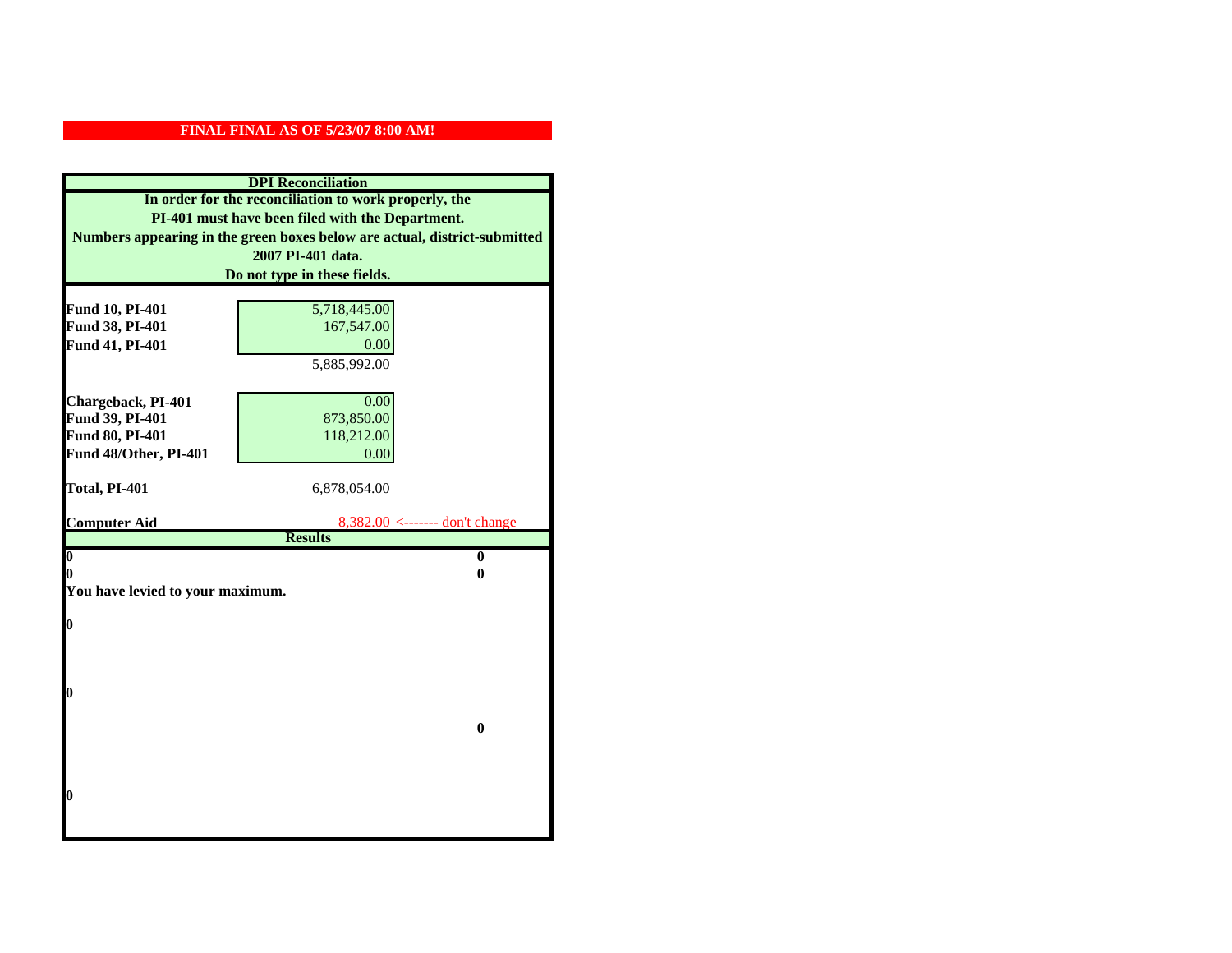**FINAL FINAL AS OF 5/23/07 8:00 AM!**

**DPI Reconciliation**

**In order for the reconciliation to work properly, the PI-401 must have been filed with the Department. Numbers appearing in the green boxes below are actual, district-submitted 2007 PI-401 data. Do not type in these fields.**

| | | |
|---|---|---|
| **Fund 10, PI-401** | 5,718,445.00 | |
| **Fund 38, PI-401** | 167,547.00 | |
| **Fund 41, PI-401** | 0.00 | |
| | 5,885,992.00 | |
| **Chargeback, PI-401** | 0.00 | |
| **Fund 39, PI-401** | 873,850.00 | |
| **Fund 80, PI-401** | 118,212.00 | |
| **Fund 48/Other, PI-401** | 0.00 | |
| **Total, PI-401** | 6,878,054.00 | |
| **Computer Aid** | 8,382.00 | <------- don't change |

**Results**

| | |
|---|---|
| **0** | **0** |
| **0** | **0** |

**You have levied to your maximum.**

**0**

**0**

**0**

**0**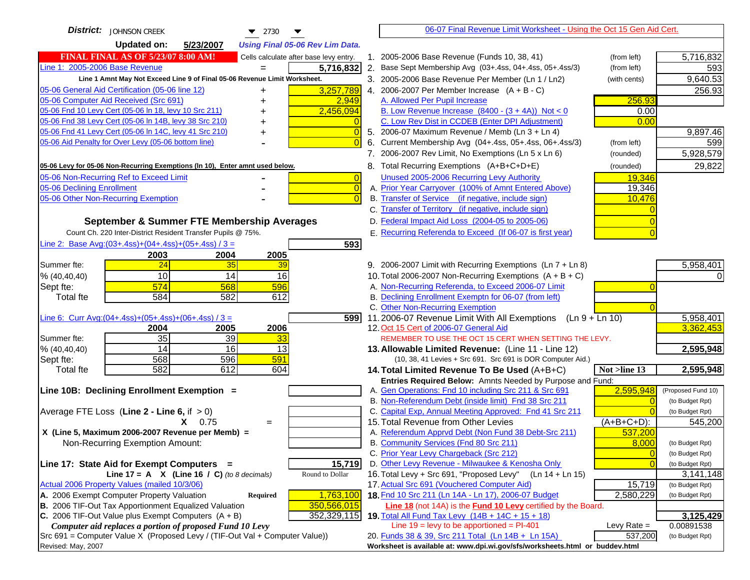**District:** JOHNSON CREEK 2730

**Updated on:** 5/23/2007 *Using Final 05-06 Rev Lim Data.*

**FINAL FINAL AS OF 5/23/07 8:00 AM!** Cells calculate after base levy entry.

| | | |
|---|---|---|
| Line 1: 2005-2006 Base Revenue | = | 5,716,832 |
| Line 1 Amnt May Not Exceed Line 9 of Final 05-06 Revenue Limit Worksheet. | | |
| 05-06 General Aid Certification (05-06 line 12) | + | 3,257,789 |
| 05-06 Computer Aid Received (Src 691) | + | 2,949 |
| 05-06 Fnd 10 Levy Cert (05-06 ln 18, levy 10 Src 211) | + | 2,456,094 |
| 05-06 Fnd 38 Levy Cert (05-06 ln 14B, levy 38 Src 210) | + | 0 |
| 05-06 Fnd 41 Levy Cert (05-06 ln 14C, levy 41 Src 210) | + | 0 |
| 05-06 Aid Penalty for Over Levy (05-06 bottom line) | - | 0 |

**05-06 Levy for 05-06 Non-Recurring Exemptions (ln 10), Enter amnt used below.**

| | | |
|---|---|---|
| 05-06 Non-Recurring Ref to Exceed Limit | - | 0 |
| 05-06 Declining Enrollment | - | 0 |
| 05-06 Other Non-Recurring Exemption | - | 0 |

**September & Summer FTE Membership Averages**

Count Ch. 220 Inter-District Resident Transfer Pupils @ 75%.

Line 2: Base Avg:(03+.4ss)+(04+.4ss)+(05+.4ss) / 3 = **593**

| | 2003 | 2004 | 2005 |
|---|---|---|---|
| Summer fte: | 24 | 35 | 39 |
| % (40,40,40) | 10 | 14 | 16 |
| Sept fte: | 574 | 568 | 596 |
| Total fte | 584 | 582 | 612 |

Line 6: Curr Avg:(04+.4ss)+(05+.4ss)+(06+.4ss) / 3 = **599**

| | 2004 | 2005 | 2006 |
|---|---|---|---|
| Summer fte: | 35 | 39 | 33 |
| % (40,40,40) | 14 | 16 | 13 |
| Sept fte: | 568 | 596 | 591 |
| Total fte | 582 | 612 | 604 |

**Line 10B: Declining Enrollment Exemption =**

Average FTE Loss (**Line 2 - Line 6**, if > 0)

X 0.75 =

X (Line 5, Maximum 2006-2007 Revenue per Memb) =

Non-Recurring Exemption Amount:

**Line 17: State Aid for Exempt Computers =** **15,719**

Line 17 = A X (Line 16 / C) *(to 8 decimals)* Round to Dollar

Actual 2006 Property Values (mailed 10/3/06)

| | | |
|---|---|---|
| A. 2006 Exempt Computer Property Valuation | Required | 1,763,100 |
| B. 2006 TIF-Out Tax Apportionment Equalized Valuation | | 350,566,015 |
| C. 2006 TIF-Out Value plus Exempt Computers (A + B) | | 352,329,115 |

*Computer aid replaces a portion of proposed Fund 10 Levy*

Src 691 = Computer Value X (Proposed Levy / (TIF-Out Val + Computer Value))

Revised: May, 2007

**06-07 Final Revenue Limit Worksheet - Using the Oct 15 Gen Aid Cert.**

| | | | |
|---|---|---|---|
| 1. 2005-2006 Base Revenue (Funds 10, 38, 41) | (from left) | | 5,716,832 |
| 2. Base Sept Membership Avg (03+.4ss, 04+.4ss, 05+.4ss/3) | (from left) | | 593 |
| 3. 2005-2006 Base Revenue Per Member (Ln 1 / Ln2) | (with cents) | | 9,640.53 |
| 4. 2006-2007 Per Member Increase (A + B - C) | | | 256.93 |
| A. Allowed Per Pupil Increase | | 256.93 | |
| B. Low Revenue Increase (8400 - (3 + 4A)) Not < 0 | | 0.00 | |
| C. Low Rev Dist in CCDEB (Enter DPI Adjustment) | | 0.00 | |
| 5. 2006-07 Maximum Revenue / Memb (Ln 3 + Ln 4) | | | 9,897.46 |
| 6. Current Membership Avg (04+.4ss, 05+.4ss, 06+.4ss/3) | (from left) | | 599 |
| 7. 2006-2007 Rev Limit, No Exemptions (Ln 5 x Ln 6) | (rounded) | | 5,928,579 |
| 8. Total Recurring Exemptions (A+B+C+D+E) | (rounded) | | 29,822 |
| Unused 2005-2006 Recurring Levy Authority | | 19,346 | |
| A. Prior Year Carryover (100% of Amnt Entered Above) | | 19,346 | |
| B. Transfer of Service (if negative, include sign) | | 10,476 | |
| C. Transfer of Territory (if negative, include sign) | | 0 | |
| D. Federal Impact Aid Loss (2004-05 to 2005-06) | | 0 | |
| E. Recurring Referenda to Exceed (If 06-07 is first year) | | 0 | |
| 9. 2006-2007 Limit with Recurring Exemptions (Ln 7 + Ln 8) | | | 5,958,401 |
| 10. Total 2006-2007 Non-Recurring Exemptions (A + B + C) | | | 0 |
| A. Non-Recurring Referenda, to Exceed 2006-07 Limit | | 0 | |
| B. Declining Enrollment Exemptn for 06-07 (from left) | | | |
| C. Other Non-Recurring Exemption | | 0 | |
| 11. 2006-07 Revenue Limit With All Exemptions (Ln 9 + Ln 10) | | | 5,958,401 |
| 12. Oct 15 Cert of 2006-07 General Aid | | | 3,362,453 |
| REMEMBER TO USE THE OCT 15 CERT WHEN SETTING THE LEVY. | | | |
| **13. Allowable Limited Revenue:** (Line 11 - Line 12) | | | **2,595,948** |
| (10, 38, 41 Levies + Src 691. Src 691 is DOR Computer Aid.) | | | |
| **14. Total Limited Revenue To Be Used** (A+B+C) | | **Not >line 13** | **2,595,948** |
| **Entries Required Below:** Amnts Needed by Purpose and Fund: | | | |
| A. Gen Operations: Fnd 10 including Src 211 & Src 691 | | 2,595,948 | (Proposed Fund 10) |
| B. Non-Referendum Debt (inside limit) Fnd 38 Src 211 | | 0 | (to Budget Rpt) |
| C. Capital Exp, Annual Meeting Approved: Fnd 41 Src 211 | | 0 | (to Budget Rpt) |
| 15. Total Revenue from Other Levies | | (A+B+C+D): | 545,200 |
| A. Referendum Apprvd Debt (Non Fund 38 Debt-Src 211) | | 537,200 | |
| B. Community Services (Fnd 80 Src 211) | | 8,000 | (to Budget Rpt) |
| C. Prior Year Levy Chargeback (Src 212) | | 0 | (to Budget Rpt) |
| D. Other Levy Revenue - Milwaukee & Kenosha Only | | 0 | (to Budget Rpt) |
| 16. Total Levy + Src 691, "Proposed Levy" (Ln 14 + Ln 15) | | | 3,141,148 |
| 17. Actual Src 691 (Vouchered Computer Aid) | | 15,719 | (to Budget Rpt) |
| **18.** Fnd 10 Src 211 (Ln 14A - Ln 17), 2006-07 Budget | | 2,580,229 | (to Budget Rpt) |
| **Line 18** (not 14A) is the **Fund 10 Levy** certified by the Board. | | | |
| **19.** Total All Fund Tax Levy (14B + 14C + 15 + 18) | | | **3,125,429** |
| Line 19 = levy to be apportioned = PI-401 | | Levy Rate = | 0.00891538 |
| 20. Funds 38 & 39, Src 211 Total (Ln 14B + Ln 15A) | | 537,200 | (to Budget Rpt) |

Worksheet is available at: www.dpi.wi.gov/sfs/worksheets.html or buddev.html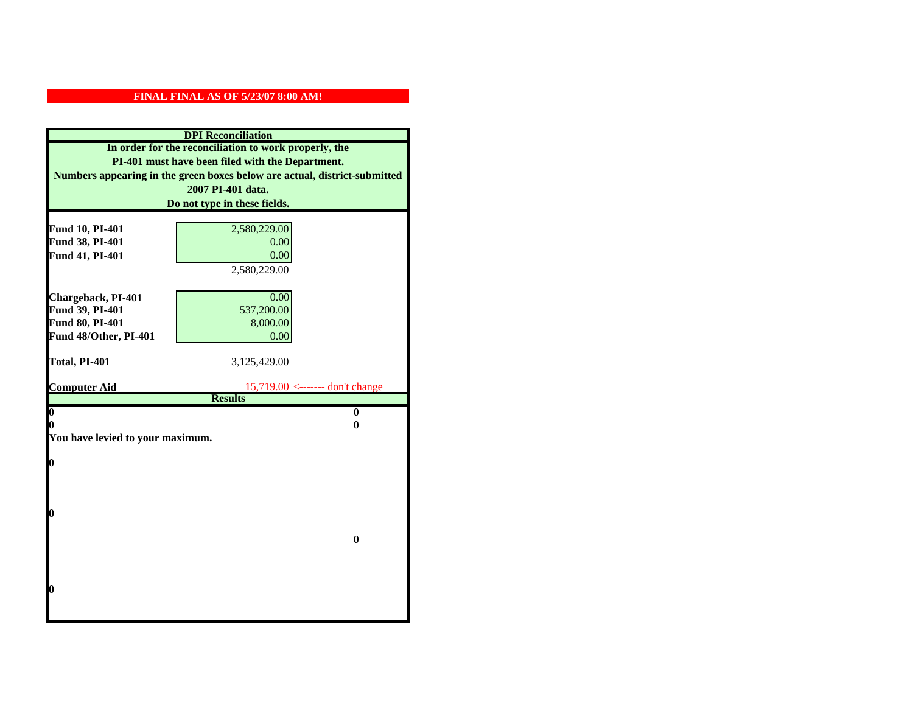**FINAL FINAL AS OF 5/23/07 8:00 AM!**

**DPI Reconciliation**

**In order for the reconciliation to work properly, the PI-401 must have been filed with the Department. Numbers appearing in the green boxes below are actual, district-submitted 2007 PI-401 data. Do not type in these fields.**

| | | |
|---|---|---|
| **Fund 10, PI-401** | 2,580,229.00 | |
| **Fund 38, PI-401** | 0.00 | |
| **Fund 41, PI-401** | 0.00 | |
| | 2,580,229.00 | |
| **Chargeback, PI-401** | 0.00 | |
| **Fund 39, PI-401** | 537,200.00 | |
| **Fund 80, PI-401** | 8,000.00 | |
| **Fund 48/Other, PI-401** | 0.00 | |
| **Total, PI-401** | 3,125,429.00 | |
| **Computer Aid** | 15,719.00 | <------- don't change |

**Results**

| | |
|---|---|
| **0** | **0** |
| **0** | **0** |

**You have levied to your maximum.**

**0**

**0**

**0**

**0**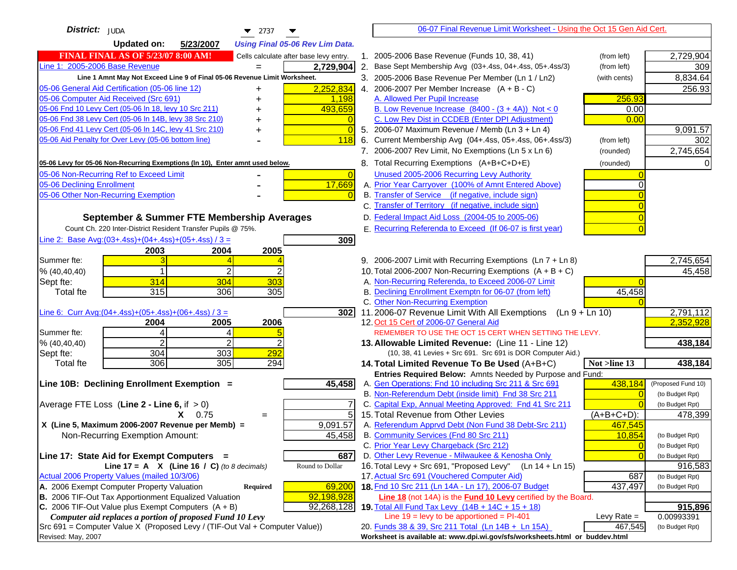**District:** JUDA 2737

**Updated on:** 5/23/2007 *Using Final 05-06 Rev Lim Data.*

**FINAL FINAL AS OF 5/23/07 8:00 AM!** Cells calculate after base levy entry.

| | | |
|---|---|---|
| Line 1: 2005-2006 Base Revenue | = | 2,729,904 |
| Line 1 Amnt May Not Exceed Line 9 of Final 05-06 Revenue Limit Worksheet. | | |
| 05-06 General Aid Certification (05-06 line 12) | + | 2,252,834 |
| 05-06 Computer Aid Received (Src 691) | + | 1,198 |
| 05-06 Fnd 10 Levy Cert (05-06 ln 18, levy 10 Src 211) | + | 493,659 |
| 05-06 Fnd 38 Levy Cert (05-06 ln 14B, levy 38 Src 210) | + | 0 |
| 05-06 Fnd 41 Levy Cert (05-06 ln 14C, levy 41 Src 210) | + | 0 |
| 05-06 Aid Penalty for Over Levy (05-06 bottom line) | - | 118 |
| **05-06 Levy for 05-06 Non-Recurring Exemptions (ln 10), Enter amnt used below.** | | |
| 05-06 Non-Recurring Ref to Exceed Limit | - | 0 |
| 05-06 Declining Enrollment | - | 17,669 |
| 05-06 Other Non-Recurring Exemption | - | 0 |

### September & Summer FTE Membership Averages

Count Ch. 220 Inter-District Resident Transfer Pupils @ 75%.

Line 2: Base Avg:(03+.4ss)+(04+.4ss)+(05+.4ss) / 3 = **309**

| | 2003 | 2004 | 2005 |
|---|---|---|---|
| Summer fte: | 3 | 4 | 4 |
| % (40,40,40) | 1 | 2 | 2 |
| Sept fte: | 314 | 304 | 303 |
| Total fte | 315 | 306 | 305 |

Line 6: Curr Avg:(04+.4ss)+(05+.4ss)+(06+.4ss) / 3 = **302**

| | 2004 | 2005 | 2006 |
|---|---|---|---|
| Summer fte: | 4 | 4 | 5 |
| % (40,40,40) | 2 | 2 | 2 |
| Sept fte: | 304 | 303 | 292 |
| Total fte | 306 | 305 | 294 |

**Line 10B: Declining Enrollment Exemption =** **45,458**

| | |
|---|---|
| Average FTE Loss (Line 2 - Line 6, if > 0) | 7 |
| X 0.75 = | 5 |
| X (Line 5, Maximum 2006-2007 Revenue per Memb) = | 9,091.57 |
| Non-Recurring Exemption Amount: | 45,458 |

**Line 17: State Aid for Exempt Computers =** **687**

Line 17 = A X (Line 16 / C) *(to 8 decimals)* Round to Dollar

Actual 2006 Property Values (mailed 10/3/06)

| | | |
|---|---|---|
| A. 2006 Exempt Computer Property Valuation | Required | 69,200 |
| B. 2006 TIF-Out Tax Apportionment Equalized Valuation | | 92,198,928 |
| C. 2006 TIF-Out Value plus Exempt Computers (A + B) | | 92,268,128 |

*Computer aid replaces a portion of proposed Fund 10 Levy*

Src 691 = Computer Value X (Proposed Levy / (TIF-Out Val + Computer Value))

Revised: May, 2007

## 06-07 Final Revenue Limit Worksheet - Using the Oct 15 Gen Aid Cert.

| | | | |
|---|---|---|---|
| 1. 2005-2006 Base Revenue (Funds 10, 38, 41) | (from left) | | 2,729,904 |
| 2. Base Sept Membership Avg (03+.4ss, 04+.4ss, 05+.4ss/3) | (from left) | | 309 |
| 3. 2005-2006 Base Revenue Per Member (Ln 1 / Ln2) | (with cents) | | 8,834.64 |
| 4. 2006-2007 Per Member Increase (A + B - C) | | | 256.93 |
| A. Allowed Per Pupil Increase | | 256.93 | |
| B. Low Revenue Increase (8400 - (3 + 4A)) Not < 0 | | 0.00 | |
| C. Low Rev Dist in CCDEB (Enter DPI Adjustment) | | 0.00 | |
| 5. 2006-07 Maximum Revenue / Memb (Ln 3 + Ln 4) | | | 9,091.57 |
| 6. Current Membership Avg (04+.4ss, 05+.4ss, 06+.4ss/3) | (from left) | | 302 |
| 7. 2006-2007 Rev Limit, No Exemptions (Ln 5 x Ln 6) | (rounded) | | 2,745,654 |
| 8. Total Recurring Exemptions (A+B+C+D+E) | (rounded) | | 0 |
| Unused 2005-2006 Recurring Levy Authority | | 0 | |
| A. Prior Year Carryover (100% of Amnt Entered Above) | | 0 | |
| B. Transfer of Service (if negative, include sign) | | 0 | |
| C. Transfer of Territory (if negative, include sign) | | 0 | |
| D. Federal Impact Aid Loss (2004-05 to 2005-06) | | 0 | |
| E. Recurring Referenda to Exceed (If 06-07 is first year) | | 0 | |
| 9. 2006-2007 Limit with Recurring Exemptions (Ln 7 + Ln 8) | | | 2,745,654 |
| 10. Total 2006-2007 Non-Recurring Exemptions (A + B + C) | | | 45,458 |
| A. Non-Recurring Referenda, to Exceed 2006-07 Limit | | 0 | |
| B. Declining Enrollment Exemptn for 06-07 (from left) | | 45,458 | |
| C. Other Non-Recurring Exemption | | 0 | |
| 11. 2006-07 Revenue Limit With All Exemptions (Ln 9 + Ln 10) | | | 2,791,112 |
| 12. Oct 15 Cert of 2006-07 General Aid | | | 2,352,928 |
| REMEMBER TO USE THE OCT 15 CERT WHEN SETTING THE LEVY. | | | |
| **13. Allowable Limited Revenue:** (Line 11 - Line 12) | | | **438,184** |
| (10, 38, 41 Levies + Src 691. Src 691 is DOR Computer Aid.) | | | |
| **14. Total Limited Revenue To Be Used** (A+B+C) | | Not >line 13 | **438,184** |
| Entries Required Below: Amnts Needed by Purpose and Fund: | | | |
| A. Gen Operations: Fnd 10 including Src 211 & Src 691 | | 438,184 | (Proposed Fund 10) |
| B. Non-Referendum Debt (inside limit) Fnd 38 Src 211 | | 0 | (to Budget Rpt) |
| C. Capital Exp, Annual Meeting Approved: Fnd 41 Src 211 | | 0 | (to Budget Rpt) |
| 15. Total Revenue from Other Levies | | (A+B+C+D): | 478,399 |
| A. Referendum Apprvd Debt (Non Fund 38 Debt-Src 211) | | 467,545 | |
| B. Community Services (Fnd 80 Src 211) | | 10,854 | (to Budget Rpt) |
| C. Prior Year Levy Chargeback (Src 212) | | 0 | (to Budget Rpt) |
| D. Other Levy Revenue - Milwaukee & Kenosha Only | | 0 | (to Budget Rpt) |
| 16. Total Levy + Src 691, "Proposed Levy" (Ln 14 + Ln 15) | | | 916,583 |
| 17. Actual Src 691 (Vouchered Computer Aid) | | 687 | (to Budget Rpt) |
| **18.** Fnd 10 Src 211 (Ln 14A - Ln 17), 2006-07 Budget | | 437,497 | (to Budget Rpt) |
| **Line 18** (not 14A) is the **Fund 10 Levy** certified by the Board. | | | |
| **19.** Total All Fund Tax Levy (14B + 14C + 15 + 18) | | | **915,896** |
| Line 19 = levy to be apportioned = PI-401 | | Levy Rate = | 0.00993391 |
| 20. Funds 38 & 39, Src 211 Total (Ln 14B + Ln 15A) | | 467,545 | (to Budget Rpt) |

Worksheet is available at: www.dpi.wi.gov/sfs/worksheets.html or buddev.html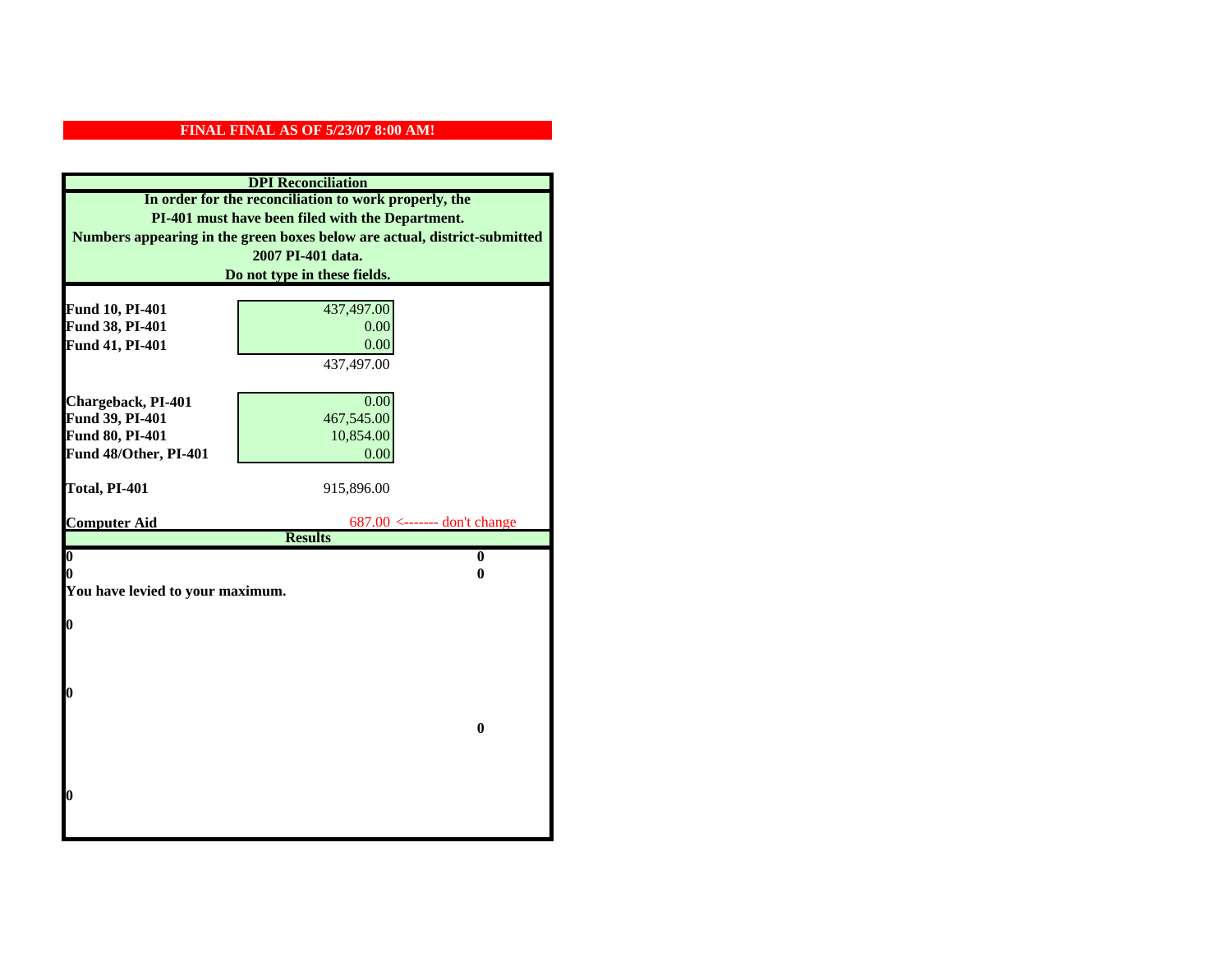**FINAL FINAL AS OF 5/23/07 8:00 AM!**

**DPI Reconciliation**

**In order for the reconciliation to work properly, the PI-401 must have been filed with the Department. Numbers appearing in the green boxes below are actual, district-submitted 2007 PI-401 data. Do not type in these fields.**

| | | |
|---|---|---|
| **Fund 10, PI-401** | 437,497.00 | |
| **Fund 38, PI-401** | 0.00 | |
| **Fund 41, PI-401** | 0.00 | |
| | 437,497.00 | |
| **Chargeback, PI-401** | 0.00 | |
| **Fund 39, PI-401** | 467,545.00 | |
| **Fund 80, PI-401** | 10,854.00 | |
| **Fund 48/Other, PI-401** | 0.00 | |
| **Total, PI-401** | 915,896.00 | |
| **Computer Aid** | 687.00 | <------- don't change |

**Results**

| | |
|---|---|
| **0** | **0** |
| **0** | **0** |

**You have levied to your maximum.**

**0**

**0**

**0**

**0**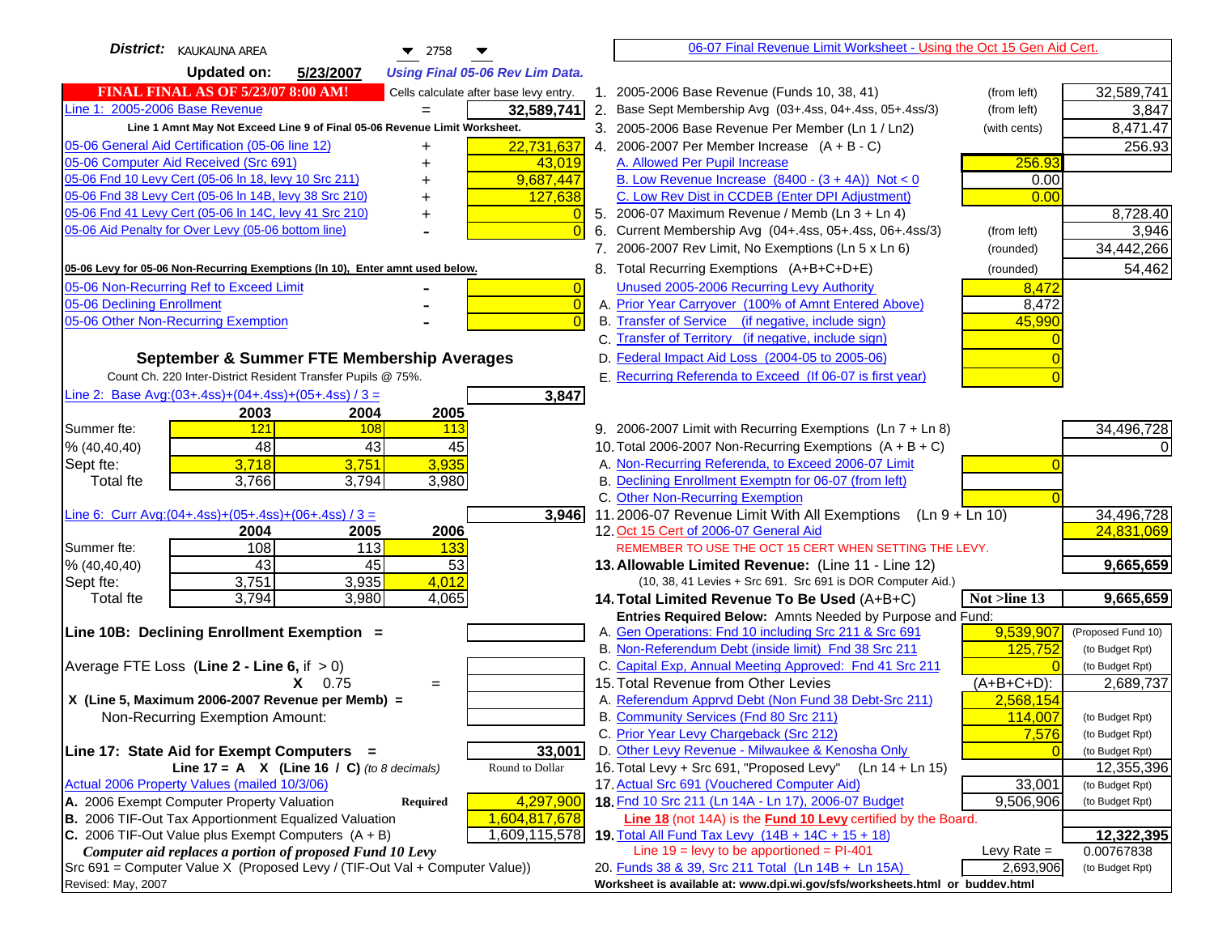**District:** KAUKAUNA AREA 2758

**Updated on:** 5/23/2007 *Using Final 05-06 Rev Lim Data.*

**FINAL FINAL AS OF 5/23/07 8:00 AM!** Cells calculate after base levy entry.

| | | |
|---|---|---|
| Line 1: 2005-2006 Base Revenue | = | 32,589,741 |

Line 1 Amnt May Not Exceed Line 9 of Final 05-06 Revenue Limit Worksheet.

| | | |
|---|---|---|
| 05-06 General Aid Certification (05-06 line 12) | + | 22,731,637 |
| 05-06 Computer Aid Received (Src 691) | + | 43,019 |
| 05-06 Fnd 10 Levy Cert (05-06 ln 18, levy 10 Src 211) | + | 9,687,447 |
| 05-06 Fnd 38 Levy Cert (05-06 ln 14B, levy 38 Src 210) | + | 127,638 |
| 05-06 Fnd 41 Levy Cert (05-06 ln 14C, levy 41 Src 210) | + | 0 |
| 05-06 Aid Penalty for Over Levy (05-06 bottom line) | - | 0 |

**05-06 Levy for 05-06 Non-Recurring Exemptions (ln 10), Enter amnt used below.**

| | | |
|---|---|---|
| 05-06 Non-Recurring Ref to Exceed Limit | - | 0 |
| 05-06 Declining Enrollment | - | 0 |
| 05-06 Other Non-Recurring Exemption | - | 0 |

## September & Summer FTE Membership Averages

Count Ch. 220 Inter-District Resident Transfer Pupils @ 75%.

Line 2: Base Avg:(03+.4ss)+(04+.4ss)+(05+.4ss) / 3 = **3,847**

| | 2003 | 2004 | 2005 |
|---|---|---|---|
| Summer fte: | 121 | 108 | 113 |
| % (40,40,40) | 48 | 43 | 45 |
| Sept fte: | 3,718 | 3,751 | 3,935 |
| Total fte | 3,766 | 3,794 | 3,980 |

Line 6: Curr Avg:(04+.4ss)+(05+.4ss)+(06+.4ss) / 3 = **3,946**

| | 2004 | 2005 | 2006 |
|---|---|---|---|
| Summer fte: | 108 | 113 | 133 |
| % (40,40,40) | 43 | 45 | 53 |
| Sept fte: | 3,751 | 3,935 | 4,012 |
| Total fte | 3,794 | 3,980 | 4,065 |

**Line 10B: Declining Enrollment Exemption =**

Average FTE Loss (Line 2 - Line 6, if > 0)

X 0.75 =

X (Line 5, Maximum 2006-2007 Revenue per Memb) =

Non-Recurring Exemption Amount:

**Line 17: State Aid for Exempt Computers =** **33,001**

Line 17 = A X (Line 16 / C) *(to 8 decimals)* Round to Dollar

Actual 2006 Property Values (mailed 10/3/06)

| | | |
|---|---|---|
| A. 2006 Exempt Computer Property Valuation | Required | 4,297,900 |
| B. 2006 TIF-Out Tax Apportionment Equalized Valuation | | 1,604,817,678 |
| C. 2006 TIF-Out Value plus Exempt Computers (A + B) | | 1,609,115,578 |

*Computer aid replaces a portion of proposed Fund 10 Levy*

Src 691 = Computer Value X (Proposed Levy / (TIF-Out Val + Computer Value))

Revised: May, 2007

## 06-07 Final Revenue Limit Worksheet - Using the Oct 15 Gen Aid Cert.

| | | | |
|---|---|---|---|
| 1. 2005-2006 Base Revenue (Funds 10, 38, 41) | (from left) | | 32,589,741 |
| 2. Base Sept Membership Avg (03+.4ss, 04+.4ss, 05+.4ss/3) | (from left) | | 3,847 |
| 3. 2005-2006 Base Revenue Per Member (Ln 1 / Ln2) | (with cents) | | 8,471.47 |
| 4. 2006-2007 Per Member Increase (A + B - C) | | | 256.93 |
| A. Allowed Per Pupil Increase | | 256.93 | |
| B. Low Revenue Increase (8400 - (3 + 4A)) Not < 0 | | 0.00 | |
| C. Low Rev Dist in CCDEB (Enter DPI Adjustment) | | 0.00 | |
| 5. 2006-07 Maximum Revenue / Memb (Ln 3 + Ln 4) | | | 8,728.40 |
| 6. Current Membership Avg (04+.4ss, 05+.4ss, 06+.4ss/3) | (from left) | | 3,946 |
| 7. 2006-2007 Rev Limit, No Exemptions (Ln 5 x Ln 6) | (rounded) | | 34,442,266 |
| 8. Total Recurring Exemptions (A+B+C+D+E) | (rounded) | | 54,462 |
| Unused 2005-2006 Recurring Levy Authority | | 8,472 | |
| A. Prior Year Carryover (100% of Amnt Entered Above) | | 8,472 | |
| B. Transfer of Service (if negative, include sign) | | 45,990 | |
| C. Transfer of Territory (if negative, include sign) | | 0 | |
| D. Federal Impact Aid Loss (2004-05 to 2005-06) | | 0 | |
| E. Recurring Referenda to Exceed (If 06-07 is first year) | | 0 | |
| 9. 2006-2007 Limit with Recurring Exemptions (Ln 7 + Ln 8) | | | 34,496,728 |
| 10. Total 2006-2007 Non-Recurring Exemptions (A + B + C) | | | 0 |
| A. Non-Recurring Referenda, to Exceed 2006-07 Limit | | 0 | |
| B. Declining Enrollment Exemptn for 06-07 (from left) | | | |
| C. Other Non-Recurring Exemption | | 0 | |
| 11. 2006-07 Revenue Limit With All Exemptions (Ln 9 + Ln 10) | | | 34,496,728 |
| 12. Oct 15 Cert of 2006-07 General Aid | | | 24,831,069 |
| REMEMBER TO USE THE OCT 15 CERT WHEN SETTING THE LEVY. | | | |
| **13. Allowable Limited Revenue:** (Line 11 - Line 12) | | | **9,665,659** |
| (10, 38, 41 Levies + Src 691. Src 691 is DOR Computer Aid.) | | | |
| **14. Total Limited Revenue To Be Used** (A+B+C) | | **Not >line 13** | **9,665,659** |
| Entries Required Below: Amnts Needed by Purpose and Fund: | | | |
| A. Gen Operations: Fnd 10 including Src 211 & Src 691 | | 9,539,907 | (Proposed Fund 10) |
| B. Non-Referendum Debt (inside limit) Fnd 38 Src 211 | | 125,752 | (to Budget Rpt) |
| C. Capital Exp, Annual Meeting Approved: Fnd 41 Src 211 | | 0 | (to Budget Rpt) |
| 15. Total Revenue from Other Levies | | (A+B+C+D): | 2,689,737 |
| A. Referendum Apprvd Debt (Non Fund 38 Debt-Src 211) | | 2,568,154 | |
| B. Community Services (Fnd 80 Src 211) | | 114,007 | (to Budget Rpt) |
| C. Prior Year Levy Chargeback (Src 212) | | 7,576 | (to Budget Rpt) |
| D. Other Levy Revenue - Milwaukee & Kenosha Only | | 0 | (to Budget Rpt) |
| 16. Total Levy + Src 691, "Proposed Levy" (Ln 14 + Ln 15) | | | 12,355,396 |
| 17. Actual Src 691 (Vouchered Computer Aid) | | 33,001 | (to Budget Rpt) |
| **18.** Fnd 10 Src 211 (Ln 14A - Ln 17), 2006-07 Budget | | 9,506,906 | (to Budget Rpt) |
| **Line 18** (not 14A) is the **Fund 10 Levy** certified by the Board. | | | |
| **19.** Total All Fund Tax Levy (14B + 14C + 15 + 18) | | | **12,322,395** |
| Line 19 = levy to be apportioned = PI-401 | | Levy Rate = | 0.00767838 |
| 20. Funds 38 & 39, Src 211 Total (Ln 14B + Ln 15A) | | 2,693,906 | (to Budget Rpt) |

Worksheet is available at: www.dpi.wi.gov/sfs/worksheets.html or buddev.html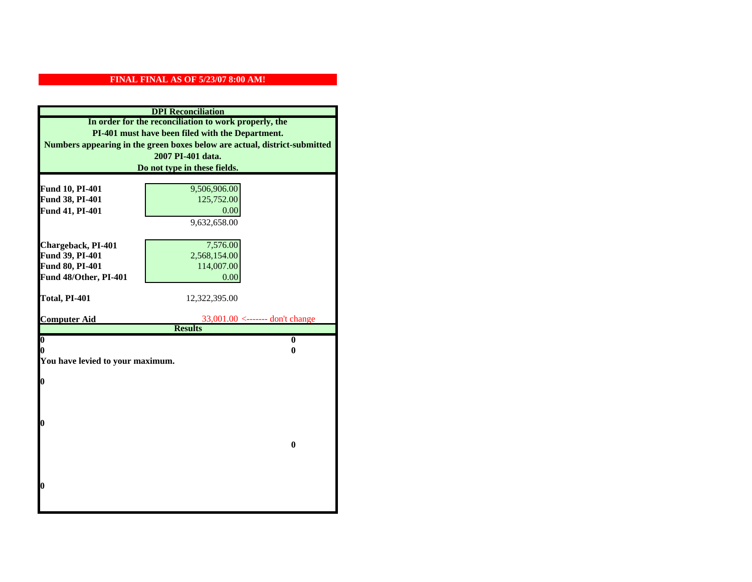**FINAL FINAL AS OF 5/23/07 8:00 AM!**

**DPI Reconciliation**

**In order for the reconciliation to work properly, the PI-401 must have been filed with the Department. Numbers appearing in the green boxes below are actual, district-submitted 2007 PI-401 data. Do not type in these fields.**

| | | |
|---|---|---|
| **Fund 10, PI-401** | 9,506,906.00 | |
| **Fund 38, PI-401** | 125,752.00 | |
| **Fund 41, PI-401** | 0.00 | |
| | 9,632,658.00 | |
| **Chargeback, PI-401** | 7,576.00 | |
| **Fund 39, PI-401** | 2,568,154.00 | |
| **Fund 80, PI-401** | 114,007.00 | |
| **Fund 48/Other, PI-401** | 0.00 | |
| **Total, PI-401** | 12,322,395.00 | |
| **Computer Aid** | 33,001.00 | <------- don't change |

**Results**

| | |
|---|---|
| **0** | **0** |
| **0** | **0** |

**You have levied to your maximum.**

**0**

**0**

**0**

**0**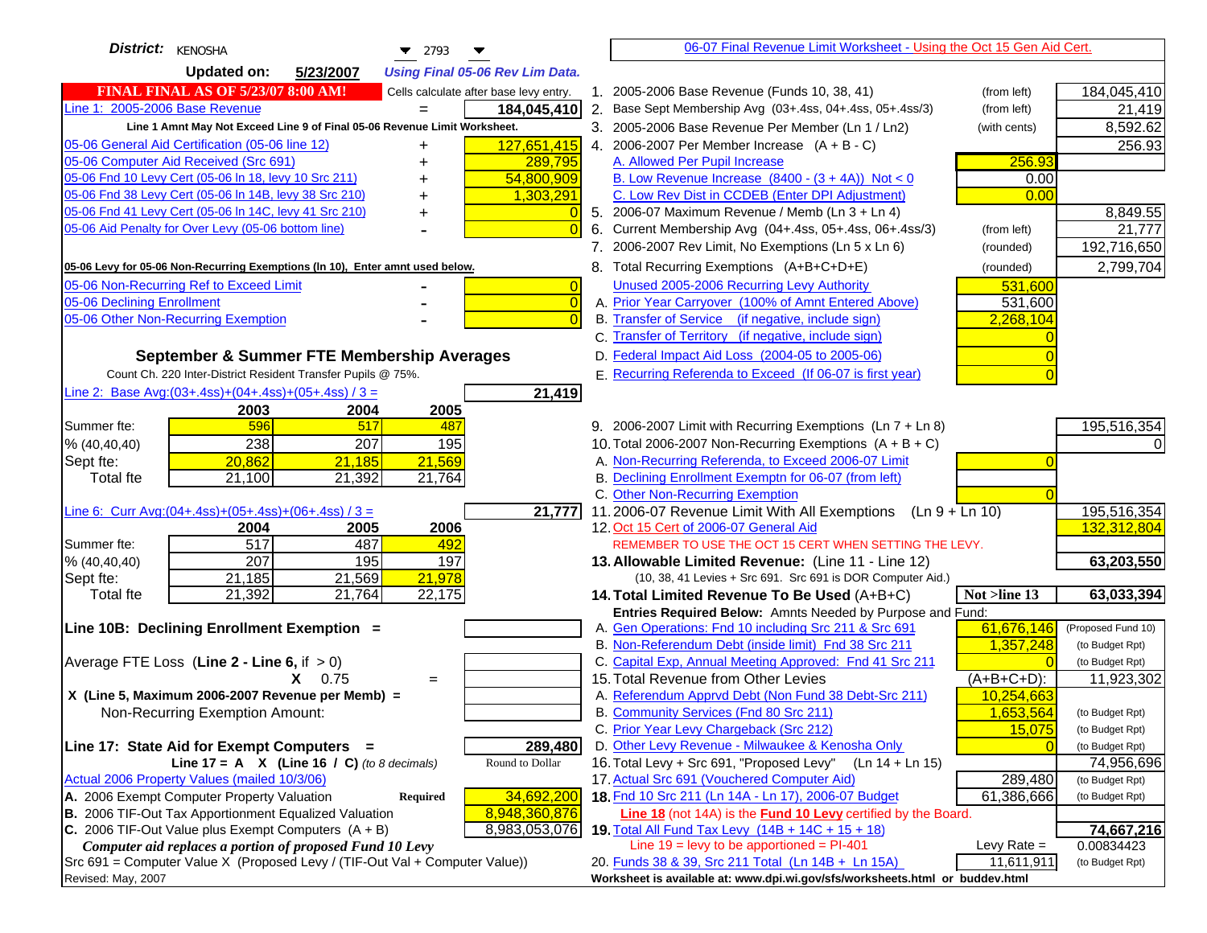**District:** KENOSHA 2793

**Updated on:** 5/23/2007 *Using Final 05-06 Rev Lim Data.*

06-07 Final Revenue Limit Worksheet - Using the Oct 15 Gen Aid Cert.

**FINAL FINAL AS OF 5/23/07 8:00 AM!** Cells calculate after base levy entry.

| | | |
|---|---|---|
| Line 1: 2005-2006 Base Revenue | = | 184,045,410 |

Line 1 Amnt May Not Exceed Line 9 of Final 05-06 Revenue Limit Worksheet.

| | | |
|---|---|---|
| 05-06 General Aid Certification (05-06 line 12) | + | 127,651,415 |
| 05-06 Computer Aid Received (Src 691) | + | 289,795 |
| 05-06 Fnd 10 Levy Cert (05-06 ln 18, levy 10 Src 211) | + | 54,800,909 |
| 05-06 Fnd 38 Levy Cert (05-06 ln 14B, levy 38 Src 210) | + | 1,303,291 |
| 05-06 Fnd 41 Levy Cert (05-06 ln 14C, levy 41 Src 210) | + | 0 |
| 05-06 Aid Penalty for Over Levy (05-06 bottom line) | - | 0 |

**05-06 Levy for 05-06 Non-Recurring Exemptions (ln 10), Enter amnt used below.**

| | | |
|---|---|---|
| 05-06 Non-Recurring Ref to Exceed Limit | - | 0 |
| 05-06 Declining Enrollment | - | 0 |
| 05-06 Other Non-Recurring Exemption | - | 0 |

## September & Summer FTE Membership Averages

Count Ch. 220 Inter-District Resident Transfer Pupils @ 75%.

Line 2: Base Avg:(03+.4ss)+(04+.4ss)+(05+.4ss) / 3 = **21,419**

| | 2003 | 2004 | 2005 |
|---|---|---|---|
| Summer fte: | 596 | 517 | 487 |
| % (40,40,40) | 238 | 207 | 195 |
| Sept fte: | 20,862 | 21,185 | 21,569 |
| Total fte | 21,100 | 21,392 | 21,764 |

Line 6: Curr Avg:(04+.4ss)+(05+.4ss)+(06+.4ss) / 3 = **21,777**

| | 2004 | 2005 | 2006 |
|---|---|---|---|
| Summer fte: | 517 | 487 | 492 |
| % (40,40,40) | 207 | 195 | 197 |
| Sept fte: | 21,185 | 21,569 | 21,978 |
| Total fte | 21,392 | 21,764 | 22,175 |

**Line 10B: Declining Enrollment Exemption =**

Average FTE Loss (**Line 2 - Line 6**, if > 0)

X 0.75 =

X (Line 5, Maximum 2006-2007 Revenue per Memb) =

Non-Recurring Exemption Amount:

**Line 17: State Aid for Exempt Computers =** **289,480**

Line 17 = A X (Line 16 / C) *(to 8 decimals)* Round to Dollar

Actual 2006 Property Values (mailed 10/3/06)

| | | |
|---|---|---|
| A. 2006 Exempt Computer Property Valuation | **Required** | 34,692,200 |
| B. 2006 TIF-Out Tax Apportionment Equalized Valuation | | 8,948,360,876 |
| C. 2006 TIF-Out Value plus Exempt Computers (A + B) | | 8,983,053,076 |

*Computer aid replaces a portion of proposed Fund 10 Levy*

Src 691 = Computer Value X (Proposed Levy / (TIF-Out Val + Computer Value))

Revised: May, 2007

| | | | |
|---|---|---|---|
| 1. 2005-2006 Base Revenue (Funds 10, 38, 41) | (from left) | | 184,045,410 |
| 2. Base Sept Membership Avg (03+.4ss, 04+.4ss, 05+.4ss/3) | (from left) | | 21,419 |
| 3. 2005-2006 Base Revenue Per Member (Ln 1 / Ln2) | (with cents) | | 8,592.62 |
| 4. 2006-2007 Per Member Increase (A + B - C) | | | 256.93 |
| A. Allowed Per Pupil Increase | | 256.93 | |
| B. Low Revenue Increase (8400 - (3 + 4A)) Not < 0 | | 0.00 | |
| C. Low Rev Dist in CCDEB (Enter DPI Adjustment) | | 0.00 | |
| 5. 2006-07 Maximum Revenue / Memb (Ln 3 + Ln 4) | | | 8,849.55 |
| 6. Current Membership Avg (04+.4ss, 05+.4ss, 06+.4ss/3) | (from left) | | 21,777 |
| 7. 2006-2007 Rev Limit, No Exemptions (Ln 5 x Ln 6) | (rounded) | | 192,716,650 |
| 8. Total Recurring Exemptions (A+B+C+D+E) | (rounded) | | 2,799,704 |
| Unused 2005-2006 Recurring Levy Authority | | 531,600 | |
| A. Prior Year Carryover (100% of Amnt Entered Above) | | 531,600 | |
| B. Transfer of Service (if negative, include sign) | | 2,268,104 | |
| C. Transfer of Territory (if negative, include sign) | | 0 | |
| D. Federal Impact Aid Loss (2004-05 to 2005-06) | | 0 | |
| E. Recurring Referenda to Exceed (If 06-07 is first year) | | 0 | |
| 9. 2006-2007 Limit with Recurring Exemptions (Ln 7 + Ln 8) | | | 195,516,354 |
| 10. Total 2006-2007 Non-Recurring Exemptions (A + B + C) | | | 0 |
| A. Non-Recurring Referenda, to Exceed 2006-07 Limit | | 0 | |
| B. Declining Enrollment Exemptn for 06-07 (from left) | | | |
| C. Other Non-Recurring Exemption | | 0 | |
| 11. 2006-07 Revenue Limit With All Exemptions (Ln 9 + Ln 10) | | | 195,516,354 |
| 12. Oct 15 Cert of 2006-07 General Aid | | | 132,312,804 |
| REMEMBER TO USE THE OCT 15 CERT WHEN SETTING THE LEVY. | | | |
| **13. Allowable Limited Revenue:** (Line 11 - Line 12) | | | **63,203,550** |
| (10, 38, 41 Levies + Src 691. Src 691 is DOR Computer Aid.) | | | |
| **14. Total Limited Revenue To Be Used** (A+B+C) | | **Not >line 13** | **63,033,394** |
| Entries Required Below: Amnts Needed by Purpose and Fund: | | | |
| A. Gen Operations: Fnd 10 including Src 211 & Src 691 | | 61,676,146 | (Proposed Fund 10) |
| B. Non-Referendum Debt (inside limit) Fnd 38 Src 211 | | 1,357,248 | (to Budget Rpt) |
| C. Capital Exp, Annual Meeting Approved: Fnd 41 Src 211 | | 0 | (to Budget Rpt) |
| 15. Total Revenue from Other Levies | | (A+B+C+D): | 11,923,302 |
| A. Referendum Apprvd Debt (Non Fund 38 Debt-Src 211) | | 10,254,663 | |
| B. Community Services (Fnd 80 Src 211) | | 1,653,564 | (to Budget Rpt) |
| C. Prior Year Levy Chargeback (Src 212) | | 15,075 | (to Budget Rpt) |
| D. Other Levy Revenue - Milwaukee & Kenosha Only | | 0 | (to Budget Rpt) |
| 16. Total Levy + Src 691, "Proposed Levy" (Ln 14 + Ln 15) | | | 74,956,696 |
| 17. Actual Src 691 (Vouchered Computer Aid) | | 289,480 | (to Budget Rpt) |
| **18.** Fnd 10 Src 211 (Ln 14A - Ln 17), 2006-07 Budget | | 61,386,666 | (to Budget Rpt) |
| **Line 18** (not 14A) is the **Fund 10 Levy** certified by the Board. | | | |
| **19.** Total All Fund Tax Levy (14B + 14C + 15 + 18) | | | **74,667,216** |
| Line 19 = levy to be apportioned = PI-401 | | Levy Rate = | 0.00834423 |
| 20. Funds 38 & 39, Src 211 Total (Ln 14B + Ln 15A) | | 11,611,911 | (to Budget Rpt) |

**Worksheet is available at: www.dpi.wi.gov/sfs/worksheets.html or buddev.html**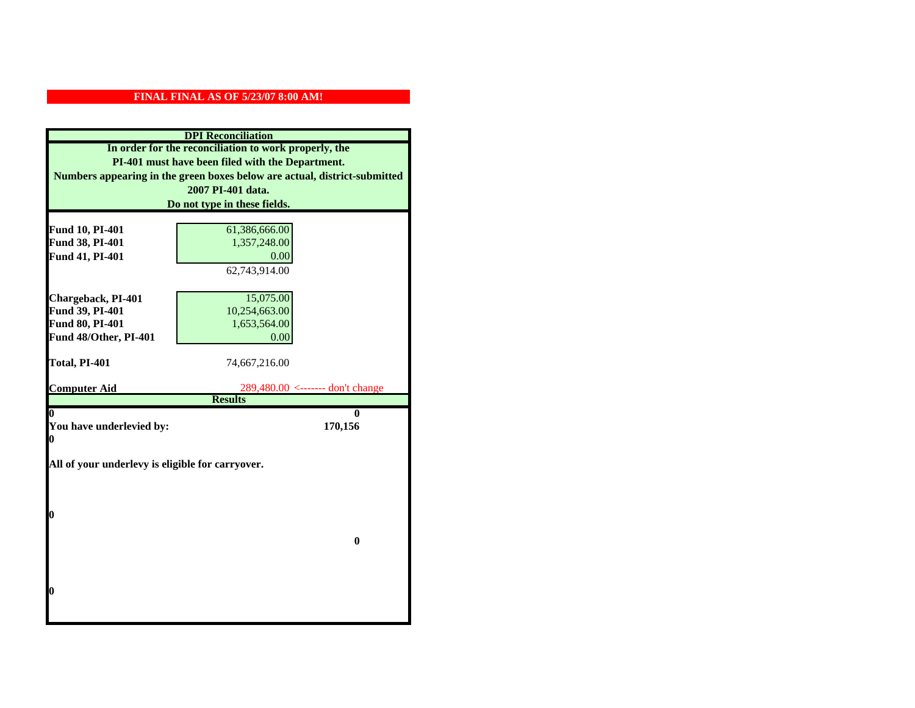**FINAL FINAL AS OF 5/23/07 8:00 AM!**

**DPI Reconciliation**

**In order for the reconciliation to work properly, the PI-401 must have been filed with the Department. Numbers appearing in the green boxes below are actual, district-submitted 2007 PI-401 data. Do not type in these fields.**

| | | |
|---|---|---|
| **Fund 10, PI-401** | 61,386,666.00 | |
| **Fund 38, PI-401** | 1,357,248.00 | |
| **Fund 41, PI-401** | 0.00 | |
| | 62,743,914.00 | |
| **Chargeback, PI-401** | 15,075.00 | |
| **Fund 39, PI-401** | 10,254,663.00 | |
| **Fund 80, PI-401** | 1,653,564.00 | |
| **Fund 48/Other, PI-401** | 0.00 | |
| **Total, PI-401** | 74,667,216.00 | |
| **Computer Aid** | 289,480.00 | <------- don't change |

**Results**

| | |
|---|---|
| **0** | **0** |
| **You have underlevied by:** | **170,156** |
| **0** | |

**All of your underlevy is eligible for carryover.**

**0**

**0**

**0**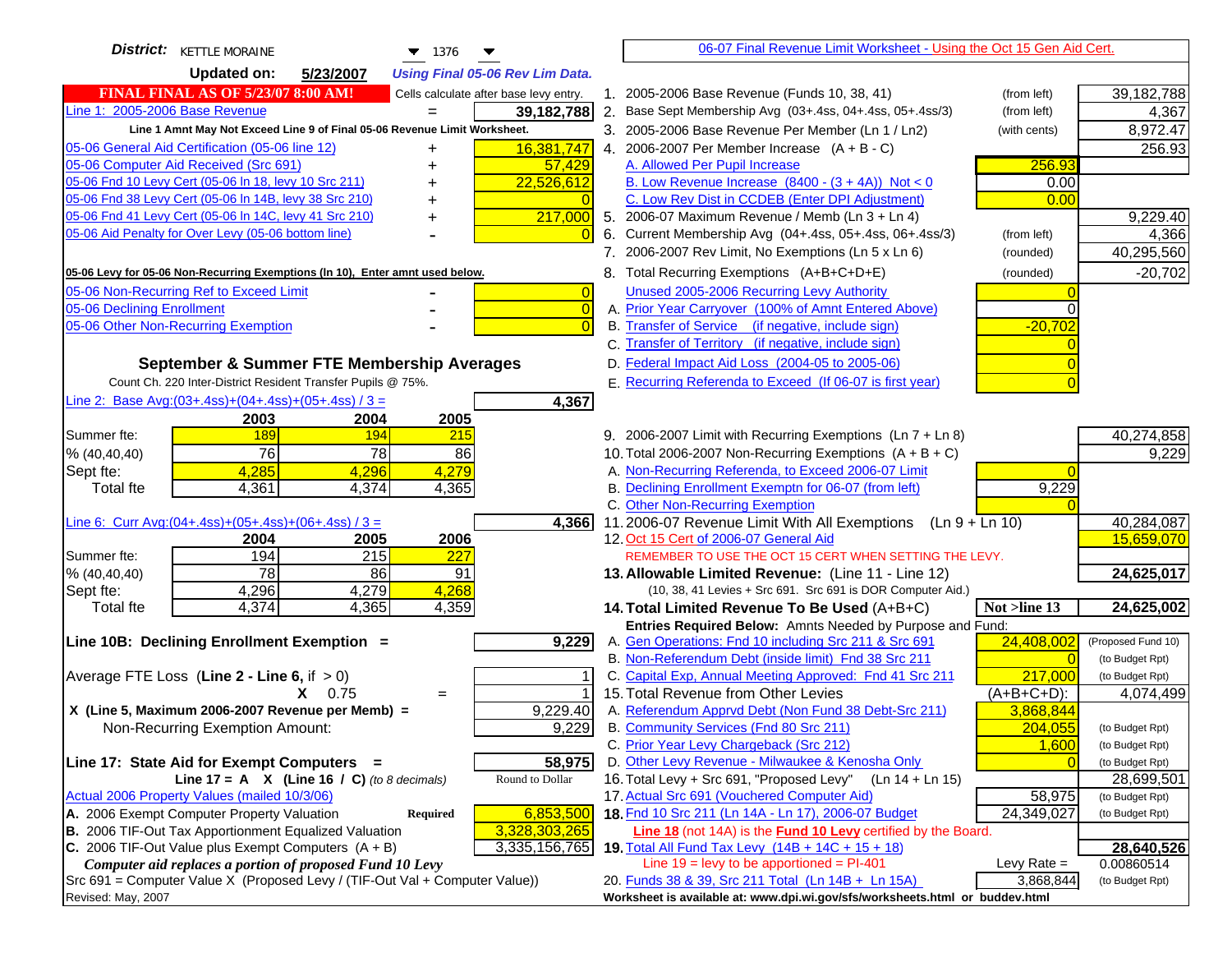**District:** KETTLE MORAINE 1376

**Updated on:** 5/23/2007 *Using Final 05-06 Rev Lim Data.*

**FINAL FINAL AS OF 5/23/07 8:00 AM!** Cells calculate after base levy entry.

| | | |
|---|---|---|
| Line 1: 2005-2006 Base Revenue | = | 39,182,788 |

Line 1 Amnt May Not Exceed Line 9 of Final 05-06 Revenue Limit Worksheet.

| | | |
|---|---|---|
| 05-06 General Aid Certification (05-06 line 12) | + | 16,381,747 |
| 05-06 Computer Aid Received (Src 691) | + | 57,429 |
| 05-06 Fnd 10 Levy Cert (05-06 ln 18, levy 10 Src 211) | + | 22,526,612 |
| 05-06 Fnd 38 Levy Cert (05-06 ln 14B, levy 38 Src 210) | + | 0 |
| 05-06 Fnd 41 Levy Cert (05-06 ln 14C, levy 41 Src 210) | + | 217,000 |
| 05-06 Aid Penalty for Over Levy (05-06 bottom line) | - | 0 |

**05-06 Levy for 05-06 Non-Recurring Exemptions (ln 10), Enter amnt used below.**

| | | |
|---|---|---|
| 05-06 Non-Recurring Ref to Exceed Limit | - | 0 |
| 05-06 Declining Enrollment | - | 0 |
| 05-06 Other Non-Recurring Exemption | - | 0 |

## September & Summer FTE Membership Averages

Count Ch. 220 Inter-District Resident Transfer Pupils @ 75%.

Line 2: Base Avg:(03+.4ss)+(04+.4ss)+(05+.4ss) / 3 = **4,367**

| | 2003 | 2004 | 2005 |
|---|---|---|---|
| Summer fte: | 189 | 194 | 215 |
| % (40,40,40) | 76 | 78 | 86 |
| Sept fte: | 4,285 | 4,296 | 4,279 |
| Total fte | 4,361 | 4,374 | 4,365 |

Line 6: Curr Avg:(04+.4ss)+(05+.4ss)+(06+.4ss) / 3 = **4,366**

| | 2004 | 2005 | 2006 |
|---|---|---|---|
| Summer fte: | 194 | 215 | 227 |
| % (40,40,40) | 78 | 86 | 91 |
| Sept fte: | 4,296 | 4,279 | 4,268 |
| Total fte | 4,374 | 4,365 | 4,359 |

**Line 10B: Declining Enrollment Exemption =** **9,229**

| | | |
|---|---|---|
| Average FTE Loss (**Line 2 - Line 6**, if > 0) | | 1 |
| X 0.75 | = | 1 |
| X (Line 5, Maximum 2006-2007 Revenue per Memb) = | | 9,229.40 |
| Non-Recurring Exemption Amount: | | 9,229 |

**Line 17: State Aid for Exempt Computers =** **58,975**

Line 17 = A X (Line 16 / C) *(to 8 decimals)* Round to Dollar

Actual 2006 Property Values (mailed 10/3/06)

| | | |
|---|---|---|
| A. 2006 Exempt Computer Property Valuation | **Required** | 6,853,500 |
| B. 2006 TIF-Out Tax Apportionment Equalized Valuation | | 3,328,303,265 |
| C. 2006 TIF-Out Value plus Exempt Computers (A + B) | | 3,335,156,765 |

*Computer aid replaces a portion of proposed Fund 10 Levy*

Src 691 = Computer Value X (Proposed Levy / (TIF-Out Val + Computer Value))

Revised: May, 2007

## 06-07 Final Revenue Limit Worksheet - Using the Oct 15 Gen Aid Cert.

| | | | |
|---|---|---|---|
| 1. 2005-2006 Base Revenue (Funds 10, 38, 41) | (from left) | | 39,182,788 |
| 2. Base Sept Membership Avg (03+.4ss, 04+.4ss, 05+.4ss/3) | (from left) | | 4,367 |
| 3. 2005-2006 Base Revenue Per Member (Ln 1 / Ln2) | (with cents) | | 8,972.47 |
| 4. 2006-2007 Per Member Increase (A + B - C) | | | 256.93 |
| A. Allowed Per Pupil Increase | | 256.93 | |
| B. Low Revenue Increase (8400 - (3 + 4A)) Not < 0 | | 0.00 | |
| C. Low Rev Dist in CCDEB (Enter DPI Adjustment) | | 0.00 | |
| 5. 2006-07 Maximum Revenue / Memb (Ln 3 + Ln 4) | | | 9,229.40 |
| 6. Current Membership Avg (04+.4ss, 05+.4ss, 06+.4ss/3) | (from left) | | 4,366 |
| 7. 2006-2007 Rev Limit, No Exemptions (Ln 5 x Ln 6) | (rounded) | | 40,295,560 |
| 8. Total Recurring Exemptions (A+B+C+D+E) | (rounded) | | -20,702 |
| Unused 2005-2006 Recurring Levy Authority | | 0 | |
| A. Prior Year Carryover (100% of Amnt Entered Above) | | 0 | |
| B. Transfer of Service (if negative, include sign) | | -20,702 | |
| C. Transfer of Territory (if negative, include sign) | | 0 | |
| D. Federal Impact Aid Loss (2004-05 to 2005-06) | | 0 | |
| E. Recurring Referenda to Exceed (If 06-07 is first year) | | 0 | |
| 9. 2006-2007 Limit with Recurring Exemptions (Ln 7 + Ln 8) | | | 40,274,858 |
| 10. Total 2006-2007 Non-Recurring Exemptions (A + B + C) | | | 9,229 |
| A. Non-Recurring Referenda, to Exceed 2006-07 Limit | | 0 | |
| B. Declining Enrollment Exemptn for 06-07 (from left) | | 9,229 | |
| C. Other Non-Recurring Exemption | | 0 | |
| 11. 2006-07 Revenue Limit With All Exemptions (Ln 9 + Ln 10) | | | 40,284,087 |
| 12. Oct 15 Cert of 2006-07 General Aid | | | 15,659,070 |
| REMEMBER TO USE THE OCT 15 CERT WHEN SETTING THE LEVY. | | | |
| **13. Allowable Limited Revenue:** (Line 11 - Line 12) | | | **24,625,017** |
| (10, 38, 41 Levies + Src 691. Src 691 is DOR Computer Aid.) | | | |
| **14. Total Limited Revenue To Be Used** (A+B+C) | | **Not >line 13** | **24,625,002** |
| **Entries Required Below:** Amnts Needed by Purpose and Fund: | | | |
| A. Gen Operations: Fnd 10 including Src 211 & Src 691 | | 24,408,002 | (Proposed Fund 10) |
| B. Non-Referendum Debt (inside limit) Fnd 38 Src 211 | | 0 | (to Budget Rpt) |
| C. Capital Exp, Annual Meeting Approved: Fnd 41 Src 211 | | 217,000 | (to Budget Rpt) |
| 15. Total Revenue from Other Levies | | (A+B+C+D): | 4,074,499 |
| A. Referendum Apprvd Debt (Non Fund 38 Debt-Src 211) | | 3,868,844 | |
| B. Community Services (Fnd 80 Src 211) | | 204,055 | (to Budget Rpt) |
| C. Prior Year Levy Chargeback (Src 212) | | 1,600 | (to Budget Rpt) |
| D. Other Levy Revenue - Milwaukee & Kenosha Only | | 0 | (to Budget Rpt) |
| 16. Total Levy + Src 691, "Proposed Levy" (Ln 14 + Ln 15) | | | 28,699,501 |
| 17. Actual Src 691 (Vouchered Computer Aid) | | 58,975 | (to Budget Rpt) |
| **18.** Fnd 10 Src 211 (Ln 14A - Ln 17), 2006-07 Budget | | 24,349,027 | (to Budget Rpt) |
| **Line 18** (not 14A) is the **Fund 10 Levy** certified by the Board. | | | |
| **19.** Total All Fund Tax Levy (14B + 14C + 15 + 18) | | | **28,640,526** |
| Line 19 = levy to be apportioned = PI-401 | | Levy Rate = | 0.00860514 |
| 20. Funds 38 & 39, Src 211 Total (Ln 14B + Ln 15A) | | 3,868,844 | (to Budget Rpt) |

**Worksheet is available at: www.dpi.wi.gov/sfs/worksheets.html or buddev.html**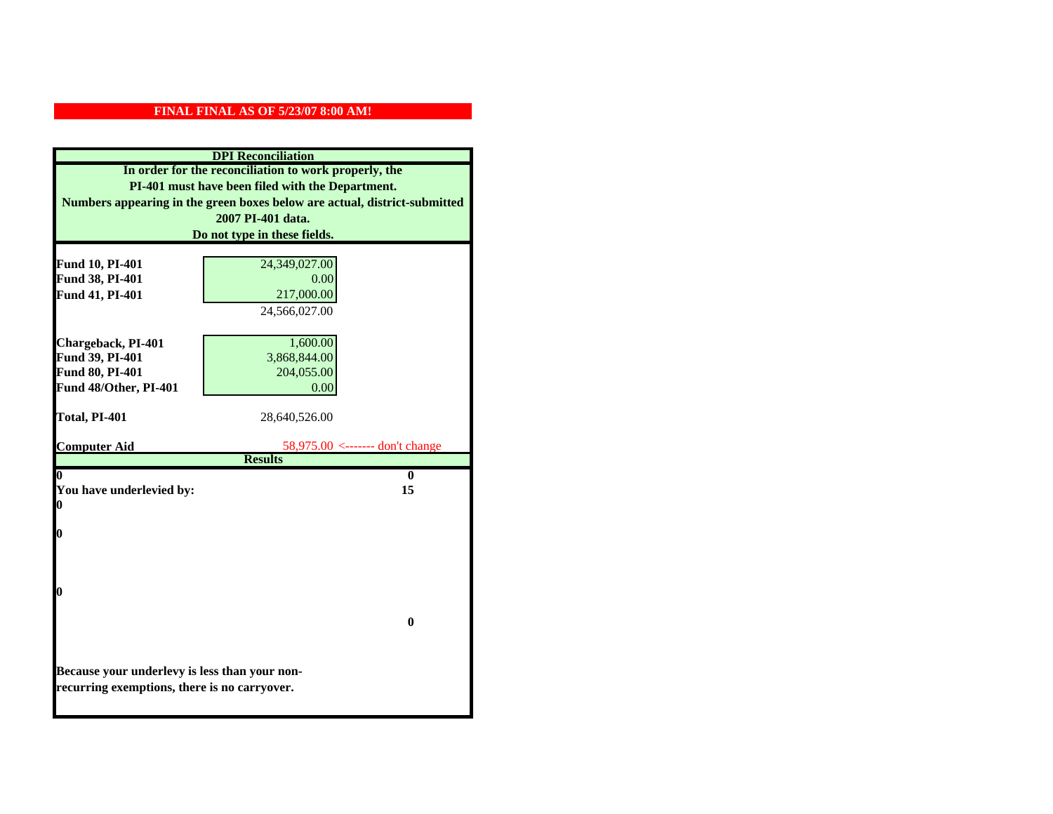**FINAL FINAL AS OF 5/23/07 8:00 AM!**

**DPI Reconciliation**

**In order for the reconciliation to work properly, the PI-401 must have been filed with the Department. Numbers appearing in the green boxes below are actual, district-submitted 2007 PI-401 data. Do not type in these fields.**

| | | |
|---|---|---|
| **Fund 10, PI-401** | 24,349,027.00 | |
| **Fund 38, PI-401** | 0.00 | |
| **Fund 41, PI-401** | 217,000.00 | |
| | 24,566,027.00 | |
| **Chargeback, PI-401** | 1,600.00 | |
| **Fund 39, PI-401** | 3,868,844.00 | |
| **Fund 80, PI-401** | 204,055.00 | |
| **Fund 48/Other, PI-401** | 0.00 | |
| **Total, PI-401** | 28,640,526.00 | |
| **Computer Aid** | 58,975.00 | <------- don't change |

**Results**

| | |
|---|---|
| **0** | **0** |
| **You have underlevied by:** | **15** |
| **0** | |
| **0** | |
| **0** | |
| | **0** |

**Because your underlevy is less than your non-recurring exemptions, there is no carryover.**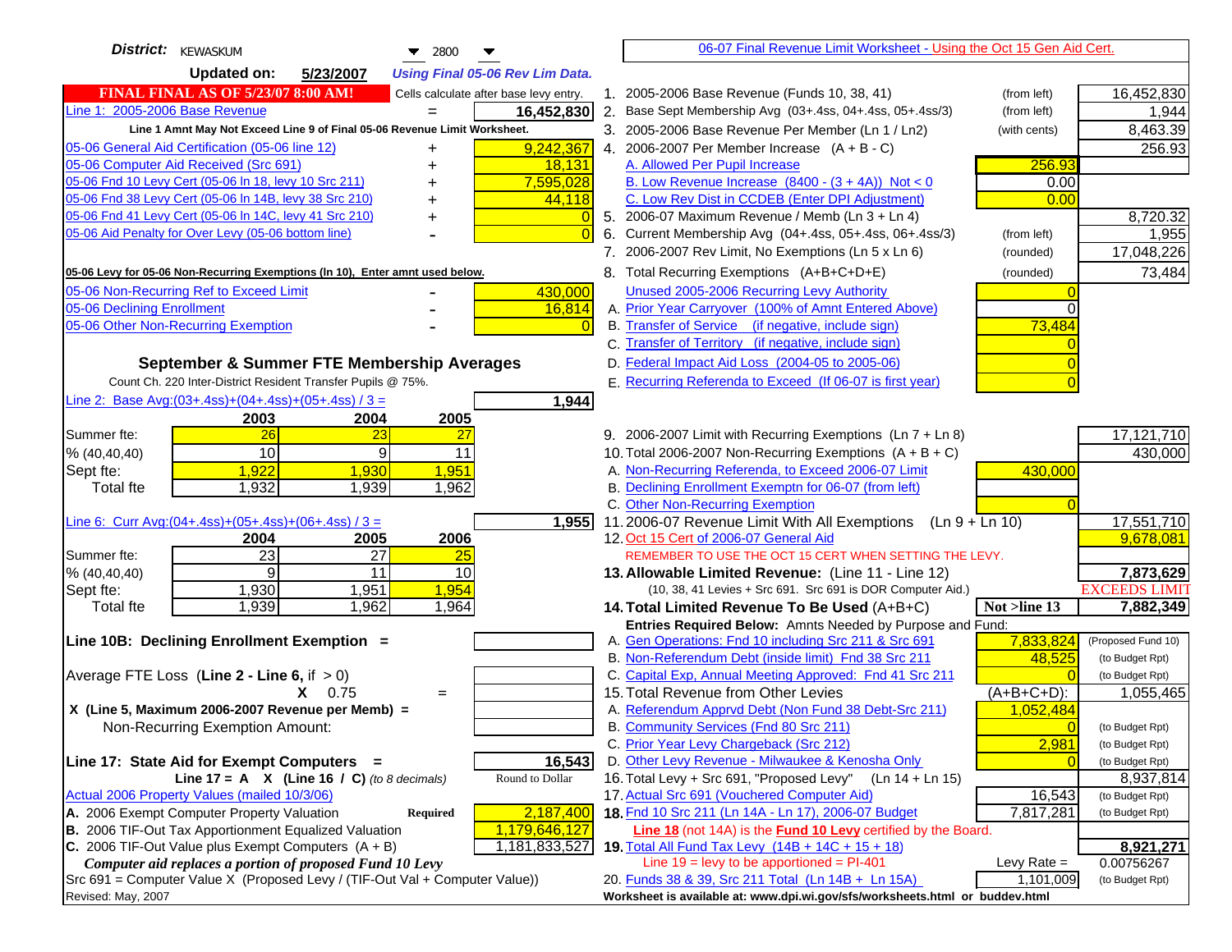**District:** KEWASKUM 2800

**Updated on:** 5/23/2007 *Using Final 05-06 Rev Lim Data.*

**FINAL FINAL AS OF 5/23/07 8:00 AM!** Cells calculate after base levy entry.

| | | |
|---|---|---|
| Line 1: 2005-2006 Base Revenue | = | 16,452,830 |

**Line 1 Amnt May Not Exceed Line 9 of Final 05-06 Revenue Limit Worksheet.**

| | | |
|---|---|---|
| 05-06 General Aid Certification (05-06 line 12) | + | 9,242,367 |
| 05-06 Computer Aid Received (Src 691) | + | 18,131 |
| 05-06 Fnd 10 Levy Cert (05-06 ln 18, levy 10 Src 211) | + | 7,595,028 |
| 05-06 Fnd 38 Levy Cert (05-06 ln 14B, levy 38 Src 210) | + | 44,118 |
| 05-06 Fnd 41 Levy Cert (05-06 ln 14C, levy 41 Src 210) | + | 0 |
| 05-06 Aid Penalty for Over Levy (05-06 bottom line) | - | 0 |

**05-06 Levy for 05-06 Non-Recurring Exemptions (ln 10), Enter amnt used below.**

| | | |
|---|---|---|
| 05-06 Non-Recurring Ref to Exceed Limit | - | 430,000 |
| 05-06 Declining Enrollment | - | 16,814 |
| 05-06 Other Non-Recurring Exemption | - | 0 |

### September & Summer FTE Membership Averages

Count Ch. 220 Inter-District Resident Transfer Pupils @ 75%.

Line 2: Base Avg:(03+.4ss)+(04+.4ss)+(05+.4ss) / 3 = **1,944**

| | 2003 | 2004 | 2005 |
|---|---|---|---|
| Summer fte: | 26 | 23 | 27 |
| % (40,40,40) | 10 | 9 | 11 |
| Sept fte: | 1,922 | 1,930 | 1,951 |
| Total fte | 1,932 | 1,939 | 1,962 |

Line 6: Curr Avg:(04+.4ss)+(05+.4ss)+(06+.4ss) / 3 = **1,955**

| | 2004 | 2005 | 2006 |
|---|---|---|---|
| Summer fte: | 23 | 27 | 25 |
| % (40,40,40) | 9 | 11 | 10 |
| Sept fte: | 1,930 | 1,951 | 1,954 |
| Total fte | 1,939 | 1,962 | 1,964 |

**Line 10B: Declining Enrollment Exemption =**

Average FTE Loss (**Line 2 - Line 6**, if > 0)

X 0.75 =

X (Line 5, Maximum 2006-2007 Revenue per Memb) =

Non-Recurring Exemption Amount:

**Line 17: State Aid for Exempt Computers =** **16,543**

Line 17 = A X (Line 16 / C) *(to 8 decimals)* Round to Dollar

Actual 2006 Property Values (mailed 10/3/06)

| | | |
|---|---|---|
| A. 2006 Exempt Computer Property Valuation | Required | 2,187,400 |
| B. 2006 TIF-Out Tax Apportionment Equalized Valuation | | 1,179,646,127 |
| C. 2006 TIF-Out Value plus Exempt Computers (A + B) | | 1,181,833,527 |

*Computer aid replaces a portion of proposed Fund 10 Levy*

Src 691 = Computer Value X (Proposed Levy / (TIF-Out Val + Computer Value))

Revised: May, 2007

---

06-07 Final Revenue Limit Worksheet - Using the Oct 15 Gen Aid Cert.

| | | | |
|---|---|---|---|
| 1. 2005-2006 Base Revenue (Funds 10, 38, 41) | (from left) | | 16,452,830 |
| 2. Base Sept Membership Avg (03+.4ss, 04+.4ss, 05+.4ss/3) | (from left) | | 1,944 |
| 3. 2005-2006 Base Revenue Per Member (Ln 1 / Ln2) | (with cents) | | 8,463.39 |
| 4. 2006-2007 Per Member Increase (A + B - C) | | | 256.93 |
| A. Allowed Per Pupil Increase | | 256.93 | |
| B. Low Revenue Increase (8400 - (3 + 4A)) Not < 0 | | 0.00 | |
| C. Low Rev Dist in CCDEB (Enter DPI Adjustment) | | 0.00 | |
| 5. 2006-07 Maximum Revenue / Memb (Ln 3 + Ln 4) | | | 8,720.32 |
| 6. Current Membership Avg (04+.4ss, 05+.4ss, 06+.4ss/3) | (from left) | | 1,955 |
| 7. 2006-2007 Rev Limit, No Exemptions (Ln 5 x Ln 6) | (rounded) | | 17,048,226 |
| 8. Total Recurring Exemptions (A+B+C+D+E) | (rounded) | | 73,484 |
| Unused 2005-2006 Recurring Levy Authority | | 0 | |
| A. Prior Year Carryover (100% of Amnt Entered Above) | | 0 | |
| B. Transfer of Service (if negative, include sign) | | 73,484 | |
| C. Transfer of Territory (if negative, include sign) | | 0 | |
| D. Federal Impact Aid Loss (2004-05 to 2005-06) | | 0 | |
| E. Recurring Referenda to Exceed (If 06-07 is first year) | | 0 | |
| 9. 2006-2007 Limit with Recurring Exemptions (Ln 7 + Ln 8) | | | 17,121,710 |
| 10. Total 2006-2007 Non-Recurring Exemptions (A + B + C) | | | 430,000 |
| A. Non-Recurring Referenda, to Exceed 2006-07 Limit | | 430,000 | |
| B. Declining Enrollment Exemptn for 06-07 (from left) | | | |
| C. Other Non-Recurring Exemption | | 0 | |
| 11. 2006-07 Revenue Limit With All Exemptions (Ln 9 + Ln 10) | | | 17,551,710 |
| 12. Oct 15 Cert of 2006-07 General Aid | | | 9,678,081 |
| REMEMBER TO USE THE OCT 15 CERT WHEN SETTING THE LEVY. | | | |
| **13. Allowable Limited Revenue:** (Line 11 - Line 12) | | | **7,873,629** |
| (10, 38, 41 Levies + Src 691. Src 691 is DOR Computer Aid.) | | | EXCEEDS LIMIT |
| **14. Total Limited Revenue To Be Used** (A+B+C) | | Not >line 13 | **7,882,349** |
| Entries Required Below: Amnts Needed by Purpose and Fund: | | | |
| A. Gen Operations: Fnd 10 including Src 211 & Src 691 | | 7,833,824 | (Proposed Fund 10) |
| B. Non-Referendum Debt (inside limit) Fnd 38 Src 211 | | 48,525 | (to Budget Rpt) |
| C. Capital Exp, Annual Meeting Approved: Fnd 41 Src 211 | | 0 | (to Budget Rpt) |
| 15. Total Revenue from Other Levies | | (A+B+C+D): | 1,055,465 |
| A. Referendum Apprvd Debt (Non Fund 38 Debt-Src 211) | | 1,052,484 | |
| B. Community Services (Fnd 80 Src 211) | | 0 | (to Budget Rpt) |
| C. Prior Year Levy Chargeback (Src 212) | | 2,981 | (to Budget Rpt) |
| D. Other Levy Revenue - Milwaukee & Kenosha Only | | 0 | (to Budget Rpt) |
| 16. Total Levy + Src 691, "Proposed Levy" (Ln 14 + Ln 15) | | | 8,937,814 |
| 17. Actual Src 691 (Vouchered Computer Aid) | | 16,543 | (to Budget Rpt) |
| **18.** Fnd 10 Src 211 (Ln 14A - Ln 17), 2006-07 Budget | | 7,817,281 | (to Budget Rpt) |
| **Line 18** (not 14A) is the **Fund 10 Levy** certified by the Board. | | | |
| **19.** Total All Fund Tax Levy (14B + 14C + 15 + 18) | | | **8,921,271** |
| Line 19 = levy to be apportioned = PI-401 | | Levy Rate = | 0.00756267 |
| 20. Funds 38 & 39, Src 211 Total (Ln 14B + Ln 15A) | | 1,101,009 | (to Budget Rpt) |

Worksheet is available at: www.dpi.wi.gov/sfs/worksheets.html or buddev.html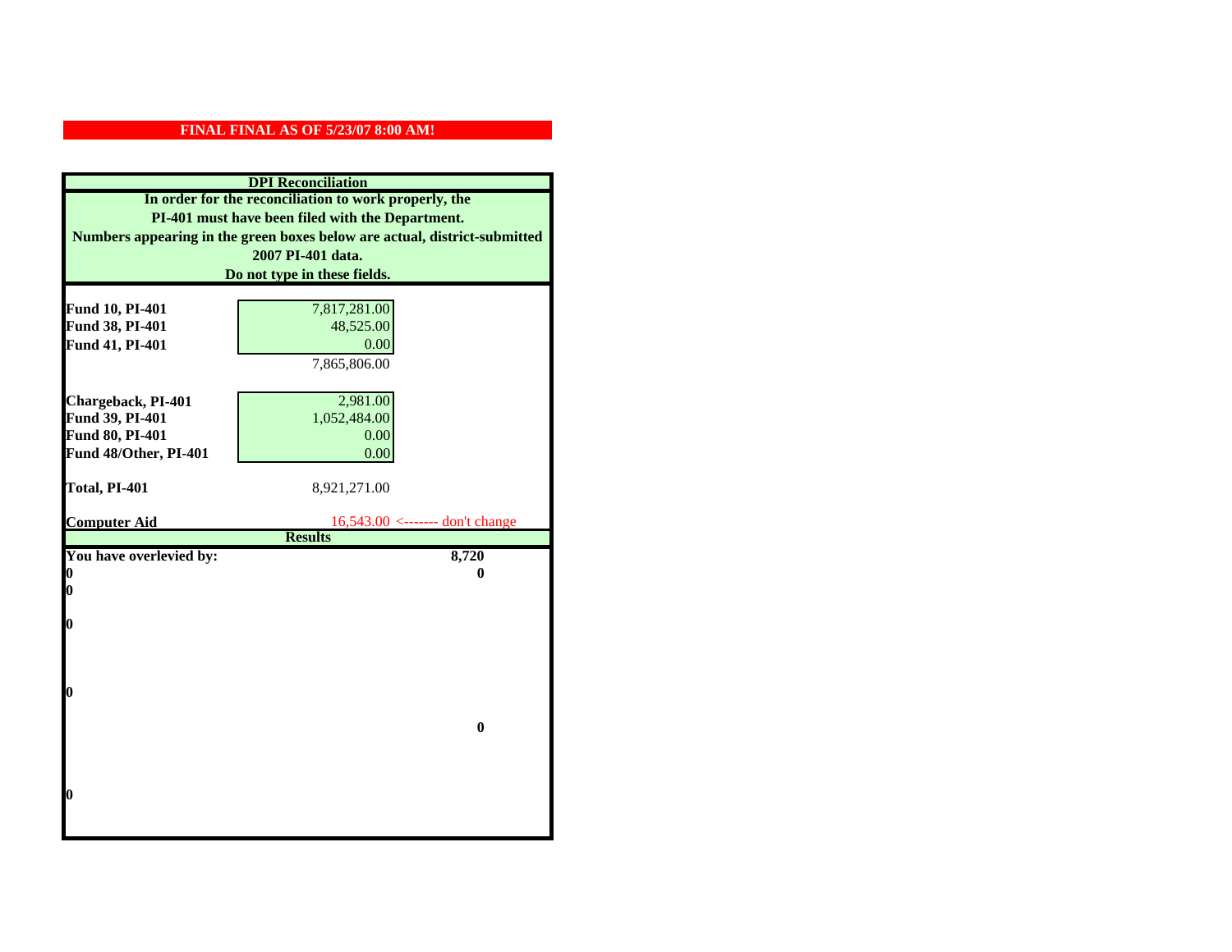**FINAL FINAL AS OF 5/23/07 8:00 AM!**

**DPI Reconciliation**

**In order for the reconciliation to work properly, the PI-401 must have been filed with the Department. Numbers appearing in the green boxes below are actual, district-submitted 2007 PI-401 data. Do not type in these fields.**

| | | |
|---|---|---|
| **Fund 10, PI-401** | 7,817,281.00 | |
| **Fund 38, PI-401** | 48,525.00 | |
| **Fund 41, PI-401** | 0.00 | |
| | 7,865,806.00 | |
| **Chargeback, PI-401** | 2,981.00 | |
| **Fund 39, PI-401** | 1,052,484.00 | |
| **Fund 80, PI-401** | 0.00 | |
| **Fund 48/Other, PI-401** | 0.00 | |
| **Total, PI-401** | 8,921,271.00 | |
| **Computer Aid** | 16,543.00 | <------- don't change |

**Results**

| | |
|---|---|
| **You have overlevied by:** | **8,720** |
| **0** | **0** |
| **0** | |
| **0** | |
| **0** | |
| | **0** |
| **0** | |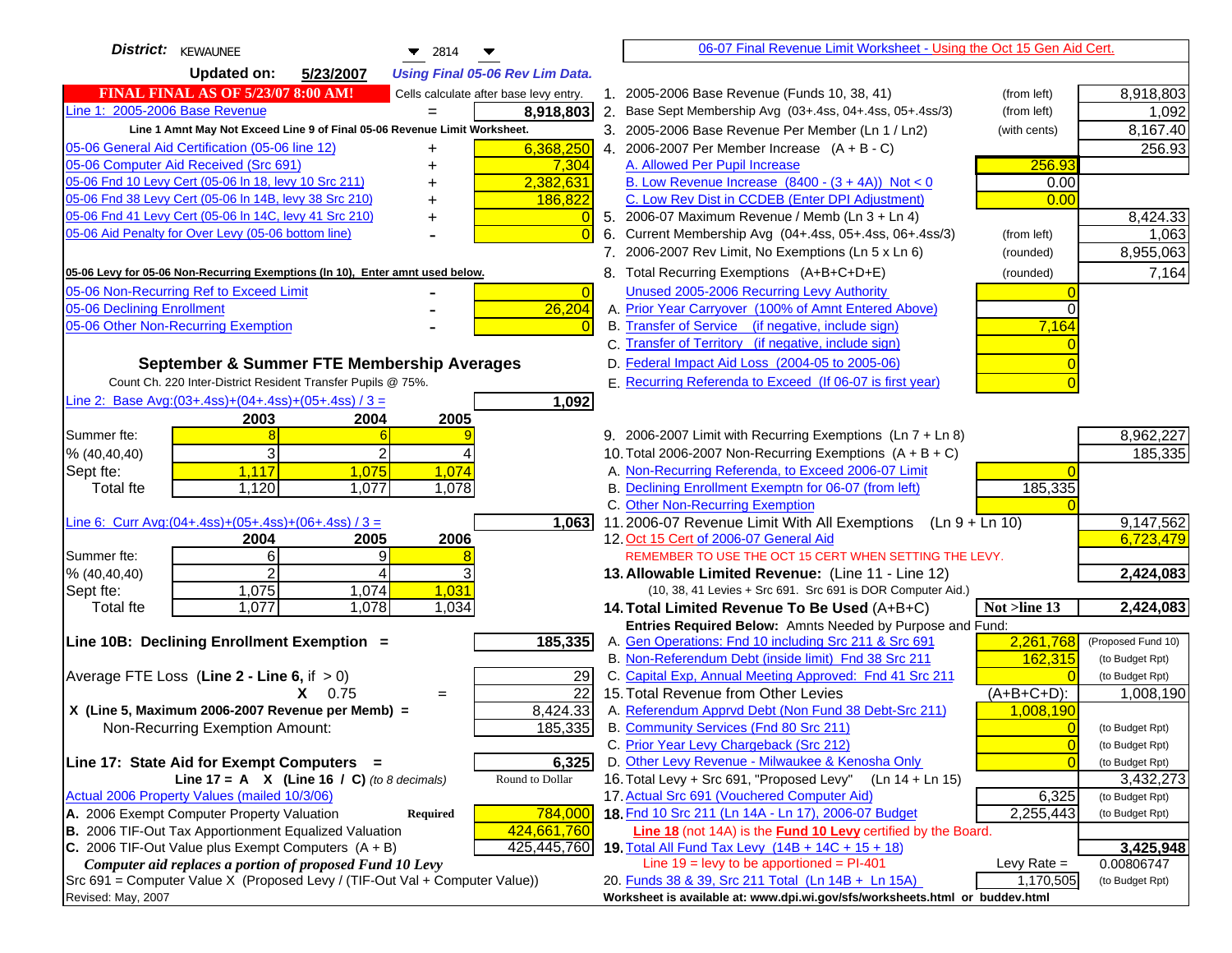**District:** KEWAUNEE 2814

**Updated on:** 5/23/2007 *Using Final 05-06 Rev Lim Data.*

**FINAL FINAL AS OF 5/23/07 8:00 AM!** Cells calculate after base levy entry.

| | | |
|---|---|---|
| Line 1: 2005-2006 Base Revenue | = | 8,918,803 |

Line 1 Amnt May Not Exceed Line 9 of Final 05-06 Revenue Limit Worksheet.

| | | |
|---|---|---|
| 05-06 General Aid Certification (05-06 line 12) | + | 6,368,250 |
| 05-06 Computer Aid Received (Src 691) | + | 7,304 |
| 05-06 Fnd 10 Levy Cert (05-06 ln 18, levy 10 Src 211) | + | 2,382,631 |
| 05-06 Fnd 38 Levy Cert (05-06 ln 14B, levy 38 Src 210) | + | 186,822 |
| 05-06 Fnd 41 Levy Cert (05-06 ln 14C, levy 41 Src 210) | + | 0 |
| 05-06 Aid Penalty for Over Levy (05-06 bottom line) | - | 0 |

**05-06 Levy for 05-06 Non-Recurring Exemptions (ln 10), Enter amnt used below.**

| | | |
|---|---|---|
| 05-06 Non-Recurring Ref to Exceed Limit | - | 0 |
| 05-06 Declining Enrollment | - | 26,204 |
| 05-06 Other Non-Recurring Exemption | - | 0 |

## September & Summer FTE Membership Averages

Count Ch. 220 Inter-District Resident Transfer Pupils @ 75%.

Line 2: Base Avg:(03+.4ss)+(04+.4ss)+(05+.4ss) / 3 = **1,092**

| | 2003 | 2004 | 2005 |
|---|---|---|---|
| Summer fte: | 8 | 6 | 9 |
| % (40,40,40) | 3 | 2 | 4 |
| Sept fte: | 1,117 | 1,075 | 1,074 |
| Total fte | 1,120 | 1,077 | 1,078 |

Line 6: Curr Avg:(04+.4ss)+(05+.4ss)+(06+.4ss) / 3 = **1,063**

| | 2004 | 2005 | 2006 |
|---|---|---|---|
| Summer fte: | 6 | 9 | 8 |
| % (40,40,40) | 2 | 4 | 3 |
| Sept fte: | 1,075 | 1,074 | 1,031 |
| Total fte | 1,077 | 1,078 | 1,034 |

**Line 10B: Declining Enrollment Exemption =** **185,335**

| | | |
|---|---|---|
| Average FTE Loss (Line 2 - Line 6, if > 0) | | 29 |
| X 0.75 | = | 22 |
| X (Line 5, Maximum 2006-2007 Revenue per Memb) = | | 8,424.33 |
| Non-Recurring Exemption Amount: | | 185,335 |

**Line 17: State Aid for Exempt Computers =** **6,325**

Line 17 = A X (Line 16 / C) *(to 8 decimals)* Round to Dollar

| | | |
|---|---|---|
| Actual 2006 Property Values (mailed 10/3/06) | | |
| A. 2006 Exempt Computer Property Valuation | Required | 784,000 |
| B. 2006 TIF-Out Tax Apportionment Equalized Valuation | | 424,661,760 |
| C. 2006 TIF-Out Value plus Exempt Computers (A + B) | | 425,445,760 |

*Computer aid replaces a portion of proposed Fund 10 Levy*

Src 691 = Computer Value X (Proposed Levy / (TIF-Out Val + Computer Value))

Revised: May, 2007

## 06-07 Final Revenue Limit Worksheet - Using the Oct 15 Gen Aid Cert.

| | | | |
|---|---|---|---|
| 1. 2005-2006 Base Revenue (Funds 10, 38, 41) | (from left) | | 8,918,803 |
| 2. Base Sept Membership Avg (03+.4ss, 04+.4ss, 05+.4ss/3) | (from left) | | 1,092 |
| 3. 2005-2006 Base Revenue Per Member (Ln 1 / Ln2) | (with cents) | | 8,167.40 |
| 4. 2006-2007 Per Member Increase (A + B - C) | | | 256.93 |
| A. Allowed Per Pupil Increase | | 256.93 | |
| B. Low Revenue Increase (8400 - (3 + 4A)) Not < 0 | | 0.00 | |
| C. Low Rev Dist in CCDEB (Enter DPI Adjustment) | | 0.00 | |
| 5. 2006-07 Maximum Revenue / Memb (Ln 3 + Ln 4) | | | 8,424.33 |
| 6. Current Membership Avg (04+.4ss, 05+.4ss, 06+.4ss/3) | (from left) | | 1,063 |
| 7. 2006-2007 Rev Limit, No Exemptions (Ln 5 x Ln 6) | (rounded) | | 8,955,063 |
| 8. Total Recurring Exemptions (A+B+C+D+E) | (rounded) | | 7,164 |
| Unused 2005-2006 Recurring Levy Authority | | 0 | |
| A. Prior Year Carryover (100% of Amnt Entered Above) | | 0 | |
| B. Transfer of Service (if negative, include sign) | | 7,164 | |
| C. Transfer of Territory (if negative, include sign) | | 0 | |
| D. Federal Impact Aid Loss (2004-05 to 2005-06) | | 0 | |
| E. Recurring Referenda to Exceed (If 06-07 is first year) | | 0 | |
| 9. 2006-2007 Limit with Recurring Exemptions (Ln 7 + Ln 8) | | | 8,962,227 |
| 10. Total 2006-2007 Non-Recurring Exemptions (A + B + C) | | | 185,335 |
| A. Non-Recurring Referenda, to Exceed 2006-07 Limit | | 0 | |
| B. Declining Enrollment Exemptn for 06-07 (from left) | | 185,335 | |
| C. Other Non-Recurring Exemption | | 0 | |
| 11. 2006-07 Revenue Limit With All Exemptions (Ln 9 + Ln 10) | | | 9,147,562 |
| 12. Oct 15 Cert of 2006-07 General Aid | | | 6,723,479 |
| REMEMBER TO USE THE OCT 15 CERT WHEN SETTING THE LEVY. | | | |
| **13. Allowable Limited Revenue:** (Line 11 - Line 12) | | | **2,424,083** |
| (10, 38, 41 Levies + Src 691. Src 691 is DOR Computer Aid.) | | | |
| **14. Total Limited Revenue To Be Used** (A+B+C) | | Not >line 13 | **2,424,083** |
| Entries Required Below: Amnts Needed by Purpose and Fund: | | | |
| A. Gen Operations: Fnd 10 including Src 211 & Src 691 | | 2,261,768 | (Proposed Fund 10) |
| B. Non-Referendum Debt (inside limit) Fnd 38 Src 211 | | 162,315 | (to Budget Rpt) |
| C. Capital Exp, Annual Meeting Approved: Fnd 41 Src 211 | | 0 | (to Budget Rpt) |
| 15. Total Revenue from Other Levies | | (A+B+C+D): | 1,008,190 |
| A. Referendum Apprvd Debt (Non Fund 38 Debt-Src 211) | | 1,008,190 | |
| B. Community Services (Fnd 80 Src 211) | | 0 | (to Budget Rpt) |
| C. Prior Year Levy Chargeback (Src 212) | | 0 | (to Budget Rpt) |
| D. Other Levy Revenue - Milwaukee & Kenosha Only | | 0 | (to Budget Rpt) |
| 16. Total Levy + Src 691, "Proposed Levy" (Ln 14 + Ln 15) | | | 3,432,273 |
| 17. Actual Src 691 (Vouchered Computer Aid) | | 6,325 | (to Budget Rpt) |
| **18.** Fnd 10 Src 211 (Ln 14A - Ln 17), 2006-07 Budget | | 2,255,443 | (to Budget Rpt) |
| Line 18 (not 14A) is the Fund 10 Levy certified by the Board. | | | |
| **19.** Total All Fund Tax Levy (14B + 14C + 15 + 18) | | | **3,425,948** |
| Line 19 = levy to be apportioned = PI-401 | | Levy Rate = | 0.00806747 |
| 20. Funds 38 & 39, Src 211 Total (Ln 14B + Ln 15A) | | 1,170,505 | (to Budget Rpt) |

Worksheet is available at: www.dpi.wi.gov/sfs/worksheets.html or buddev.html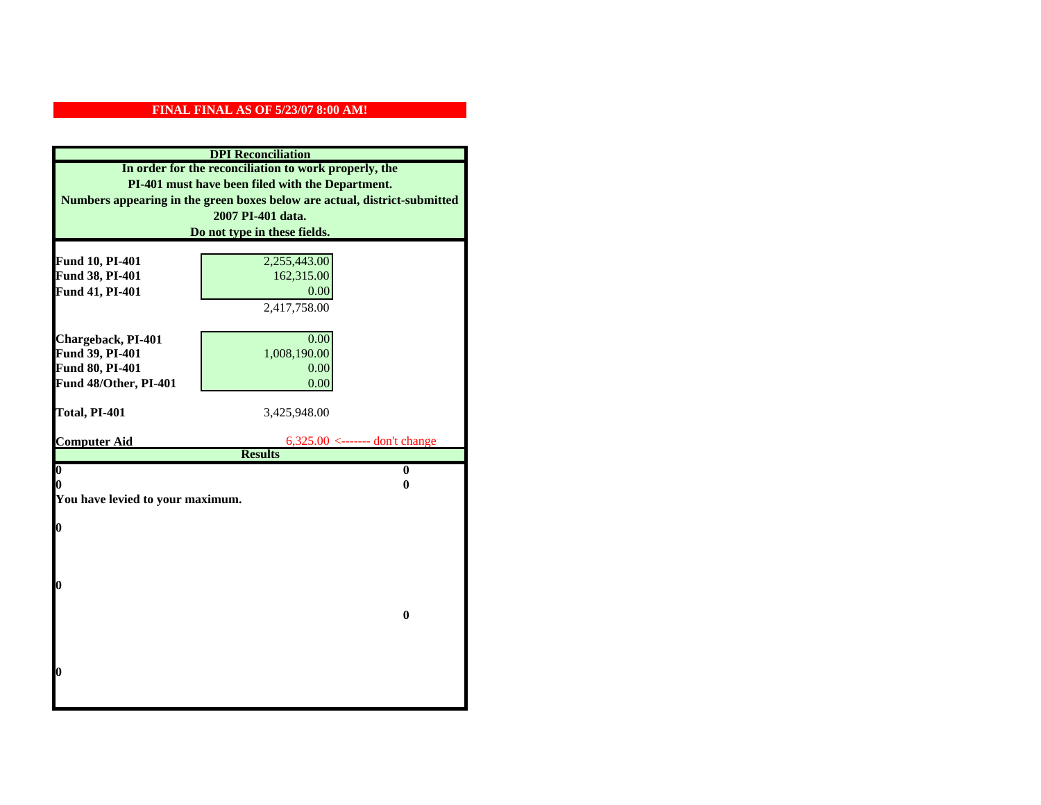**FINAL FINAL AS OF 5/23/07 8:00 AM!**

**DPI Reconciliation**

**In order for the reconciliation to work properly, the PI-401 must have been filed with the Department. Numbers appearing in the green boxes below are actual, district-submitted 2007 PI-401 data. Do not type in these fields.**

| | | |
|---|---|---|
| **Fund 10, PI-401** | 2,255,443.00 | |
| **Fund 38, PI-401** | 162,315.00 | |
| **Fund 41, PI-401** | 0.00 | |
| | 2,417,758.00 | |
| **Chargeback, PI-401** | 0.00 | |
| **Fund 39, PI-401** | 1,008,190.00 | |
| **Fund 80, PI-401** | 0.00 | |
| **Fund 48/Other, PI-401** | 0.00 | |
| **Total, PI-401** | 3,425,948.00 | |
| **Computer Aid** | 6,325.00 | <------- don't change |

**Results**

| | |
|---|---|
| **0** | **0** |
| **0** | **0** |

**You have levied to your maximum.**

**0**

**0**

**0**

**0**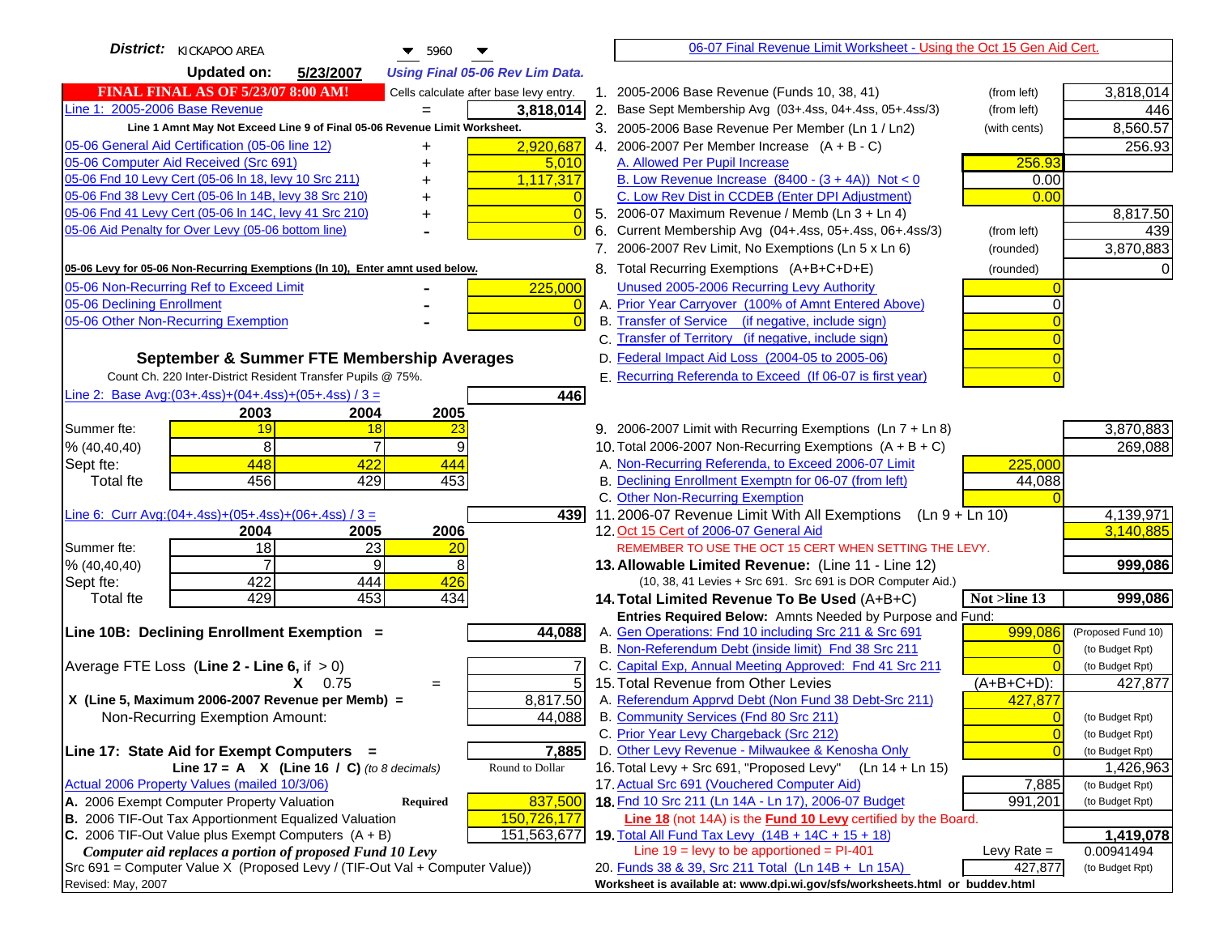**District:** KICKAPOO AREA 5960

**Updated on:** 5/23/2007 *Using Final 05-06 Rev Lim Data.*

**FINAL FINAL AS OF 5/23/07 8:00 AM!** Cells calculate after base levy entry.

| | | |
|---|---|---|
| Line 1: 2005-2006 Base Revenue | = | 3,818,014 |

Line 1 Amnt May Not Exceed Line 9 of Final 05-06 Revenue Limit Worksheet.

| | | |
|---|---|---|
| 05-06 General Aid Certification (05-06 line 12) | + | 2,920,687 |
| 05-06 Computer Aid Received (Src 691) | + | 5,010 |
| 05-06 Fnd 10 Levy Cert (05-06 ln 18, levy 10 Src 211) | + | 1,117,317 |
| 05-06 Fnd 38 Levy Cert (05-06 ln 14B, levy 38 Src 210) | + | 0 |
| 05-06 Fnd 41 Levy Cert (05-06 ln 14C, levy 41 Src 210) | + | 0 |
| 05-06 Aid Penalty for Over Levy (05-06 bottom line) | - | 0 |

05-06 Levy for 05-06 Non-Recurring Exemptions (ln 10), Enter amnt used below.

| | | |
|---|---|---|
| 05-06 Non-Recurring Ref to Exceed Limit | - | 225,000 |
| 05-06 Declining Enrollment | - | 0 |
| 05-06 Other Non-Recurring Exemption | - | 0 |

**September & Summer FTE Membership Averages**

Count Ch. 220 Inter-District Resident Transfer Pupils @ 75%.

Line 2: Base Avg:(03+.4ss)+(04+.4ss)+(05+.4ss) / 3 = **446**

| | 2003 | 2004 | 2005 |
|---|---|---|---|
| Summer fte: | 19 | 18 | 23 |
| % (40,40,40) | 8 | 7 | 9 |
| Sept fte: | 448 | 422 | 444 |
| Total fte | 456 | 429 | 453 |

Line 6: Curr Avg:(04+.4ss)+(05+.4ss)+(06+.4ss) / 3 = **439**

| | 2004 | 2005 | 2006 |
|---|---|---|---|
| Summer fte: | 18 | 23 | 20 |
| % (40,40,40) | 7 | 9 | 8 |
| Sept fte: | 422 | 444 | 426 |
| Total fte | 429 | 453 | 434 |

**Line 10B: Declining Enrollment Exemption =** **44,088**

| | | |
|---|---|---|
| Average FTE Loss (**Line 2 - Line 6**, if > 0) | | 7 |
| | X 0.75 = | 5 |
| **X (Line 5, Maximum 2006-2007 Revenue per Memb) =** | | 8,817.50 |
| Non-Recurring Exemption Amount: | | 44,088 |

**Line 17: State Aid for Exempt Computers =** **7,885**

**Line 17 = A X (Line 16 / C)** *(to 8 decimals)* Round to Dollar

Actual 2006 Property Values (mailed 10/3/06)

| | | |
|---|---|---|
| A. 2006 Exempt Computer Property Valuation | Required | 837,500 |
| B. 2006 TIF-Out Tax Apportionment Equalized Valuation | | 150,726,177 |
| C. 2006 TIF-Out Value plus Exempt Computers (A + B) | | 151,563,677 |

*Computer aid replaces a portion of proposed Fund 10 Levy*

Src 691 = Computer Value X (Proposed Levy / (TIF-Out Val + Computer Value))

Revised: May, 2007

06-07 Final Revenue Limit Worksheet - Using the Oct 15 Gen Aid Cert.

| | | | |
|---|---|---|---|
| 1. 2005-2006 Base Revenue (Funds 10, 38, 41) | (from left) | | 3,818,014 |
| 2. Base Sept Membership Avg (03+.4ss, 04+.4ss, 05+.4ss/3) | (from left) | | 446 |
| 3. 2005-2006 Base Revenue Per Member (Ln 1 / Ln2) | (with cents) | | 8,560.57 |
| 4. 2006-2007 Per Member Increase (A + B - C) | | | 256.93 |
| A. Allowed Per Pupil Increase | | 256.93 | |
| B. Low Revenue Increase (8400 - (3 + 4A)) Not < 0 | | 0.00 | |
| C. Low Rev Dist in CCDEB (Enter DPI Adjustment) | | 0.00 | |
| 5. 2006-07 Maximum Revenue / Memb (Ln 3 + Ln 4) | | | 8,817.50 |
| 6. Current Membership Avg (04+.4ss, 05+.4ss, 06+.4ss/3) | (from left) | | 439 |
| 7. 2006-2007 Rev Limit, No Exemptions (Ln 5 x Ln 6) | (rounded) | | 3,870,883 |
| 8. Total Recurring Exemptions (A+B+C+D+E) | (rounded) | | 0 |
| Unused 2005-2006 Recurring Levy Authority | | 0 | |
| A. Prior Year Carryover (100% of Amnt Entered Above) | | 0 | |
| B. Transfer of Service (if negative, include sign) | | 0 | |
| C. Transfer of Territory (if negative, include sign) | | 0 | |
| D. Federal Impact Aid Loss (2004-05 to 2005-06) | | 0 | |
| E. Recurring Referenda to Exceed (If 06-07 is first year) | | 0 | |
| 9. 2006-2007 Limit with Recurring Exemptions (Ln 7 + Ln 8) | | | 3,870,883 |
| 10. Total 2006-2007 Non-Recurring Exemptions (A + B + C) | | | 269,088 |
| A. Non-Recurring Referenda, to Exceed 2006-07 Limit | | 225,000 | |
| B. Declining Enrollment Exemptn for 06-07 (from left) | | 44,088 | |
| C. Other Non-Recurring Exemption | | 0 | |
| 11. 2006-07 Revenue Limit With All Exemptions (Ln 9 + Ln 10) | | | 4,139,971 |
| 12. Oct 15 Cert of 2006-07 General Aid | | | 3,140,885 |
| REMEMBER TO USE THE OCT 15 CERT WHEN SETTING THE LEVY. | | | |
| **13. Allowable Limited Revenue:** (Line 11 - Line 12) | | | **999,086** |
| (10, 38, 41 Levies + Src 691. Src 691 is DOR Computer Aid.) | | | |
| **14. Total Limited Revenue To Be Used** (A+B+C) | | Not >line 13 | **999,086** |
| Entries Required Below: Amnts Needed by Purpose and Fund: | | | |
| A. Gen Operations: Fnd 10 including Src 211 & Src 691 | | 999,086 | (Proposed Fund 10) |
| B. Non-Referendum Debt (inside limit) Fnd 38 Src 211 | | 0 | (to Budget Rpt) |
| C. Capital Exp, Annual Meeting Approved: Fnd 41 Src 211 | | 0 | (to Budget Rpt) |
| 15. Total Revenue from Other Levies | | (A+B+C+D): | 427,877 |
| A. Referendum Apprvd Debt (Non Fund 38 Debt-Src 211) | | 427,877 | |
| B. Community Services (Fnd 80 Src 211) | | 0 | (to Budget Rpt) |
| C. Prior Year Levy Chargeback (Src 212) | | 0 | (to Budget Rpt) |
| D. Other Levy Revenue - Milwaukee & Kenosha Only | | 0 | (to Budget Rpt) |
| 16. Total Levy + Src 691, "Proposed Levy" (Ln 14 + Ln 15) | | | 1,426,963 |
| 17. Actual Src 691 (Vouchered Computer Aid) | | 7,885 | (to Budget Rpt) |
| **18.** Fnd 10 Src 211 (Ln 14A - Ln 17), 2006-07 Budget | | 991,201 | (to Budget Rpt) |
| Line 18 (not 14A) is the Fund 10 Levy certified by the Board. | | | |
| **19.** Total All Fund Tax Levy (14B + 14C + 15 + 18) | | | **1,419,078** |
| Line 19 = levy to be apportioned = PI-401 | | Levy Rate = | 0.00941494 |
| 20. Funds 38 & 39, Src 211 Total (Ln 14B + Ln 15A) | | 427,877 | (to Budget Rpt) |

Worksheet is available at: www.dpi.wi.gov/sfs/worksheets.html or buddev.html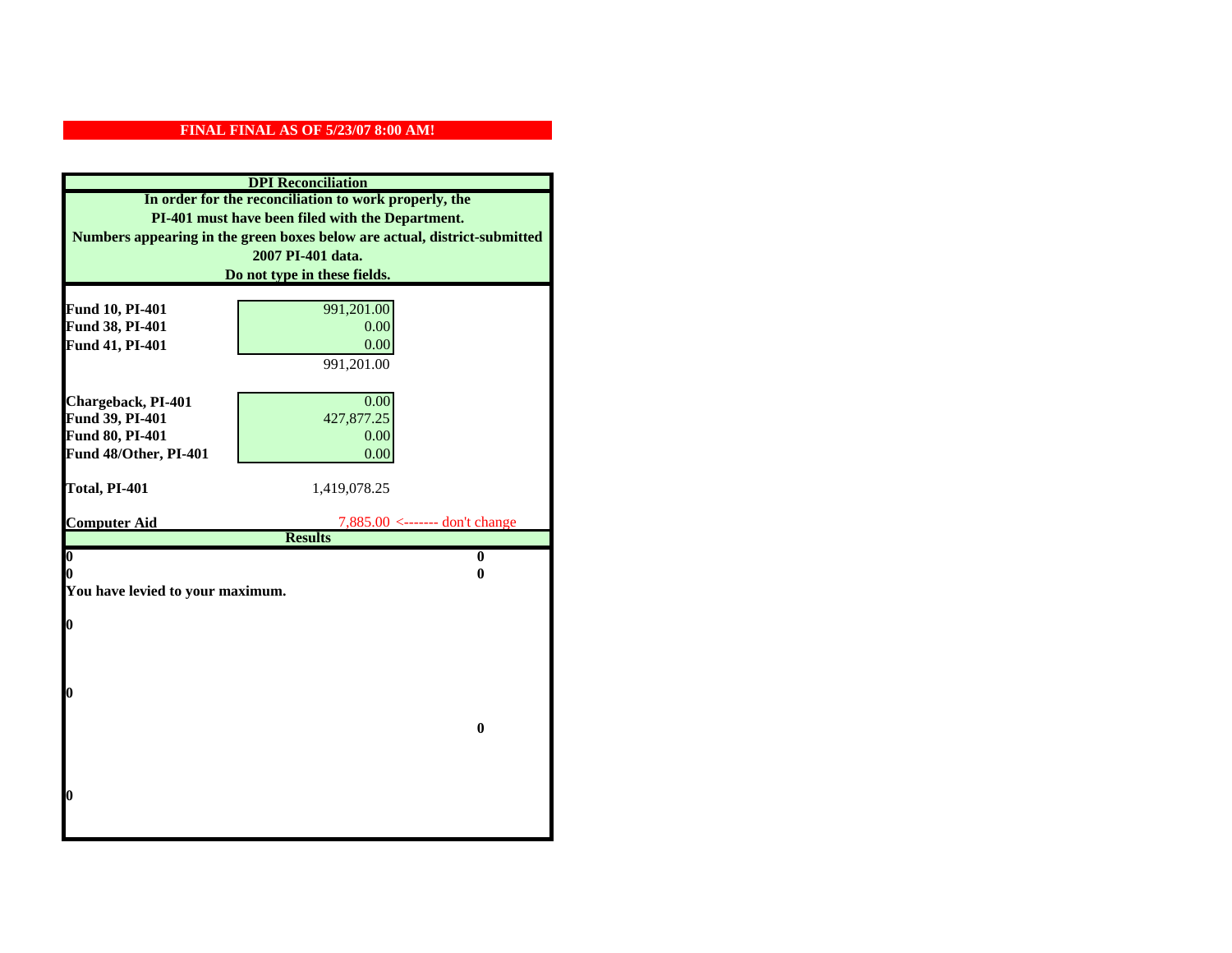**FINAL FINAL AS OF 5/23/07 8:00 AM!**

## DPI Reconciliation

**In order for the reconciliation to work properly, the PI-401 must have been filed with the Department. Numbers appearing in the green boxes below are actual, district-submitted 2007 PI-401 data. Do not type in these fields.**

| | | |
|---|---|---|
| **Fund 10, PI-401** | 991,201.00 | |
| **Fund 38, PI-401** | 0.00 | |
| **Fund 41, PI-401** | 0.00 | |
| | 991,201.00 | |
| **Chargeback, PI-401** | 0.00 | |
| **Fund 39, PI-401** | 427,877.25 | |
| **Fund 80, PI-401** | 0.00 | |
| **Fund 48/Other, PI-401** | 0.00 | |
| **Total, PI-401** | 1,419,078.25 | |
| **Computer Aid** | 7,885.00 | <------- don't change |

**Results**

| | |
|---|---|
| **0** | **0** |
| **0** | **0** |

**You have levied to your maximum.**

**0**

**0**

**0**

**0**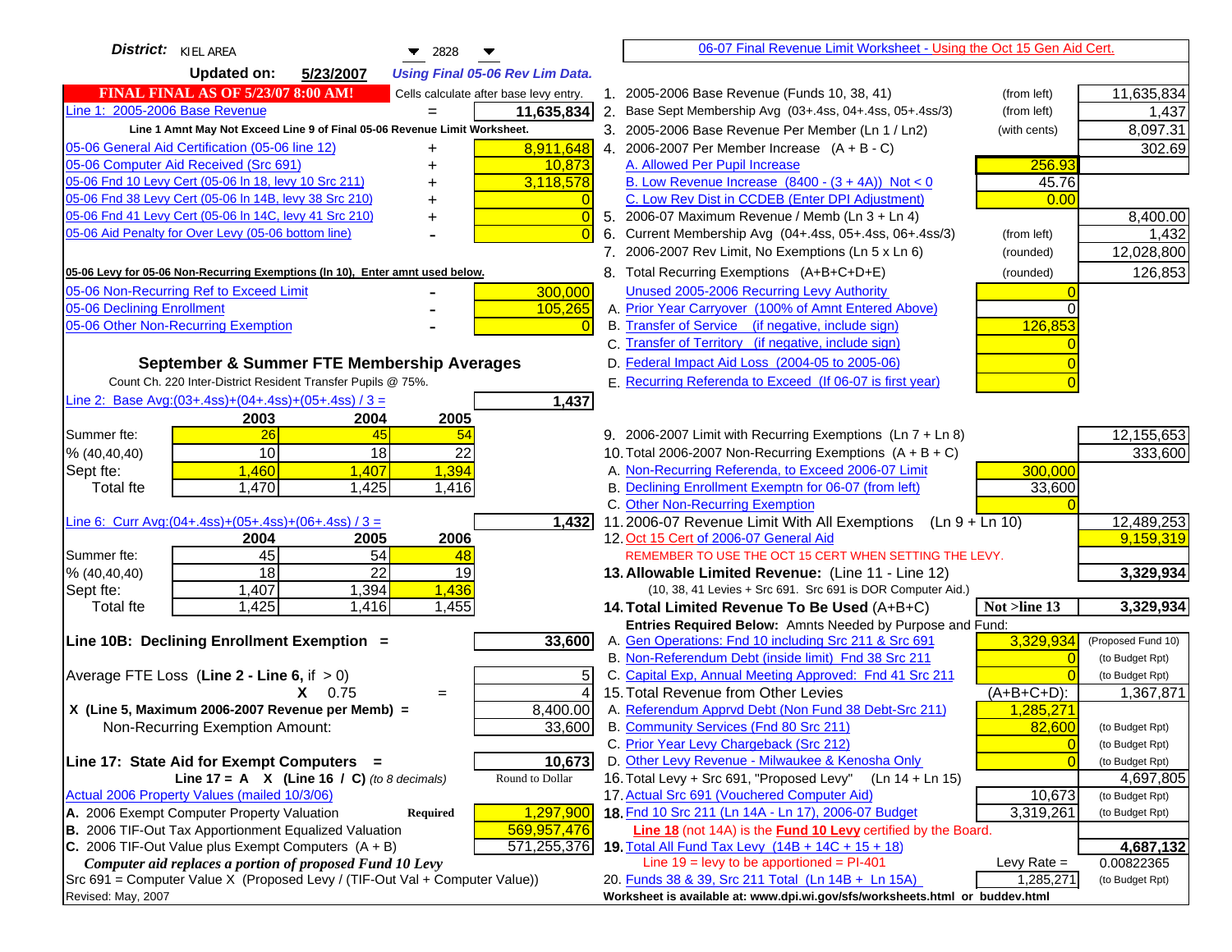**District:** KIEL AREA 2828

**Updated on:** 5/23/2007 *Using Final 05-06 Rev Lim Data.*

**FINAL FINAL AS OF 5/23/07 8:00 AM!** Cells calculate after base levy entry.

| | | |
|---|---|---|
| Line 1: 2005-2006 Base Revenue | = | 11,635,834 |

Line 1 Amnt May Not Exceed Line 9 of Final 05-06 Revenue Limit Worksheet.

| | | |
|---|---|---|
| 05-06 General Aid Certification (05-06 line 12) | + | 8,911,648 |
| 05-06 Computer Aid Received (Src 691) | + | 10,873 |
| 05-06 Fnd 10 Levy Cert (05-06 ln 18, levy 10 Src 211) | + | 3,118,578 |
| 05-06 Fnd 38 Levy Cert (05-06 ln 14B, levy 38 Src 210) | + | 0 |
| 05-06 Fnd 41 Levy Cert (05-06 ln 14C, levy 41 Src 210) | + | 0 |
| 05-06 Aid Penalty for Over Levy (05-06 bottom line) | - | 0 |

**05-06 Levy for 05-06 Non-Recurring Exemptions (ln 10), Enter amnt used below.**

| | | |
|---|---|---|
| 05-06 Non-Recurring Ref to Exceed Limit | - | 300,000 |
| 05-06 Declining Enrollment | - | 105,265 |
| 05-06 Other Non-Recurring Exemption | - | 0 |

### September & Summer FTE Membership Averages

Count Ch. 220 Inter-District Resident Transfer Pupils @ 75%.

Line 2: Base Avg:(03+.4ss)+(04+.4ss)+(05+.4ss) / 3 = **1,437**

| | 2003 | 2004 | 2005 |
|---|---|---|---|
| Summer fte: | 26 | 45 | 54 |
| % (40,40,40) | 10 | 18 | 22 |
| Sept fte: | 1,460 | 1,407 | 1,394 |
| Total fte | 1,470 | 1,425 | 1,416 |

Line 6: Curr Avg:(04+.4ss)+(05+.4ss)+(06+.4ss) / 3 = **1,432**

| | 2004 | 2005 | 2006 |
|---|---|---|---|
| Summer fte: | 45 | 54 | 48 |
| % (40,40,40) | 18 | 22 | 19 |
| Sept fte: | 1,407 | 1,394 | 1,436 |
| Total fte | 1,425 | 1,416 | 1,455 |

**Line 10B: Declining Enrollment Exemption =** **33,600**

| | | |
|---|---|---|
| Average FTE Loss (Line 2 - Line 6, if > 0) | | 5 |
| X 0.75 | = | 4 |
| X (Line 5, Maximum 2006-2007 Revenue per Memb) = | | 8,400.00 |
| Non-Recurring Exemption Amount: | | 33,600 |

**Line 17: State Aid for Exempt Computers =** **10,673**

Line 17 = A X (Line 16 / C) *(to 8 decimals)* Round to Dollar

| | | |
|---|---|---|
| Actual 2006 Property Values (mailed 10/3/06) | | |
| A. 2006 Exempt Computer Property Valuation | Required | 1,297,900 |
| B. 2006 TIF-Out Tax Apportionment Equalized Valuation | | 569,957,476 |
| C. 2006 TIF-Out Value plus Exempt Computers (A + B) | | 571,255,376 |

*Computer aid replaces a portion of proposed Fund 10 Levy*

Src 691 = Computer Value X (Proposed Levy / (TIF-Out Val + Computer Value))

Revised: May, 2007

---

06-07 Final Revenue Limit Worksheet - Using the Oct 15 Gen Aid Cert.

| | | | |
|---|---|---|---|
| 1. 2005-2006 Base Revenue (Funds 10, 38, 41) | (from left) | | 11,635,834 |
| 2. Base Sept Membership Avg (03+.4ss, 04+.4ss, 05+.4ss/3) | (from left) | | 1,437 |
| 3. 2005-2006 Base Revenue Per Member (Ln 1 / Ln2) | (with cents) | | 8,097.31 |
| 4. 2006-2007 Per Member Increase (A + B - C) | | | 302.69 |
| A. Allowed Per Pupil Increase | | 256.93 | |
| B. Low Revenue Increase (8400 - (3 + 4A)) Not < 0 | | 45.76 | |
| C. Low Rev Dist in CCDEB (Enter DPI Adjustment) | | 0.00 | |
| 5. 2006-07 Maximum Revenue / Memb (Ln 3 + Ln 4) | | | 8,400.00 |
| 6. Current Membership Avg (04+.4ss, 05+.4ss, 06+.4ss/3) | (from left) | | 1,432 |
| 7. 2006-2007 Rev Limit, No Exemptions (Ln 5 x Ln 6) | (rounded) | | 12,028,800 |
| 8. Total Recurring Exemptions (A+B+C+D+E) | (rounded) | | 126,853 |
| Unused 2005-2006 Recurring Levy Authority | | 0 | |
| A. Prior Year Carryover (100% of Amnt Entered Above) | | 0 | |
| B. Transfer of Service (if negative, include sign) | | 126,853 | |
| C. Transfer of Territory (if negative, include sign) | | 0 | |
| D. Federal Impact Aid Loss (2004-05 to 2005-06) | | 0 | |
| E. Recurring Referenda to Exceed (If 06-07 is first year) | | 0 | |
| 9. 2006-2007 Limit with Recurring Exemptions (Ln 7 + Ln 8) | | | 12,155,653 |
| 10. Total 2006-2007 Non-Recurring Exemptions (A + B + C) | | | 333,600 |
| A. Non-Recurring Referenda, to Exceed 2006-07 Limit | | 300,000 | |
| B. Declining Enrollment Exemptn for 06-07 (from left) | | 33,600 | |
| C. Other Non-Recurring Exemption | | 0 | |
| 11. 2006-07 Revenue Limit With All Exemptions (Ln 9 + Ln 10) | | | 12,489,253 |
| 12. Oct 15 Cert of 2006-07 General Aid | | | 9,159,319 |
| REMEMBER TO USE THE OCT 15 CERT WHEN SETTING THE LEVY. | | | |
| **13. Allowable Limited Revenue:** (Line 11 - Line 12) | | | **3,329,934** |
| (10, 38, 41 Levies + Src 691. Src 691 is DOR Computer Aid.) | | | |
| **14. Total Limited Revenue To Be Used** (A+B+C) | | Not >line 13 | **3,329,934** |
| Entries Required Below: Amnts Needed by Purpose and Fund: | | | |
| A. Gen Operations: Fnd 10 including Src 211 & Src 691 | | 3,329,934 | (Proposed Fund 10) |
| B. Non-Referendum Debt (inside limit) Fnd 38 Src 211 | | 0 | (to Budget Rpt) |
| C. Capital Exp, Annual Meeting Approved: Fnd 41 Src 211 | | 0 | (to Budget Rpt) |
| 15. Total Revenue from Other Levies | | (A+B+C+D): | 1,367,871 |
| A. Referendum Apprvd Debt (Non Fund 38 Debt-Src 211) | | 1,285,271 | |
| B. Community Services (Fnd 80 Src 211) | | 82,600 | (to Budget Rpt) |
| C. Prior Year Levy Chargeback (Src 212) | | 0 | (to Budget Rpt) |
| D. Other Levy Revenue - Milwaukee & Kenosha Only | | 0 | (to Budget Rpt) |
| 16. Total Levy + Src 691, "Proposed Levy" (Ln 14 + Ln 15) | | | 4,697,805 |
| 17. Actual Src 691 (Vouchered Computer Aid) | | 10,673 | (to Budget Rpt) |
| **18.** Fnd 10 Src 211 (Ln 14A - Ln 17), 2006-07 Budget | | 3,319,261 | (to Budget Rpt) |
| **Line 18** (not 14A) is the **Fund 10 Levy** certified by the Board. | | | |
| **19.** Total All Fund Tax Levy (14B + 14C + 15 + 18) | | | **4,687,132** |
| Line 19 = levy to be apportioned = PI-401 | | Levy Rate = | 0.00822365 |
| 20. Funds 38 & 39, Src 211 Total (Ln 14B + Ln 15A) | | 1,285,271 | (to Budget Rpt) |

Worksheet is available at: www.dpi.wi.gov/sfs/worksheets.html or buddev.html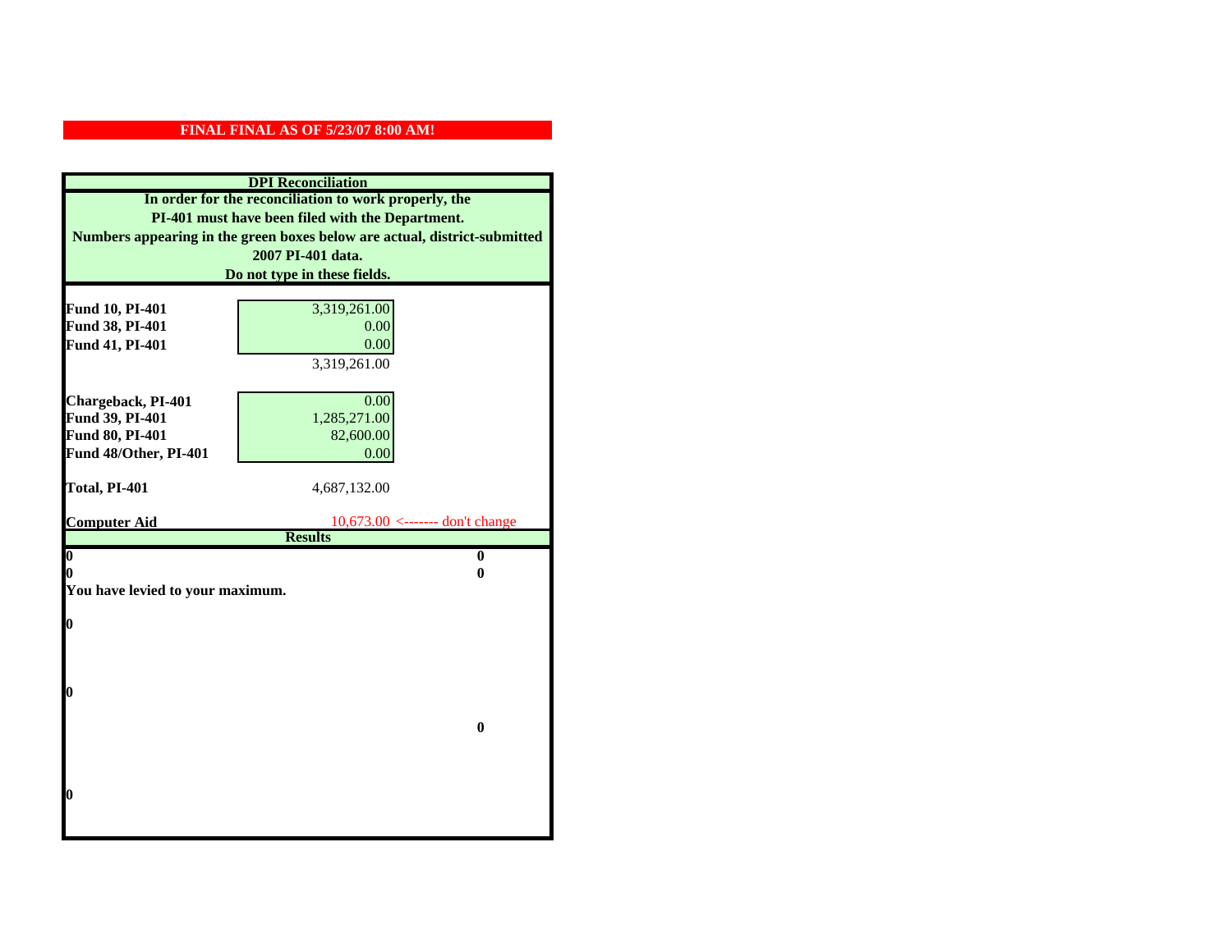**FINAL FINAL AS OF 5/23/07 8:00 AM!**

## DPI Reconciliation

**In order for the reconciliation to work properly, the PI-401 must have been filed with the Department. Numbers appearing in the green boxes below are actual, district-submitted 2007 PI-401 data. Do not type in these fields.**

| | | |
|---|---|---|
| **Fund 10, PI-401** | 3,319,261.00 | |
| **Fund 38, PI-401** | 0.00 | |
| **Fund 41, PI-401** | 0.00 | |
| | 3,319,261.00 | |
| **Chargeback, PI-401** | 0.00 | |
| **Fund 39, PI-401** | 1,285,271.00 | |
| **Fund 80, PI-401** | 82,600.00 | |
| **Fund 48/Other, PI-401** | 0.00 | |
| **Total, PI-401** | 4,687,132.00 | |
| **Computer Aid** | 10,673.00 | <------- don't change |

**Results**

| | |
|---|---|
| **0** | **0** |
| **0** | **0** |

**You have levied to your maximum.**

**0**

**0**

**0**

**0**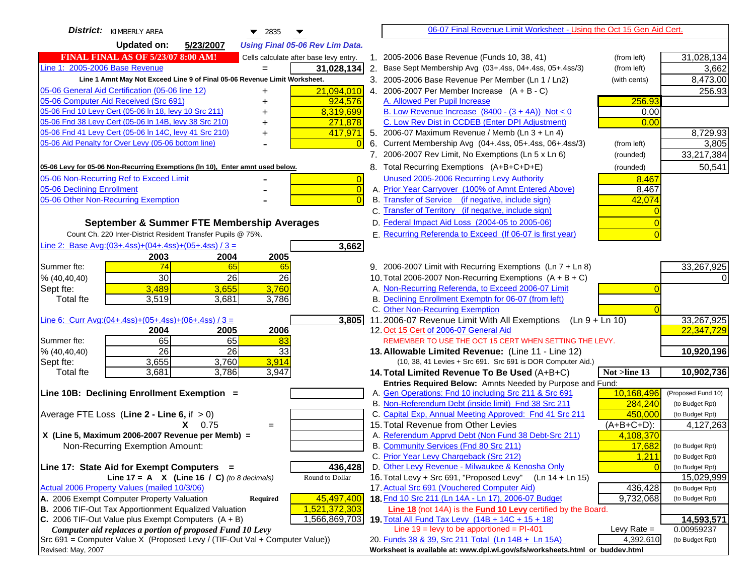**District:** KIMBERLY AREA 2835

**Updated on:** 5/23/2007 *Using Final 05-06 Rev Lim Data.*

**FINAL FINAL AS OF 5/23/07 8:00 AM!** Cells calculate after base levy entry.

| | | |
|---|---|---|
| Line 1: 2005-2006 Base Revenue | = | 31,028,134 |
| Line 1 Amnt May Not Exceed Line 9 of Final 05-06 Revenue Limit Worksheet. | | |
| 05-06 General Aid Certification (05-06 line 12) | + | 21,094,010 |
| 05-06 Computer Aid Received (Src 691) | + | 924,576 |
| 05-06 Fnd 10 Levy Cert (05-06 ln 18, levy 10 Src 211) | + | 8,319,699 |
| 05-06 Fnd 38 Levy Cert (05-06 ln 14B, levy 38 Src 210) | + | 271,878 |
| 05-06 Fnd 41 Levy Cert (05-06 ln 14C, levy 41 Src 210) | + | 417,971 |
| 05-06 Aid Penalty for Over Levy (05-06 bottom line) | - | 0 |

**05-06 Levy for 05-06 Non-Recurring Exemptions (ln 10), Enter amnt used below.**

| | | |
|---|---|---|
| 05-06 Non-Recurring Ref to Exceed Limit | - | 0 |
| 05-06 Declining Enrollment | - | 0 |
| 05-06 Other Non-Recurring Exemption | - | 0 |

## September & Summer FTE Membership Averages

Count Ch. 220 Inter-District Resident Transfer Pupils @ 75%.

Line 2: Base Avg:(03+.4ss)+(04+.4ss)+(05+.4ss) / 3 = **3,662**

| | 2003 | 2004 | 2005 |
|---|---|---|---|
| Summer fte: | 74 | 65 | 65 |
| % (40,40,40) | 30 | 26 | 26 |
| Sept fte: | 3,489 | 3,655 | 3,760 |
| Total fte | 3,519 | 3,681 | 3,786 |

Line 6: Curr Avg:(04+.4ss)+(05+.4ss)+(06+.4ss) / 3 = **3,805**

| | 2004 | 2005 | 2006 |
|---|---|---|---|
| Summer fte: | 65 | 65 | 83 |
| % (40,40,40) | 26 | 26 | 33 |
| Sept fte: | 3,655 | 3,760 | 3,914 |
| Total fte | 3,681 | 3,786 | 3,947 |

**Line 10B: Declining Enrollment Exemption =**

Average FTE Loss (**Line 2 - Line 6**, if > 0)

**X** 0.75 =

**X (Line 5, Maximum 2006-2007 Revenue per Memb) =**

Non-Recurring Exemption Amount:

**Line 17: State Aid for Exempt Computers =** **436,428**

**Line 17 = A X (Line 16 / C)** *(to 8 decimals)* Round to Dollar

Actual 2006 Property Values (mailed 10/3/06)

| | | |
|---|---|---|
| A. 2006 Exempt Computer Property Valuation | **Required** | 45,497,400 |
| B. 2006 TIF-Out Tax Apportionment Equalized Valuation | | 1,521,372,303 |
| C. 2006 TIF-Out Value plus Exempt Computers (A + B) | | 1,566,869,703 |

***Computer aid replaces a portion of proposed Fund 10 Levy***

Src 691 = Computer Value X (Proposed Levy / (TIF-Out Val + Computer Value))

Revised: May, 2007

---

06-07 Final Revenue Limit Worksheet - Using the Oct 15 Gen Aid Cert.

| | | | |
|---|---|---|---|
| 1. 2005-2006 Base Revenue (Funds 10, 38, 41) | (from left) | | 31,028,134 |
| 2. Base Sept Membership Avg (03+.4ss, 04+.4ss, 05+.4ss/3) | (from left) | | 3,662 |
| 3. 2005-2006 Base Revenue Per Member (Ln 1 / Ln2) | (with cents) | | 8,473.00 |
| 4. 2006-2007 Per Member Increase (A + B - C) | | | 256.93 |
| A. Allowed Per Pupil Increase | | 256.93 | |
| B. Low Revenue Increase (8400 - (3 + 4A)) Not < 0 | | 0.00 | |
| C. Low Rev Dist in CCDEB (Enter DPI Adjustment) | | 0.00 | |
| 5. 2006-07 Maximum Revenue / Memb (Ln 3 + Ln 4) | | | 8,729.93 |
| 6. Current Membership Avg (04+.4ss, 05+.4ss, 06+.4ss/3) | (from left) | | 3,805 |
| 7. 2006-2007 Rev Limit, No Exemptions (Ln 5 x Ln 6) | (rounded) | | 33,217,384 |
| 8. Total Recurring Exemptions (A+B+C+D+E) | (rounded) | | 50,541 |
| Unused 2005-2006 Recurring Levy Authority | | 8,467 | |
| A. Prior Year Carryover (100% of Amnt Entered Above) | | 8,467 | |
| B. Transfer of Service (if negative, include sign) | | 42,074 | |
| C. Transfer of Territory (if negative, include sign) | | 0 | |
| D. Federal Impact Aid Loss (2004-05 to 2005-06) | | 0 | |
| E. Recurring Referenda to Exceed (If 06-07 is first year) | | 0 | |
| 9. 2006-2007 Limit with Recurring Exemptions (Ln 7 + Ln 8) | | | 33,267,925 |
| 10. Total 2006-2007 Non-Recurring Exemptions (A + B + C) | | | 0 |
| A. Non-Recurring Referenda, to Exceed 2006-07 Limit | | 0 | |
| B. Declining Enrollment Exemptn for 06-07 (from left) | | | |
| C. Other Non-Recurring Exemption | | 0 | |
| 11. 2006-07 Revenue Limit With All Exemptions (Ln 9 + Ln 10) | | | 33,267,925 |
| 12. Oct 15 Cert of 2006-07 General Aid | | | 22,347,729 |
| REMEMBER TO USE THE OCT 15 CERT WHEN SETTING THE LEVY. | | | |
| **13. Allowable Limited Revenue:** (Line 11 - Line 12) | | | **10,920,196** |
| (10, 38, 41 Levies + Src 691. Src 691 is DOR Computer Aid.) | | | |
| **14. Total Limited Revenue To Be Used** (A+B+C) | | **Not >line 13** | **10,902,736** |
| Entries Required Below: Amnts Needed by Purpose and Fund: | | | |
| A. Gen Operations: Fnd 10 including Src 211 & Src 691 | | 10,168,496 | (Proposed Fund 10) |
| B. Non-Referendum Debt (inside limit) Fnd 38 Src 211 | | 284,240 | (to Budget Rpt) |
| C. Capital Exp, Annual Meeting Approved: Fnd 41 Src 211 | | 450,000 | (to Budget Rpt) |
| 15. Total Revenue from Other Levies | | (A+B+C+D): | 4,127,263 |
| A. Referendum Apprvd Debt (Non Fund 38 Debt-Src 211) | | 4,108,370 | |
| B. Community Services (Fnd 80 Src 211) | | 17,682 | (to Budget Rpt) |
| C. Prior Year Levy Chargeback (Src 212) | | 1,211 | (to Budget Rpt) |
| D. Other Levy Revenue - Milwaukee & Kenosha Only | | 0 | (to Budget Rpt) |
| 16. Total Levy + Src 691, "Proposed Levy" (Ln 14 + Ln 15) | | | 15,029,999 |
| 17. Actual Src 691 (Vouchered Computer Aid) | | 436,428 | (to Budget Rpt) |
| **18.** Fnd 10 Src 211 (Ln 14A - Ln 17), 2006-07 Budget | | 9,732,068 | (to Budget Rpt) |
| **Line 18** (not 14A) is the **Fund 10 Levy** certified by the Board. | | | |
| **19.** Total All Fund Tax Levy (14B + 14C + 15 + 18) | | | **14,593,571** |
| Line 19 = levy to be apportioned = PI-401 | | Levy Rate = | 0.00959237 |
| 20. Funds 38 & 39, Src 211 Total (Ln 14B + Ln 15A) | | 4,392,610 | (to Budget Rpt) |

**Worksheet is available at: www.dpi.wi.gov/sfs/worksheets.html or buddev.html**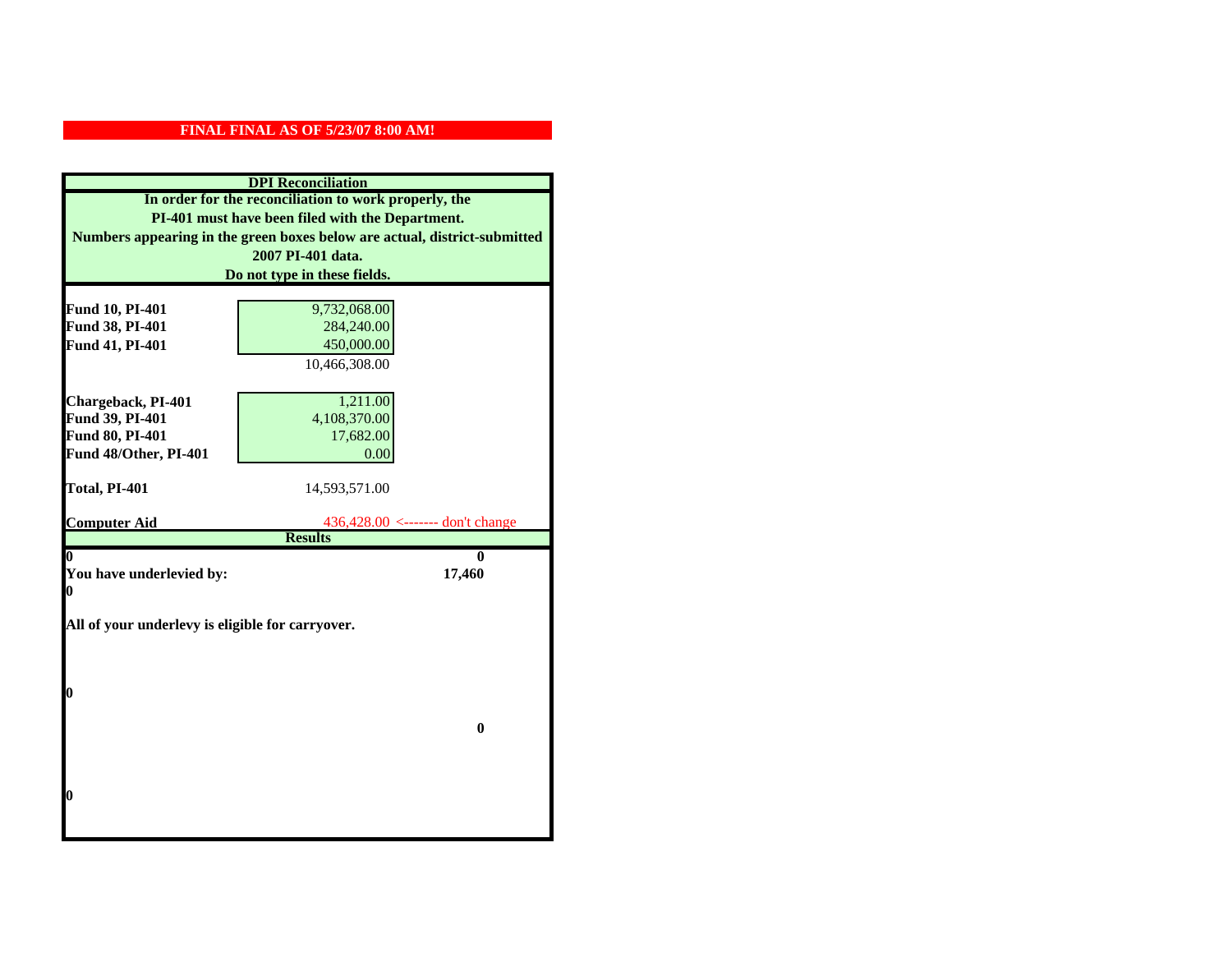**FINAL FINAL AS OF 5/23/07 8:00 AM!**

**DPI Reconciliation**

**In order for the reconciliation to work properly, the PI-401 must have been filed with the Department. Numbers appearing in the green boxes below are actual, district-submitted 2007 PI-401 data. Do not type in these fields.**

| | | |
|---|---|---|
| **Fund 10, PI-401** | 9,732,068.00 | |
| **Fund 38, PI-401** | 284,240.00 | |
| **Fund 41, PI-401** | 450,000.00 | |
| | 10,466,308.00 | |
| **Chargeback, PI-401** | 1,211.00 | |
| **Fund 39, PI-401** | 4,108,370.00 | |
| **Fund 80, PI-401** | 17,682.00 | |
| **Fund 48/Other, PI-401** | 0.00 | |
| **Total, PI-401** | 14,593,571.00 | |
| **Computer Aid** | 436,428.00 <------- don't change | |

**Results**

| | |
|---|---|
| **0** | **0** |
| **You have underlevied by:** | **17,460** |
| **0** | |

**All of your underlevy is eligible for carryover.**

**0**

**0**

**0**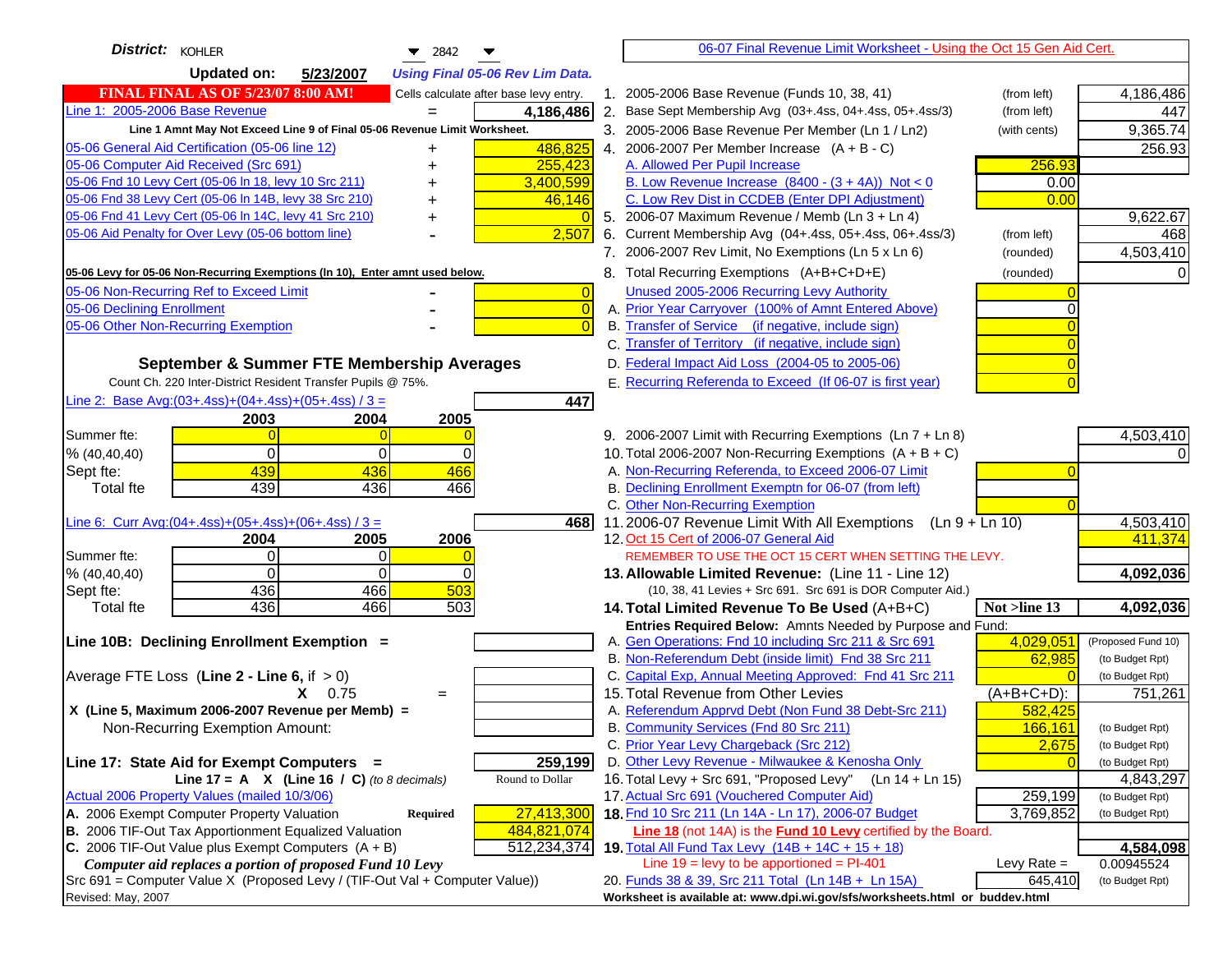**District:** KOHLER 2842

**Updated on:** 5/23/2007 *Using Final 05-06 Rev Lim Data.*

**FINAL FINAL AS OF 5/23/07 8:00 AM!** Cells calculate after base levy entry.

| | | |
|---|---|---|
| Line 1: 2005-2006 Base Revenue | = | 4,186,486 |

Line 1 Amnt May Not Exceed Line 9 of Final 05-06 Revenue Limit Worksheet.

| | | |
|---|---|---|
| 05-06 General Aid Certification (05-06 line 12) | + | 486,825 |
| 05-06 Computer Aid Received (Src 691) | + | 255,423 |
| 05-06 Fnd 10 Levy Cert (05-06 ln 18, levy 10 Src 211) | + | 3,400,599 |
| 05-06 Fnd 38 Levy Cert (05-06 ln 14B, levy 38 Src 210) | + | 46,146 |
| 05-06 Fnd 41 Levy Cert (05-06 ln 14C, levy 41 Src 210) | + | 0 |
| 05-06 Aid Penalty for Over Levy (05-06 bottom line) | - | 2,507 |

**05-06 Levy for 05-06 Non-Recurring Exemptions (ln 10), Enter amnt used below.**

| | | |
|---|---|---|
| 05-06 Non-Recurring Ref to Exceed Limit | - | 0 |
| 05-06 Declining Enrollment | - | 0 |
| 05-06 Other Non-Recurring Exemption | - | 0 |

**September & Summer FTE Membership Averages**

Count Ch. 220 Inter-District Resident Transfer Pupils @ 75%.

Line 2: Base Avg:(03+.4ss)+(04+.4ss)+(05+.4ss) / 3 = **447**

| | 2003 | 2004 | 2005 |
|---|---|---|---|
| Summer fte: | 0 | 0 | 0 |
| % (40,40,40) | 0 | 0 | 0 |
| Sept fte: | 439 | 436 | 466 |
| Total fte | 439 | 436 | 466 |

Line 6: Curr Avg:(04+.4ss)+(05+.4ss)+(06+.4ss) / 3 = **468**

| | 2004 | 2005 | 2006 |
|---|---|---|---|
| Summer fte: | 0 | 0 | 0 |
| % (40,40,40) | 0 | 0 | 0 |
| Sept fte: | 436 | 466 | 503 |
| Total fte | 436 | 466 | 503 |

**Line 10B: Declining Enrollment Exemption =**

Average FTE Loss (**Line 2 - Line 6**, if > 0)

X 0.75 =

X (Line 5, Maximum 2006-2007 Revenue per Memb) =

Non-Recurring Exemption Amount:

**Line 17: State Aid for Exempt Computers =** **259,199**

Line 17 = A X (Line 16 / C) *(to 8 decimals)* Round to Dollar

Actual 2006 Property Values (mailed 10/3/06)

| | | |
|---|---|---|
| A. 2006 Exempt Computer Property Valuation | Required | 27,413,300 |
| B. 2006 TIF-Out Tax Apportionment Equalized Valuation | | 484,821,074 |
| C. 2006 TIF-Out Value plus Exempt Computers (A + B) | | 512,234,374 |

*Computer aid replaces a portion of proposed Fund 10 Levy*

Src 691 = Computer Value X (Proposed Levy / (TIF-Out Val + Computer Value))

Revised: May, 2007

## 06-07 Final Revenue Limit Worksheet - Using the Oct 15 Gen Aid Cert.

| | | | |
|---|---|---|---|
| 1. 2005-2006 Base Revenue (Funds 10, 38, 41) | (from left) | | 4,186,486 |
| 2. Base Sept Membership Avg (03+.4ss, 04+.4ss, 05+.4ss/3) | (from left) | | 447 |
| 3. 2005-2006 Base Revenue Per Member (Ln 1 / Ln2) | (with cents) | | 9,365.74 |
| 4. 2006-2007 Per Member Increase (A + B - C) | | | 256.93 |
| A. Allowed Per Pupil Increase | | 256.93 | |
| B. Low Revenue Increase (8400 - (3 + 4A)) Not < 0 | | 0.00 | |
| C. Low Rev Dist in CCDEB (Enter DPI Adjustment) | | 0.00 | |
| 5. 2006-07 Maximum Revenue / Memb (Ln 3 + Ln 4) | | | 9,622.67 |
| 6. Current Membership Avg (04+.4ss, 05+.4ss, 06+.4ss/3) | (from left) | | 468 |
| 7. 2006-2007 Rev Limit, No Exemptions (Ln 5 x Ln 6) | (rounded) | | 4,503,410 |
| 8. Total Recurring Exemptions (A+B+C+D+E) | (rounded) | | 0 |
| Unused 2005-2006 Recurring Levy Authority | | 0 | |
| A. Prior Year Carryover (100% of Amnt Entered Above) | | 0 | |
| B. Transfer of Service (if negative, include sign) | | 0 | |
| C. Transfer of Territory (if negative, include sign) | | 0 | |
| D. Federal Impact Aid Loss (2004-05 to 2005-06) | | 0 | |
| E. Recurring Referenda to Exceed (If 06-07 is first year) | | 0 | |
| 9. 2006-2007 Limit with Recurring Exemptions (Ln 7 + Ln 8) | | | 4,503,410 |
| 10. Total 2006-2007 Non-Recurring Exemptions (A + B + C) | | | 0 |
| A. Non-Recurring Referenda, to Exceed 2006-07 Limit | | 0 | |
| B. Declining Enrollment Exemptn for 06-07 (from left) | | | |
| C. Other Non-Recurring Exemption | | 0 | |
| 11. 2006-07 Revenue Limit With All Exemptions (Ln 9 + Ln 10) | | | 4,503,410 |
| 12. Oct 15 Cert of 2006-07 General Aid | | | 411,374 |
| REMEMBER TO USE THE OCT 15 CERT WHEN SETTING THE LEVY. | | | |
| **13. Allowable Limited Revenue:** (Line 11 - Line 12) | | | **4,092,036** |
| (10, 38, 41 Levies + Src 691. Src 691 is DOR Computer Aid.) | | | |
| **14. Total Limited Revenue To Be Used** (A+B+C) | | Not >line 13 | **4,092,036** |
| Entries Required Below: Amnts Needed by Purpose and Fund: | | | |
| A. Gen Operations: Fnd 10 including Src 211 & Src 691 | | 4,029,051 | (Proposed Fund 10) |
| B. Non-Referendum Debt (inside limit) Fnd 38 Src 211 | | 62,985 | (to Budget Rpt) |
| C. Capital Exp, Annual Meeting Approved: Fnd 41 Src 211 | | 0 | (to Budget Rpt) |
| 15. Total Revenue from Other Levies | | (A+B+C+D): | 751,261 |
| A. Referendum Apprvd Debt (Non Fund 38 Debt-Src 211) | | 582,425 | |
| B. Community Services (Fnd 80 Src 211) | | 166,161 | (to Budget Rpt) |
| C. Prior Year Levy Chargeback (Src 212) | | 2,675 | (to Budget Rpt) |
| D. Other Levy Revenue - Milwaukee & Kenosha Only | | 0 | (to Budget Rpt) |
| 16. Total Levy + Src 691, "Proposed Levy" (Ln 14 + Ln 15) | | | 4,843,297 |
| 17. Actual Src 691 (Vouchered Computer Aid) | | 259,199 | (to Budget Rpt) |
| **18.** Fnd 10 Src 211 (Ln 14A - Ln 17), 2006-07 Budget | | 3,769,852 | (to Budget Rpt) |
| Line 18 (not 14A) is the **Fund 10 Levy** certified by the Board. | | | |
| **19.** Total All Fund Tax Levy (14B + 14C + 15 + 18) | | | **4,584,098** |
| Line 19 = levy to be apportioned = PI-401 | | Levy Rate = | 0.00945524 |
| 20. Funds 38 & 39, Src 211 Total (Ln 14B + Ln 15A) | | 645,410 | (to Budget Rpt) |

Worksheet is available at: www.dpi.wi.gov/sfs/worksheets.html or buddev.html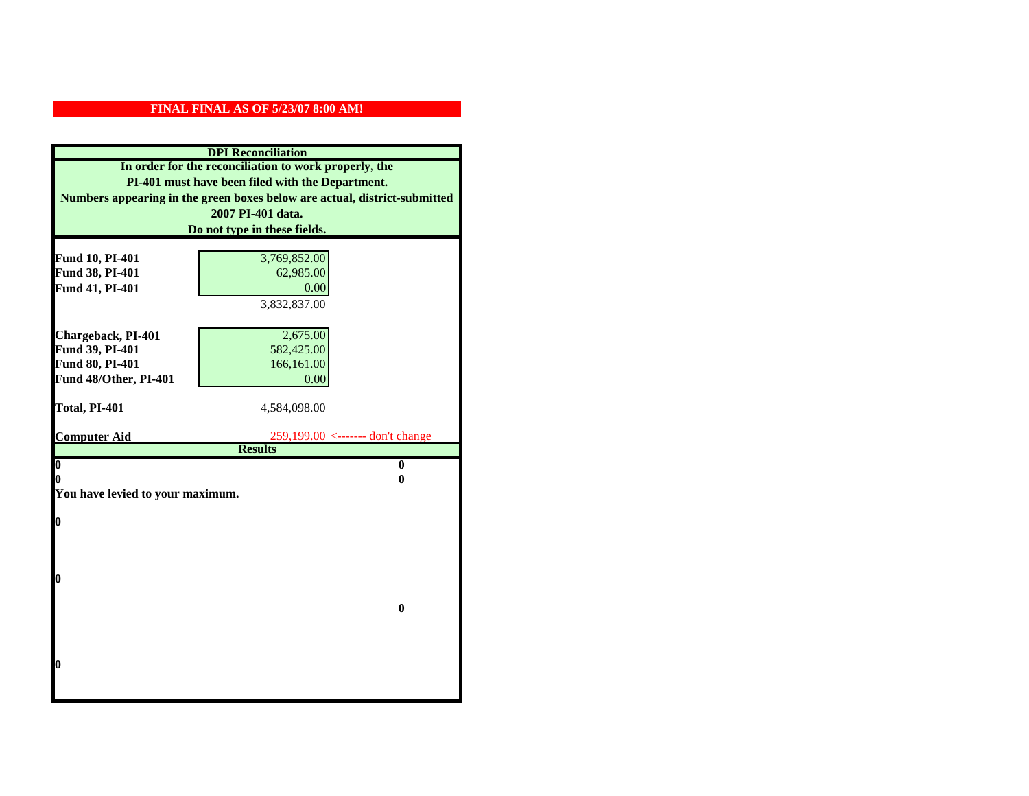**FINAL FINAL AS OF 5/23/07 8:00 AM!**

**DPI Reconciliation**

**In order for the reconciliation to work properly, the PI-401 must have been filed with the Department. Numbers appearing in the green boxes below are actual, district-submitted 2007 PI-401 data. Do not type in these fields.**

| | | |
|---|---|---|
| **Fund 10, PI-401** | 3,769,852.00 | |
| **Fund 38, PI-401** | 62,985.00 | |
| **Fund 41, PI-401** | 0.00 | |
| | 3,832,837.00 | |
| **Chargeback, PI-401** | 2,675.00 | |
| **Fund 39, PI-401** | 582,425.00 | |
| **Fund 80, PI-401** | 166,161.00 | |
| **Fund 48/Other, PI-401** | 0.00 | |
| **Total, PI-401** | 4,584,098.00 | |
| **Computer Aid** | 259,199.00 | <------- don't change |

**Results**

| | |
|---|---|
| **0** | **0** |
| **0** | **0** |

**You have levied to your maximum.**

**0**

**0**

**0**

**0**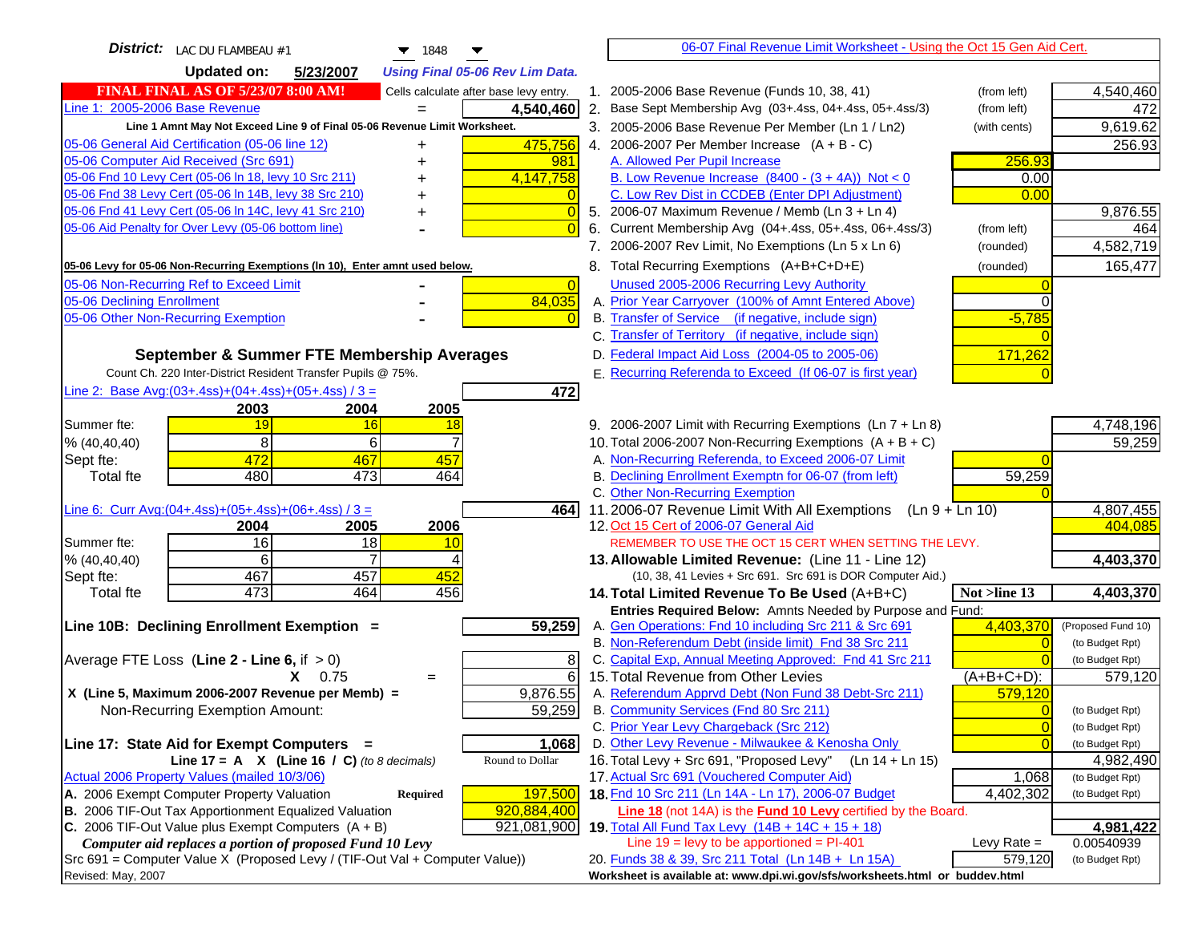**District:** LAC DU FLAMBEAU #1 1848

**Updated on:** 5/23/2007 *Using Final 05-06 Rev Lim Data.*

[06-07 Final Revenue Limit Worksheet - Using the Oct 15 Gen Aid Cert.]

**FINAL FINAL AS OF 5/23/07 8:00 AM!** Cells calculate after base levy entry.

| | | |
|---|---|---|
| Line 1: 2005-2006 Base Revenue | = | 4,540,460 |
| Line 1 Amnt May Not Exceed Line 9 of Final 05-06 Revenue Limit Worksheet. | | |
| 05-06 General Aid Certification (05-06 line 12) | + | 475,756 |
| 05-06 Computer Aid Received (Src 691) | + | 981 |
| 05-06 Fnd 10 Levy Cert (05-06 ln 18, levy 10 Src 211) | + | 4,147,758 |
| 05-06 Fnd 38 Levy Cert (05-06 ln 14B, levy 38 Src 210) | + | 0 |
| 05-06 Fnd 41 Levy Cert (05-06 ln 14C, levy 41 Src 210) | + | 0 |
| 05-06 Aid Penalty for Over Levy (05-06 bottom line) | - | 0 |
| **05-06 Levy for 05-06 Non-Recurring Exemptions (ln 10), Enter amnt used below.** | | |
| 05-06 Non-Recurring Ref to Exceed Limit | - | 0 |
| 05-06 Declining Enrollment | - | 84,035 |
| 05-06 Other Non-Recurring Exemption | - | 0 |

**September & Summer FTE Membership Averages**

Count Ch. 220 Inter-District Resident Transfer Pupils @ 75%.

Line 2: Base Avg:(03+.4ss)+(04+.4ss)+(05+.4ss) / 3 = **472**

| | 2003 | 2004 | 2005 |
|---|---|---|---|
| Summer fte: | 19 | 16 | 18 |
| % (40,40,40) | 8 | 6 | 7 |
| Sept fte: | 472 | 467 | 457 |
| Total fte | 480 | 473 | 464 |

Line 6: Curr Avg:(04+.4ss)+(05+.4ss)+(06+.4ss) / 3 = **464**

| | 2004 | 2005 | 2006 |
|---|---|---|---|
| Summer fte: | 16 | 18 | 10 |
| % (40,40,40) | 6 | 7 | 4 |
| Sept fte: | 467 | 457 | 452 |
| Total fte | 473 | 464 | 456 |

**Line 10B: Declining Enrollment Exemption =** **59,259**

| | | |
|---|---|---|
| Average FTE Loss (Line 2 - Line 6, if > 0) | | 8 |
| X 0.75 | = | 6 |
| X (Line 5, Maximum 2006-2007 Revenue per Memb) = | | 9,876.55 |
| Non-Recurring Exemption Amount: | | 59,259 |

**Line 17: State Aid for Exempt Computers =** **1,068**

Line 17 = A X (Line 16 / C) *(to 8 decimals)* Round to Dollar

| | | |
|---|---|---|
| Actual 2006 Property Values (mailed 10/3/06) | | |
| A. 2006 Exempt Computer Property Valuation | Required | 197,500 |
| B. 2006 TIF-Out Tax Apportionment Equalized Valuation | | 920,884,400 |
| C. 2006 TIF-Out Value plus Exempt Computers (A + B) | | 921,081,900 |

*Computer aid replaces a portion of proposed Fund 10 Levy*

Src 691 = Computer Value X (Proposed Levy / (TIF-Out Val + Computer Value))

Revised: May, 2007

| | | | |
|---|---|---|---|
| 1. 2005-2006 Base Revenue (Funds 10, 38, 41) | (from left) | | 4,540,460 |
| 2. Base Sept Membership Avg (03+.4ss, 04+.4ss, 05+.4ss/3) | (from left) | | 472 |
| 3. 2005-2006 Base Revenue Per Member (Ln 1 / Ln2) | (with cents) | | 9,619.62 |
| 4. 2006-2007 Per Member Increase (A + B - C) | | | 256.93 |
| A. Allowed Per Pupil Increase | | 256.93 | |
| B. Low Revenue Increase (8400 - (3 + 4A)) Not < 0 | | 0.00 | |
| C. Low Rev Dist in CCDEB (Enter DPI Adjustment) | | 0.00 | |
| 5. 2006-07 Maximum Revenue / Memb (Ln 3 + Ln 4) | | | 9,876.55 |
| 6. Current Membership Avg (04+.4ss, 05+.4ss, 06+.4ss/3) | (from left) | | 464 |
| 7. 2006-2007 Rev Limit, No Exemptions (Ln 5 x Ln 6) | (rounded) | | 4,582,719 |
| 8. Total Recurring Exemptions (A+B+C+D+E) | (rounded) | | 165,477 |
| Unused 2005-2006 Recurring Levy Authority | | 0 | |
| A. Prior Year Carryover (100% of Amnt Entered Above) | | 0 | |
| B. Transfer of Service (if negative, include sign) | | -5,785 | |
| C. Transfer of Territory (if negative, include sign) | | 0 | |
| D. Federal Impact Aid Loss (2004-05 to 2005-06) | | 171,262 | |
| E. Recurring Referenda to Exceed (If 06-07 is first year) | | 0 | |
| 9. 2006-2007 Limit with Recurring Exemptions (Ln 7 + Ln 8) | | | 4,748,196 |
| 10. Total 2006-2007 Non-Recurring Exemptions (A + B + C) | | | 59,259 |
| A. Non-Recurring Referenda, to Exceed 2006-07 Limit | | 0 | |
| B. Declining Enrollment Exemptn for 06-07 (from left) | | 59,259 | |
| C. Other Non-Recurring Exemption | | 0 | |
| 11. 2006-07 Revenue Limit With All Exemptions (Ln 9 + Ln 10) | | | 4,807,455 |
| 12. Oct 15 Cert of 2006-07 General Aid | | | 404,085 |
| REMEMBER TO USE THE OCT 15 CERT WHEN SETTING THE LEVY. | | | |
| **13. Allowable Limited Revenue:** (Line 11 - Line 12) | | | **4,403,370** |
| (10, 38, 41 Levies + Src 691. Src 691 is DOR Computer Aid.) | | | |
| **14. Total Limited Revenue To Be Used** (A+B+C) | | Not >line 13 | **4,403,370** |
| **Entries Required Below:** Amnts Needed by Purpose and Fund: | | | |
| A. Gen Operations: Fnd 10 including Src 211 & Src 691 | | 4,403,370 | (Proposed Fund 10) |
| B. Non-Referendum Debt (inside limit) Fnd 38 Src 211 | | 0 | (to Budget Rpt) |
| C. Capital Exp, Annual Meeting Approved: Fnd 41 Src 211 | | 0 | (to Budget Rpt) |
| 15. Total Revenue from Other Levies | | (A+B+C+D): | 579,120 |
| A. Referendum Apprvd Debt (Non Fund 38 Debt-Src 211) | | 579,120 | |
| B. Community Services (Fnd 80 Src 211) | | 0 | (to Budget Rpt) |
| C. Prior Year Levy Chargeback (Src 212) | | 0 | (to Budget Rpt) |
| D. Other Levy Revenue - Milwaukee & Kenosha Only | | 0 | (to Budget Rpt) |
| 16. Total Levy + Src 691, "Proposed Levy" (Ln 14 + Ln 15) | | | 4,982,490 |
| 17. Actual Src 691 (Vouchered Computer Aid) | | 1,068 | (to Budget Rpt) |
| **18.** Fnd 10 Src 211 (Ln 14A - Ln 17), 2006-07 Budget | | 4,402,302 | (to Budget Rpt) |
| **Line 18** (not 14A) is the **Fund 10 Levy** certified by the Board. | | | |
| **19.** Total All Fund Tax Levy (14B + 14C + 15 + 18) | | | **4,981,422** |
| Line 19 = levy to be apportioned = PI-401 | | Levy Rate = | 0.00540939 |
| 20. Funds 38 & 39, Src 211 Total (Ln 14B + Ln 15A) | | 579,120 | (to Budget Rpt) |

Worksheet is available at: www.dpi.wi.gov/sfs/worksheets.html or buddev.html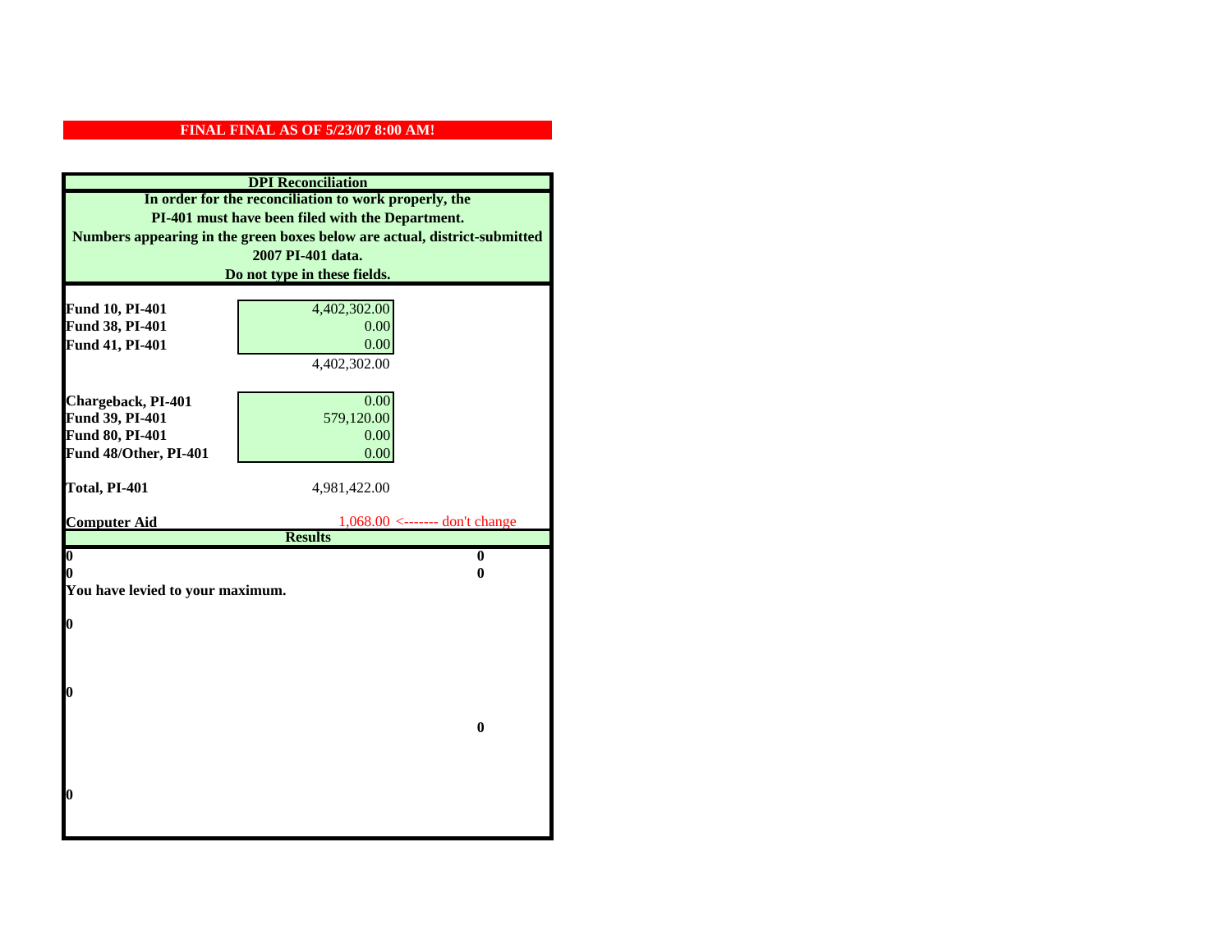**FINAL FINAL AS OF 5/23/07 8:00 AM!**

**DPI Reconciliation**

**In order for the reconciliation to work properly, the PI-401 must have been filed with the Department. Numbers appearing in the green boxes below are actual, district-submitted 2007 PI-401 data. Do not type in these fields.**

| | | |
|---|---|---|
| **Fund 10, PI-401** | 4,402,302.00 | |
| **Fund 38, PI-401** | 0.00 | |
| **Fund 41, PI-401** | 0.00 | |
| | 4,402,302.00 | |
| **Chargeback, PI-401** | 0.00 | |
| **Fund 39, PI-401** | 579,120.00 | |
| **Fund 80, PI-401** | 0.00 | |
| **Fund 48/Other, PI-401** | 0.00 | |
| **Total, PI-401** | 4,981,422.00 | |
| **Computer Aid** | 1,068.00 | <------- don't change |

**Results**

| | |
|---|---|
| **0** | **0** |
| **0** | **0** |

**You have levied to your maximum.**

**0**

**0**

**0**

**0**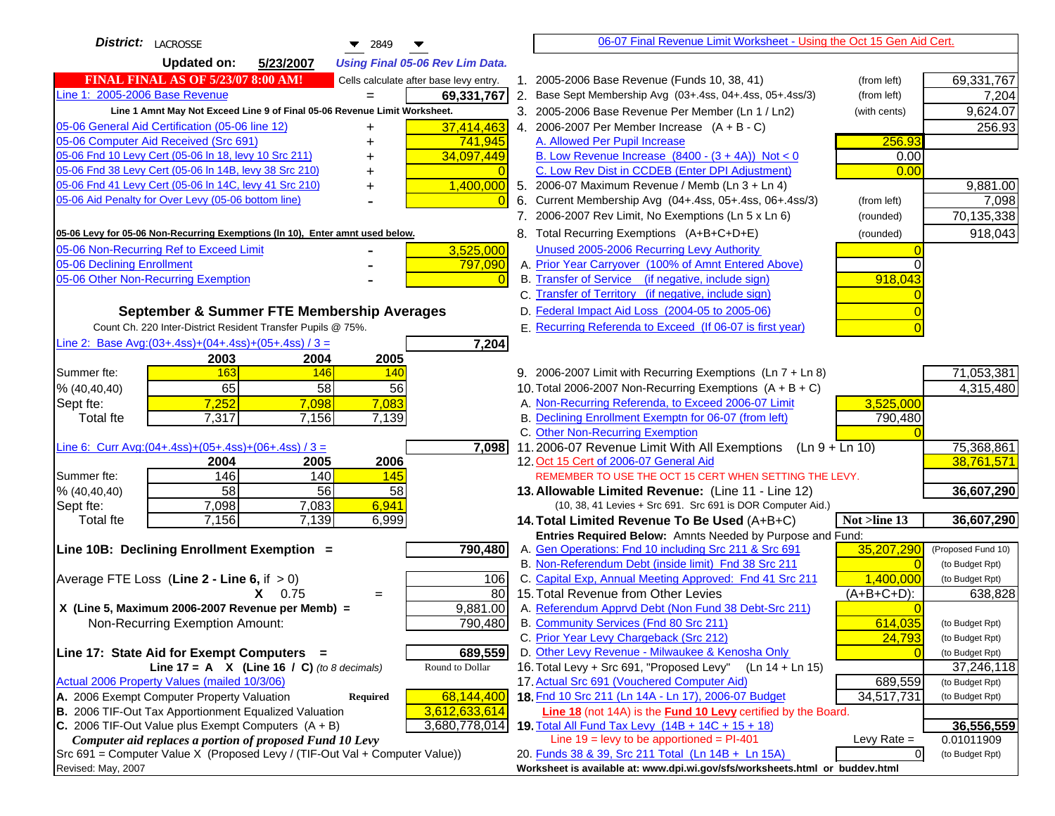**District:** LACROSSE 2849

**Updated on:** 5/23/2007 *Using Final 05-06 Rev Lim Data.*

**FINAL FINAL AS OF 5/23/07 8:00 AM!** Cells calculate after base levy entry.

06-07 Final Revenue Limit Worksheet - Using the Oct 15 Gen Aid Cert.

| | | |
|---|---|---|
| Line 1: 2005-2006 Base Revenue | = | 69,331,767 |
| Line 1 Amnt May Not Exceed Line 9 of Final 05-06 Revenue Limit Worksheet. | | |
| 05-06 General Aid Certification (05-06 line 12) | + | 37,414,463 |
| 05-06 Computer Aid Received (Src 691) | + | 741,945 |
| 05-06 Fnd 10 Levy Cert (05-06 ln 18, levy 10 Src 211) | + | 34,097,449 |
| 05-06 Fnd 38 Levy Cert (05-06 ln 14B, levy 38 Src 210) | + | 0 |
| 05-06 Fnd 41 Levy Cert (05-06 ln 14C, levy 41 Src 210) | + | 1,400,000 |
| 05-06 Aid Penalty for Over Levy (05-06 bottom line) | - | 0 |
| **05-06 Levy for 05-06 Non-Recurring Exemptions (ln 10), Enter amnt used below.** | | |
| 05-06 Non-Recurring Ref to Exceed Limit | - | 3,525,000 |
| 05-06 Declining Enrollment | - | 797,090 |
| 05-06 Other Non-Recurring Exemption | - | 0 |

**September & Summer FTE Membership Averages**

Count Ch. 220 Inter-District Resident Transfer Pupils @ 75%.

Line 2: Base Avg:(03+.4ss)+(04+.4ss)+(05+.4ss) / 3 = **7,204**

| | 2003 | 2004 | 2005 |
|---|---|---|---|
| Summer fte: | 163 | 146 | 140 |
| % (40,40,40) | 65 | 58 | 56 |
| Sept fte: | 7,252 | 7,098 | 7,083 |
| Total fte | 7,317 | 7,156 | 7,139 |

Line 6: Curr Avg:(04+.4ss)+(05+.4ss)+(06+.4ss) / 3 = **7,098**

| | 2004 | 2005 | 2006 |
|---|---|---|---|
| Summer fte: | 146 | 140 | 145 |
| % (40,40,40) | 58 | 56 | 58 |
| Sept fte: | 7,098 | 7,083 | 6,941 |
| Total fte | 7,156 | 7,139 | 6,999 |

| | | |
|---|---|---|
| **Line 10B: Declining Enrollment Exemption =** | | **790,480** |
| Average FTE Loss (**Line 2 - Line 6**, if > 0) | | 106 |
| X 0.75 | = | 80 |
| X (Line 5, Maximum 2006-2007 Revenue per Memb) = | | 9,881.00 |
| Non-Recurring Exemption Amount: | | 790,480 |
| **Line 17: State Aid for Exempt Computers =** | | **689,559** |
| Line 17 = A X (Line 16 / C) *(to 8 decimals)* | | Round to Dollar |
| Actual 2006 Property Values (mailed 10/3/06) | | |
| A. 2006 Exempt Computer Property Valuation | **Required** | 68,144,400 |
| B. 2006 TIF-Out Tax Apportionment Equalized Valuation | | 3,612,633,614 |
| C. 2006 TIF-Out Value plus Exempt Computers (A + B) | | 3,680,778,014 |

*Computer aid replaces a portion of proposed Fund 10 Levy*

Src 691 = Computer Value X (Proposed Levy / (TIF-Out Val + Computer Value))

| | | | |
|---|---|---|---|
| 1. 2005-2006 Base Revenue (Funds 10, 38, 41) | (from left) | | 69,331,767 |
| 2. Base Sept Membership Avg (03+.4ss, 04+.4ss, 05+.4ss/3) | (from left) | | 7,204 |
| 3. 2005-2006 Base Revenue Per Member (Ln 1 / Ln2) | (with cents) | | 9,624.07 |
| 4. 2006-2007 Per Member Increase (A + B - C) | | | 256.93 |
| A. Allowed Per Pupil Increase | | 256.93 | |
| B. Low Revenue Increase (8400 - (3 + 4A)) Not < 0 | | 0.00 | |
| C. Low Rev Dist in CCDEB (Enter DPI Adjustment) | | 0.00 | |
| 5. 2006-07 Maximum Revenue / Memb (Ln 3 + Ln 4) | | | 9,881.00 |
| 6. Current Membership Avg (04+.4ss, 05+.4ss, 06+.4ss/3) | (from left) | | 7,098 |
| 7. 2006-2007 Rev Limit, No Exemptions (Ln 5 x Ln 6) | (rounded) | | 70,135,338 |
| 8. Total Recurring Exemptions (A+B+C+D+E) | (rounded) | | 918,043 |
| Unused 2005-2006 Recurring Levy Authority | | 0 | |
| A. Prior Year Carryover (100% of Amnt Entered Above) | | 0 | |
| B. Transfer of Service (if negative, include sign) | | 918,043 | |
| C. Transfer of Territory (if negative, include sign) | | 0 | |
| D. Federal Impact Aid Loss (2004-05 to 2005-06) | | 0 | |
| E. Recurring Referenda to Exceed (If 06-07 is first year) | | 0 | |
| 9. 2006-2007 Limit with Recurring Exemptions (Ln 7 + Ln 8) | | | 71,053,381 |
| 10. Total 2006-2007 Non-Recurring Exemptions (A + B + C) | | | 4,315,480 |
| A. Non-Recurring Referenda, to Exceed 2006-07 Limit | | 3,525,000 | |
| B. Declining Enrollment Exemptn for 06-07 (from left) | | 790,480 | |
| C. Other Non-Recurring Exemption | | 0 | |
| 11. 2006-07 Revenue Limit With All Exemptions (Ln 9 + Ln 10) | | | 75,368,861 |
| 12. Oct 15 Cert of 2006-07 General Aid | | | 38,761,571 |
| REMEMBER TO USE THE OCT 15 CERT WHEN SETTING THE LEVY. | | | |
| **13. Allowable Limited Revenue:** (Line 11 - Line 12) | | | **36,607,290** |
| (10, 38, 41 Levies + Src 691. Src 691 is DOR Computer Aid.) | | | |
| **14. Total Limited Revenue To Be Used** (A+B+C) | | **Not >line 13** | **36,607,290** |
| Entries Required Below: Amnts Needed by Purpose and Fund: | | | |
| A. Gen Operations: Fnd 10 including Src 211 & Src 691 | | 35,207,290 | (Proposed Fund 10) |
| B. Non-Referendum Debt (inside limit) Fnd 38 Src 211 | | 0 | (to Budget Rpt) |
| C. Capital Exp, Annual Meeting Approved: Fnd 41 Src 211 | | 1,400,000 | (to Budget Rpt) |
| 15. Total Revenue from Other Levies | | (A+B+C+D): | 638,828 |
| A. Referendum Apprvd Debt (Non Fund 38 Debt-Src 211) | | 0 | |
| B. Community Services (Fnd 80 Src 211) | | 614,035 | (to Budget Rpt) |
| C. Prior Year Levy Chargeback (Src 212) | | 24,793 | (to Budget Rpt) |
| D. Other Levy Revenue - Milwaukee & Kenosha Only | | 0 | (to Budget Rpt) |
| 16. Total Levy + Src 691, "Proposed Levy" (Ln 14 + Ln 15) | | | 37,246,118 |
| 17. Actual Src 691 (Vouchered Computer Aid) | | 689,559 | (to Budget Rpt) |
| **18.** Fnd 10 Src 211 (Ln 14A - Ln 17), 2006-07 Budget | | 34,517,731 | (to Budget Rpt) |
| **Line 18** (not 14A) is the **Fund 10 Levy** certified by the Board. | | | |
| **19.** Total All Fund Tax Levy (14B + 14C + 15 + 18) | | | **36,556,559** |
| Line 19 = levy to be apportioned = PI-401 | | Levy Rate = | 0.01011909 |
| 20. Funds 38 & 39, Src 211 Total (Ln 14B + Ln 15A) | | 0 | (to Budget Rpt) |

Revised: May, 2007

**Worksheet is available at: www.dpi.wi.gov/sfs/worksheets.html or buddev.html**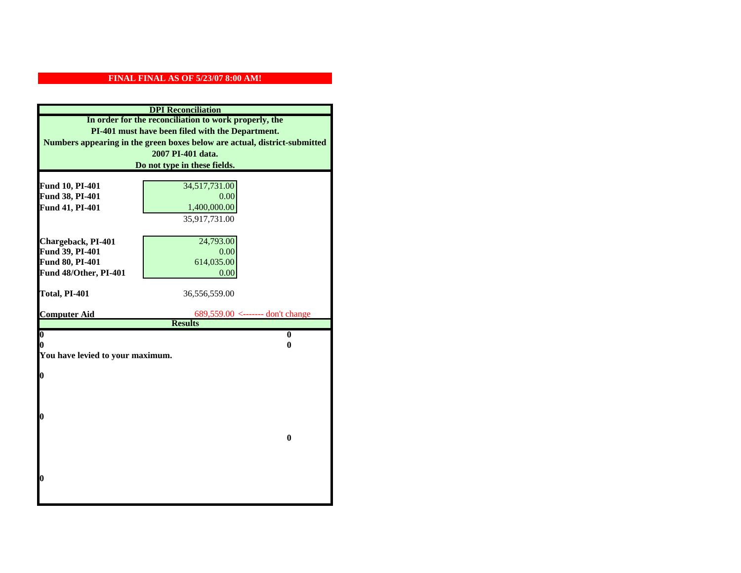**FINAL FINAL AS OF 5/23/07 8:00 AM!**

**DPI Reconciliation**

**In order for the reconciliation to work properly, the PI-401 must have been filed with the Department. Numbers appearing in the green boxes below are actual, district-submitted 2007 PI-401 data. Do not type in these fields.**

| | | |
|---|---|---|
| **Fund 10, PI-401** | 34,517,731.00 | |
| **Fund 38, PI-401** | 0.00 | |
| **Fund 41, PI-401** | 1,400,000.00 | |
| | 35,917,731.00 | |
| **Chargeback, PI-401** | 24,793.00 | |
| **Fund 39, PI-401** | 0.00 | |
| **Fund 80, PI-401** | 614,035.00 | |
| **Fund 48/Other, PI-401** | 0.00 | |
| **Total, PI-401** | 36,556,559.00 | |
| **Computer Aid** | 689,559.00 | <------- don't change |

**Results**

| | |
|---|---|
| **0** | **0** |
| **0** | **0** |

**You have levied to your maximum.**

**0**

**0**

**0**

**0**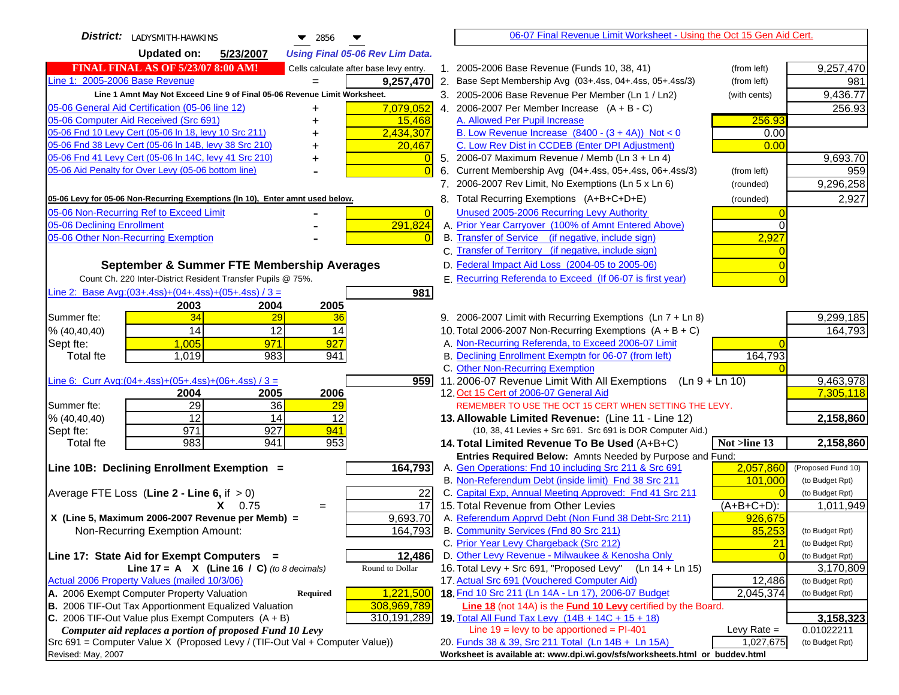**District:** LADYSMITH-HAWKINS 2856

**Updated on:** 5/23/2007 *Using Final 05-06 Rev Lim Data.*

**FINAL FINAL AS OF 5/23/07 8:00 AM!** Cells calculate after base levy entry.

| | | |
|---|---|---|
| Line 1: 2005-2006 Base Revenue | = | 9,257,470 |

Line 1 Amnt May Not Exceed Line 9 of Final 05-06 Revenue Limit Worksheet.

| | | |
|---|---|---|
| 05-06 General Aid Certification (05-06 line 12) | + | 7,079,052 |
| 05-06 Computer Aid Received (Src 691) | + | 15,468 |
| 05-06 Fnd 10 Levy Cert (05-06 ln 18, levy 10 Src 211) | + | 2,434,307 |
| 05-06 Fnd 38 Levy Cert (05-06 ln 14B, levy 38 Src 210) | + | 20,467 |
| 05-06 Fnd 41 Levy Cert (05-06 ln 14C, levy 41 Src 210) | + | 0 |
| 05-06 Aid Penalty for Over Levy (05-06 bottom line) | - | 0 |

**05-06 Levy for 05-06 Non-Recurring Exemptions (ln 10), Enter amnt used below.**

| | | |
|---|---|---|
| 05-06 Non-Recurring Ref to Exceed Limit | - | 0 |
| 05-06 Declining Enrollment | - | 291,824 |
| 05-06 Other Non-Recurring Exemption | - | 0 |

### September & Summer FTE Membership Averages

Count Ch. 220 Inter-District Resident Transfer Pupils @ 75%.

Line 2: Base Avg:(03+.4ss)+(04+.4ss)+(05+.4ss) / 3 = **981**

| | 2003 | 2004 | 2005 |
|---|---|---|---|
| Summer fte: | 34 | 29 | 36 |
| % (40,40,40) | 14 | 12 | 14 |
| Sept fte: | 1,005 | 971 | 927 |
| Total fte | 1,019 | 983 | 941 |

Line 6: Curr Avg:(04+.4ss)+(05+.4ss)+(06+.4ss) / 3 = **959**

| | 2004 | 2005 | 2006 |
|---|---|---|---|
| Summer fte: | 29 | 36 | 29 |
| % (40,40,40) | 12 | 14 | 12 |
| Sept fte: | 971 | 927 | 941 |
| Total fte | 983 | 941 | 953 |

**Line 10B: Declining Enrollment Exemption =** **164,793**

| | | |
|---|---|---|
| Average FTE Loss (Line 2 - Line 6, if > 0) | | 22 |
| X 0.75 | = | 17 |
| X (Line 5, Maximum 2006-2007 Revenue per Memb) = | | 9,693.70 |
| Non-Recurring Exemption Amount: | | 164,793 |

**Line 17: State Aid for Exempt Computers =** **12,486**

Line 17 = A X (Line 16 / C) *(to 8 decimals)* Round to Dollar

Actual 2006 Property Values (mailed 10/3/06)

| | | |
|---|---|---|
| A. 2006 Exempt Computer Property Valuation | Required | 1,221,500 |
| B. 2006 TIF-Out Tax Apportionment Equalized Valuation | | 308,969,789 |
| C. 2006 TIF-Out Value plus Exempt Computers (A + B) | | 310,191,289 |

*Computer aid replaces a portion of proposed Fund 10 Levy*

Src 691 = Computer Value X (Proposed Levy / (TIF-Out Val + Computer Value))

Revised: May, 2007

06-07 Final Revenue Limit Worksheet - Using the Oct 15 Gen Aid Cert.

| | | | |
|---|---|---|---|
| 1. 2005-2006 Base Revenue (Funds 10, 38, 41) | (from left) | | 9,257,470 |
| 2. Base Sept Membership Avg (03+.4ss, 04+.4ss, 05+.4ss/3) | (from left) | | 981 |
| 3. 2005-2006 Base Revenue Per Member (Ln 1 / Ln2) | (with cents) | | 9,436.77 |
| 4. 2006-2007 Per Member Increase (A + B - C) | | | 256.93 |
| A. Allowed Per Pupil Increase | | 256.93 | |
| B. Low Revenue Increase (8400 - (3 + 4A)) Not < 0 | | 0.00 | |
| C. Low Rev Dist in CCDEB (Enter DPI Adjustment) | | 0.00 | |
| 5. 2006-07 Maximum Revenue / Memb (Ln 3 + Ln 4) | | | 9,693.70 |
| 6. Current Membership Avg (04+.4ss, 05+.4ss, 06+.4ss/3) | (from left) | | 959 |
| 7. 2006-2007 Rev Limit, No Exemptions (Ln 5 x Ln 6) | (rounded) | | 9,296,258 |
| 8. Total Recurring Exemptions (A+B+C+D+E) | (rounded) | | 2,927 |
| Unused 2005-2006 Recurring Levy Authority | | 0 | |
| A. Prior Year Carryover (100% of Amnt Entered Above) | | 0 | |
| B. Transfer of Service (if negative, include sign) | | 2,927 | |
| C. Transfer of Territory (if negative, include sign) | | 0 | |
| D. Federal Impact Aid Loss (2004-05 to 2005-06) | | 0 | |
| E. Recurring Referenda to Exceed (If 06-07 is first year) | | 0 | |
| 9. 2006-2007 Limit with Recurring Exemptions (Ln 7 + Ln 8) | | | 9,299,185 |
| 10. Total 2006-2007 Non-Recurring Exemptions (A + B + C) | | | 164,793 |
| A. Non-Recurring Referenda, to Exceed 2006-07 Limit | | 0 | |
| B. Declining Enrollment Exemptn for 06-07 (from left) | | 164,793 | |
| C. Other Non-Recurring Exemption | | 0 | |
| 11. 2006-07 Revenue Limit With All Exemptions (Ln 9 + Ln 10) | | | 9,463,978 |
| 12. Oct 15 Cert of 2006-07 General Aid | | | 7,305,118 |
| REMEMBER TO USE THE OCT 15 CERT WHEN SETTING THE LEVY. | | | |
| **13. Allowable Limited Revenue:** (Line 11 - Line 12) | | | **2,158,860** |
| (10, 38, 41 Levies + Src 691. Src 691 is DOR Computer Aid.) | | | |
| **14. Total Limited Revenue To Be Used** (A+B+C) | | Not >line 13 | **2,158,860** |
| Entries Required Below: Amnts Needed by Purpose and Fund: | | | |
| A. Gen Operations: Fnd 10 including Src 211 & Src 691 | | 2,057,860 | (Proposed Fund 10) |
| B. Non-Referendum Debt (inside limit) Fnd 38 Src 211 | | 101,000 | (to Budget Rpt) |
| C. Capital Exp, Annual Meeting Approved: Fnd 41 Src 211 | | 0 | (to Budget Rpt) |
| 15. Total Revenue from Other Levies | | (A+B+C+D): | 1,011,949 |
| A. Referendum Apprvd Debt (Non Fund 38 Debt-Src 211) | | 926,675 | |
| B. Community Services (Fnd 80 Src 211) | | 85,253 | (to Budget Rpt) |
| C. Prior Year Levy Chargeback (Src 212) | | 21 | (to Budget Rpt) |
| D. Other Levy Revenue - Milwaukee & Kenosha Only | | 0 | (to Budget Rpt) |
| 16. Total Levy + Src 691, "Proposed Levy" (Ln 14 + Ln 15) | | | 3,170,809 |
| 17. Actual Src 691 (Vouchered Computer Aid) | | 12,486 | (to Budget Rpt) |
| **18.** Fnd 10 Src 211 (Ln 14A - Ln 17), 2006-07 Budget | | 2,045,374 | (to Budget Rpt) |
| Line 18 (not 14A) is the Fund 10 Levy certified by the Board. | | | |
| **19.** Total All Fund Tax Levy (14B + 14C + 15 + 18) | | | **3,158,323** |
| Line 19 = levy to be apportioned = PI-401 | | Levy Rate = | 0.01022211 |
| 20. Funds 38 & 39, Src 211 Total (Ln 14B + Ln 15A) | | 1,027,675 | (to Budget Rpt) |

Worksheet is available at: www.dpi.wi.gov/sfs/worksheets.html or buddev.html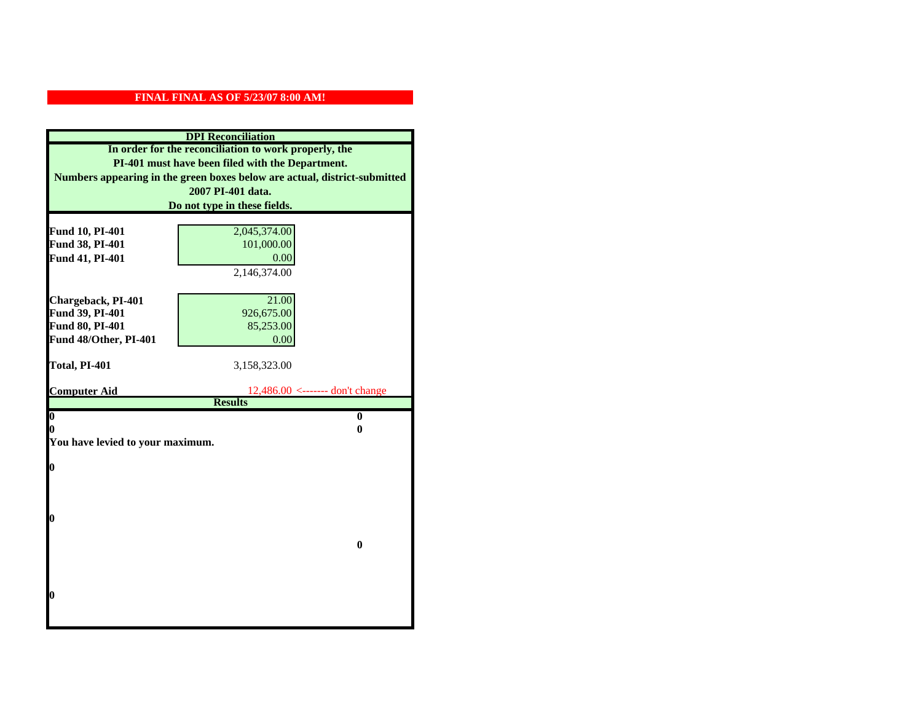**FINAL FINAL AS OF 5/23/07 8:00 AM!**

**DPI Reconciliation**

**In order for the reconciliation to work properly, the PI-401 must have been filed with the Department. Numbers appearing in the green boxes below are actual, district-submitted 2007 PI-401 data. Do not type in these fields.**

| | | |
|---|---|---|
| **Fund 10, PI-401** | 2,045,374.00 | |
| **Fund 38, PI-401** | 101,000.00 | |
| **Fund 41, PI-401** | 0.00 | |
| | 2,146,374.00 | |
| **Chargeback, PI-401** | 21.00 | |
| **Fund 39, PI-401** | 926,675.00 | |
| **Fund 80, PI-401** | 85,253.00 | |
| **Fund 48/Other, PI-401** | 0.00 | |
| **Total, PI-401** | 3,158,323.00 | |
| **Computer Aid** | 12,486.00 | <------- don't change |

**Results**

| | |
|---|---|
| **0** | **0** |
| **0** | **0** |

**You have levied to your maximum.**

**0**

**0**

**0**

**0**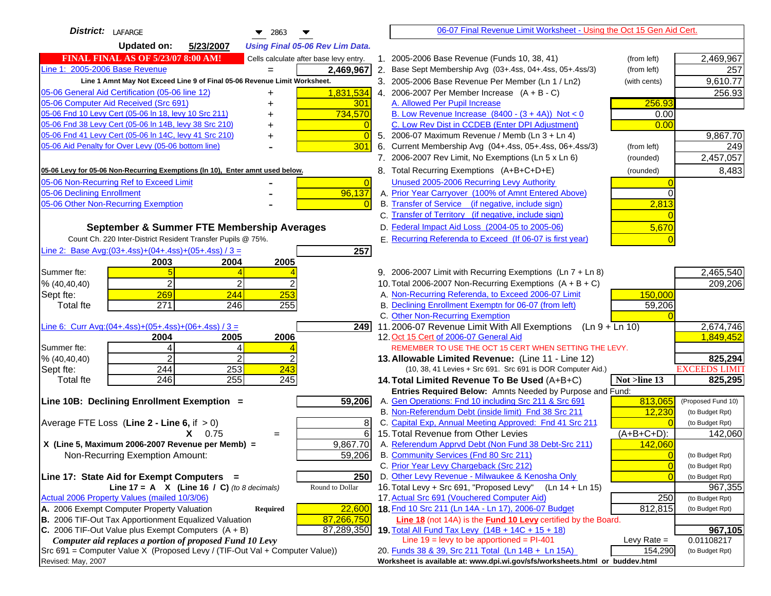**District:** LAFARGE 2863

**Updated on:** 5/23/2007 *Using Final 05-06 Rev Lim Data.*

**FINAL FINAL AS OF 5/23/07 8:00 AM!** Cells calculate after base levy entry.

| | | |
|---|---|---|
| Line 1: 2005-2006 Base Revenue | = | 2,469,967 |
| Line 1 Amnt May Not Exceed Line 9 of Final 05-06 Revenue Limit Worksheet. | | |
| 05-06 General Aid Certification (05-06 line 12) | + | 1,831,534 |
| 05-06 Computer Aid Received (Src 691) | + | 301 |
| 05-06 Fnd 10 Levy Cert (05-06 ln 18, levy 10 Src 211) | + | 734,570 |
| 05-06 Fnd 38 Levy Cert (05-06 ln 14B, levy 38 Src 210) | + | 0 |
| 05-06 Fnd 41 Levy Cert (05-06 ln 14C, levy 41 Src 210) | + | 0 |
| 05-06 Aid Penalty for Over Levy (05-06 bottom line) | - | 301 |
| **05-06 Levy for 05-06 Non-Recurring Exemptions (ln 10), Enter amnt used below.** | | |
| 05-06 Non-Recurring Ref to Exceed Limit | - | 0 |
| 05-06 Declining Enrollment | - | 96,137 |
| 05-06 Other Non-Recurring Exemption | - | 0 |

### September & Summer FTE Membership Averages

Count Ch. 220 Inter-District Resident Transfer Pupils @ 75%.

Line 2: Base Avg:(03+.4ss)+(04+.4ss)+(05+.4ss) / 3 = **257**

| | 2003 | 2004 | 2005 |
|---|---|---|---|
| Summer fte: | 5 | 4 | 4 |
| % (40,40,40) | 2 | 2 | 2 |
| Sept fte: | 269 | 244 | 253 |
| Total fte | 271 | 246 | 255 |

Line 6: Curr Avg:(04+.4ss)+(05+.4ss)+(06+.4ss) / 3 = **249**

| | 2004 | 2005 | 2006 |
|---|---|---|---|
| Summer fte: | 4 | 4 | 4 |
| % (40,40,40) | 2 | 2 | 2 |
| Sept fte: | 244 | 253 | 243 |
| Total fte | 246 | 255 | 245 |

| | | |
|---|---|---|
| **Line 10B: Declining Enrollment Exemption =** | | **59,206** |
| Average FTE Loss (Line 2 - Line 6, if > 0) | | 8 |
| X 0.75 | = | 6 |
| X (Line 5, Maximum 2006-2007 Revenue per Memb) = | | 9,867.70 |
| Non-Recurring Exemption Amount: | | 59,206 |
| **Line 17: State Aid for Exempt Computers =** | | **250** |
| Line 17 = A X (Line 16 / C) (to 8 decimals) | | Round to Dollar |
| Actual 2006 Property Values (mailed 10/3/06) | | |
| A. 2006 Exempt Computer Property Valuation | Required | 22,600 |
| B. 2006 TIF-Out Tax Apportionment Equalized Valuation | | 87,266,750 |
| C. 2006 TIF-Out Value plus Exempt Computers (A + B) | | 87,289,350 |

*Computer aid replaces a portion of proposed Fund 10 Levy*
Src 691 = Computer Value X (Proposed Levy / (TIF-Out Val + Computer Value))

Revised: May, 2007

## 06-07 Final Revenue Limit Worksheet - Using the Oct 15 Gen Aid Cert.

| | | | |
|---|---|---|---|
| 1. 2005-2006 Base Revenue (Funds 10, 38, 41) | (from left) | | 2,469,967 |
| 2. Base Sept Membership Avg (03+.4ss, 04+.4ss, 05+.4ss/3) | (from left) | | 257 |
| 3. 2005-2006 Base Revenue Per Member (Ln 1 / Ln2) | (with cents) | | 9,610.77 |
| 4. 2006-2007 Per Member Increase (A + B - C) | | | 256.93 |
| A. Allowed Per Pupil Increase | | 256.93 | |
| B. Low Revenue Increase (8400 - (3 + 4A)) Not < 0 | | 0.00 | |
| C. Low Rev Dist in CCDEB (Enter DPI Adjustment) | | 0.00 | |
| 5. 2006-07 Maximum Revenue / Memb (Ln 3 + Ln 4) | | | 9,867.70 |
| 6. Current Membership Avg (04+.4ss, 05+.4ss, 06+.4ss/3) | (from left) | | 249 |
| 7. 2006-2007 Rev Limit, No Exemptions (Ln 5 x Ln 6) | (rounded) | | 2,457,057 |
| 8. Total Recurring Exemptions (A+B+C+D+E) | (rounded) | | 8,483 |
| Unused 2005-2006 Recurring Levy Authority | | 0 | |
| A. Prior Year Carryover (100% of Amnt Entered Above) | | 0 | |
| B. Transfer of Service (if negative, include sign) | | 2,813 | |
| C. Transfer of Territory (if negative, include sign) | | 0 | |
| D. Federal Impact Aid Loss (2004-05 to 2005-06) | | 5,670 | |
| E. Recurring Referenda to Exceed (If 06-07 is first year) | | 0 | |
| 9. 2006-2007 Limit with Recurring Exemptions (Ln 7 + Ln 8) | | | 2,465,540 |
| 10. Total 2006-2007 Non-Recurring Exemptions (A + B + C) | | | 209,206 |
| A. Non-Recurring Referenda, to Exceed 2006-07 Limit | | 150,000 | |
| B. Declining Enrollment Exemptn for 06-07 (from left) | | 59,206 | |
| C. Other Non-Recurring Exemption | | 0 | |
| 11. 2006-07 Revenue Limit With All Exemptions (Ln 9 + Ln 10) | | | 2,674,746 |
| 12. Oct 15 Cert of 2006-07 General Aid | | | 1,849,452 |
| REMEMBER TO USE THE OCT 15 CERT WHEN SETTING THE LEVY. | | | |
| **13. Allowable Limited Revenue:** (Line 11 - Line 12) | | | **825,294** |
| (10, 38, 41 Levies + Src 691. Src 691 is DOR Computer Aid.) | | | EXCEEDS LIMIT |
| **14. Total Limited Revenue To Be Used** (A+B+C) | | Not >line 13 | **825,295** |
| Entries Required Below: Amnts Needed by Purpose and Fund: | | | |
| A. Gen Operations: Fnd 10 including Src 211 & Src 691 | | 813,065 | (Proposed Fund 10) |
| B. Non-Referendum Debt (inside limit) Fnd 38 Src 211 | | 12,230 | (to Budget Rpt) |
| C. Capital Exp, Annual Meeting Approved: Fnd 41 Src 211 | | 0 | (to Budget Rpt) |
| 15. Total Revenue from Other Levies | | (A+B+C+D): | 142,060 |
| A. Referendum Apprvd Debt (Non Fund 38 Debt-Src 211) | | 142,060 | |
| B. Community Services (Fnd 80 Src 211) | | 0 | (to Budget Rpt) |
| C. Prior Year Levy Chargeback (Src 212) | | 0 | (to Budget Rpt) |
| D. Other Levy Revenue - Milwaukee & Kenosha Only | | 0 | (to Budget Rpt) |
| 16. Total Levy + Src 691, "Proposed Levy" (Ln 14 + Ln 15) | | | 967,355 |
| 17. Actual Src 691 (Vouchered Computer Aid) | | 250 | (to Budget Rpt) |
| **18.** Fnd 10 Src 211 (Ln 14A - Ln 17), 2006-07 Budget | | 812,815 | (to Budget Rpt) |
| Line 18 (not 14A) is the **Fund 10 Levy** certified by the Board. | | | |
| **19.** Total All Fund Tax Levy (14B + 14C + 15 + 18) | | | **967,105** |
| Line 19 = levy to be apportioned = PI-401 | | Levy Rate = | 0.01108217 |
| 20. Funds 38 & 39, Src 211 Total (Ln 14B + Ln 15A) | | 154,290 | (to Budget Rpt) |

Worksheet is available at: www.dpi.wi.gov/sfs/worksheets.html or buddev.html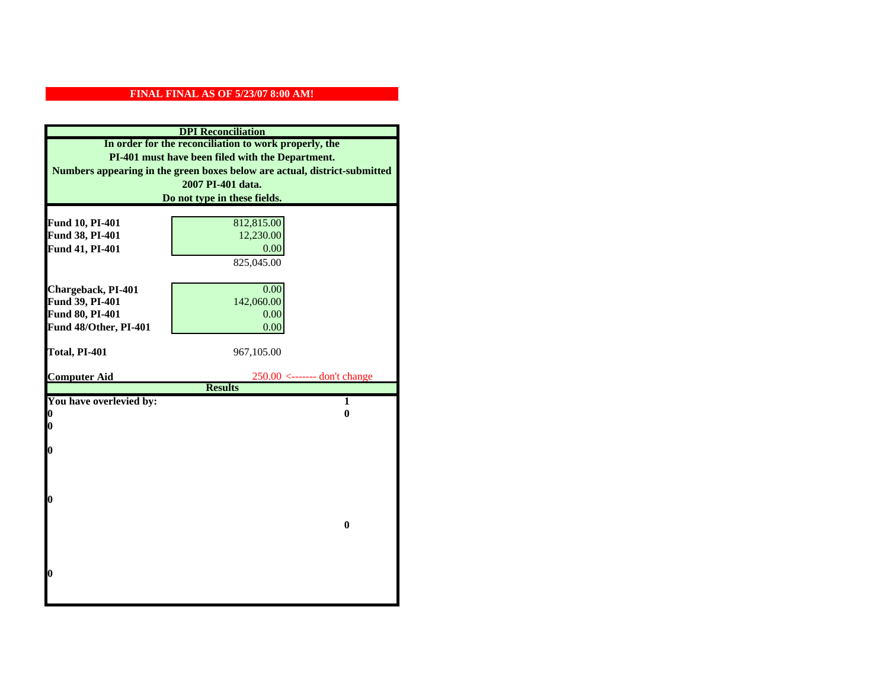**FINAL FINAL AS OF 5/23/07 8:00 AM!**

**DPI Reconciliation**

**In order for the reconciliation to work properly, the PI-401 must have been filed with the Department. Numbers appearing in the green boxes below are actual, district-submitted 2007 PI-401 data. Do not type in these fields.**

| | | |
|---|---|---|
| **Fund 10, PI-401** | 812,815.00 | |
| **Fund 38, PI-401** | 12,230.00 | |
| **Fund 41, PI-401** | 0.00 | |
| | 825,045.00 | |
| **Chargeback, PI-401** | 0.00 | |
| **Fund 39, PI-401** | 142,060.00 | |
| **Fund 80, PI-401** | 0.00 | |
| **Fund 48/Other, PI-401** | 0.00 | |
| **Total, PI-401** | 967,105.00 | |
| **Computer Aid** | 250.00 | <------- don't change |

**Results**

| | |
|---|---|
| **You have overlevied by:** | **1** |
| **0** | **0** |
| **0** | |
| **0** | |
| **0** | |
| | **0** |
| **0** | |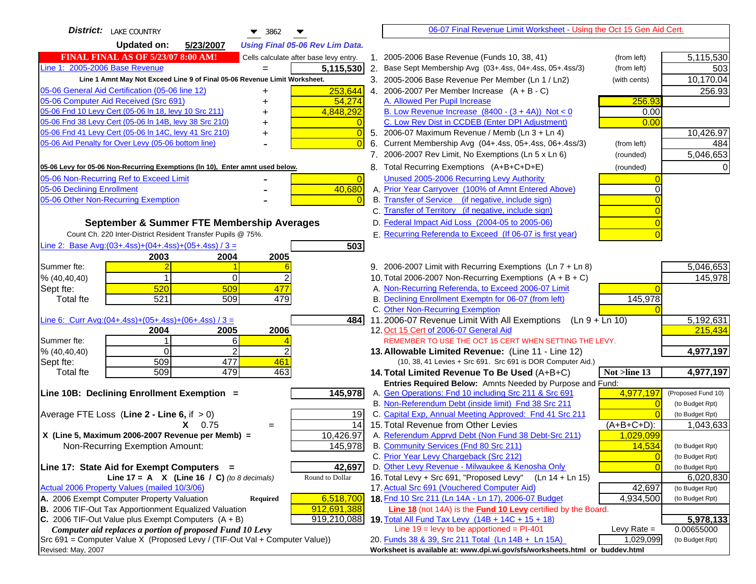**District:** LAKE COUNTRY 3862

**Updated on:** 5/23/2007 *Using Final 05-06 Rev Lim Data.*

06-07 Final Revenue Limit Worksheet - Using the Oct 15 Gen Aid Cert.

**FINAL FINAL AS OF 5/23/07 8:00 AM!** Cells calculate after base levy entry.

| | | |
|---|---|---|
| Line 1: 2005-2006 Base Revenue | = | 5,115,530 |
| Line 1 Amnt May Not Exceed Line 9 of Final 05-06 Revenue Limit Worksheet. | | |
| 05-06 General Aid Certification (05-06 line 12) | + | 253,644 |
| 05-06 Computer Aid Received (Src 691) | + | 54,274 |
| 05-06 Fnd 10 Levy Cert (05-06 ln 18, levy 10 Src 211) | + | 4,848,292 |
| 05-06 Fnd 38 Levy Cert (05-06 ln 14B, levy 38 Src 210) | + | 0 |
| 05-06 Fnd 41 Levy Cert (05-06 ln 14C, levy 41 Src 210) | + | 0 |
| 05-06 Aid Penalty for Over Levy (05-06 bottom line) | - | 0 |
| 05-06 Levy for 05-06 Non-Recurring Exemptions (ln 10), Enter amnt used below. | | |
| 05-06 Non-Recurring Ref to Exceed Limit | - | 0 |
| 05-06 Declining Enrollment | - | 40,680 |
| 05-06 Other Non-Recurring Exemption | - | 0 |

**September & Summer FTE Membership Averages**

Count Ch. 220 Inter-District Resident Transfer Pupils @ 75%.

Line 2: Base Avg:(03+.4ss)+(04+.4ss)+(05+.4ss) / 3 = **503**

| | 2003 | 2004 | 2005 |
|---|---|---|---|
| Summer fte: | 2 | 1 | 6 |
| % (40,40,40) | 1 | 0 | 2 |
| Sept fte: | 520 | 509 | 477 |
| Total fte | 521 | 509 | 479 |

Line 6: Curr Avg:(04+.4ss)+(05+.4ss)+(06+.4ss) / 3 = **484**

| | 2004 | 2005 | 2006 |
|---|---|---|---|
| Summer fte: | 1 | 6 | 4 |
| % (40,40,40) | 0 | 2 | 2 |
| Sept fte: | 509 | 477 | 461 |
| Total fte | 509 | 479 | 463 |

**Line 10B: Declining Enrollment Exemption =** **145,978**

| | | |
|---|---|---|
| Average FTE Loss (Line 2 - Line 6, if > 0) | | 19 |
| X 0.75 | = | 14 |
| X (Line 5, Maximum 2006-2007 Revenue per Memb) = | | 10,426.97 |
| Non-Recurring Exemption Amount: | | 145,978 |

**Line 17: State Aid for Exempt Computers =** **42,697**

Line 17 = A X (Line 16 / C) *(to 8 decimals)* Round to Dollar

Actual 2006 Property Values (mailed 10/3/06)

| | | |
|---|---|---|
| A. 2006 Exempt Computer Property Valuation | Required | 6,518,700 |
| B. 2006 TIF-Out Tax Apportionment Equalized Valuation | | 912,691,388 |
| C. 2006 TIF-Out Value plus Exempt Computers (A + B) | | 919,210,088 |

*Computer aid replaces a portion of proposed Fund 10 Levy*

Src 691 = Computer Value X (Proposed Levy / (TIF-Out Val + Computer Value))

Revised: May, 2007

| | | | |
|---|---|---|---|
| 1. 2005-2006 Base Revenue (Funds 10, 38, 41) | (from left) | | 5,115,530 |
| 2. Base Sept Membership Avg (03+.4ss, 04+.4ss, 05+.4ss/3) | (from left) | | 503 |
| 3. 2005-2006 Base Revenue Per Member (Ln 1 / Ln2) | (with cents) | | 10,170.04 |
| 4. 2006-2007 Per Member Increase (A + B - C) | | | 256.93 |
| A. Allowed Per Pupil Increase | | 256.93 | |
| B. Low Revenue Increase (8400 - (3 + 4A)) Not < 0 | | 0.00 | |
| C. Low Rev Dist in CCDEB (Enter DPI Adjustment) | | 0.00 | |
| 5. 2006-07 Maximum Revenue / Memb (Ln 3 + Ln 4) | | | 10,426.97 |
| 6. Current Membership Avg (04+.4ss, 05+.4ss, 06+.4ss/3) | (from left) | | 484 |
| 7. 2006-2007 Rev Limit, No Exemptions (Ln 5 x Ln 6) | (rounded) | | 5,046,653 |
| 8. Total Recurring Exemptions (A+B+C+D+E) | (rounded) | | 0 |
| Unused 2005-2006 Recurring Levy Authority | | 0 | |
| A. Prior Year Carryover (100% of Amnt Entered Above) | | 0 | |
| B. Transfer of Service (if negative, include sign) | | 0 | |
| C. Transfer of Territory (if negative, include sign) | | 0 | |
| D. Federal Impact Aid Loss (2004-05 to 2005-06) | | 0 | |
| E. Recurring Referenda to Exceed (If 06-07 is first year) | | 0 | |
| 9. 2006-2007 Limit with Recurring Exemptions (Ln 7 + Ln 8) | | | 5,046,653 |
| 10. Total 2006-2007 Non-Recurring Exemptions (A + B + C) | | | 145,978 |
| A. Non-Recurring Referenda, to Exceed 2006-07 Limit | | 0 | |
| B. Declining Enrollment Exemptn for 06-07 (from left) | | 145,978 | |
| C. Other Non-Recurring Exemption | | 0 | |
| 11. 2006-07 Revenue Limit With All Exemptions (Ln 9 + Ln 10) | | | 5,192,631 |
| 12. Oct 15 Cert of 2006-07 General Aid | | | 215,434 |
| REMEMBER TO USE THE OCT 15 CERT WHEN SETTING THE LEVY. | | | |
| **13. Allowable Limited Revenue:** (Line 11 - Line 12) | | | **4,977,197** |
| (10, 38, 41 Levies + Src 691. Src 691 is DOR Computer Aid.) | | | |
| **14. Total Limited Revenue To Be Used** (A+B+C) | | Not >line 13 | **4,977,197** |
| Entries Required Below: Amnts Needed by Purpose and Fund: | | | |
| A. Gen Operations: Fnd 10 including Src 211 & Src 691 | | 4,977,197 | (Proposed Fund 10) |
| B. Non-Referendum Debt (inside limit) Fnd 38 Src 211 | | 0 | (to Budget Rpt) |
| C. Capital Exp, Annual Meeting Approved: Fnd 41 Src 211 | | 0 | (to Budget Rpt) |
| 15. Total Revenue from Other Levies | | (A+B+C+D): | 1,043,633 |
| A. Referendum Apprvd Debt (Non Fund 38 Debt-Src 211) | | 1,029,099 | |
| B. Community Services (Fnd 80 Src 211) | | 14,534 | (to Budget Rpt) |
| C. Prior Year Levy Chargeback (Src 212) | | 0 | (to Budget Rpt) |
| D. Other Levy Revenue - Milwaukee & Kenosha Only | | 0 | (to Budget Rpt) |
| 16. Total Levy + Src 691, "Proposed Levy" (Ln 14 + Ln 15) | | | 6,020,830 |
| 17. Actual Src 691 (Vouchered Computer Aid) | | 42,697 | (to Budget Rpt) |
| **18.** Fnd 10 Src 211 (Ln 14A - Ln 17), 2006-07 Budget | | 4,934,500 | (to Budget Rpt) |
| Line 18 (not 14A) is the **Fund 10 Levy** certified by the Board. | | | |
| **19.** Total All Fund Tax Levy (14B + 14C + 15 + 18) | | | **5,978,133** |
| Line 19 = levy to be apportioned = PI-401 | | Levy Rate = | 0.00655000 |
| 20. Funds 38 & 39, Src 211 Total (Ln 14B + Ln 15A) | | 1,029,099 | (to Budget Rpt) |

Worksheet is available at: www.dpi.wi.gov/sfs/worksheets.html or buddev.html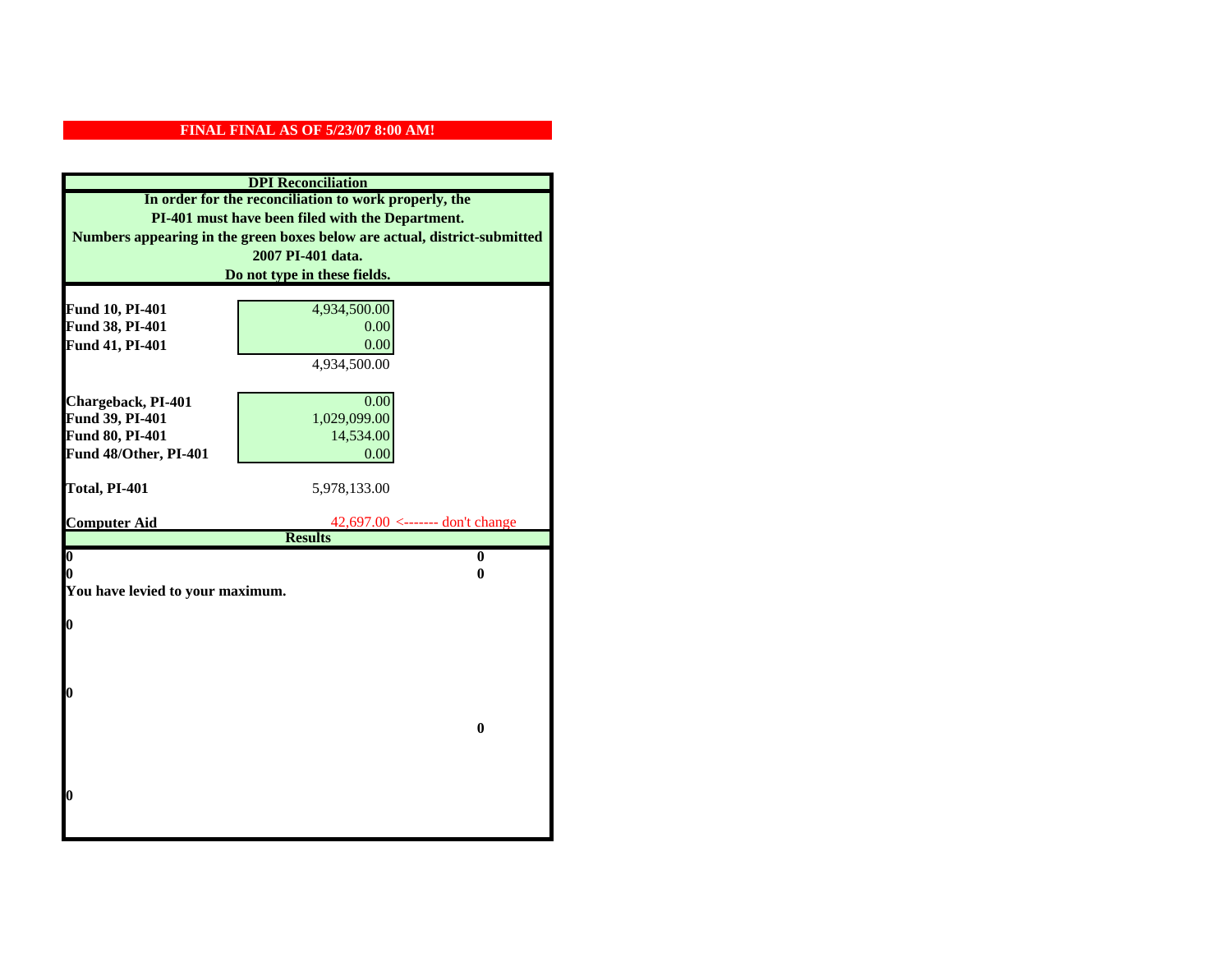**FINAL FINAL AS OF 5/23/07 8:00 AM!**

## DPI Reconciliation

**In order for the reconciliation to work properly, the PI-401 must have been filed with the Department. Numbers appearing in the green boxes below are actual, district-submitted 2007 PI-401 data. Do not type in these fields.**

| | | |
|---|---|---|
| **Fund 10, PI-401** | 4,934,500.00 | |
| **Fund 38, PI-401** | 0.00 | |
| **Fund 41, PI-401** | 0.00 | |
| | 4,934,500.00 | |
| **Chargeback, PI-401** | 0.00 | |
| **Fund 39, PI-401** | 1,029,099.00 | |
| **Fund 80, PI-401** | 14,534.00 | |
| **Fund 48/Other, PI-401** | 0.00 | |
| **Total, PI-401** | 5,978,133.00 | |
| **Computer Aid** | 42,697.00 <------- don't change | |

**Results**

| | |
|---|---|
| **0** | **0** |
| **0** | **0** |

**You have levied to your maximum.**

**0**

**0**

**0**

**0**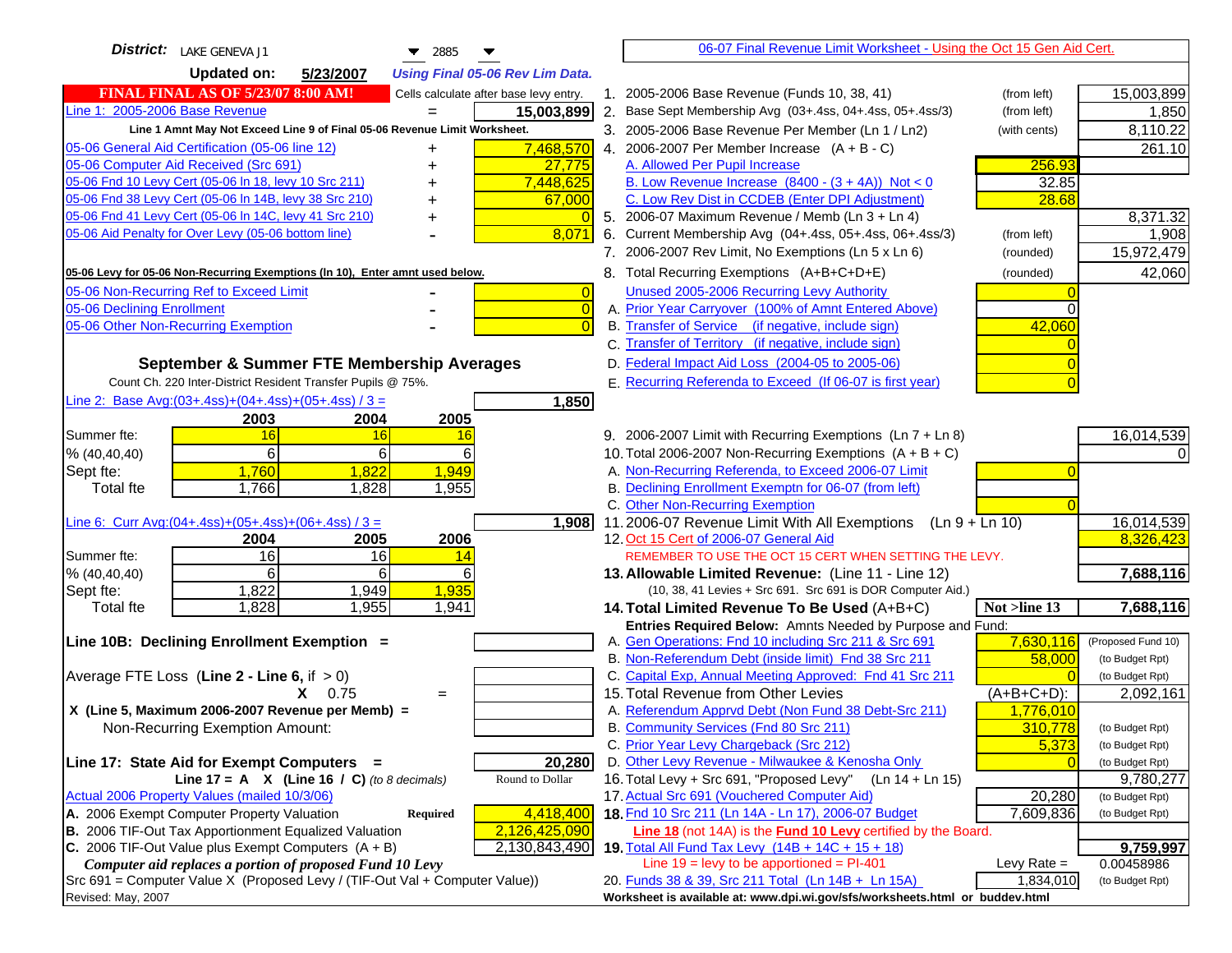**District:** LAKE GENEVA J1 — 2885

**Updated on:** 5/23/2007 — *Using Final 05-06 Rev Lim Data.*

**FINAL FINAL AS OF 5/23/07 8:00 AM!** — Cells calculate after base levy entry.

| | | |
|---|---|---|
| Line 1: 2005-2006 Base Revenue | = | 15,003,899 |
| *Line 1 Amnt May Not Exceed Line 9 of Final 05-06 Revenue Limit Worksheet.* | | |
| 05-06 General Aid Certification (05-06 line 12) | + | 7,468,570 |
| 05-06 Computer Aid Received (Src 691) | + | 27,775 |
| 05-06 Fnd 10 Levy Cert (05-06 ln 18, levy 10 Src 211) | + | 7,448,625 |
| 05-06 Fnd 38 Levy Cert (05-06 ln 14B, levy 38 Src 210) | + | 67,000 |
| 05-06 Fnd 41 Levy Cert (05-06 ln 14C, levy 41 Src 210) | + | 0 |
| 05-06 Aid Penalty for Over Levy (05-06 bottom line) | - | 8,071 |

**05-06 Levy for 05-06 Non-Recurring Exemptions (ln 10), Enter amnt used below.**

| | | |
|---|---|---|
| 05-06 Non-Recurring Ref to Exceed Limit | - | 0 |
| 05-06 Declining Enrollment | - | 0 |
| 05-06 Other Non-Recurring Exemption | - | 0 |

### September & Summer FTE Membership Averages

Count Ch. 220 Inter-District Resident Transfer Pupils @ 75%.

Line 2: Base Avg:(03+.4ss)+(04+.4ss)+(05+.4ss) / 3 = **1,850**

| | 2003 | 2004 | 2005 |
|---|---|---|---|
| Summer fte: | 16 | 16 | 16 |
| % (40,40,40) | 6 | 6 | 6 |
| Sept fte: | 1,760 | 1,822 | 1,949 |
| Total fte | 1,766 | 1,828 | 1,955 |

Line 6: Curr Avg:(04+.4ss)+(05+.4ss)+(06+.4ss) / 3 = **1,908**

| | 2004 | 2005 | 2006 |
|---|---|---|---|
| Summer fte: | 16 | 16 | 14 |
| % (40,40,40) | 6 | 6 | 6 |
| Sept fte: | 1,822 | 1,949 | 1,935 |
| Total fte | 1,828 | 1,955 | 1,941 |

**Line 10B: Declining Enrollment Exemption =**

Average FTE Loss (**Line 2 - Line 6**, if > 0) =

X 0.75 =

**X (Line 5, Maximum 2006-2007 Revenue per Memb) =**

Non-Recurring Exemption Amount:

**Line 17: State Aid for Exempt Computers =** **20,280**

Line 17 = A X (Line 16 / C) *(to 8 decimals)* — Round to Dollar

Actual 2006 Property Values (mailed 10/3/06)

| | | |
|---|---|---|
| A. 2006 Exempt Computer Property Valuation | Required | 4,418,400 |
| B. 2006 TIF-Out Tax Apportionment Equalized Valuation | | 2,126,425,090 |
| C. 2006 TIF-Out Value plus Exempt Computers (A + B) | | 2,130,843,490 |

*Computer aid replaces a portion of proposed Fund 10 Levy*

Src 691 = Computer Value X (Proposed Levy / (TIF-Out Val + Computer Value))

Revised: May, 2007

---

## 06-07 Final Revenue Limit Worksheet - Using the Oct 15 Gen Aid Cert.

| | | | |
|---|---|---|---|
| 1. 2005-2006 Base Revenue (Funds 10, 38, 41) | (from left) | | 15,003,899 |
| 2. Base Sept Membership Avg (03+.4ss, 04+.4ss, 05+.4ss/3) | (from left) | | 1,850 |
| 3. 2005-2006 Base Revenue Per Member (Ln 1 / Ln2) | (with cents) | | 8,110.22 |
| 4. 2006-2007 Per Member Increase (A + B - C) | | | 261.10 |
| A. Allowed Per Pupil Increase | | 256.93 | |
| B. Low Revenue Increase (8400 - (3 + 4A)) Not < 0 | | 32.85 | |
| C. Low Rev Dist in CCDEB (Enter DPI Adjustment) | | 28.68 | |
| 5. 2006-07 Maximum Revenue / Memb (Ln 3 + Ln 4) | | | 8,371.32 |
| 6. Current Membership Avg (04+.4ss, 05+.4ss, 06+.4ss/3) | (from left) | | 1,908 |
| 7. 2006-2007 Rev Limit, No Exemptions (Ln 5 x Ln 6) | (rounded) | | 15,972,479 |
| 8. Total Recurring Exemptions (A+B+C+D+E) | (rounded) | | 42,060 |
| Unused 2005-2006 Recurring Levy Authority | | 0 | |
| A. Prior Year Carryover (100% of Amnt Entered Above) | | 0 | |
| B. Transfer of Service (if negative, include sign) | | 42,060 | |
| C. Transfer of Territory (if negative, include sign) | | 0 | |
| D. Federal Impact Aid Loss (2004-05 to 2005-06) | | 0 | |
| E. Recurring Referenda to Exceed (If 06-07 is first year) | | 0 | |
| 9. 2006-2007 Limit with Recurring Exemptions (Ln 7 + Ln 8) | | | 16,014,539 |
| 10. Total 2006-2007 Non-Recurring Exemptions (A + B + C) | | | 0 |
| A. Non-Recurring Referenda, to Exceed 2006-07 Limit | | 0 | |
| B. Declining Enrollment Exemptn for 06-07 (from left) | | | |
| C. Other Non-Recurring Exemption | | 0 | |
| 11. 2006-07 Revenue Limit With All Exemptions (Ln 9 + Ln 10) | | | 16,014,539 |
| 12. Oct 15 Cert of 2006-07 General Aid | | | 8,326,423 |
| REMEMBER TO USE THE OCT 15 CERT WHEN SETTING THE LEVY. | | | |
| **13. Allowable Limited Revenue:** (Line 11 - Line 12) | | | **7,688,116** |
| (10, 38, 41 Levies + Src 691. Src 691 is DOR Computer Aid.) | | | |
| **14. Total Limited Revenue To Be Used** (A+B+C) | | Not >line 13 | **7,688,116** |
| **Entries Required Below:** Amnts Needed by Purpose and Fund: | | | |
| A. Gen Operations: Fnd 10 including Src 211 & Src 691 | | 7,630,116 | (Proposed Fund 10) |
| B. Non-Referendum Debt (inside limit) Fnd 38 Src 211 | | 58,000 | (to Budget Rpt) |
| C. Capital Exp, Annual Meeting Approved: Fnd 41 Src 211 | | 0 | (to Budget Rpt) |
| 15. Total Revenue from Other Levies | | (A+B+C+D): | 2,092,161 |
| A. Referendum Apprvd Debt (Non Fund 38 Debt-Src 211) | | 1,776,010 | |
| B. Community Services (Fnd 80 Src 211) | | 310,778 | (to Budget Rpt) |
| C. Prior Year Levy Chargeback (Src 212) | | 5,373 | (to Budget Rpt) |
| D. Other Levy Revenue - Milwaukee & Kenosha Only | | 0 | (to Budget Rpt) |
| 16. Total Levy + Src 691, "Proposed Levy" (Ln 14 + Ln 15) | | | 9,780,277 |
| 17. Actual Src 691 (Vouchered Computer Aid) | | 20,280 | (to Budget Rpt) |
| **18.** Fnd 10 Src 211 (Ln 14A - Ln 17), 2006-07 Budget | | 7,609,836 | (to Budget Rpt) |
| **Line 18** (not 14A) is the **Fund 10 Levy** certified by the Board. | | | |
| **19.** Total All Fund Tax Levy (14B + 14C + 15 + 18) | | | **9,759,997** |
| Line 19 = levy to be apportioned = PI-401 | | Levy Rate = | 0.00458986 |
| 20. Funds 38 & 39, Src 211 Total (Ln 14B + Ln 15A) | | 1,834,010 | (to Budget Rpt) |

**Worksheet is available at: www.dpi.wi.gov/sfs/worksheets.html or buddev.html**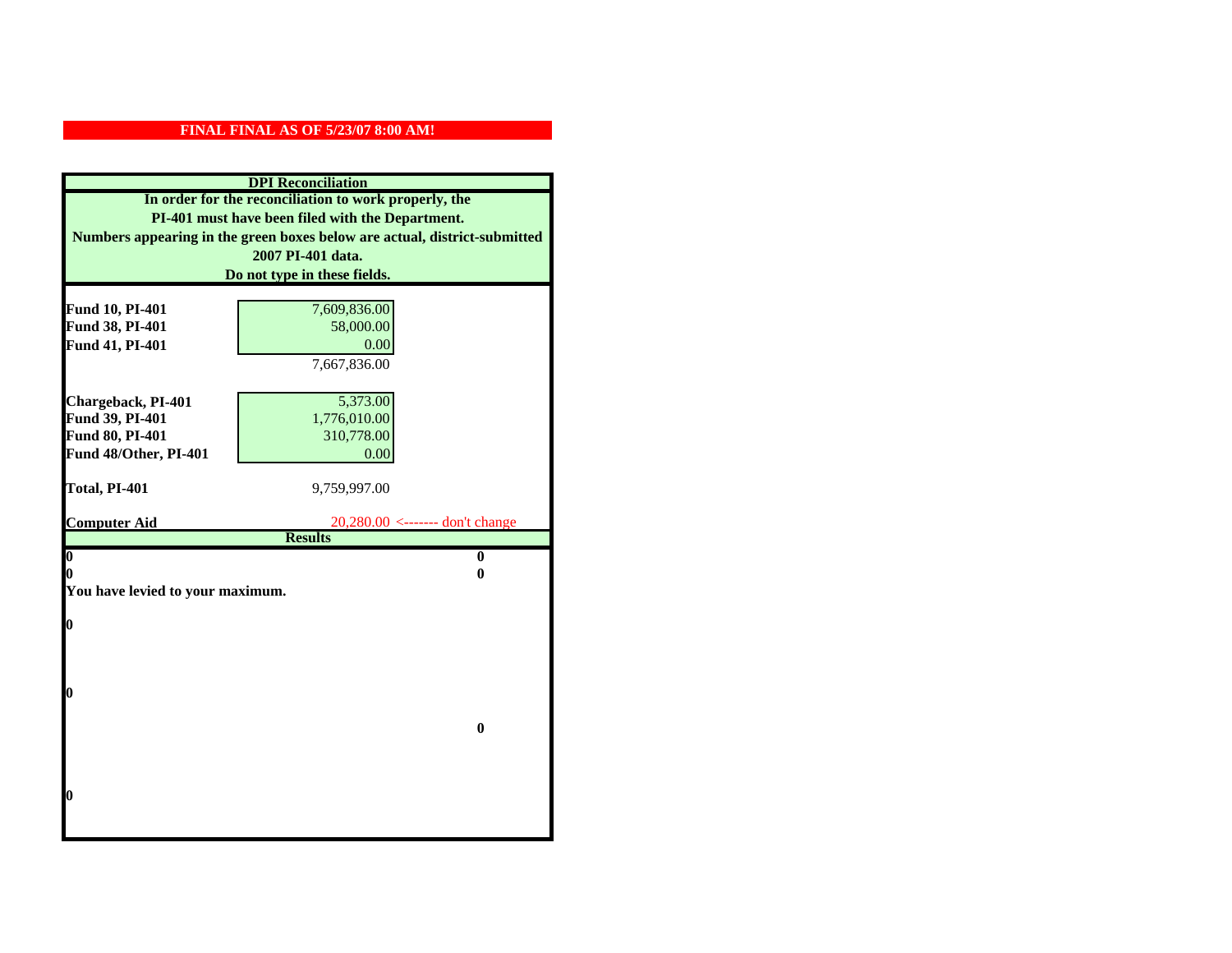**FINAL FINAL AS OF 5/23/07 8:00 AM!**

**DPI Reconciliation**

**In order for the reconciliation to work properly, the PI-401 must have been filed with the Department. Numbers appearing in the green boxes below are actual, district-submitted 2007 PI-401 data. Do not type in these fields.**

| | | |
|---|---|---|
| **Fund 10, PI-401** | 7,609,836.00 | |
| **Fund 38, PI-401** | 58,000.00 | |
| **Fund 41, PI-401** | 0.00 | |
| | 7,667,836.00 | |
| **Chargeback, PI-401** | 5,373.00 | |
| **Fund 39, PI-401** | 1,776,010.00 | |
| **Fund 80, PI-401** | 310,778.00 | |
| **Fund 48/Other, PI-401** | 0.00 | |
| **Total, PI-401** | 9,759,997.00 | |
| **Computer Aid** | 20,280.00 | <------- don't change |

**Results**

| | |
|---|---|
| **0** | **0** |
| **0** | **0** |

**You have levied to your maximum.**

**0**

**0**

**0**

**0**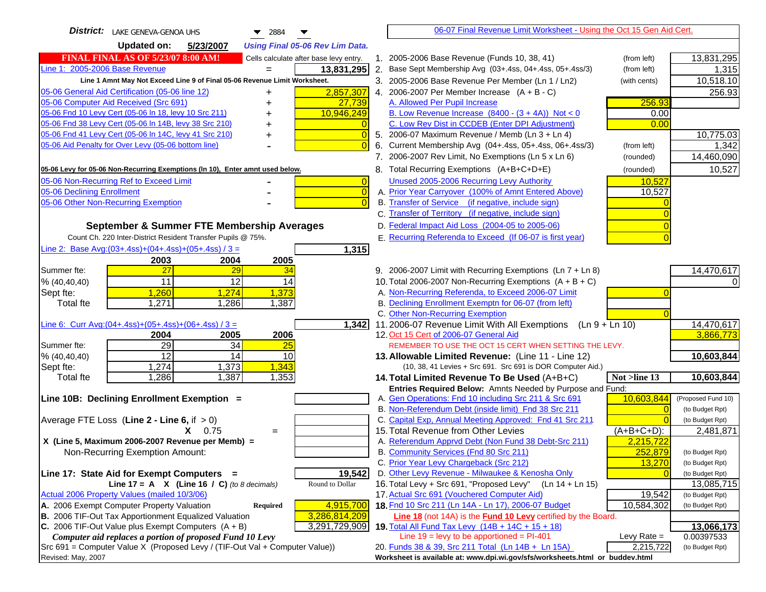**District:** LAKE GENEVA-GENOA UHS 2884

**Updated on:** 5/23/2007 *Using Final 05-06 Rev Lim Data.*

[06-07 Final Revenue Limit Worksheet - Using the Oct 15 Gen Aid Cert.]

**FINAL FINAL AS OF 5/23/07 8:00 AM!** Cells calculate after base levy entry.

| | | |
|---|---|---|
| Line 1: 2005-2006 Base Revenue | = | 13,831,295 |
| Line 1 Amnt May Not Exceed Line 9 of Final 05-06 Revenue Limit Worksheet. | | |
| 05-06 General Aid Certification (05-06 line 12) | + | 2,857,307 |
| 05-06 Computer Aid Received (Src 691) | + | 27,739 |
| 05-06 Fnd 10 Levy Cert (05-06 ln 18, levy 10 Src 211) | + | 10,946,249 |
| 05-06 Fnd 38 Levy Cert (05-06 ln 14B, levy 38 Src 210) | + | 0 |
| 05-06 Fnd 41 Levy Cert (05-06 ln 14C, levy 41 Src 210) | + | 0 |
| 05-06 Aid Penalty for Over Levy (05-06 bottom line) | - | 0 |
| 05-06 Levy for 05-06 Non-Recurring Exemptions (ln 10), Enter amnt used below. | | |
| 05-06 Non-Recurring Ref to Exceed Limit | - | 0 |
| 05-06 Declining Enrollment | - | 0 |
| 05-06 Other Non-Recurring Exemption | - | 0 |

**September & Summer FTE Membership Averages**

Count Ch. 220 Inter-District Resident Transfer Pupils @ 75%.

Line 2: Base Avg:(03+.4ss)+(04+.4ss)+(05+.4ss) / 3 = **1,315**

| | 2003 | 2004 | 2005 |
|---|---|---|---|
| Summer fte: | 27 | 29 | 34 |
| % (40,40,40) | 11 | 12 | 14 |
| Sept fte: | 1,260 | 1,274 | 1,373 |
| Total fte | 1,271 | 1,286 | 1,387 |

Line 6: Curr Avg:(04+.4ss)+(05+.4ss)+(06+.4ss) / 3 = **1,342**

| | 2004 | 2005 | 2006 |
|---|---|---|---|
| Summer fte: | 29 | 34 | 25 |
| % (40,40,40) | 12 | 14 | 10 |
| Sept fte: | 1,274 | 1,373 | 1,343 |
| Total fte | 1,286 | 1,387 | 1,353 |

**Line 10B: Declining Enrollment Exemption =**

Average FTE Loss (Line 2 - Line 6, if > 0)

X 0.75 =

X (Line 5, Maximum 2006-2007 Revenue per Memb) =

Non-Recurring Exemption Amount:

**Line 17: State Aid for Exempt Computers =** **19,542**

Line 17 = A X (Line 16 / C) *(to 8 decimals)* Round to Dollar

| | | |
|---|---|---|
| Actual 2006 Property Values (mailed 10/3/06) | | |
| A. 2006 Exempt Computer Property Valuation | Required | 4,915,700 |
| B. 2006 TIF-Out Tax Apportionment Equalized Valuation | | 3,286,814,209 |
| C. 2006 TIF-Out Value plus Exempt Computers (A + B) | | 3,291,729,909 |

*Computer aid replaces a portion of proposed Fund 10 Levy*

Src 691 = Computer Value X (Proposed Levy / (TIF-Out Val + Computer Value))

Revised: May, 2007

| | | | |
|---|---|---|---|
| 1. 2005-2006 Base Revenue (Funds 10, 38, 41) | (from left) | | 13,831,295 |
| 2. Base Sept Membership Avg (03+.4ss, 04+.4ss, 05+.4ss/3) | (from left) | | 1,315 |
| 3. 2005-2006 Base Revenue Per Member (Ln 1 / Ln2) | (with cents) | | 10,518.10 |
| 4. 2006-2007 Per Member Increase (A + B - C) | | | 256.93 |
| A. Allowed Per Pupil Increase | | 256.93 | |
| B. Low Revenue Increase (8400 - (3 + 4A)) Not < 0 | | 0.00 | |
| C. Low Rev Dist in CCDEB (Enter DPI Adjustment) | | 0.00 | |
| 5. 2006-07 Maximum Revenue / Memb (Ln 3 + Ln 4) | | | 10,775.03 |
| 6. Current Membership Avg (04+.4ss, 05+.4ss, 06+.4ss/3) | (from left) | | 1,342 |
| 7. 2006-2007 Rev Limit, No Exemptions (Ln 5 x Ln 6) | (rounded) | | 14,460,090 |
| 8. Total Recurring Exemptions (A+B+C+D+E) | (rounded) | | 10,527 |
| Unused 2005-2006 Recurring Levy Authority | | 10,527 | |
| A. Prior Year Carryover (100% of Amnt Entered Above) | | 10,527 | |
| B. Transfer of Service (if negative, include sign) | | 0 | |
| C. Transfer of Territory (if negative, include sign) | | 0 | |
| D. Federal Impact Aid Loss (2004-05 to 2005-06) | | 0 | |
| E. Recurring Referenda to Exceed (If 06-07 is first year) | | 0 | |
| 9. 2006-2007 Limit with Recurring Exemptions (Ln 7 + Ln 8) | | | 14,470,617 |
| 10. Total 2006-2007 Non-Recurring Exemptions (A + B + C) | | | 0 |
| A. Non-Recurring Referenda, to Exceed 2006-07 Limit | | 0 | |
| B. Declining Enrollment Exemptn for 06-07 (from left) | | | |
| C. Other Non-Recurring Exemption | | 0 | |
| 11. 2006-07 Revenue Limit With All Exemptions (Ln 9 + Ln 10) | | | 14,470,617 |
| 12. Oct 15 Cert of 2006-07 General Aid | | | 3,866,773 |
| REMEMBER TO USE THE OCT 15 CERT WHEN SETTING THE LEVY. | | | |
| **13. Allowable Limited Revenue:** (Line 11 - Line 12) | | | **10,603,844** |
| (10, 38, 41 Levies + Src 691. Src 691 is DOR Computer Aid.) | | | |
| **14. Total Limited Revenue To Be Used** (A+B+C) | | Not >line 13 | **10,603,844** |
| Entries Required Below: Amnts Needed by Purpose and Fund: | | | |
| A. Gen Operations: Fnd 10 including Src 211 & Src 691 | | 10,603,844 | (Proposed Fund 10) |
| B. Non-Referendum Debt (inside limit) Fnd 38 Src 211 | | 0 | (to Budget Rpt) |
| C. Capital Exp, Annual Meeting Approved: Fnd 41 Src 211 | | 0 | (to Budget Rpt) |
| 15. Total Revenue from Other Levies | | (A+B+C+D): | 2,481,871 |
| A. Referendum Apprvd Debt (Non Fund 38 Debt-Src 211) | | 2,215,722 | |
| B. Community Services (Fnd 80 Src 211) | | 252,879 | (to Budget Rpt) |
| C. Prior Year Levy Chargeback (Src 212) | | 13,270 | (to Budget Rpt) |
| D. Other Levy Revenue - Milwaukee & Kenosha Only | | 0 | (to Budget Rpt) |
| 16. Total Levy + Src 691, "Proposed Levy" (Ln 14 + Ln 15) | | | 13,085,715 |
| 17. Actual Src 691 (Vouchered Computer Aid) | | 19,542 | (to Budget Rpt) |
| **18.** Fnd 10 Src 211 (Ln 14A - Ln 17), 2006-07 Budget | | 10,584,302 | (to Budget Rpt) |
| **Line 18** (not 14A) is the **Fund 10 Levy** certified by the Board. | | | |
| **19.** Total All Fund Tax Levy (14B + 14C + 15 + 18) | | | **13,066,173** |
| Line 19 = levy to be apportioned = PI-401 | | Levy Rate = | 0.00397533 |
| 20. Funds 38 & 39, Src 211 Total (Ln 14B + Ln 15A) | | 2,215,722 | (to Budget Rpt) |

Worksheet is available at: www.dpi.wi.gov/sfs/worksheets.html or buddev.html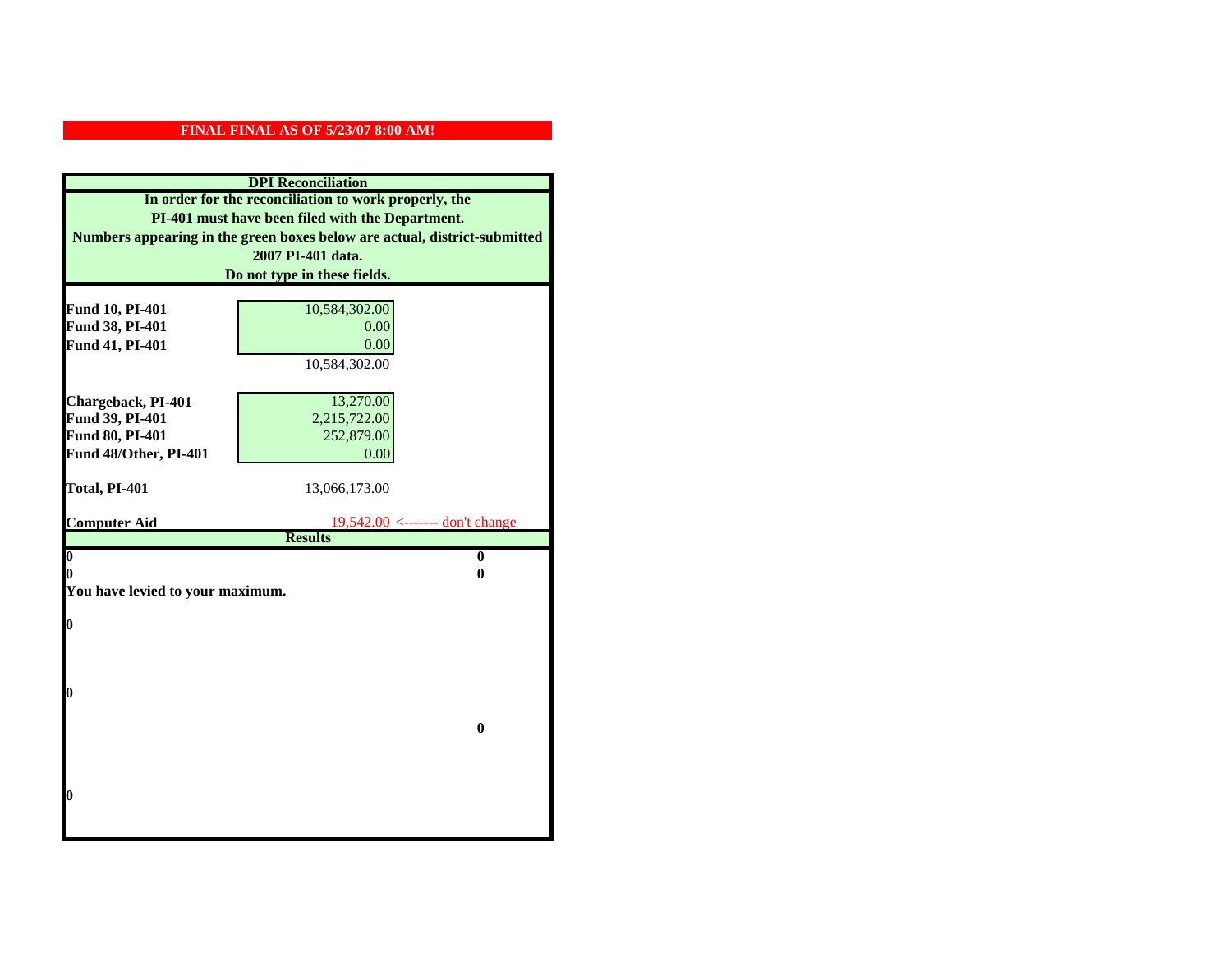**FINAL FINAL AS OF 5/23/07 8:00 AM!**

**DPI Reconciliation**

**In order for the reconciliation to work properly, the PI-401 must have been filed with the Department. Numbers appearing in the green boxes below are actual, district-submitted 2007 PI-401 data. Do not type in these fields.**

| | | |
|---|---|---|
| **Fund 10, PI-401** | 10,584,302.00 | |
| **Fund 38, PI-401** | 0.00 | |
| **Fund 41, PI-401** | 0.00 | |
| | 10,584,302.00 | |
| **Chargeback, PI-401** | 13,270.00 | |
| **Fund 39, PI-401** | 2,215,722.00 | |
| **Fund 80, PI-401** | 252,879.00 | |
| **Fund 48/Other, PI-401** | 0.00 | |
| **Total, PI-401** | 13,066,173.00 | |
| **Computer Aid** | 19,542.00 | <------- don't change |

**Results**

| | |
|---|---|
| **0** | **0** |
| **0** | **0** |
| **You have levied to your maximum.** | |
| **0** | |
| **0** | |
| | **0** |
| **0** | |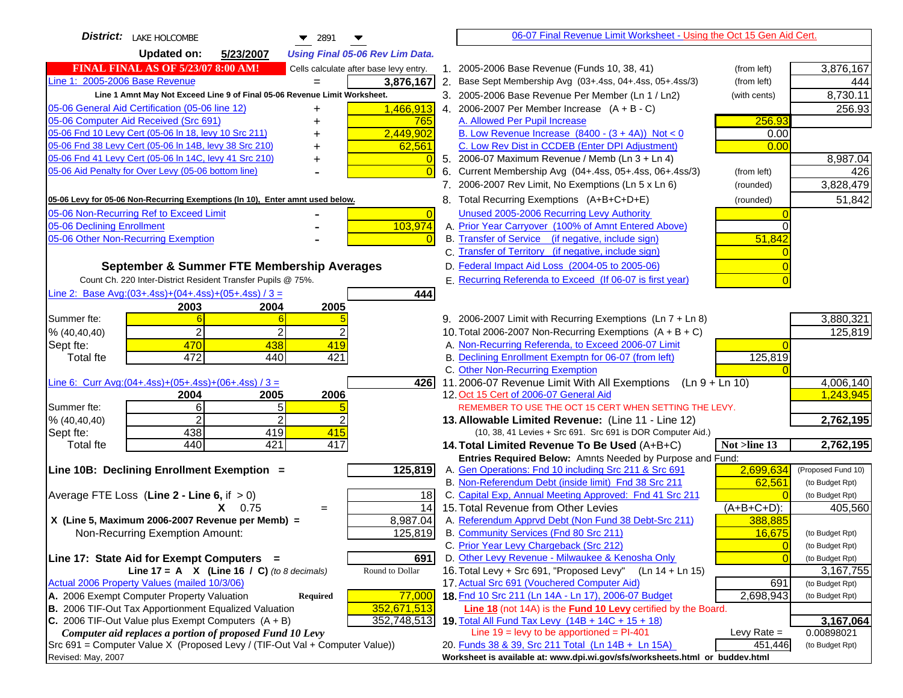**District:** LAKE HOLCOMBE 2891

**Updated on:** 5/23/2007 *Using Final 05-06 Rev Lim Data.*

06-07 Final Revenue Limit Worksheet - Using the Oct 15 Gen Aid Cert.

**FINAL FINAL AS OF 5/23/07 8:00 AM!** Cells calculate after base levy entry.

| | | |
|---|---|---|
| Line 1: 2005-2006 Base Revenue | = | 3,876,167 |

Line 1 Amnt May Not Exceed Line 9 of Final 05-06 Revenue Limit Worksheet.

| | | |
|---|---|---|
| 05-06 General Aid Certification (05-06 line 12) | + | 1,466,913 |
| 05-06 Computer Aid Received (Src 691) | + | 765 |
| 05-06 Fnd 10 Levy Cert (05-06 ln 18, levy 10 Src 211) | + | 2,449,902 |
| 05-06 Fnd 38 Levy Cert (05-06 ln 14B, levy 38 Src 210) | + | 62,561 |
| 05-06 Fnd 41 Levy Cert (05-06 ln 14C, levy 41 Src 210) | + | 0 |
| 05-06 Aid Penalty for Over Levy (05-06 bottom line) | - | 0 |

**05-06 Levy for 05-06 Non-Recurring Exemptions (ln 10), Enter amnt used below.**

| | | |
|---|---|---|
| 05-06 Non-Recurring Ref to Exceed Limit | - | 0 |
| 05-06 Declining Enrollment | - | 103,974 |
| 05-06 Other Non-Recurring Exemption | - | 0 |

**September & Summer FTE Membership Averages**

Count Ch. 220 Inter-District Resident Transfer Pupils @ 75%.

Line 2: Base Avg:(03+.4ss)+(04+.4ss)+(05+.4ss) / 3 = **444**

| | 2003 | 2004 | 2005 |
|---|---|---|---|
| Summer fte: | 6 | 6 | 5 |
| % (40,40,40) | 2 | 2 | 2 |
| Sept fte: | 470 | 438 | 419 |
| Total fte | 472 | 440 | 421 |

Line 6: Curr Avg:(04+.4ss)+(05+.4ss)+(06+.4ss) / 3 = **426**

| | 2004 | 2005 | 2006 |
|---|---|---|---|
| Summer fte: | 6 | 5 | 5 |
| % (40,40,40) | 2 | 2 | 2 |
| Sept fte: | 438 | 419 | 415 |
| Total fte | 440 | 421 | 417 |

**Line 10B: Declining Enrollment Exemption =** **125,819**

| | | |
|---|---|---|
| Average FTE Loss (Line 2 - Line 6, if > 0) | | 18 |
| | X 0.75 = | 14 |
| X (Line 5, Maximum 2006-2007 Revenue per Memb) = | | 8,987.04 |
| Non-Recurring Exemption Amount: | | 125,819 |

**Line 17: State Aid for Exempt Computers =** **691**

Line 17 = A X (Line 16 / C) *(to 8 decimals)* Round to Dollar

Actual 2006 Property Values (mailed 10/3/06)

| | | |
|---|---|---|
| A. 2006 Exempt Computer Property Valuation | Required | 77,000 |
| B. 2006 TIF-Out Tax Apportionment Equalized Valuation | | 352,671,513 |
| C. 2006 TIF-Out Value plus Exempt Computers (A + B) | | 352,748,513 |

*Computer aid replaces a portion of proposed Fund 10 Levy*

Src 691 = Computer Value X (Proposed Levy / (TIF-Out Val + Computer Value))

Revised: May, 2007

| | | | |
|---|---|---|---|
| 1. 2005-2006 Base Revenue (Funds 10, 38, 41) | (from left) | | 3,876,167 |
| 2. Base Sept Membership Avg (03+.4ss, 04+.4ss, 05+.4ss/3) | (from left) | | 444 |
| 3. 2005-2006 Base Revenue Per Member (Ln 1 / Ln2) | (with cents) | | 8,730.11 |
| 4. 2006-2007 Per Member Increase (A + B - C) | | | 256.93 |
| A. Allowed Per Pupil Increase | | 256.93 | |
| B. Low Revenue Increase (8400 - (3 + 4A)) Not < 0 | | 0.00 | |
| C. Low Rev Dist in CCDEB (Enter DPI Adjustment) | | 0.00 | |
| 5. 2006-07 Maximum Revenue / Memb (Ln 3 + Ln 4) | | | 8,987.04 |
| 6. Current Membership Avg (04+.4ss, 05+.4ss, 06+.4ss/3) | (from left) | | 426 |
| 7. 2006-2007 Rev Limit, No Exemptions (Ln 5 x Ln 6) | (rounded) | | 3,828,479 |
| 8. Total Recurring Exemptions (A+B+C+D+E) | (rounded) | | 51,842 |
| Unused 2005-2006 Recurring Levy Authority | | 0 | |
| A. Prior Year Carryover (100% of Amnt Entered Above) | | 0 | |
| B. Transfer of Service (if negative, include sign) | | 51,842 | |
| C. Transfer of Territory (if negative, include sign) | | 0 | |
| D. Federal Impact Aid Loss (2004-05 to 2005-06) | | 0 | |
| E. Recurring Referenda to Exceed (If 06-07 is first year) | | 0 | |
| 9. 2006-2007 Limit with Recurring Exemptions (Ln 7 + Ln 8) | | | 3,880,321 |
| 10. Total 2006-2007 Non-Recurring Exemptions (A + B + C) | | | 125,819 |
| A. Non-Recurring Referenda, to Exceed 2006-07 Limit | | 0 | |
| B. Declining Enrollment Exemptn for 06-07 (from left) | | 125,819 | |
| C. Other Non-Recurring Exemption | | 0 | |
| 11. 2006-07 Revenue Limit With All Exemptions (Ln 9 + Ln 10) | | | 4,006,140 |
| 12. Oct 15 Cert of 2006-07 General Aid | | | 1,243,945 |
| REMEMBER TO USE THE OCT 15 CERT WHEN SETTING THE LEVY. | | | |
| **13. Allowable Limited Revenue:** (Line 11 - Line 12) | | | **2,762,195** |
| (10, 38, 41 Levies + Src 691. Src 691 is DOR Computer Aid.) | | | |
| **14. Total Limited Revenue To Be Used** (A+B+C) | | Not >line 13 | **2,762,195** |
| Entries Required Below: Amnts Needed by Purpose and Fund: | | | |
| A. Gen Operations: Fnd 10 including Src 211 & Src 691 | | 2,699,634 | (Proposed Fund 10) |
| B. Non-Referendum Debt (inside limit) Fnd 38 Src 211 | | 62,561 | (to Budget Rpt) |
| C. Capital Exp, Annual Meeting Approved: Fnd 41 Src 211 | | 0 | (to Budget Rpt) |
| 15. Total Revenue from Other Levies | | (A+B+C+D): | 405,560 |
| A. Referendum Apprvd Debt (Non Fund 38 Debt-Src 211) | | 388,885 | |
| B. Community Services (Fnd 80 Src 211) | | 16,675 | (to Budget Rpt) |
| C. Prior Year Levy Chargeback (Src 212) | | 0 | (to Budget Rpt) |
| D. Other Levy Revenue - Milwaukee & Kenosha Only | | 0 | (to Budget Rpt) |
| 16. Total Levy + Src 691, "Proposed Levy" (Ln 14 + Ln 15) | | | 3,167,755 |
| 17. Actual Src 691 (Vouchered Computer Aid) | | 691 | (to Budget Rpt) |
| **18.** Fnd 10 Src 211 (Ln 14A - Ln 17), 2006-07 Budget | | 2,698,943 | (to Budget Rpt) |
| Line 18 (not 14A) is the Fund 10 Levy certified by the Board. | | | |
| **19.** Total All Fund Tax Levy (14B + 14C + 15 + 18) | | | **3,167,064** |
| Line 19 = levy to be apportioned = PI-401 | | Levy Rate = | 0.00898021 |
| 20. Funds 38 & 39, Src 211 Total (Ln 14B + Ln 15A) | | 451,446 | (to Budget Rpt) |

Worksheet is available at: www.dpi.wi.gov/sfs/worksheets.html or buddev.html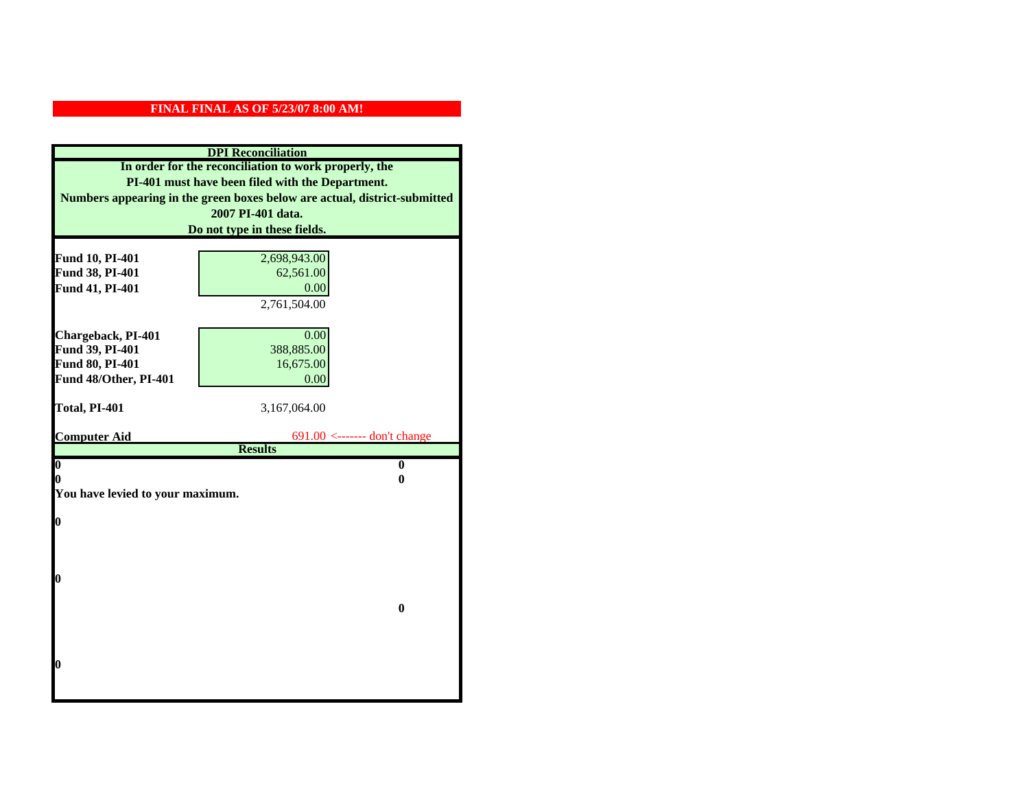**FINAL FINAL AS OF 5/23/07 8:00 AM!**

## DPI Reconciliation

**In order for the reconciliation to work properly, the PI-401 must have been filed with the Department. Numbers appearing in the green boxes below are actual, district-submitted 2007 PI-401 data. Do not type in these fields.**

| | | |
|---|---|---|
| **Fund 10, PI-401** | 2,698,943.00 | |
| **Fund 38, PI-401** | 62,561.00 | |
| **Fund 41, PI-401** | 0.00 | |
| | 2,761,504.00 | |
| **Chargeback, PI-401** | 0.00 | |
| **Fund 39, PI-401** | 388,885.00 | |
| **Fund 80, PI-401** | 16,675.00 | |
| **Fund 48/Other, PI-401** | 0.00 | |
| **Total, PI-401** | 3,167,064.00 | |
| **Computer Aid** | 691.00 | <------- don't change |

## Results

| | |
|---|---|
| **0** | **0** |
| **0** | **0** |

**You have levied to your maximum.**

**0**

**0**

**0**

**0**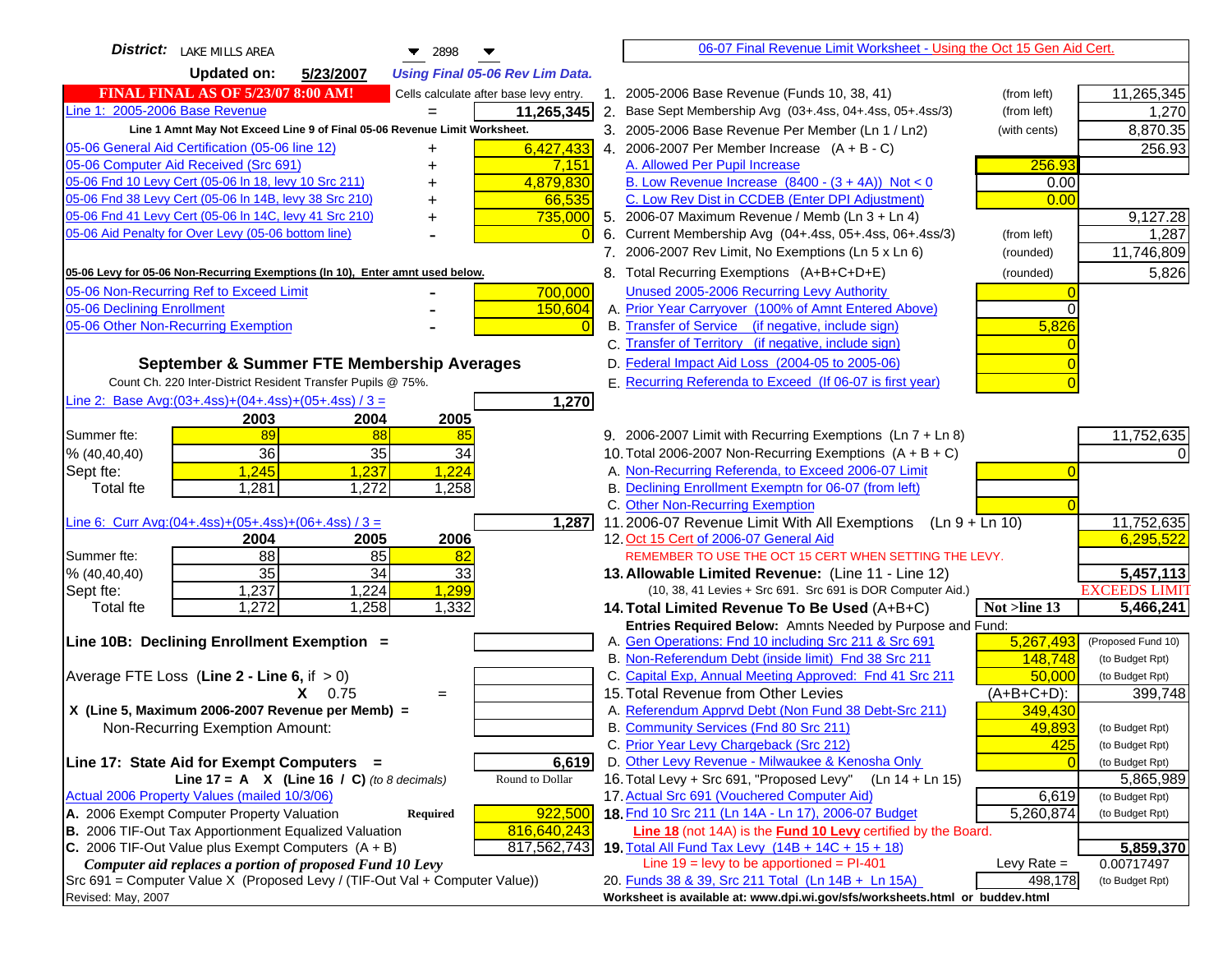**District:** LAKE MILLS AREA 2898

**Updated on:** 5/23/2007 *Using Final 05-06 Rev Lim Data.*

**FINAL FINAL AS OF 5/23/07 8:00 AM!** Cells calculate after base levy entry.

| | | |
|---|---|---|
| Line 1: 2005-2006 Base Revenue | = | 11,265,345 |
| Line 1 Amnt May Not Exceed Line 9 of Final 05-06 Revenue Limit Worksheet. | | |
| 05-06 General Aid Certification (05-06 line 12) | + | 6,427,433 |
| 05-06 Computer Aid Received (Src 691) | + | 7,151 |
| 05-06 Fnd 10 Levy Cert (05-06 ln 18, levy 10 Src 211) | + | 4,879,830 |
| 05-06 Fnd 38 Levy Cert (05-06 ln 14B, levy 38 Src 210) | + | 66,535 |
| 05-06 Fnd 41 Levy Cert (05-06 ln 14C, levy 41 Src 210) | + | 735,000 |
| 05-06 Aid Penalty for Over Levy (05-06 bottom line) | - | 0 |
| 05-06 Levy for 05-06 Non-Recurring Exemptions (ln 10), Enter amnt used below. | | |
| 05-06 Non-Recurring Ref to Exceed Limit | - | 700,000 |
| 05-06 Declining Enrollment | - | 150,604 |
| 05-06 Other Non-Recurring Exemption | - | 0 |

**September & Summer FTE Membership Averages**

Count Ch. 220 Inter-District Resident Transfer Pupils @ 75%.

Line 2: Base Avg:(03+.4ss)+(04+.4ss)+(05+.4ss) / 3 = **1,270**

| | 2003 | 2004 | 2005 |
|---|---|---|---|
| Summer fte: | 89 | 88 | 85 |
| % (40,40,40) | 36 | 35 | 34 |
| Sept fte: | 1,245 | 1,237 | 1,224 |
| Total fte | 1,281 | 1,272 | 1,258 |

Line 6: Curr Avg:(04+.4ss)+(05+.4ss)+(06+.4ss) / 3 = **1,287**

| | 2004 | 2005 | 2006 |
|---|---|---|---|
| Summer fte: | 88 | 85 | 82 |
| % (40,40,40) | 35 | 34 | 33 |
| Sept fte: | 1,237 | 1,224 | 1,299 |
| Total fte | 1,272 | 1,258 | 1,332 |

**Line 10B: Declining Enrollment Exemption =**

Average FTE Loss (Line 2 - Line 6, if > 0)

X 0.75 =

X (Line 5, Maximum 2006-2007 Revenue per Memb) =

Non-Recurring Exemption Amount:

**Line 17: State Aid for Exempt Computers =** **6,619**

Line 17 = A X (Line 16 / C) *(to 8 decimals)* Round to Dollar

Actual 2006 Property Values (mailed 10/3/06)

| | | |
|---|---|---|
| A. 2006 Exempt Computer Property Valuation | Required | 922,500 |
| B. 2006 TIF-Out Tax Apportionment Equalized Valuation | | 816,640,243 |
| C. 2006 TIF-Out Value plus Exempt Computers (A + B) | | 817,562,743 |

*Computer aid replaces a portion of proposed Fund 10 Levy*

Src 691 = Computer Value X (Proposed Levy / (TIF-Out Val + Computer Value))

Revised: May, 2007

**06-07 Final Revenue Limit Worksheet - Using the Oct 15 Gen Aid Cert.**

| | | | |
|---|---|---|---|
| 1. 2005-2006 Base Revenue (Funds 10, 38, 41) | (from left) | | 11,265,345 |
| 2. Base Sept Membership Avg (03+.4ss, 04+.4ss, 05+.4ss/3) | (from left) | | 1,270 |
| 3. 2005-2006 Base Revenue Per Member (Ln 1 / Ln2) | (with cents) | | 8,870.35 |
| 4. 2006-2007 Per Member Increase (A + B - C) | | | 256.93 |
| A. Allowed Per Pupil Increase | | 256.93 | |
| B. Low Revenue Increase (8400 - (3 + 4A)) Not < 0 | | 0.00 | |
| C. Low Rev Dist in CCDEB (Enter DPI Adjustment) | | 0.00 | |
| 5. 2006-07 Maximum Revenue / Memb (Ln 3 + Ln 4) | | | 9,127.28 |
| 6. Current Membership Avg (04+.4ss, 05+.4ss, 06+.4ss/3) | (from left) | | 1,287 |
| 7. 2006-2007 Rev Limit, No Exemptions (Ln 5 x Ln 6) | (rounded) | | 11,746,809 |
| 8. Total Recurring Exemptions (A+B+C+D+E) | (rounded) | | 5,826 |
| Unused 2005-2006 Recurring Levy Authority | | 0 | |
| A. Prior Year Carryover (100% of Amnt Entered Above) | | 0 | |
| B. Transfer of Service (if negative, include sign) | | 5,826 | |
| C. Transfer of Territory (if negative, include sign) | | 0 | |
| D. Federal Impact Aid Loss (2004-05 to 2005-06) | | 0 | |
| E. Recurring Referenda to Exceed (If 06-07 is first year) | | 0 | |
| 9. 2006-2007 Limit with Recurring Exemptions (Ln 7 + Ln 8) | | | 11,752,635 |
| 10. Total 2006-2007 Non-Recurring Exemptions (A + B + C) | | | 0 |
| A. Non-Recurring Referenda, to Exceed 2006-07 Limit | | 0 | |
| B. Declining Enrollment Exemptn for 06-07 (from left) | | | |
| C. Other Non-Recurring Exemption | | 0 | |
| 11. 2006-07 Revenue Limit With All Exemptions (Ln 9 + Ln 10) | | | 11,752,635 |
| 12. Oct 15 Cert of 2006-07 General Aid | | | 6,295,522 |
| REMEMBER TO USE THE OCT 15 CERT WHEN SETTING THE LEVY. | | | |
| **13. Allowable Limited Revenue:** (Line 11 - Line 12) | | | **5,457,113** |
| (10, 38, 41 Levies + Src 691. Src 691 is DOR Computer Aid.) | | | EXCEEDS LIMIT |
| **14. Total Limited Revenue To Be Used** (A+B+C) | | Not >line 13 | **5,466,241** |
| Entries Required Below: Amnts Needed by Purpose and Fund: | | | |
| A. Gen Operations: Fnd 10 including Src 211 & Src 691 | | 5,267,493 | (Proposed Fund 10) |
| B. Non-Referendum Debt (inside limit) Fnd 38 Src 211 | | 148,748 | (to Budget Rpt) |
| C. Capital Exp, Annual Meeting Approved: Fnd 41 Src 211 | | 50,000 | (to Budget Rpt) |
| 15. Total Revenue from Other Levies | | (A+B+C+D): | 399,748 |
| A. Referendum Apprvd Debt (Non Fund 38 Debt-Src 211) | | 349,430 | |
| B. Community Services (Fnd 80 Src 211) | | 49,893 | (to Budget Rpt) |
| C. Prior Year Levy Chargeback (Src 212) | | 425 | (to Budget Rpt) |
| D. Other Levy Revenue - Milwaukee & Kenosha Only | | 0 | (to Budget Rpt) |
| 16. Total Levy + Src 691, "Proposed Levy" (Ln 14 + Ln 15) | | | 5,865,989 |
| 17. Actual Src 691 (Vouchered Computer Aid) | | 6,619 | (to Budget Rpt) |
| **18.** Fnd 10 Src 211 (Ln 14A - Ln 17), 2006-07 Budget | | 5,260,874 | (to Budget Rpt) |
| Line 18 (not 14A) is the Fund 10 Levy certified by the Board. | | | |
| **19.** Total All Fund Tax Levy (14B + 14C + 15 + 18) | | | **5,859,370** |
| Line 19 = levy to be apportioned = PI-401 | | Levy Rate = | 0.00717497 |
| 20. Funds 38 & 39, Src 211 Total (Ln 14B + Ln 15A) | | 498,178 | (to Budget Rpt) |

Worksheet is available at: www.dpi.wi.gov/sfs/worksheets.html or buddev.html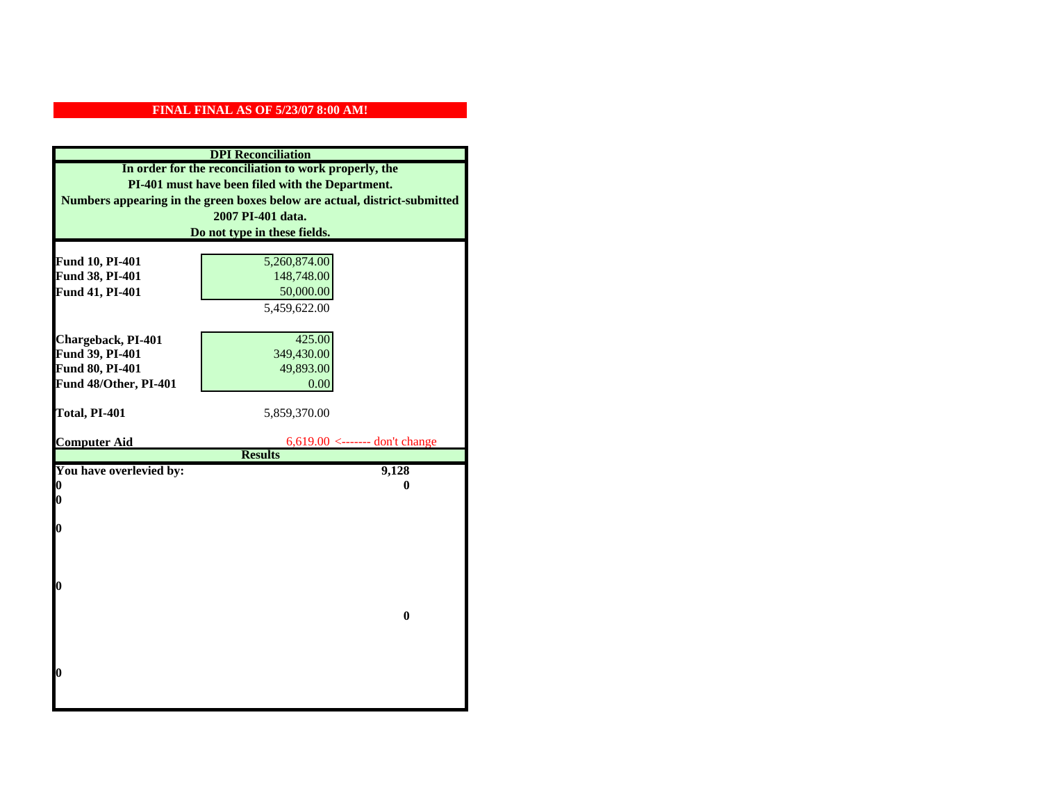**FINAL FINAL AS OF 5/23/07 8:00 AM!**

**DPI Reconciliation**

**In order for the reconciliation to work properly, the PI-401 must have been filed with the Department. Numbers appearing in the green boxes below are actual, district-submitted 2007 PI-401 data. Do not type in these fields.**

| | | |
|---|---|---|
| **Fund 10, PI-401** | 5,260,874.00 | |
| **Fund 38, PI-401** | 148,748.00 | |
| **Fund 41, PI-401** | 50,000.00 | |
| | 5,459,622.00 | |
| **Chargeback, PI-401** | 425.00 | |
| **Fund 39, PI-401** | 349,430.00 | |
| **Fund 80, PI-401** | 49,893.00 | |
| **Fund 48/Other, PI-401** | 0.00 | |
| **Total, PI-401** | 5,859,370.00 | |
| **Computer Aid** | 6,619.00 | <------- don't change |

**Results**

| | |
|---|---|
| **You have overlevied by:** | **9,128** |
| **0** | **0** |
| **0** | |
| **0** | |
| **0** | |
| | **0** |
| **0** | |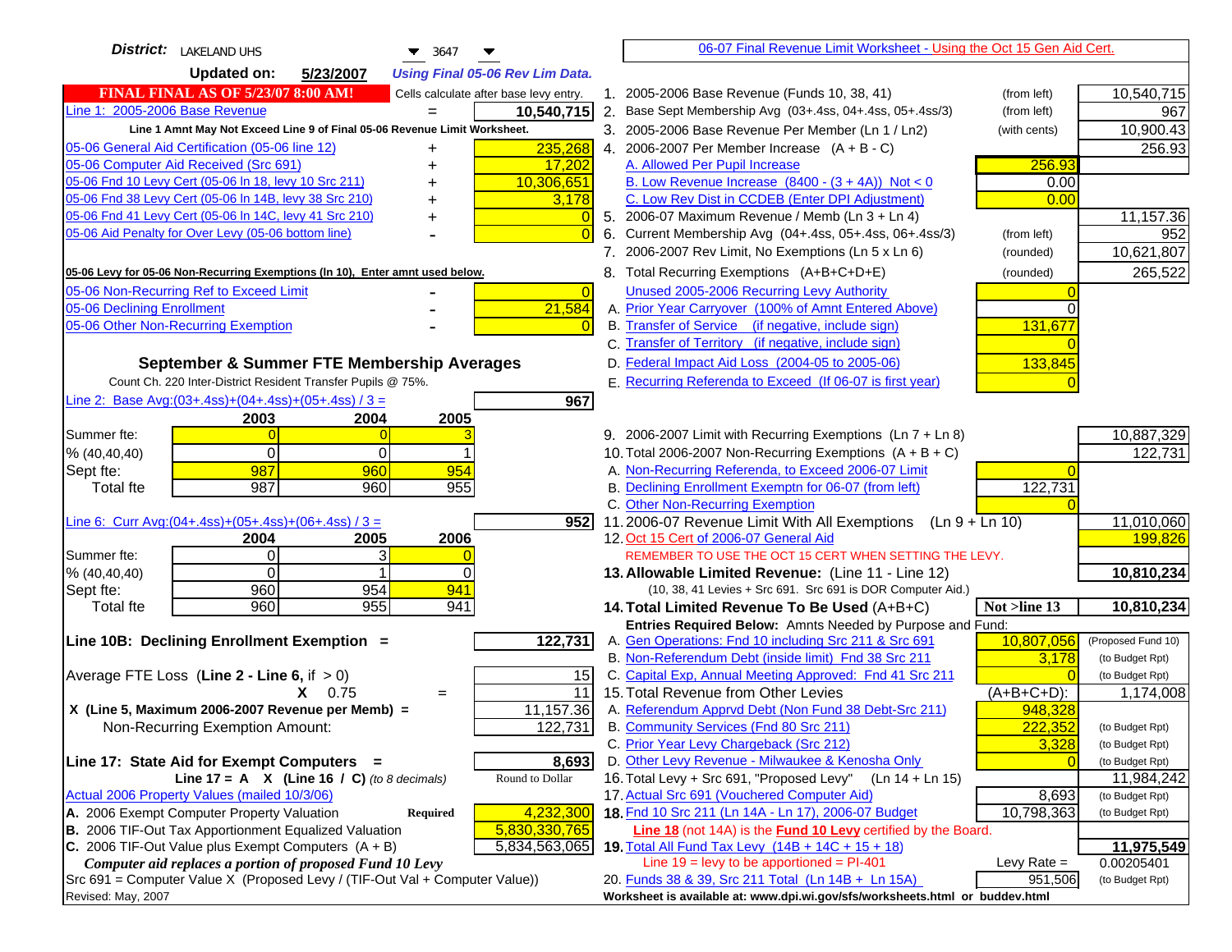**District:** LAKELAND UHS 3647

**Updated on:** 5/23/2007 *Using Final 05-06 Rev Lim Data.*

**FINAL FINAL AS OF 5/23/07 8:00 AM!** Cells calculate after base levy entry.

| | | |
|---|---|---|
| Line 1: 2005-2006 Base Revenue | = | 10,540,715 |

Line 1 Amnt May Not Exceed Line 9 of Final 05-06 Revenue Limit Worksheet.

| | | |
|---|---|---|
| 05-06 General Aid Certification (05-06 line 12) | + | 235,268 |
| 05-06 Computer Aid Received (Src 691) | + | 17,202 |
| 05-06 Fnd 10 Levy Cert (05-06 ln 18, levy 10 Src 211) | + | 10,306,651 |
| 05-06 Fnd 38 Levy Cert (05-06 ln 14B, levy 38 Src 210) | + | 3,178 |
| 05-06 Fnd 41 Levy Cert (05-06 ln 14C, levy 41 Src 210) | + | 0 |
| 05-06 Aid Penalty for Over Levy (05-06 bottom line) | - | 0 |

**05-06 Levy for 05-06 Non-Recurring Exemptions (ln 10), Enter amnt used below.**

| | | |
|---|---|---|
| 05-06 Non-Recurring Ref to Exceed Limit | - | 0 |
| 05-06 Declining Enrollment | - | 21,584 |
| 05-06 Other Non-Recurring Exemption | - | 0 |

## September & Summer FTE Membership Averages

Count Ch. 220 Inter-District Resident Transfer Pupils @ 75%.

Line 2: Base Avg:(03+.4ss)+(04+.4ss)+(05+.4ss) / 3 = **967**

| | 2003 | 2004 | 2005 |
|---|---|---|---|
| Summer fte: | 0 | 0 | 3 |
| % (40,40,40) | 0 | 0 | 1 |
| Sept fte: | 987 | 960 | 954 |
| Total fte | 987 | 960 | 955 |

Line 6: Curr Avg:(04+.4ss)+(05+.4ss)+(06+.4ss) / 3 = **952**

| | 2004 | 2005 | 2006 |
|---|---|---|---|
| Summer fte: | 0 | 3 | 0 |
| % (40,40,40) | 0 | 1 | 0 |
| Sept fte: | 960 | 954 | 941 |
| Total fte | 960 | 955 | 941 |

**Line 10B: Declining Enrollment Exemption =** **122,731**

| | | |
|---|---|---|
| Average FTE Loss (Line 2 - Line 6, if > 0) | | 15 |
| X 0.75 | = | 11 |
| X (Line 5, Maximum 2006-2007 Revenue per Memb) = | | 11,157.36 |
| Non-Recurring Exemption Amount: | | 122,731 |

**Line 17: State Aid for Exempt Computers =** **8,693**

Line 17 = A X (Line 16 / C) *(to 8 decimals)* Round to Dollar

Actual 2006 Property Values (mailed 10/3/06)

| | | |
|---|---|---|
| A. 2006 Exempt Computer Property Valuation | Required | 4,232,300 |
| B. 2006 TIF-Out Tax Apportionment Equalized Valuation | | 5,830,330,765 |
| C. 2006 TIF-Out Value plus Exempt Computers (A + B) | | 5,834,563,065 |

*Computer aid replaces a portion of proposed Fund 10 Levy*

Src 691 = Computer Value X (Proposed Levy / (TIF-Out Val + Computer Value))

Revised: May, 2007

06-07 Final Revenue Limit Worksheet - Using the Oct 15 Gen Aid Cert.

| | | | |
|---|---|---|---|
| 1. 2005-2006 Base Revenue (Funds 10, 38, 41) | (from left) | | 10,540,715 |
| 2. Base Sept Membership Avg (03+.4ss, 04+.4ss, 05+.4ss/3) | (from left) | | 967 |
| 3. 2005-2006 Base Revenue Per Member (Ln 1 / Ln2) | (with cents) | | 10,900.43 |
| 4. 2006-2007 Per Member Increase (A + B - C) | | | 256.93 |
| A. Allowed Per Pupil Increase | | 256.93 | |
| B. Low Revenue Increase (8400 - (3 + 4A)) Not < 0 | | 0.00 | |
| C. Low Rev Dist in CCDEB (Enter DPI Adjustment) | | 0.00 | |
| 5. 2006-07 Maximum Revenue / Memb (Ln 3 + Ln 4) | | | 11,157.36 |
| 6. Current Membership Avg (04+.4ss, 05+.4ss, 06+.4ss/3) | (from left) | | 952 |
| 7. 2006-2007 Rev Limit, No Exemptions (Ln 5 x Ln 6) | (rounded) | | 10,621,807 |
| 8. Total Recurring Exemptions (A+B+C+D+E) | (rounded) | | 265,522 |
| Unused 2005-2006 Recurring Levy Authority | | 0 | |
| A. Prior Year Carryover (100% of Amnt Entered Above) | | 0 | |
| B. Transfer of Service (if negative, include sign) | | 131,677 | |
| C. Transfer of Territory (if negative, include sign) | | 0 | |
| D. Federal Impact Aid Loss (2004-05 to 2005-06) | | 133,845 | |
| E. Recurring Referenda to Exceed (If 06-07 is first year) | | 0 | |
| 9. 2006-2007 Limit with Recurring Exemptions (Ln 7 + Ln 8) | | | 10,887,329 |
| 10. Total 2006-2007 Non-Recurring Exemptions (A + B + C) | | | 122,731 |
| A. Non-Recurring Referenda, to Exceed 2006-07 Limit | | 0 | |
| B. Declining Enrollment Exemptn for 06-07 (from left) | | 122,731 | |
| C. Other Non-Recurring Exemption | | 0 | |
| 11. 2006-07 Revenue Limit With All Exemptions (Ln 9 + Ln 10) | | | 11,010,060 |
| 12. Oct 15 Cert of 2006-07 General Aid | | | 199,826 |

REMEMBER TO USE THE OCT 15 CERT WHEN SETTING THE LEVY.

| | | | |
|---|---|---|---|
| **13. Allowable Limited Revenue:** (Line 11 - Line 12) | | | **10,810,234** |

(10, 38, 41 Levies + Src 691. Src 691 is DOR Computer Aid.)

| | | | |
|---|---|---|---|
| **14. Total Limited Revenue To Be Used** (A+B+C) | | **Not >line 13** | **10,810,234** |
| **Entries Required Below:** Amnts Needed by Purpose and Fund: | | | |
| A. Gen Operations: Fnd 10 including Src 211 & Src 691 | | 10,807,056 | (Proposed Fund 10) |
| B. Non-Referendum Debt (inside limit) Fnd 38 Src 211 | | 3,178 | (to Budget Rpt) |
| C. Capital Exp, Annual Meeting Approved: Fnd 41 Src 211 | | 0 | (to Budget Rpt) |
| 15. Total Revenue from Other Levies | | (A+B+C+D): | 1,174,008 |
| A. Referendum Apprvd Debt (Non Fund 38 Debt-Src 211) | | 948,328 | |
| B. Community Services (Fnd 80 Src 211) | | 222,352 | (to Budget Rpt) |
| C. Prior Year Levy Chargeback (Src 212) | | 3,328 | (to Budget Rpt) |
| D. Other Levy Revenue - Milwaukee & Kenosha Only | | 0 | (to Budget Rpt) |
| 16. Total Levy + Src 691, "Proposed Levy" (Ln 14 + Ln 15) | | | 11,984,242 |
| 17. Actual Src 691 (Vouchered Computer Aid) | | 8,693 | (to Budget Rpt) |
| **18.** Fnd 10 Src 211 (Ln 14A - Ln 17), 2006-07 Budget | | 10,798,363 | (to Budget Rpt) |

**Line 18** (not 14A) is the **Fund 10 Levy** certified by the Board.

| | | | |
|---|---|---|---|
| **19.** Total All Fund Tax Levy (14B + 14C + 15 + 18) | | | **11,975,549** |
| Line 19 = levy to be apportioned = PI-401 | | Levy Rate = | 0.00205401 |
| 20. Funds 38 & 39, Src 211 Total (Ln 14B + Ln 15A) | | 951,506 | (to Budget Rpt) |

Worksheet is available at: www.dpi.wi.gov/sfs/worksheets.html or buddev.html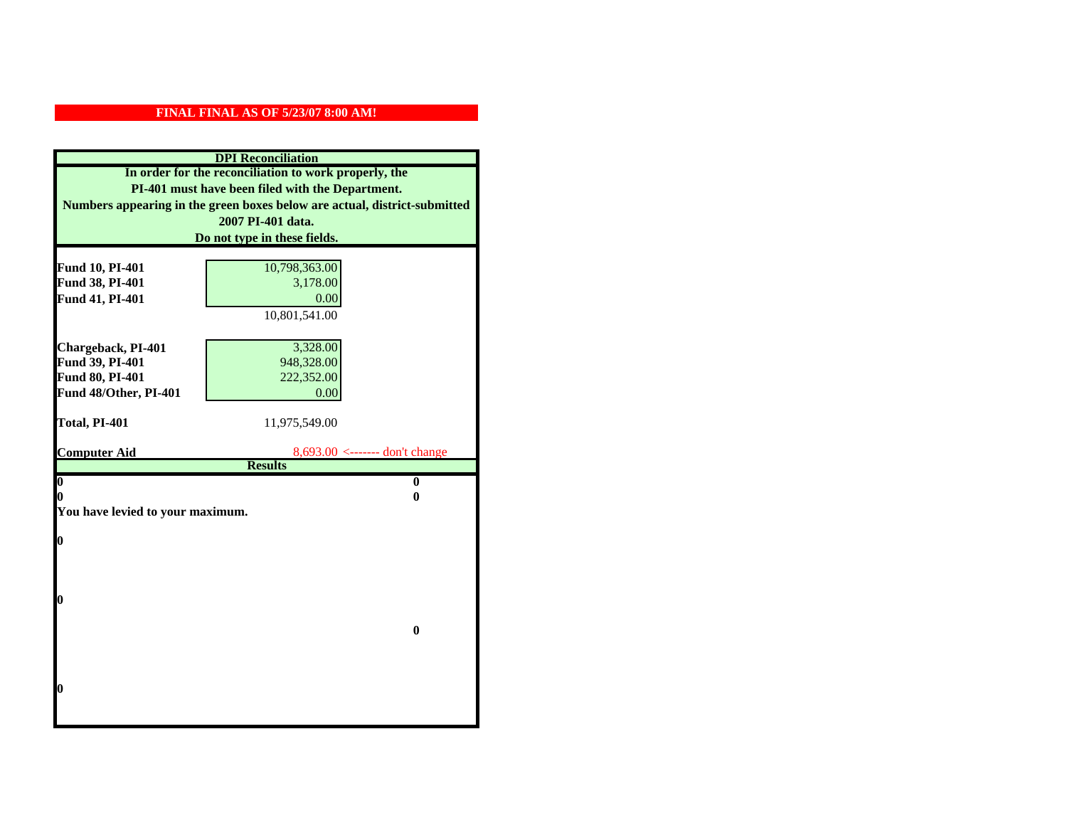**FINAL FINAL AS OF 5/23/07 8:00 AM!**

**DPI Reconciliation**

**In order for the reconciliation to work properly, the PI-401 must have been filed with the Department. Numbers appearing in the green boxes below are actual, district-submitted 2007 PI-401 data. Do not type in these fields.**

| | | |
|---|---|---|
| **Fund 10, PI-401** | 10,798,363.00 | |
| **Fund 38, PI-401** | 3,178.00 | |
| **Fund 41, PI-401** | 0.00 | |
| | 10,801,541.00 | |
| **Chargeback, PI-401** | 3,328.00 | |
| **Fund 39, PI-401** | 948,328.00 | |
| **Fund 80, PI-401** | 222,352.00 | |
| **Fund 48/Other, PI-401** | 0.00 | |
| **Total, PI-401** | 11,975,549.00 | |
| **Computer Aid** | 8,693.00 | <------- don't change |

**Results**

| | |
|---|---|
| **0** | **0** |
| **0** | **0** |

**You have levied to your maximum.**

**0**

**0**

**0**

**0**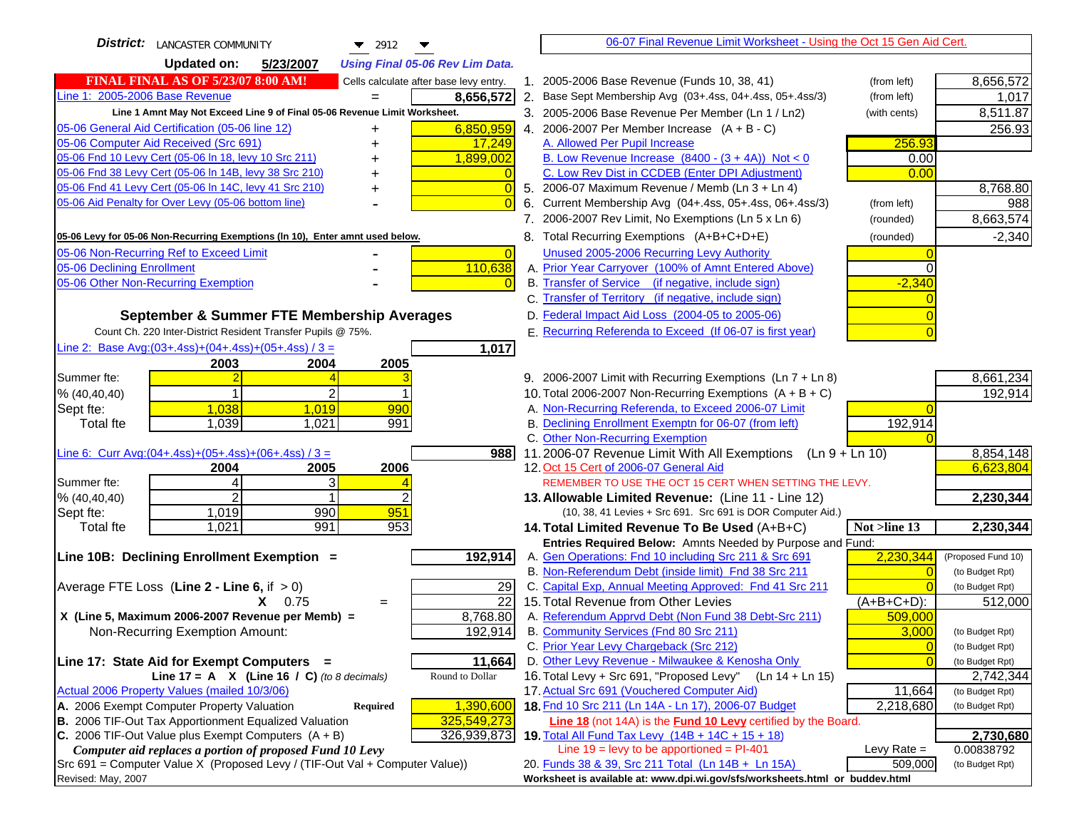**District:** LANCASTER COMMUNITY 2912

**Updated on:** 5/23/2007 *Using Final 05-06 Rev Lim Data.*

**FINAL FINAL AS OF 5/23/07 8:00 AM!** Cells calculate after base levy entry.

| | | |
|---|---|---|
| Line 1: 2005-2006 Base Revenue | = | 8,656,572 |

Line 1 Amnt May Not Exceed Line 9 of Final 05-06 Revenue Limit Worksheet.

| | | |
|---|---|---|
| 05-06 General Aid Certification (05-06 line 12) | + | 6,850,959 |
| 05-06 Computer Aid Received (Src 691) | + | 17,249 |
| 05-06 Fnd 10 Levy Cert (05-06 ln 18, levy 10 Src 211) | + | 1,899,002 |
| 05-06 Fnd 38 Levy Cert (05-06 ln 14B, levy 38 Src 210) | + | 0 |
| 05-06 Fnd 41 Levy Cert (05-06 ln 14C, levy 41 Src 210) | + | 0 |
| 05-06 Aid Penalty for Over Levy (05-06 bottom line) | - | 0 |

05-06 Levy for 05-06 Non-Recurring Exemptions (ln 10), Enter amnt used below.

| | | |
|---|---|---|
| 05-06 Non-Recurring Ref to Exceed Limit | - | 0 |
| 05-06 Declining Enrollment | - | 110,638 |
| 05-06 Other Non-Recurring Exemption | - | 0 |

## September & Summer FTE Membership Averages

Count Ch. 220 Inter-District Resident Transfer Pupils @ 75%.

Line 2: Base Avg:(03+.4ss)+(04+.4ss)+(05+.4ss) / 3 = **1,017**

| | 2003 | 2004 | 2005 |
|---|---|---|---|
| Summer fte: | 2 | 4 | 3 |
| % (40,40,40) | 1 | 2 | 1 |
| Sept fte: | 1,038 | 1,019 | 990 |
| Total fte | 1,039 | 1,021 | 991 |

Line 6: Curr Avg:(04+.4ss)+(05+.4ss)+(06+.4ss) / 3 = **988**

| | 2004 | 2005 | 2006 |
|---|---|---|---|
| Summer fte: | 4 | 3 | 4 |
| % (40,40,40) | 2 | 1 | 2 |
| Sept fte: | 1,019 | 990 | 951 |
| Total fte | 1,021 | 991 | 953 |

**Line 10B: Declining Enrollment Exemption =** **192,914**

| | |
|---|---|
| Average FTE Loss (Line 2 - Line 6, if > 0) | 29 |
| X 0.75 = | 22 |
| X (Line 5, Maximum 2006-2007 Revenue per Memb) = | 8,768.80 |
| Non-Recurring Exemption Amount: | 192,914 |

**Line 17: State Aid for Exempt Computers =** **11,664**

Line 17 = A X (Line 16 / C) *(to 8 decimals)* Round to Dollar

Actual 2006 Property Values (mailed 10/3/06)

| | | |
|---|---|---|
| A. 2006 Exempt Computer Property Valuation | Required | 1,390,600 |
| B. 2006 TIF-Out Tax Apportionment Equalized Valuation | | 325,549,273 |
| C. 2006 TIF-Out Value plus Exempt Computers (A + B) | | 326,939,873 |

*Computer aid replaces a portion of proposed Fund 10 Levy*

Src 691 = Computer Value X (Proposed Levy / (TIF-Out Val + Computer Value))

Revised: May, 2007

---

06-07 Final Revenue Limit Worksheet - Using the Oct 15 Gen Aid Cert.

| | | | |
|---|---|---|---|
| 1. 2005-2006 Base Revenue (Funds 10, 38, 41) | (from left) | | 8,656,572 |
| 2. Base Sept Membership Avg (03+.4ss, 04+.4ss, 05+.4ss/3) | (from left) | | 1,017 |
| 3. 2005-2006 Base Revenue Per Member (Ln 1 / Ln2) | (with cents) | | 8,511.87 |
| 4. 2006-2007 Per Member Increase (A + B - C) | | | 256.93 |
| A. Allowed Per Pupil Increase | | 256.93 | |
| B. Low Revenue Increase (8400 - (3 + 4A)) Not < 0 | | 0.00 | |
| C. Low Rev Dist in CCDEB (Enter DPI Adjustment) | | 0.00 | |
| 5. 2006-07 Maximum Revenue / Memb (Ln 3 + Ln 4) | | | 8,768.80 |
| 6. Current Membership Avg (04+.4ss, 05+.4ss, 06+.4ss/3) | (from left) | | 988 |
| 7. 2006-2007 Rev Limit, No Exemptions (Ln 5 x Ln 6) | (rounded) | | 8,663,574 |
| 8. Total Recurring Exemptions (A+B+C+D+E) | (rounded) | | -2,340 |
| Unused 2005-2006 Recurring Levy Authority | | 0 | |
| A. Prior Year Carryover (100% of Amnt Entered Above) | | 0 | |
| B. Transfer of Service (if negative, include sign) | | -2,340 | |
| C. Transfer of Territory (if negative, include sign) | | 0 | |
| D. Federal Impact Aid Loss (2004-05 to 2005-06) | | 0 | |
| E. Recurring Referenda to Exceed (If 06-07 is first year) | | 0 | |
| 9. 2006-2007 Limit with Recurring Exemptions (Ln 7 + Ln 8) | | | 8,661,234 |
| 10. Total 2006-2007 Non-Recurring Exemptions (A + B + C) | | | 192,914 |
| A. Non-Recurring Referenda, to Exceed 2006-07 Limit | | 0 | |
| B. Declining Enrollment Exemptn for 06-07 (from left) | | 192,914 | |
| C. Other Non-Recurring Exemption | | 0 | |
| 11. 2006-07 Revenue Limit With All Exemptions (Ln 9 + Ln 10) | | | 8,854,148 |
| 12. Oct 15 Cert of 2006-07 General Aid | | | 6,623,804 |

REMEMBER TO USE THE OCT 15 CERT WHEN SETTING THE LEVY.

| | | | |
|---|---|---|---|
| **13. Allowable Limited Revenue:** (Line 11 - Line 12) | | | **2,230,344** |

(10, 38, 41 Levies + Src 691. Src 691 is DOR Computer Aid.)

| | | | |
|---|---|---|---|
| **14. Total Limited Revenue To Be Used** (A+B+C) | | Not >line 13 | **2,230,344** |

Entries Required Below: Amnts Needed by Purpose and Fund:

| | | | |
|---|---|---|---|
| A. Gen Operations: Fnd 10 including Src 211 & Src 691 | | 2,230,344 | (Proposed Fund 10) |
| B. Non-Referendum Debt (inside limit) Fnd 38 Src 211 | | 0 | (to Budget Rpt) |
| C. Capital Exp, Annual Meeting Approved: Fnd 41 Src 211 | | 0 | (to Budget Rpt) |
| 15. Total Revenue from Other Levies | | (A+B+C+D): | 512,000 |
| A. Referendum Apprvd Debt (Non Fund 38 Debt-Src 211) | | 509,000 | |
| B. Community Services (Fnd 80 Src 211) | | 3,000 | (to Budget Rpt) |
| C. Prior Year Levy Chargeback (Src 212) | | 0 | (to Budget Rpt) |
| D. Other Levy Revenue - Milwaukee & Kenosha Only | | 0 | (to Budget Rpt) |
| 16. Total Levy + Src 691, "Proposed Levy" (Ln 14 + Ln 15) | | | 2,742,344 |
| 17. Actual Src 691 (Vouchered Computer Aid) | | 11,664 | (to Budget Rpt) |
| **18.** Fnd 10 Src 211 (Ln 14A - Ln 17), 2006-07 Budget | | 2,218,680 | (to Budget Rpt) |

Line 18 (not 14A) is the **Fund 10 Levy** certified by the Board.

| | | | |
|---|---|---|---|
| **19.** Total All Fund Tax Levy (14B + 14C + 15 + 18) | | | **2,730,680** |
| Line 19 = levy to be apportioned = PI-401 | | Levy Rate = | 0.00838792 |
| 20. Funds 38 & 39, Src 211 Total (Ln 14B + Ln 15A) | | 509,000 | (to Budget Rpt) |

Worksheet is available at: www.dpi.wi.gov/sfs/worksheets.html or buddev.html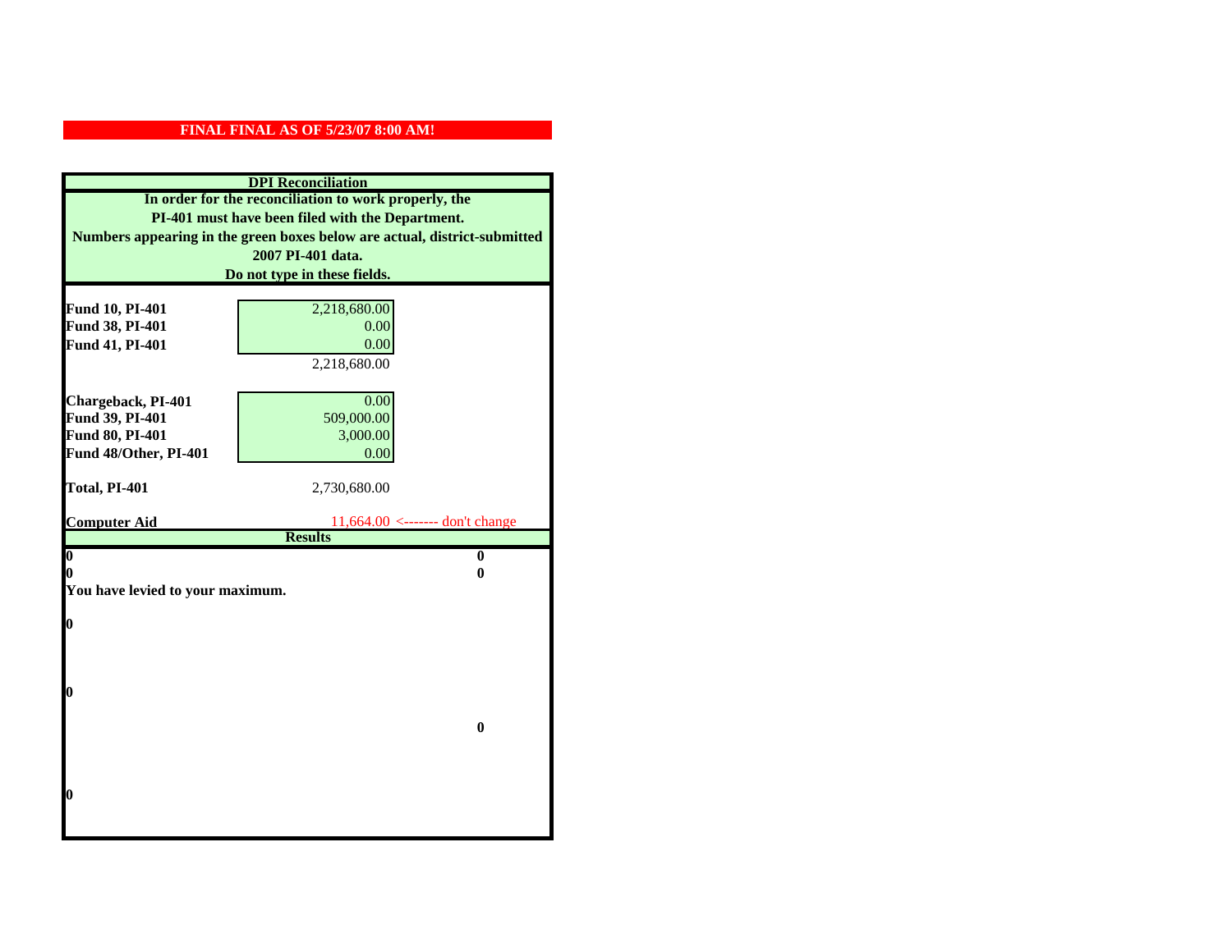**FINAL FINAL AS OF 5/23/07 8:00 AM!**

**DPI Reconciliation**

**In order for the reconciliation to work properly, the PI-401 must have been filed with the Department. Numbers appearing in the green boxes below are actual, district-submitted 2007 PI-401 data. Do not type in these fields.**

| | | |
|---|---|---|
| **Fund 10, PI-401** | 2,218,680.00 | |
| **Fund 38, PI-401** | 0.00 | |
| **Fund 41, PI-401** | 0.00 | |
| | 2,218,680.00 | |
| **Chargeback, PI-401** | 0.00 | |
| **Fund 39, PI-401** | 509,000.00 | |
| **Fund 80, PI-401** | 3,000.00 | |
| **Fund 48/Other, PI-401** | 0.00 | |
| **Total, PI-401** | 2,730,680.00 | |
| **Computer Aid** | 11,664.00 | <------- don't change |

**Results**

| | |
|---|---|
| **0** | **0** |
| **0** | **0** |

**You have levied to your maximum.**

**0**

**0**

**0**

**0**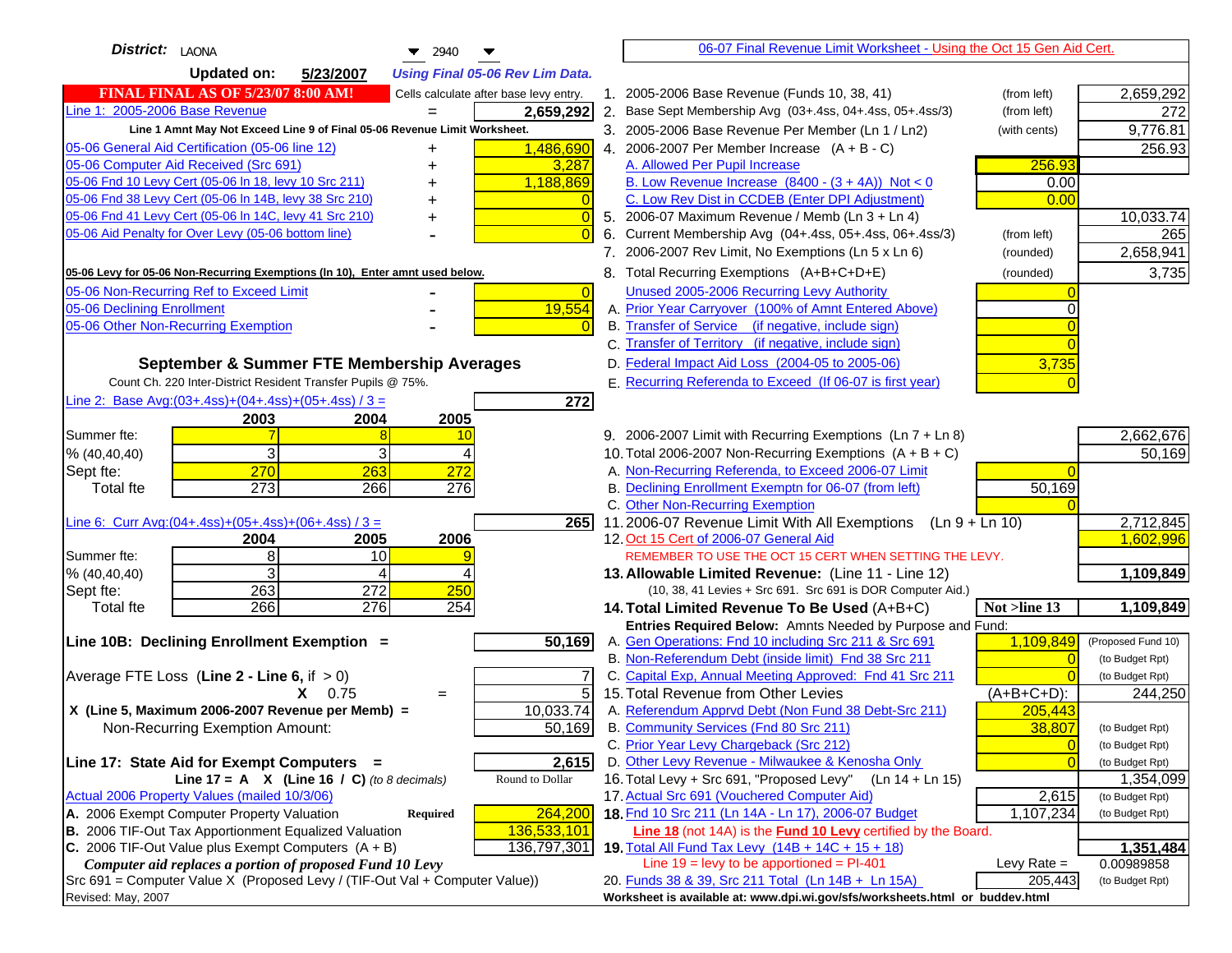**District:** LAONA 2940

**Updated on:** 5/23/2007 *Using Final 05-06 Rev Lim Data.*

**FINAL FINAL AS OF 5/23/07 8:00 AM!** Cells calculate after base levy entry.

| | | |
|---|---|---|
| Line 1: 2005-2006 Base Revenue | = | 2,659,292 |
| Line 1 Amnt May Not Exceed Line 9 of Final 05-06 Revenue Limit Worksheet. | | |
| 05-06 General Aid Certification (05-06 line 12) | + | 1,486,690 |
| 05-06 Computer Aid Received (Src 691) | + | 3,287 |
| 05-06 Fnd 10 Levy Cert (05-06 ln 18, levy 10 Src 211) | + | 1,188,869 |
| 05-06 Fnd 38 Levy Cert (05-06 ln 14B, levy 38 Src 210) | + | 0 |
| 05-06 Fnd 41 Levy Cert (05-06 ln 14C, levy 41 Src 210) | + | 0 |
| 05-06 Aid Penalty for Over Levy (05-06 bottom line) | - | 0 |
| **05-06 Levy for 05-06 Non-Recurring Exemptions (ln 10), Enter amnt used below.** | | |
| 05-06 Non-Recurring Ref to Exceed Limit | - | 0 |
| 05-06 Declining Enrollment | - | 19,554 |
| 05-06 Other Non-Recurring Exemption | - | 0 |

**September & Summer FTE Membership Averages**

Count Ch. 220 Inter-District Resident Transfer Pupils @ 75%.

Line 2: Base Avg:(03+.4ss)+(04+.4ss)+(05+.4ss) / 3 = **272**

| | 2003 | 2004 | 2005 |
|---|---|---|---|
| Summer fte: | 7 | 8 | 10 |
| % (40,40,40) | 3 | 3 | 4 |
| Sept fte: | 270 | 263 | 272 |
| Total fte | 273 | 266 | 276 |

Line 6: Curr Avg:(04+.4ss)+(05+.4ss)+(06+.4ss) / 3 = **265**

| | 2004 | 2005 | 2006 |
|---|---|---|---|
| Summer fte: | 8 | 10 | 9 |
| % (40,40,40) | 3 | 4 | 4 |
| Sept fte: | 263 | 272 | 250 |
| Total fte | 266 | 276 | 254 |

**Line 10B: Declining Enrollment Exemption =** **50,169**

| | | |
|---|---|---|
| Average FTE Loss (**Line 2 - Line 6**, if > 0) | | 7 |
| X 0.75 | = | 5 |
| **X (Line 5, Maximum 2006-2007 Revenue per Memb) =** | | 10,033.74 |
| Non-Recurring Exemption Amount: | | 50,169 |

**Line 17: State Aid for Exempt Computers =** **2,615**

**Line 17 = A X (Line 16 / C)** *(to 8 decimals)* Round to Dollar

Actual 2006 Property Values (mailed 10/3/06)

| | | |
|---|---|---|
| A. 2006 Exempt Computer Property Valuation | **Required** | 264,200 |
| B. 2006 TIF-Out Tax Apportionment Equalized Valuation | | 136,533,101 |
| C. 2006 TIF-Out Value plus Exempt Computers (A + B) | | 136,797,301 |

***Computer aid replaces a portion of proposed Fund 10 Levy***

Src 691 = Computer Value X (Proposed Levy / (TIF-Out Val + Computer Value))

Revised: May, 2007

---

06-07 Final Revenue Limit Worksheet - Using the Oct 15 Gen Aid Cert.

| | | | |
|---|---|---|---|
| 1. 2005-2006 Base Revenue (Funds 10, 38, 41) | (from left) | | 2,659,292 |
| 2. Base Sept Membership Avg (03+.4ss, 04+.4ss, 05+.4ss/3) | (from left) | | 272 |
| 3. 2005-2006 Base Revenue Per Member (Ln 1 / Ln2) | (with cents) | | 9,776.81 |
| 4. 2006-2007 Per Member Increase (A + B - C) | | | 256.93 |
| A. Allowed Per Pupil Increase | | 256.93 | |
| B. Low Revenue Increase (8400 - (3 + 4A)) Not < 0 | | 0.00 | |
| C. Low Rev Dist in CCDEB (Enter DPI Adjustment) | | 0.00 | |
| 5. 2006-07 Maximum Revenue / Memb (Ln 3 + Ln 4) | | | 10,033.74 |
| 6. Current Membership Avg (04+.4ss, 05+.4ss, 06+.4ss/3) | (from left) | | 265 |
| 7. 2006-2007 Rev Limit, No Exemptions (Ln 5 x Ln 6) | (rounded) | | 2,658,941 |
| 8. Total Recurring Exemptions (A+B+C+D+E) | (rounded) | | 3,735 |
| Unused 2005-2006 Recurring Levy Authority | | 0 | |
| A. Prior Year Carryover (100% of Amnt Entered Above) | | 0 | |
| B. Transfer of Service (if negative, include sign) | | 0 | |
| C. Transfer of Territory (if negative, include sign) | | 0 | |
| D. Federal Impact Aid Loss (2004-05 to 2005-06) | | 3,735 | |
| E. Recurring Referenda to Exceed (If 06-07 is first year) | | 0 | |
| 9. 2006-2007 Limit with Recurring Exemptions (Ln 7 + Ln 8) | | | 2,662,676 |
| 10. Total 2006-2007 Non-Recurring Exemptions (A + B + C) | | | 50,169 |
| A. Non-Recurring Referenda, to Exceed 2006-07 Limit | | 0 | |
| B. Declining Enrollment Exemptn for 06-07 (from left) | | 50,169 | |
| C. Other Non-Recurring Exemption | | 0 | |
| 11. 2006-07 Revenue Limit With All Exemptions (Ln 9 + Ln 10) | | | 2,712,845 |
| 12. Oct 15 Cert of 2006-07 General Aid | | | 1,602,996 |
| REMEMBER TO USE THE OCT 15 CERT WHEN SETTING THE LEVY. | | | |
| **13. Allowable Limited Revenue:** (Line 11 - Line 12) | | | **1,109,849** |
| (10, 38, 41 Levies + Src 691. Src 691 is DOR Computer Aid.) | | | |
| **14. Total Limited Revenue To Be Used** (A+B+C) | | **Not >line 13** | **1,109,849** |
| **Entries Required Below:** Amnts Needed by Purpose and Fund: | | | |
| A. Gen Operations: Fnd 10 including Src 211 & Src 691 | | 1,109,849 | (Proposed Fund 10) |
| B. Non-Referendum Debt (inside limit) Fnd 38 Src 211 | | 0 | (to Budget Rpt) |
| C. Capital Exp, Annual Meeting Approved: Fnd 41 Src 211 | | 0 | (to Budget Rpt) |
| 15. Total Revenue from Other Levies | | (A+B+C+D): | 244,250 |
| A. Referendum Apprvd Debt (Non Fund 38 Debt-Src 211) | | 205,443 | |
| B. Community Services (Fnd 80 Src 211) | | 38,807 | (to Budget Rpt) |
| C. Prior Year Levy Chargeback (Src 212) | | 0 | (to Budget Rpt) |
| D. Other Levy Revenue - Milwaukee & Kenosha Only | | 0 | (to Budget Rpt) |
| 16. Total Levy + Src 691, "Proposed Levy" (Ln 14 + Ln 15) | | | 1,354,099 |
| 17. Actual Src 691 (Vouchered Computer Aid) | | 2,615 | (to Budget Rpt) |
| **18.** Fnd 10 Src 211 (Ln 14A - Ln 17), 2006-07 Budget | | 1,107,234 | (to Budget Rpt) |
| **Line 18** (not 14A) is the **Fund 10 Levy** certified by the Board. | | | |
| **19.** Total All Fund Tax Levy (14B + 14C + 15 + 18) | | | **1,351,484** |
| Line 19 = levy to be apportioned = PI-401 | | Levy Rate = | 0.00989858 |
| 20. Funds 38 & 39, Src 211 Total (Ln 14B + Ln 15A) | | 205,443 | (to Budget Rpt) |

**Worksheet is available at: www.dpi.wi.gov/sfs/worksheets.html or buddev.html**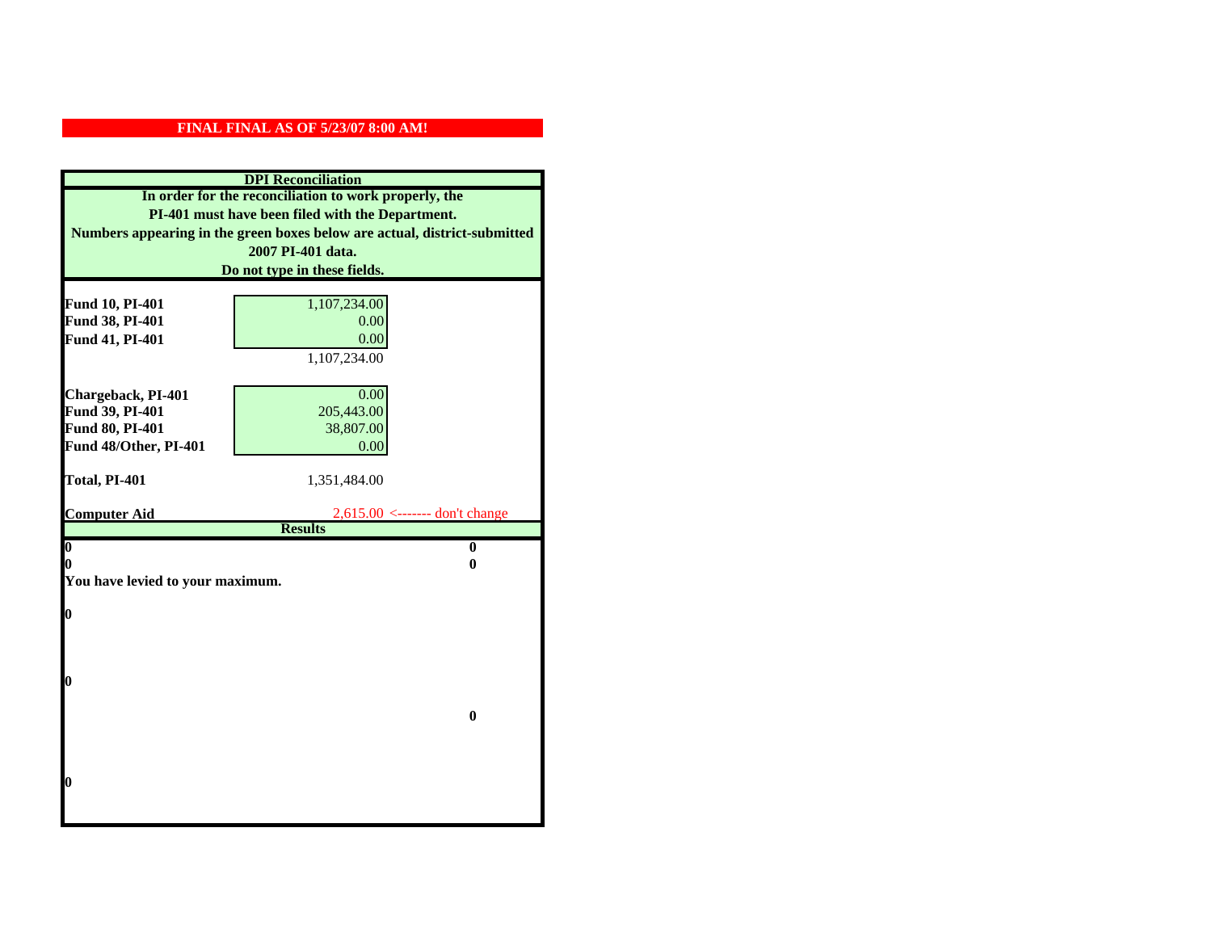**FINAL FINAL AS OF 5/23/07 8:00 AM!**

**DPI Reconciliation**

**In order for the reconciliation to work properly, the PI-401 must have been filed with the Department. Numbers appearing in the green boxes below are actual, district-submitted 2007 PI-401 data. Do not type in these fields.**

| | | |
|---|---|---|
| **Fund 10, PI-401** | 1,107,234.00 | |
| **Fund 38, PI-401** | 0.00 | |
| **Fund 41, PI-401** | 0.00 | |
| | 1,107,234.00 | |
| **Chargeback, PI-401** | 0.00 | |
| **Fund 39, PI-401** | 205,443.00 | |
| **Fund 80, PI-401** | 38,807.00 | |
| **Fund 48/Other, PI-401** | 0.00 | |
| **Total, PI-401** | 1,351,484.00 | |
| **Computer Aid** | 2,615.00 | <------- don't change |

**Results**

| | |
|---|---|
| **0** | **0** |
| **0** | **0** |

**You have levied to your maximum.**

**0**

**0**

**0**

**0**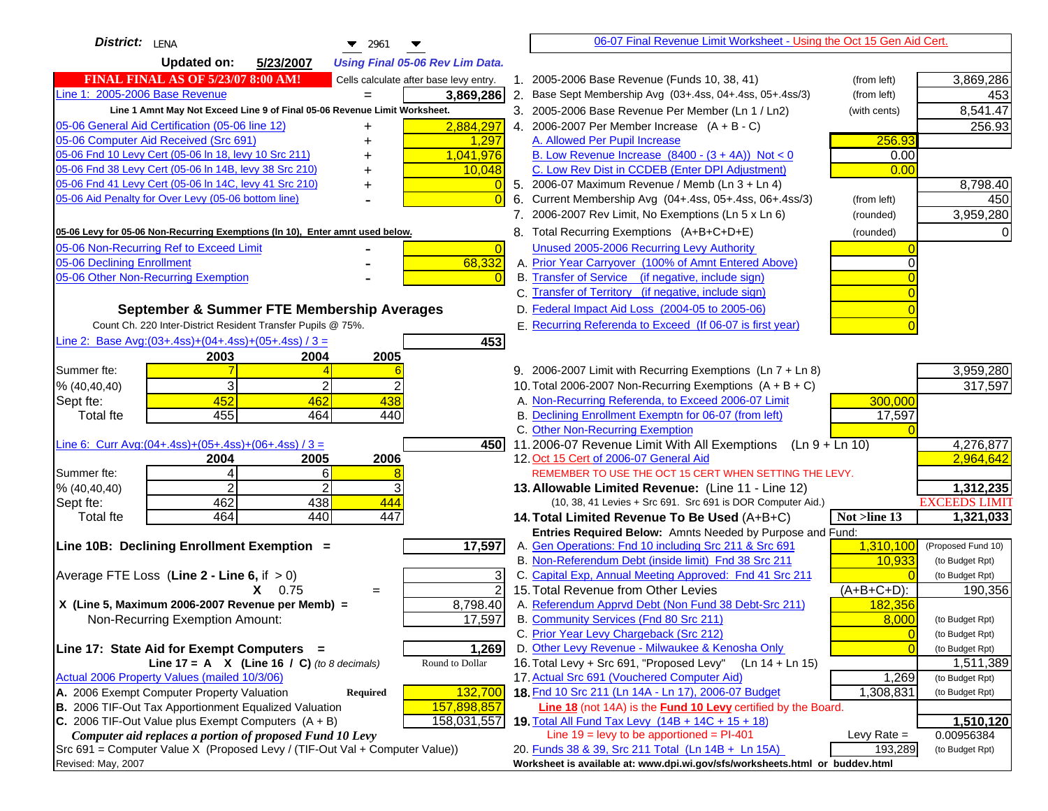**District:** LENA 2961

**Updated on:** 5/23/2007 *Using Final 05-06 Rev Lim Data.*

[06-07 Final Revenue Limit Worksheet - Using the Oct 15 Gen Aid Cert.]

**FINAL FINAL AS OF 5/23/07 8:00 AM!** Cells calculate after base levy entry.

| | | |
|---|---|---|
| Line 1: 2005-2006 Base Revenue | = | 3,869,286 |

Line 1 Amnt May Not Exceed Line 9 of Final 05-06 Revenue Limit Worksheet.

| | | |
|---|---|---|
| 05-06 General Aid Certification (05-06 line 12) | + | 2,884,297 |
| 05-06 Computer Aid Received (Src 691) | + | 1,297 |
| 05-06 Fnd 10 Levy Cert (05-06 ln 18, levy 10 Src 211) | + | 1,041,976 |
| 05-06 Fnd 38 Levy Cert (05-06 ln 14B, levy 38 Src 210) | + | 10,048 |
| 05-06 Fnd 41 Levy Cert (05-06 ln 14C, levy 41 Src 210) | + | 0 |
| 05-06 Aid Penalty for Over Levy (05-06 bottom line) | - | 0 |

05-06 Levy for 05-06 Non-Recurring Exemptions (ln 10), Enter amnt used below.

| | | |
|---|---|---|
| 05-06 Non-Recurring Ref to Exceed Limit | - | 0 |
| 05-06 Declining Enrollment | - | 68,332 |
| 05-06 Other Non-Recurring Exemption | - | 0 |

**September & Summer FTE Membership Averages**

Count Ch. 220 Inter-District Resident Transfer Pupils @ 75%.

Line 2: Base Avg:(03+.4ss)+(04+.4ss)+(05+.4ss) / 3 = **453**

| | 2003 | 2004 | 2005 |
|---|---|---|---|
| Summer fte: | 7 | 4 | 6 |
| % (40,40,40) | 3 | 2 | 2 |
| Sept fte: | 452 | 462 | 438 |
| Total fte | 455 | 464 | 440 |

Line 6: Curr Avg:(04+.4ss)+(05+.4ss)+(06+.4ss) / 3 = **450**

| | 2004 | 2005 | 2006 |
|---|---|---|---|
| Summer fte: | 4 | 6 | 8 |
| % (40,40,40) | 2 | 2 | 3 |
| Sept fte: | 462 | 438 | 444 |
| Total fte | 464 | 440 | 447 |

**Line 10B: Declining Enrollment Exemption =** **17,597**

| | |
|---|---|
| Average FTE Loss (**Line 2 - Line 6**, if > 0) | 3 |
| X 0.75 = | 2 |
| X (Line 5, Maximum 2006-2007 Revenue per Memb) = | 8,798.40 |
| Non-Recurring Exemption Amount: | 17,597 |

**Line 17: State Aid for Exempt Computers =** **1,269**

Line 17 = A X (Line 16 / C) *(to 8 decimals)* Round to Dollar

[Actual 2006 Property Values (mailed 10/3/06)]

| | | |
|---|---|---|
| A. 2006 Exempt Computer Property Valuation | Required | 132,700 |
| B. 2006 TIF-Out Tax Apportionment Equalized Valuation | | 157,898,857 |
| C. 2006 TIF-Out Value plus Exempt Computers (A + B) | | 158,031,557 |

*Computer aid replaces a portion of proposed Fund 10 Levy*

Src 691 = Computer Value X (Proposed Levy / (TIF-Out Val + Computer Value))

Revised: May, 2007

| | | | |
|---|---|---|---|
| 1. 2005-2006 Base Revenue (Funds 10, 38, 41) | (from left) | | 3,869,286 |
| 2. Base Sept Membership Avg (03+.4ss, 04+.4ss, 05+.4ss/3) | (from left) | | 453 |
| 3. 2005-2006 Base Revenue Per Member (Ln 1 / Ln2) | (with cents) | | 8,541.47 |
| 4. 2006-2007 Per Member Increase (A + B - C) | | | 256.93 |
| A. Allowed Per Pupil Increase | | 256.93 | |
| B. Low Revenue Increase (8400 - (3 + 4A)) Not < 0 | | 0.00 | |
| C. Low Rev Dist in CCDEB (Enter DPI Adjustment) | | 0.00 | |
| 5. 2006-07 Maximum Revenue / Memb (Ln 3 + Ln 4) | | | 8,798.40 |
| 6. Current Membership Avg (04+.4ss, 05+.4ss, 06+.4ss/3) | (from left) | | 450 |
| 7. 2006-2007 Rev Limit, No Exemptions (Ln 5 x Ln 6) | (rounded) | | 3,959,280 |
| 8. Total Recurring Exemptions (A+B+C+D+E) | (rounded) | | 0 |
| Unused 2005-2006 Recurring Levy Authority | | 0 | |
| A. Prior Year Carryover (100% of Amnt Entered Above) | | 0 | |
| B. Transfer of Service (if negative, include sign) | | 0 | |
| C. Transfer of Territory (if negative, include sign) | | 0 | |
| D. Federal Impact Aid Loss (2004-05 to 2005-06) | | 0 | |
| E. Recurring Referenda to Exceed (If 06-07 is first year) | | 0 | |
| 9. 2006-2007 Limit with Recurring Exemptions (Ln 7 + Ln 8) | | | 3,959,280 |
| 10. Total 2006-2007 Non-Recurring Exemptions (A + B + C) | | | 317,597 |
| A. Non-Recurring Referenda, to Exceed 2006-07 Limit | | 300,000 | |
| B. Declining Enrollment Exemptn for 06-07 (from left) | | 17,597 | |
| C. Other Non-Recurring Exemption | | 0 | |
| 11. 2006-07 Revenue Limit With All Exemptions (Ln 9 + Ln 10) | | | 4,276,877 |
| 12. Oct 15 Cert of 2006-07 General Aid | | | 2,964,642 |
| REMEMBER TO USE THE OCT 15 CERT WHEN SETTING THE LEVY. | | | |
| **13. Allowable Limited Revenue:** (Line 11 - Line 12) | | | **1,312,235** |
| (10, 38, 41 Levies + Src 691. Src 691 is DOR Computer Aid.) | | | EXCEEDS LIMIT |
| **14. Total Limited Revenue To Be Used** (A+B+C) | | Not >line 13 | **1,321,033** |
| Entries Required Below: Amnts Needed by Purpose and Fund: | | | |
| A. Gen Operations: Fnd 10 including Src 211 & Src 691 | | 1,310,100 | (Proposed Fund 10) |
| B. Non-Referendum Debt (inside limit) Fnd 38 Src 211 | | 10,933 | (to Budget Rpt) |
| C. Capital Exp, Annual Meeting Approved: Fnd 41 Src 211 | | 0 | (to Budget Rpt) |
| 15. Total Revenue from Other Levies | | (A+B+C+D): | 190,356 |
| A. Referendum Apprvd Debt (Non Fund 38 Debt-Src 211) | | 182,356 | |
| B. Community Services (Fnd 80 Src 211) | | 8,000 | (to Budget Rpt) |
| C. Prior Year Levy Chargeback (Src 212) | | 0 | (to Budget Rpt) |
| D. Other Levy Revenue - Milwaukee & Kenosha Only | | 0 | (to Budget Rpt) |
| 16. Total Levy + Src 691, "Proposed Levy" (Ln 14 + Ln 15) | | | 1,511,389 |
| 17. Actual Src 691 (Vouchered Computer Aid) | | 1,269 | (to Budget Rpt) |
| **18.** Fnd 10 Src 211 (Ln 14A - Ln 17), 2006-07 Budget | | 1,308,831 | (to Budget Rpt) |
| Line 18 (not 14A) is the **Fund 10 Levy** certified by the Board. | | | |
| **19.** Total All Fund Tax Levy (14B + 14C + 15 + 18) | | | **1,510,120** |
| Line 19 = levy to be apportioned = PI-401 | | Levy Rate = | 0.00956384 |
| 20. Funds 38 & 39, Src 211 Total (Ln 14B + Ln 15A) | | 193,289 | (to Budget Rpt) |

Worksheet is available at: www.dpi.wi.gov/sfs/worksheets.html or buddev.html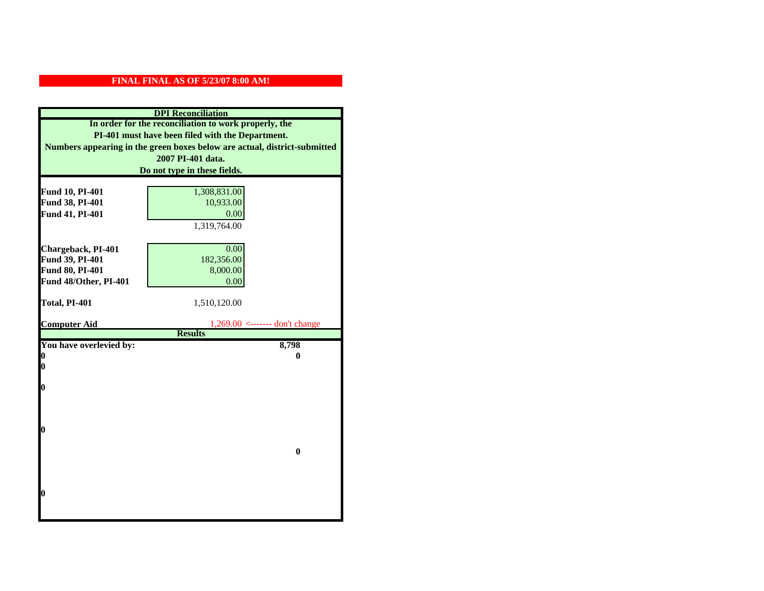**FINAL FINAL AS OF 5/23/07 8:00 AM!**

**DPI Reconciliation**

**In order for the reconciliation to work properly, the PI-401 must have been filed with the Department. Numbers appearing in the green boxes below are actual, district-submitted 2007 PI-401 data. Do not type in these fields.**

| | | |
|---|---|---|
| **Fund 10, PI-401** | 1,308,831.00 | |
| **Fund 38, PI-401** | 10,933.00 | |
| **Fund 41, PI-401** | 0.00 | |
| | 1,319,764.00 | |
| **Chargeback, PI-401** | 0.00 | |
| **Fund 39, PI-401** | 182,356.00 | |
| **Fund 80, PI-401** | 8,000.00 | |
| **Fund 48/Other, PI-401** | 0.00 | |
| **Total, PI-401** | 1,510,120.00 | |
| **Computer Aid** | 1,269.00 | <------- don't change |

**Results**

| | |
|---|---|
| **You have overlevied by:** | **8,798** |
| **0** | **0** |
| **0** | |
| **0** | |
| **0** | |
| | **0** |
| **0** | |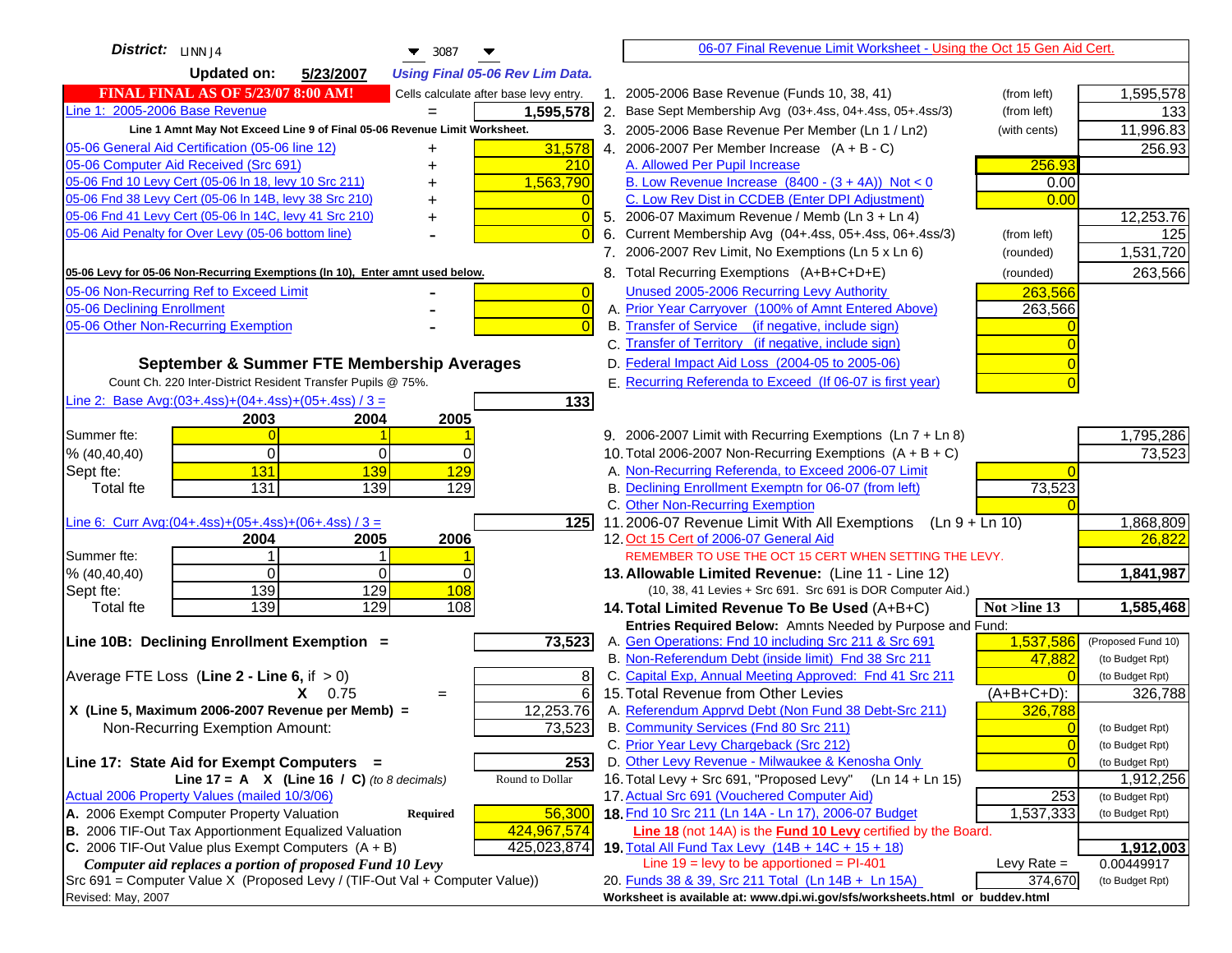**District:** LINN J4 — 3087

**Updated on:** 5/23/2007 — *Using Final 05-06 Rev Lim Data.*

[06-07 Final Revenue Limit Worksheet - Using the Oct 15 Gen Aid Cert.]

**FINAL FINAL AS OF 5/23/07 8:00 AM!** — Cells calculate after base levy entry.

| | | |
|---|---|---|
| Line 1: 2005-2006 Base Revenue | = | 1,595,578 |
| Line 1 Amnt May Not Exceed Line 9 of Final 05-06 Revenue Limit Worksheet. | | |
| 05-06 General Aid Certification (05-06 line 12) | + | 31,578 |
| 05-06 Computer Aid Received (Src 691) | + | 210 |
| 05-06 Fnd 10 Levy Cert (05-06 ln 18, levy 10 Src 211) | + | 1,563,790 |
| 05-06 Fnd 38 Levy Cert (05-06 ln 14B, levy 38 Src 210) | + | 0 |
| 05-06 Fnd 41 Levy Cert (05-06 ln 14C, levy 41 Src 210) | + | 0 |
| 05-06 Aid Penalty for Over Levy (05-06 bottom line) | - | 0 |

**05-06 Levy for 05-06 Non-Recurring Exemptions (ln 10), Enter amnt used below.**

| | | |
|---|---|---|
| 05-06 Non-Recurring Ref to Exceed Limit | - | 0 |
| 05-06 Declining Enrollment | - | 0 |
| 05-06 Other Non-Recurring Exemption | - | 0 |

## September & Summer FTE Membership Averages

Count Ch. 220 Inter-District Resident Transfer Pupils @ 75%.

Line 2: Base Avg:(03+.4ss)+(04+.4ss)+(05+.4ss) / 3 = **133**

| | 2003 | 2004 | 2005 |
|---|---|---|---|
| Summer fte: | 0 | 1 | 1 |
| % (40,40,40) | 0 | 0 | 0 |
| Sept fte: | 131 | 139 | 129 |
| Total fte | 131 | 139 | 129 |

Line 6: Curr Avg:(04+.4ss)+(05+.4ss)+(06+.4ss) / 3 = **125**

| | 2004 | 2005 | 2006 |
|---|---|---|---|
| Summer fte: | 1 | 1 | 1 |
| % (40,40,40) | 0 | 0 | 0 |
| Sept fte: | 139 | 129 | 108 |
| Total fte | 139 | 129 | 108 |

**Line 10B: Declining Enrollment Exemption =** **73,523**

| | | |
|---|---|---|
| Average FTE Loss (Line 2 - Line 6, if > 0) | | 8 |
| X 0.75 | = | 6 |
| X (Line 5, Maximum 2006-2007 Revenue per Memb) = | | 12,253.76 |
| Non-Recurring Exemption Amount: | | 73,523 |

**Line 17: State Aid for Exempt Computers =** **253**

Line 17 = A X (Line 16 / C) *(to 8 decimals)* — Round to Dollar

| | | |
|---|---|---|
| Actual 2006 Property Values (mailed 10/3/06) | | |
| A. 2006 Exempt Computer Property Valuation | Required | 56,300 |
| B. 2006 TIF-Out Tax Apportionment Equalized Valuation | | 424,967,574 |
| C. 2006 TIF-Out Value plus Exempt Computers (A + B) | | 425,023,874 |

*Computer aid replaces a portion of proposed Fund 10 Levy*

Src 691 = Computer Value X (Proposed Levy / (TIF-Out Val + Computer Value))

Revised: May, 2007

| | | | |
|---|---|---|---|
| 1. 2005-2006 Base Revenue (Funds 10, 38, 41) | (from left) | | 1,595,578 |
| 2. Base Sept Membership Avg (03+.4ss, 04+.4ss, 05+.4ss/3) | (from left) | | 133 |
| 3. 2005-2006 Base Revenue Per Member (Ln 1 / Ln2) | (with cents) | | 11,996.83 |
| 4. 2006-2007 Per Member Increase (A + B - C) | | | 256.93 |
| A. Allowed Per Pupil Increase | | 256.93 | |
| B. Low Revenue Increase (8400 - (3 + 4A)) Not < 0 | | 0.00 | |
| C. Low Rev Dist in CCDEB (Enter DPI Adjustment) | | 0.00 | |
| 5. 2006-07 Maximum Revenue / Memb (Ln 3 + Ln 4) | | | 12,253.76 |
| 6. Current Membership Avg (04+.4ss, 05+.4ss, 06+.4ss/3) | (from left) | | 125 |
| 7. 2006-2007 Rev Limit, No Exemptions (Ln 5 x Ln 6) | (rounded) | | 1,531,720 |
| 8. Total Recurring Exemptions (A+B+C+D+E) | (rounded) | | 263,566 |
| Unused 2005-2006 Recurring Levy Authority | | 263,566 | |
| A. Prior Year Carryover (100% of Amnt Entered Above) | | 263,566 | |
| B. Transfer of Service (if negative, include sign) | | 0 | |
| C. Transfer of Territory (if negative, include sign) | | 0 | |
| D. Federal Impact Aid Loss (2004-05 to 2005-06) | | 0 | |
| E. Recurring Referenda to Exceed (If 06-07 is first year) | | 0 | |
| 9. 2006-2007 Limit with Recurring Exemptions (Ln 7 + Ln 8) | | | 1,795,286 |
| 10. Total 2006-2007 Non-Recurring Exemptions (A + B + C) | | | 73,523 |
| A. Non-Recurring Referenda, to Exceed 2006-07 Limit | | 0 | |
| B. Declining Enrollment Exemptn for 06-07 (from left) | | 73,523 | |
| C. Other Non-Recurring Exemption | | 0 | |
| 11. 2006-07 Revenue Limit With All Exemptions (Ln 9 + Ln 10) | | | 1,868,809 |
| 12. Oct 15 Cert of 2006-07 General Aid | | | 26,822 |
| REMEMBER TO USE THE OCT 15 CERT WHEN SETTING THE LEVY. | | | |
| **13. Allowable Limited Revenue:** (Line 11 - Line 12) | | | **1,841,987** |
| (10, 38, 41 Levies + Src 691. Src 691 is DOR Computer Aid.) | | | |
| **14. Total Limited Revenue To Be Used** (A+B+C) | | Not >line 13 | **1,585,468** |
| Entries Required Below: Amnts Needed by Purpose and Fund: | | | |
| A. Gen Operations: Fnd 10 including Src 211 & Src 691 | | 1,537,586 | (Proposed Fund 10) |
| B. Non-Referendum Debt (inside limit) Fnd 38 Src 211 | | 47,882 | (to Budget Rpt) |
| C. Capital Exp, Annual Meeting Approved: Fnd 41 Src 211 | | 0 | (to Budget Rpt) |
| 15. Total Revenue from Other Levies | | (A+B+C+D): | 326,788 |
| A. Referendum Apprvd Debt (Non Fund 38 Debt-Src 211) | | 326,788 | |
| B. Community Services (Fnd 80 Src 211) | | 0 | (to Budget Rpt) |
| C. Prior Year Levy Chargeback (Src 212) | | 0 | (to Budget Rpt) |
| D. Other Levy Revenue - Milwaukee & Kenosha Only | | 0 | (to Budget Rpt) |
| 16. Total Levy + Src 691, "Proposed Levy" (Ln 14 + Ln 15) | | | 1,912,256 |
| 17. Actual Src 691 (Vouchered Computer Aid) | | 253 | (to Budget Rpt) |
| **18.** Fnd 10 Src 211 (Ln 14A - Ln 17), 2006-07 Budget | | 1,537,333 | (to Budget Rpt) |
| **Line 18** (not 14A) is the **Fund 10 Levy** certified by the Board. | | | |
| **19.** Total All Fund Tax Levy (14B + 14C + 15 + 18) | | | **1,912,003** |
| Line 19 = levy to be apportioned = PI-401 | | Levy Rate = | 0.00449917 |
| 20. Funds 38 & 39, Src 211 Total (Ln 14B + Ln 15A) | | 374,670 | (to Budget Rpt) |

Worksheet is available at: www.dpi.wi.gov/sfs/worksheets.html or buddev.html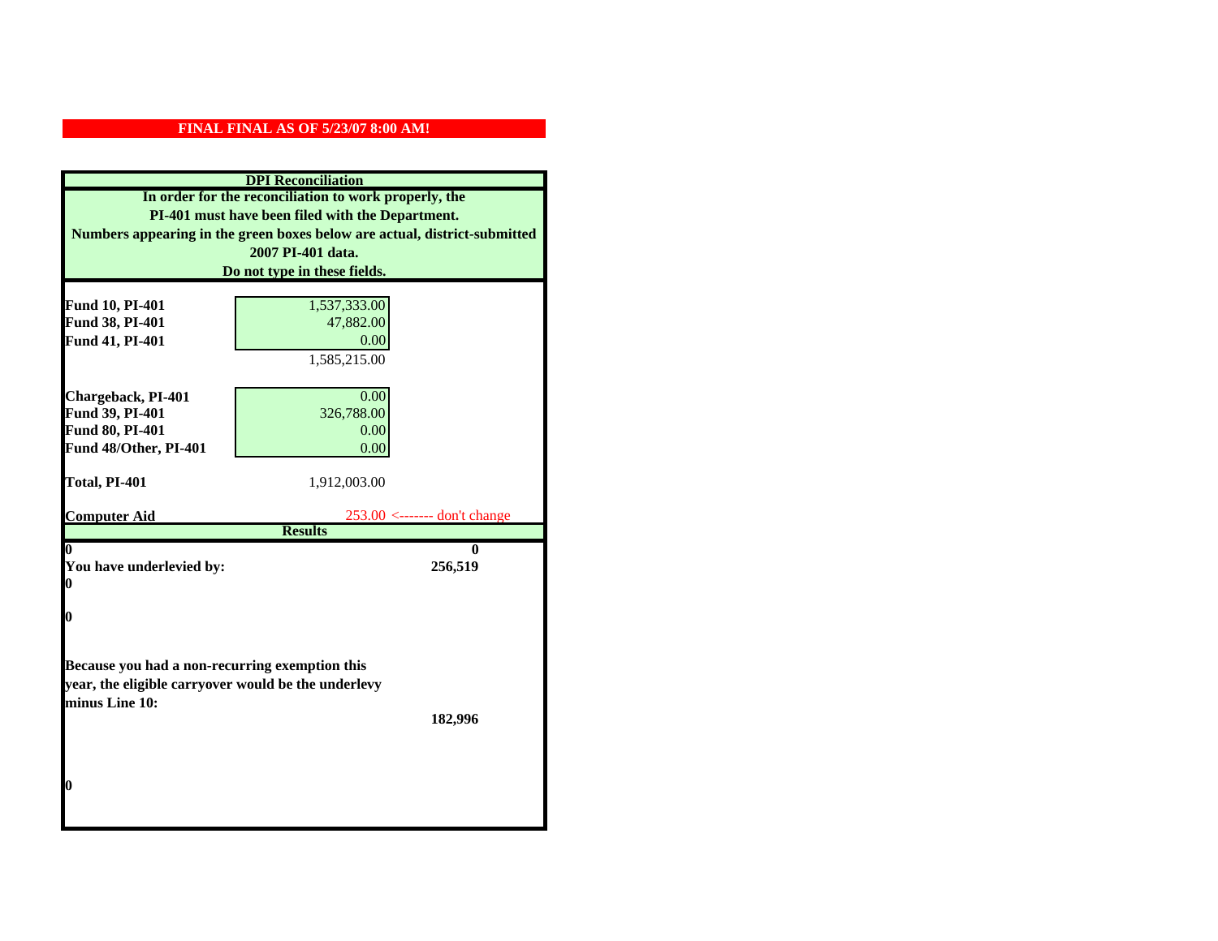**FINAL FINAL AS OF 5/23/07 8:00 AM!**

**DPI Reconciliation**

**In order for the reconciliation to work properly, the PI-401 must have been filed with the Department. Numbers appearing in the green boxes below are actual, district-submitted 2007 PI-401 data. Do not type in these fields.**

| | | |
|---|---|---|
| **Fund 10, PI-401** | 1,537,333.00 | |
| **Fund 38, PI-401** | 47,882.00 | |
| **Fund 41, PI-401** | 0.00 | |
| | 1,585,215.00 | |
| **Chargeback, PI-401** | 0.00 | |
| **Fund 39, PI-401** | 326,788.00 | |
| **Fund 80, PI-401** | 0.00 | |
| **Fund 48/Other, PI-401** | 0.00 | |
| **Total, PI-401** | 1,912,003.00 | |
| **Computer Aid** | 253.00 | <------- don't change |

**Results**

| | |
|---|---|
| **0** | **0** |
| **You have underlevied by:** | **256,519** |
| **0** | |
| **0** | |
| **Because you had a non-recurring exemption this year, the eligible carryover would be the underlevy minus Line 10:** | **182,996** |
| **0** | |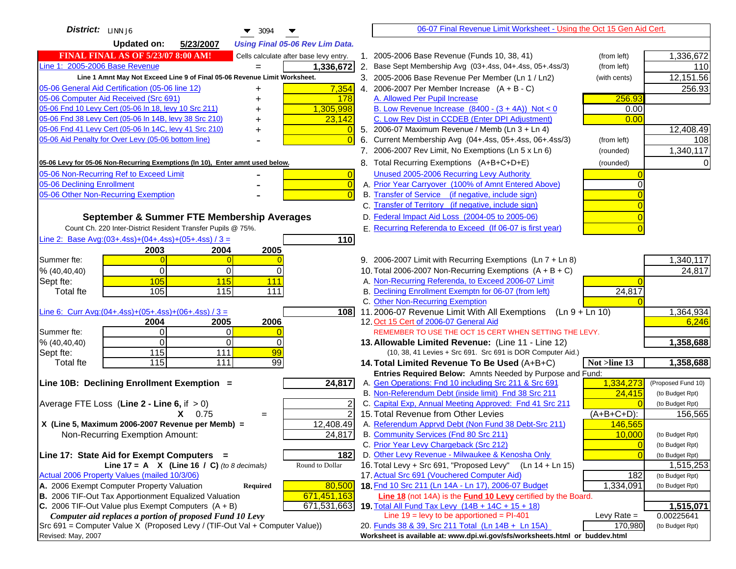**District:** LINN J6 3094

**Updated on:** 5/23/2007 *Using Final 05-06 Rev Lim Data.*

**FINAL FINAL AS OF 5/23/07 8:00 AM!** Cells calculate after base levy entry.

| | | |
|---|---|---|
| Line 1: 2005-2006 Base Revenue | = | 1,336,672 |

Line 1 Amnt May Not Exceed Line 9 of Final 05-06 Revenue Limit Worksheet.

| | | |
|---|---|---|
| 05-06 General Aid Certification (05-06 line 12) | + | 7,354 |
| 05-06 Computer Aid Received (Src 691) | + | 178 |
| 05-06 Fnd 10 Levy Cert (05-06 ln 18, levy 10 Src 211) | + | 1,305,998 |
| 05-06 Fnd 38 Levy Cert (05-06 ln 14B, levy 38 Src 210) | + | 23,142 |
| 05-06 Fnd 41 Levy Cert (05-06 ln 14C, levy 41 Src 210) | + | 0 |
| 05-06 Aid Penalty for Over Levy (05-06 bottom line) | - | 0 |

**05-06 Levy for 05-06 Non-Recurring Exemptions (ln 10), Enter amnt used below.**

| | | |
|---|---|---|
| 05-06 Non-Recurring Ref to Exceed Limit | - | 0 |
| 05-06 Declining Enrollment | - | 0 |
| 05-06 Other Non-Recurring Exemption | - | 0 |

## September & Summer FTE Membership Averages

Count Ch. 220 Inter-District Resident Transfer Pupils @ 75%.

Line 2: Base Avg:(03+.4ss)+(04+.4ss)+(05+.4ss) / 3 = **110**

| | 2003 | 2004 | 2005 |
|---|---|---|---|
| Summer fte: | 0 | 0 | 0 |
| % (40,40,40) | 0 | 0 | 0 |
| Sept fte: | 105 | 115 | 111 |
| Total fte | 105 | 115 | 111 |

Line 6: Curr Avg:(04+.4ss)+(05+.4ss)+(06+.4ss) / 3 = **108**

| | 2004 | 2005 | 2006 |
|---|---|---|---|
| Summer fte: | 0 | 0 | 0 |
| % (40,40,40) | 0 | 0 | 0 |
| Sept fte: | 115 | 111 | 99 |
| Total fte | 115 | 111 | 99 |

**Line 10B: Declining Enrollment Exemption =** **24,817**

| | | |
|---|---|---|
| Average FTE Loss (Line 2 - Line 6, if > 0) | | 2 |
| X 0.75 | = | 2 |
| X (Line 5, Maximum 2006-2007 Revenue per Memb) = | | 12,408.49 |
| Non-Recurring Exemption Amount: | | 24,817 |

**Line 17: State Aid for Exempt Computers =** **182**

Line 17 = A X (Line 16 / C) *(to 8 decimals)* Round to Dollar

| | | |
|---|---|---|
| Actual 2006 Property Values (mailed 10/3/06) | | |
| A. 2006 Exempt Computer Property Valuation | Required | 80,500 |
| B. 2006 TIF-Out Tax Apportionment Equalized Valuation | | 671,451,163 |
| C. 2006 TIF-Out Value plus Exempt Computers (A + B) | | 671,531,663 |

*Computer aid replaces a portion of proposed Fund 10 Levy*

Src 691 = Computer Value X (Proposed Levy / (TIF-Out Val + Computer Value))

Revised: May, 2007

## 06-07 Final Revenue Limit Worksheet - Using the Oct 15 Gen Aid Cert.

| | | | |
|---|---|---|---|
| 1. 2005-2006 Base Revenue (Funds 10, 38, 41) | (from left) | | 1,336,672 |
| 2. Base Sept Membership Avg (03+.4ss, 04+.4ss, 05+.4ss/3) | (from left) | | 110 |
| 3. 2005-2006 Base Revenue Per Member (Ln 1 / Ln2) | (with cents) | | 12,151.56 |
| 4. 2006-2007 Per Member Increase (A + B - C) | | | 256.93 |
| A. Allowed Per Pupil Increase | | 256.93 | |
| B. Low Revenue Increase (8400 - (3 + 4A)) Not < 0 | | 0.00 | |
| C. Low Rev Dist in CCDEB (Enter DPI Adjustment) | | 0.00 | |
| 5. 2006-07 Maximum Revenue / Memb (Ln 3 + Ln 4) | | | 12,408.49 |
| 6. Current Membership Avg (04+.4ss, 05+.4ss, 06+.4ss/3) | (from left) | | 108 |
| 7. 2006-2007 Rev Limit, No Exemptions (Ln 5 x Ln 6) | (rounded) | | 1,340,117 |
| 8. Total Recurring Exemptions (A+B+C+D+E) | (rounded) | | 0 |
| Unused 2005-2006 Recurring Levy Authority | | 0 | |
| A. Prior Year Carryover (100% of Amnt Entered Above) | | 0 | |
| B. Transfer of Service (if negative, include sign) | | 0 | |
| C. Transfer of Territory (if negative, include sign) | | 0 | |
| D. Federal Impact Aid Loss (2004-05 to 2005-06) | | 0 | |
| E. Recurring Referenda to Exceed (If 06-07 is first year) | | 0 | |
| 9. 2006-2007 Limit with Recurring Exemptions (Ln 7 + Ln 8) | | | 1,340,117 |
| 10. Total 2006-2007 Non-Recurring Exemptions (A + B + C) | | | 24,817 |
| A. Non-Recurring Referenda, to Exceed 2006-07 Limit | | 0 | |
| B. Declining Enrollment Exemptn for 06-07 (from left) | | 24,817 | |
| C. Other Non-Recurring Exemption | | 0 | |
| 11. 2006-07 Revenue Limit With All Exemptions (Ln 9 + Ln 10) | | | 1,364,934 |
| 12. Oct 15 Cert of 2006-07 General Aid | | | 6,246 |
| REMEMBER TO USE THE OCT 15 CERT WHEN SETTING THE LEVY. | | | |
| **13. Allowable Limited Revenue:** (Line 11 - Line 12) | | | **1,358,688** |
| (10, 38, 41 Levies + Src 691. Src 691 is DOR Computer Aid.) | | | |
| **14. Total Limited Revenue To Be Used** (A+B+C) | | Not >line 13 | **1,358,688** |
| Entries Required Below: Amnts Needed by Purpose and Fund: | | | |
| A. Gen Operations: Fnd 10 including Src 211 & Src 691 | | 1,334,273 | (Proposed Fund 10) |
| B. Non-Referendum Debt (inside limit) Fnd 38 Src 211 | | 24,415 | (to Budget Rpt) |
| C. Capital Exp, Annual Meeting Approved: Fnd 41 Src 211 | | 0 | (to Budget Rpt) |
| 15. Total Revenue from Other Levies | | (A+B+C+D): | 156,565 |
| A. Referendum Apprvd Debt (Non Fund 38 Debt-Src 211) | | 146,565 | |
| B. Community Services (Fnd 80 Src 211) | | 10,000 | (to Budget Rpt) |
| C. Prior Year Levy Chargeback (Src 212) | | 0 | (to Budget Rpt) |
| D. Other Levy Revenue - Milwaukee & Kenosha Only | | 0 | (to Budget Rpt) |
| 16. Total Levy + Src 691, "Proposed Levy" (Ln 14 + Ln 15) | | | 1,515,253 |
| 17. Actual Src 691 (Vouchered Computer Aid) | | 182 | (to Budget Rpt) |
| **18.** Fnd 10 Src 211 (Ln 14A - Ln 17), 2006-07 Budget | | 1,334,091 | (to Budget Rpt) |
| Line 18 (not 14A) is the Fund 10 Levy certified by the Board. | | | |
| **19.** Total All Fund Tax Levy (14B + 14C + 15 + 18) | | | **1,515,071** |
| Line 19 = levy to be apportioned = PI-401 | | Levy Rate = | 0.00225641 |
| 20. Funds 38 & 39, Src 211 Total (Ln 14B + Ln 15A) | | 170,980 | (to Budget Rpt) |

Worksheet is available at: www.dpi.wi.gov/sfs/worksheets.html or buddev.html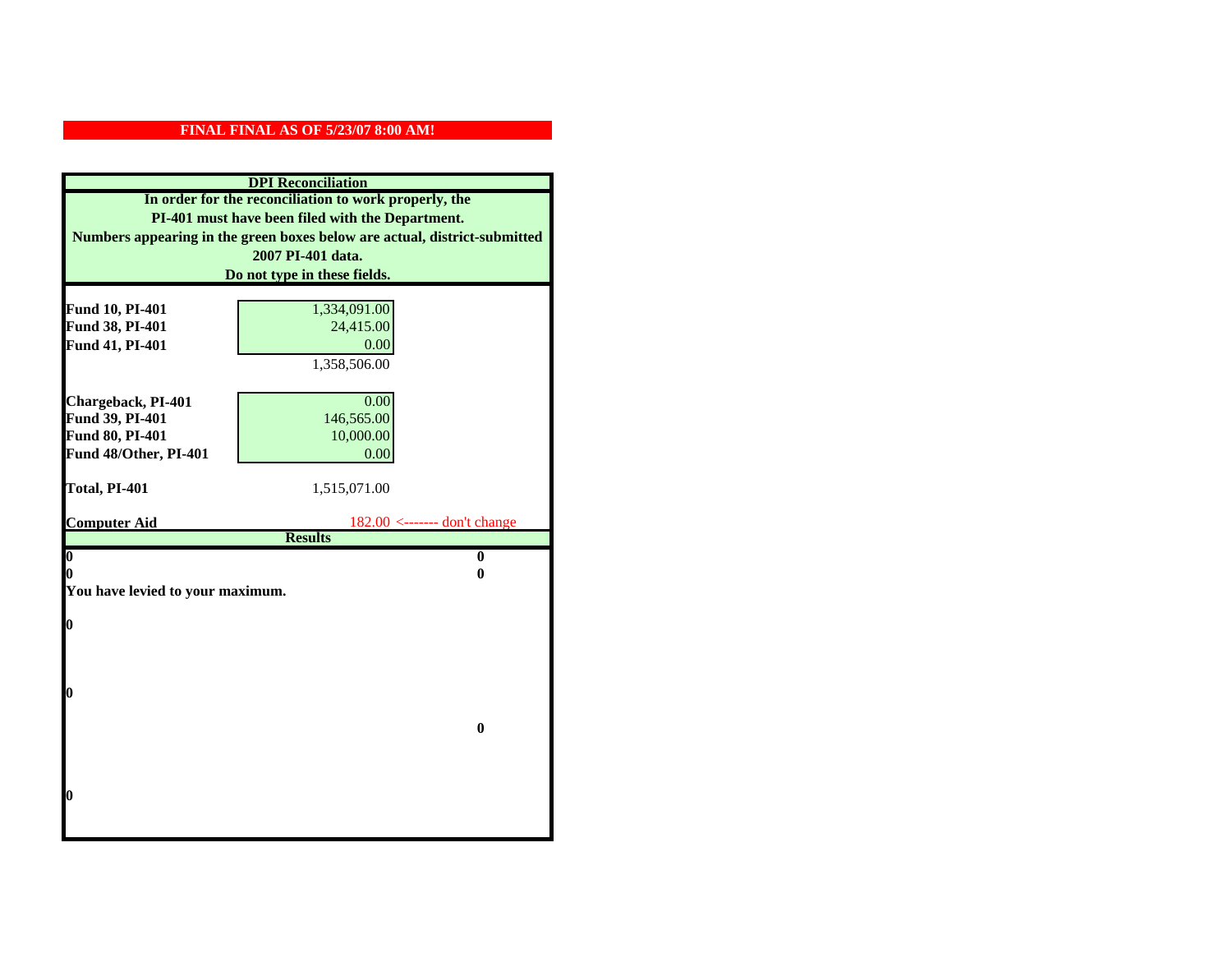**FINAL FINAL AS OF 5/23/07 8:00 AM!**

**DPI Reconciliation**

**In order for the reconciliation to work properly, the PI-401 must have been filed with the Department. Numbers appearing in the green boxes below are actual, district-submitted 2007 PI-401 data. Do not type in these fields.**

| | | |
|---|---|---|
| **Fund 10, PI-401** | 1,334,091.00 | |
| **Fund 38, PI-401** | 24,415.00 | |
| **Fund 41, PI-401** | 0.00 | |
| | 1,358,506.00 | |
| **Chargeback, PI-401** | 0.00 | |
| **Fund 39, PI-401** | 146,565.00 | |
| **Fund 80, PI-401** | 10,000.00 | |
| **Fund 48/Other, PI-401** | 0.00 | |
| **Total, PI-401** | 1,515,071.00 | |
| **Computer Aid** | 182.00 | <------- don't change |

**Results**

| | |
|---|---|
| **0** | **0** |
| **0** | **0** |

**You have levied to your maximum.**

**0**

**0**

**0**

**0**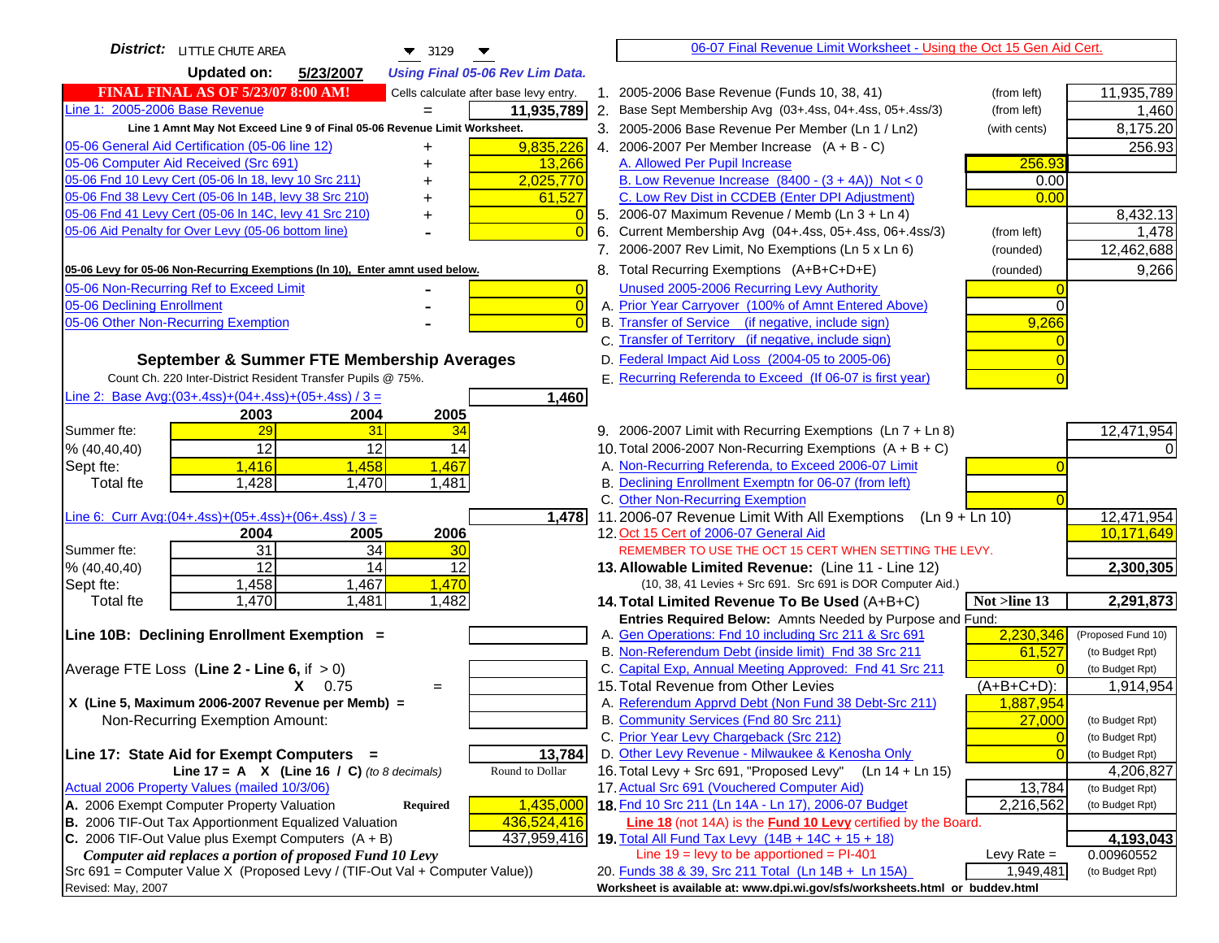**District:** LITTLE CHUTE AREA 3129

**Updated on:** 5/23/2007 *Using Final 05-06 Rev Lim Data.*

**FINAL FINAL AS OF 5/23/07 8:00 AM!** Cells calculate after base levy entry.

| | | |
|---|---|---|
| Line 1: 2005-2006 Base Revenue | = | 11,935,789 |

**Line 1 Amnt May Not Exceed Line 9 of Final 05-06 Revenue Limit Worksheet.**

| | | |
|---|---|---|
| 05-06 General Aid Certification (05-06 line 12) | + | 9,835,226 |
| 05-06 Computer Aid Received (Src 691) | + | 13,266 |
| 05-06 Fnd 10 Levy Cert (05-06 ln 18, levy 10 Src 211) | + | 2,025,770 |
| 05-06 Fnd 38 Levy Cert (05-06 ln 14B, levy 38 Src 210) | + | 61,527 |
| 05-06 Fnd 41 Levy Cert (05-06 ln 14C, levy 41 Src 210) | + | 0 |
| 05-06 Aid Penalty for Over Levy (05-06 bottom line) | - | 0 |

**05-06 Levy for 05-06 Non-Recurring Exemptions (ln 10), Enter amnt used below.**

| | | |
|---|---|---|
| 05-06 Non-Recurring Ref to Exceed Limit | - | 0 |
| 05-06 Declining Enrollment | - | 0 |
| 05-06 Other Non-Recurring Exemption | - | 0 |

### September & Summer FTE Membership Averages

Count Ch. 220 Inter-District Resident Transfer Pupils @ 75%.

Line 2: Base Avg:(03+.4ss)+(04+.4ss)+(05+.4ss) / 3 = **1,460**

| | 2003 | 2004 | 2005 |
|---|---|---|---|
| Summer fte: | 29 | 31 | 34 |
| % (40,40,40) | 12 | 12 | 14 |
| Sept fte: | 1,416 | 1,458 | 1,467 |
| Total fte | 1,428 | 1,470 | 1,481 |

Line 6: Curr Avg:(04+.4ss)+(05+.4ss)+(06+.4ss) / 3 = **1,478**

| | 2004 | 2005 | 2006 |
|---|---|---|---|
| Summer fte: | 31 | 34 | 30 |
| % (40,40,40) | 12 | 14 | 12 |
| Sept fte: | 1,458 | 1,467 | 1,470 |
| Total fte | 1,470 | 1,481 | 1,482 |

**Line 10B: Declining Enrollment Exemption =**

Average FTE Loss (**Line 2 - Line 6**, if > 0)

X 0.75 =

X (Line 5, Maximum 2006-2007 Revenue per Memb) =

Non-Recurring Exemption Amount:

**Line 17: State Aid for Exempt Computers =** **13,784**

Line 17 = A X (Line 16 / C) *(to 8 decimals)* Round to Dollar

Actual 2006 Property Values (mailed 10/3/06)

| | | |
|---|---|---|
| A. 2006 Exempt Computer Property Valuation | Required | 1,435,000 |
| B. 2006 TIF-Out Tax Apportionment Equalized Valuation | | 436,524,416 |
| C. 2006 TIF-Out Value plus Exempt Computers (A + B) | | 437,959,416 |

*Computer aid replaces a portion of proposed Fund 10 Levy*

Src 691 = Computer Value X (Proposed Levy / (TIF-Out Val + Computer Value))

Revised: May, 2007

---

06-07 Final Revenue Limit Worksheet - Using the Oct 15 Gen Aid Cert.

| | | | |
|---|---|---|---|
| 1. 2005-2006 Base Revenue (Funds 10, 38, 41) | (from left) | | 11,935,789 |
| 2. Base Sept Membership Avg (03+.4ss, 04+.4ss, 05+.4ss/3) | (from left) | | 1,460 |
| 3. 2005-2006 Base Revenue Per Member (Ln 1 / Ln2) | (with cents) | | 8,175.20 |
| 4. 2006-2007 Per Member Increase (A + B - C) | | | 256.93 |
| A. Allowed Per Pupil Increase | | 256.93 | |
| B. Low Revenue Increase (8400 - (3 + 4A)) Not < 0 | | 0.00 | |
| C. Low Rev Dist in CCDEB (Enter DPI Adjustment) | | 0.00 | |
| 5. 2006-07 Maximum Revenue / Memb (Ln 3 + Ln 4) | | | 8,432.13 |
| 6. Current Membership Avg (04+.4ss, 05+.4ss, 06+.4ss/3) | (from left) | | 1,478 |
| 7. 2006-2007 Rev Limit, No Exemptions (Ln 5 x Ln 6) | (rounded) | | 12,462,688 |
| 8. Total Recurring Exemptions (A+B+C+D+E) | (rounded) | | 9,266 |
| Unused 2005-2006 Recurring Levy Authority | | 0 | |
| A. Prior Year Carryover (100% of Amnt Entered Above) | | 0 | |
| B. Transfer of Service (if negative, include sign) | | 9,266 | |
| C. Transfer of Territory (if negative, include sign) | | 0 | |
| D. Federal Impact Aid Loss (2004-05 to 2005-06) | | 0 | |
| E. Recurring Referenda to Exceed (If 06-07 is first year) | | 0 | |
| 9. 2006-2007 Limit with Recurring Exemptions (Ln 7 + Ln 8) | | | 12,471,954 |
| 10. Total 2006-2007 Non-Recurring Exemptions (A + B + C) | | | 0 |
| A. Non-Recurring Referenda, to Exceed 2006-07 Limit | | 0 | |
| B. Declining Enrollment Exemptn for 06-07 (from left) | | | |
| C. Other Non-Recurring Exemption | | 0 | |
| 11. 2006-07 Revenue Limit With All Exemptions (Ln 9 + Ln 10) | | | 12,471,954 |
| 12. Oct 15 Cert of 2006-07 General Aid | | | 10,171,649 |

REMEMBER TO USE THE OCT 15 CERT WHEN SETTING THE LEVY.

| | | | |
|---|---|---|---|
| **13. Allowable Limited Revenue:** (Line 11 - Line 12) | | | **2,300,305** |
| (10, 38, 41 Levies + Src 691. Src 691 is DOR Computer Aid.) | | | |
| **14. Total Limited Revenue To Be Used** (A+B+C) | | Not >line 13 | **2,291,873** |
| Entries Required Below: Amnts Needed by Purpose and Fund: | | | |
| A. Gen Operations: Fnd 10 including Src 211 & Src 691 | | 2,230,346 | (Proposed Fund 10) |
| B. Non-Referendum Debt (inside limit) Fnd 38 Src 211 | | 61,527 | (to Budget Rpt) |
| C. Capital Exp, Annual Meeting Approved: Fnd 41 Src 211 | | 0 | (to Budget Rpt) |
| 15. Total Revenue from Other Levies | | (A+B+C+D): | 1,914,954 |
| A. Referendum Apprvd Debt (Non Fund 38 Debt-Src 211) | | 1,887,954 | |
| B. Community Services (Fnd 80 Src 211) | | 27,000 | (to Budget Rpt) |
| C. Prior Year Levy Chargeback (Src 212) | | 0 | (to Budget Rpt) |
| D. Other Levy Revenue - Milwaukee & Kenosha Only | | 0 | (to Budget Rpt) |
| 16. Total Levy + Src 691, "Proposed Levy" (Ln 14 + Ln 15) | | | 4,206,827 |
| 17. Actual Src 691 (Vouchered Computer Aid) | | 13,784 | (to Budget Rpt) |
| **18.** Fnd 10 Src 211 (Ln 14A - Ln 17), 2006-07 Budget | | 2,216,562 | (to Budget Rpt) |
| Line 18 (not 14A) is the **Fund 10 Levy** certified by the Board. | | | |
| **19.** Total All Fund Tax Levy (14B + 14C + 15 + 18) | | | **4,193,043** |
| Line 19 = levy to be apportioned = PI-401 | | Levy Rate = | 0.00960552 |
| 20. Funds 38 & 39, Src 211 Total (Ln 14B + Ln 15A) | | 1,949,481 | (to Budget Rpt) |

Worksheet is available at: www.dpi.wi.gov/sfs/worksheets.html or buddev.html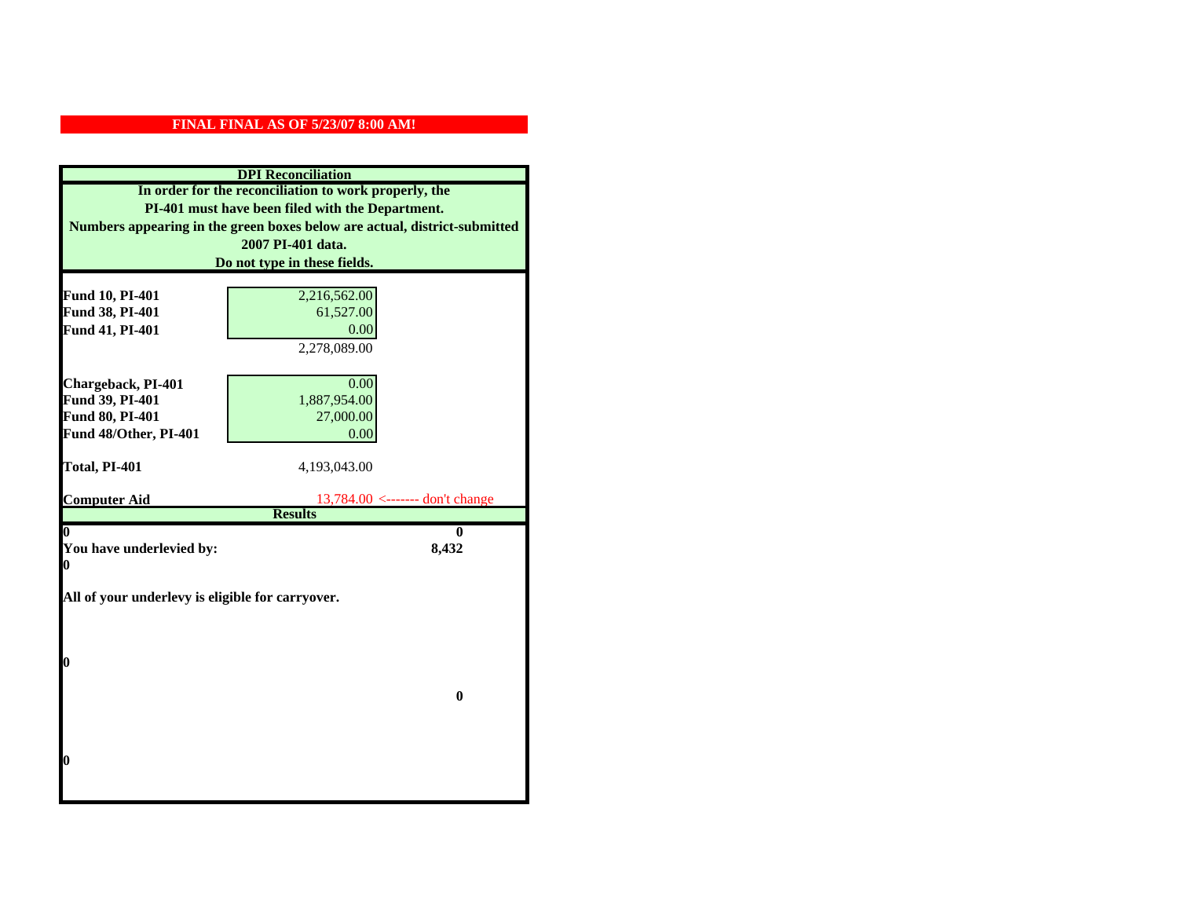**FINAL FINAL AS OF 5/23/07 8:00 AM!**

**DPI Reconciliation**

**In order for the reconciliation to work properly, the PI-401 must have been filed with the Department. Numbers appearing in the green boxes below are actual, district-submitted 2007 PI-401 data. Do not type in these fields.**

| | | |
|---|---|---|
| **Fund 10, PI-401** | 2,216,562.00 | |
| **Fund 38, PI-401** | 61,527.00 | |
| **Fund 41, PI-401** | 0.00 | |
| | 2,278,089.00 | |
| **Chargeback, PI-401** | 0.00 | |
| **Fund 39, PI-401** | 1,887,954.00 | |
| **Fund 80, PI-401** | 27,000.00 | |
| **Fund 48/Other, PI-401** | 0.00 | |
| **Total, PI-401** | 4,193,043.00 | |
| **Computer Aid** | 13,784.00 | <------- don't change |

**Results**

| | |
|---|---|
| **0** | **0** |
| **You have underlevied by:** | **8,432** |
| **0** | |

**All of your underlevy is eligible for carryover.**

**0**

**0**

**0**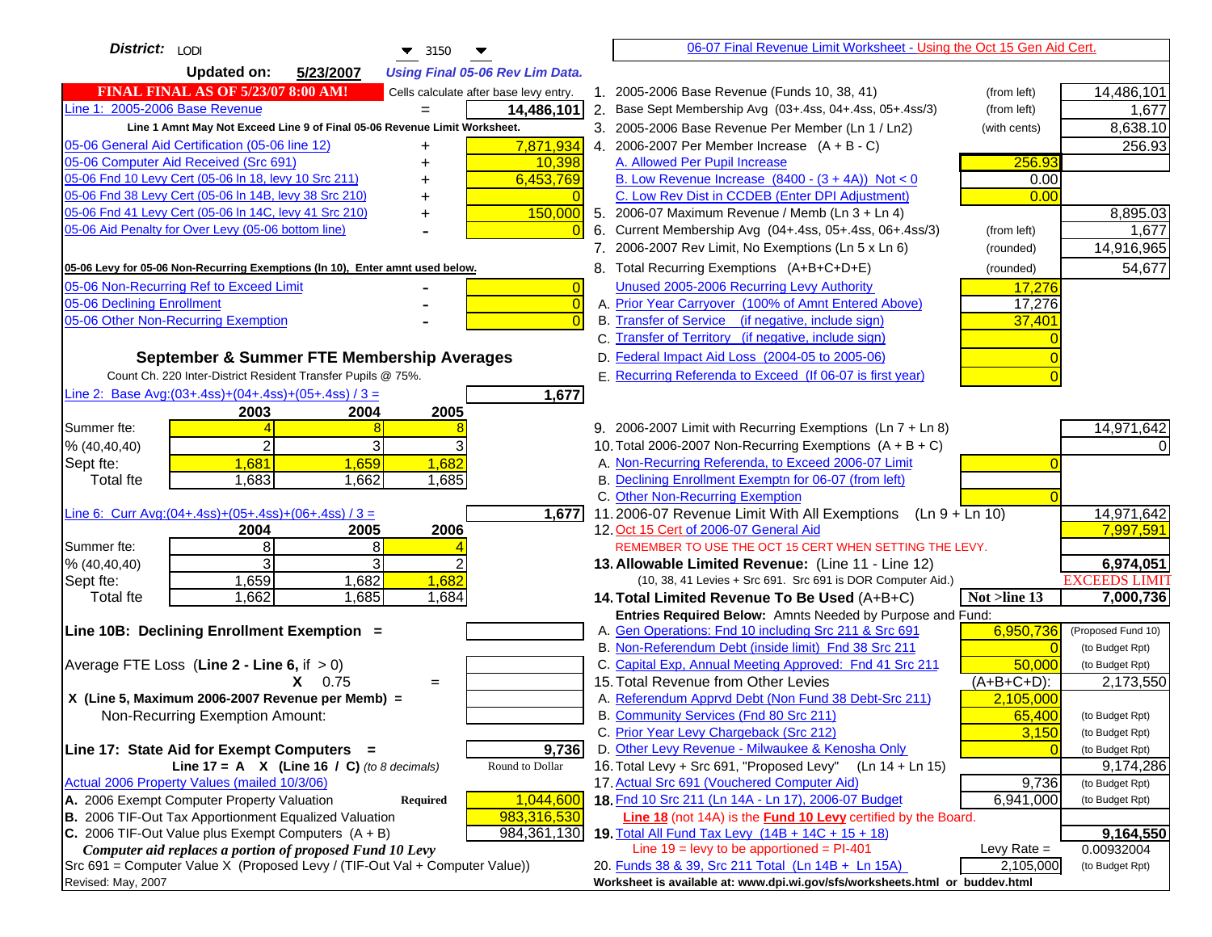**District:** LODI 3150

**Updated on:** 5/23/2007 *Using Final 05-06 Rev Lim Data.*

**FINAL FINAL AS OF 5/23/07 8:00 AM!** Cells calculate after base levy entry.

| | | |
|---|---|---|
| Line 1: 2005-2006 Base Revenue | = | 14,486,101 |

Line 1 Amnt May Not Exceed Line 9 of Final 05-06 Revenue Limit Worksheet.

| | | |
|---|---|---|
| 05-06 General Aid Certification (05-06 line 12) | + | 7,871,934 |
| 05-06 Computer Aid Received (Src 691) | + | 10,398 |
| 05-06 Fnd 10 Levy Cert (05-06 ln 18, levy 10 Src 211) | + | 6,453,769 |
| 05-06 Fnd 38 Levy Cert (05-06 ln 14B, levy 38 Src 210) | + | 0 |
| 05-06 Fnd 41 Levy Cert (05-06 ln 14C, levy 41 Src 210) | + | 150,000 |
| 05-06 Aid Penalty for Over Levy (05-06 bottom line) | - | 0 |

05-06 Levy for 05-06 Non-Recurring Exemptions (ln 10), Enter amnt used below.

| | | |
|---|---|---|
| 05-06 Non-Recurring Ref to Exceed Limit | - | 0 |
| 05-06 Declining Enrollment | - | 0 |
| 05-06 Other Non-Recurring Exemption | - | 0 |

**September & Summer FTE Membership Averages**

Count Ch. 220 Inter-District Resident Transfer Pupils @ 75%.

Line 2: Base Avg:(03+.4ss)+(04+.4ss)+(05+.4ss) / 3 = **1,677**

| | 2003 | 2004 | 2005 |
|---|---|---|---|
| Summer fte: | 4 | 8 | 8 |
| % (40,40,40) | 2 | 3 | 3 |
| Sept fte: | 1,681 | 1,659 | 1,682 |
| Total fte | 1,683 | 1,662 | 1,685 |

Line 6: Curr Avg:(04+.4ss)+(05+.4ss)+(06+.4ss) / 3 = **1,677**

| | 2004 | 2005 | 2006 |
|---|---|---|---|
| Summer fte: | 8 | 8 | 4 |
| % (40,40,40) | 3 | 3 | 2 |
| Sept fte: | 1,659 | 1,682 | 1,682 |
| Total fte | 1,662 | 1,685 | 1,684 |

**Line 10B: Declining Enrollment Exemption =**

Average FTE Loss (Line 2 - Line 6, if > 0)

X 0.75 =

X (Line 5, Maximum 2006-2007 Revenue per Memb) =

Non-Recurring Exemption Amount:

**Line 17: State Aid for Exempt Computers =** **9,736**

Line 17 = A X (Line 16 / C) *(to 8 decimals)* Round to Dollar

Actual 2006 Property Values (mailed 10/3/06)

| | | |
|---|---|---|
| A. 2006 Exempt Computer Property Valuation | Required | 1,044,600 |
| B. 2006 TIF-Out Tax Apportionment Equalized Valuation | | 983,316,530 |
| C. 2006 TIF-Out Value plus Exempt Computers (A + B) | | 984,361,130 |

*Computer aid replaces a portion of proposed Fund 10 Levy*

Src 691 = Computer Value X (Proposed Levy / (TIF-Out Val + Computer Value))

Revised: May, 2007

06-07 Final Revenue Limit Worksheet - Using the Oct 15 Gen Aid Cert.

| | | | |
|---|---|---|---|
| 1. 2005-2006 Base Revenue (Funds 10, 38, 41) | (from left) | | 14,486,101 |
| 2. Base Sept Membership Avg (03+.4ss, 04+.4ss, 05+.4ss/3) | (from left) | | 1,677 |
| 3. 2005-2006 Base Revenue Per Member (Ln 1 / Ln2) | (with cents) | | 8,638.10 |
| 4. 2006-2007 Per Member Increase (A + B - C) | | | 256.93 |
| A. Allowed Per Pupil Increase | | 256.93 | |
| B. Low Revenue Increase (8400 - (3 + 4A)) Not < 0 | | 0.00 | |
| C. Low Rev Dist in CCDEB (Enter DPI Adjustment) | | 0.00 | |
| 5. 2006-07 Maximum Revenue / Memb (Ln 3 + Ln 4) | | | 8,895.03 |
| 6. Current Membership Avg (04+.4ss, 05+.4ss, 06+.4ss/3) | (from left) | | 1,677 |
| 7. 2006-2007 Rev Limit, No Exemptions (Ln 5 x Ln 6) | (rounded) | | 14,916,965 |
| 8. Total Recurring Exemptions (A+B+C+D+E) | (rounded) | | 54,677 |
| Unused 2005-2006 Recurring Levy Authority | | 17,276 | |
| A. Prior Year Carryover (100% of Amnt Entered Above) | | 17,276 | |
| B. Transfer of Service (if negative, include sign) | | 37,401 | |
| C. Transfer of Territory (if negative, include sign) | | 0 | |
| D. Federal Impact Aid Loss (2004-05 to 2005-06) | | 0 | |
| E. Recurring Referenda to Exceed (If 06-07 is first year) | | 0 | |
| 9. 2006-2007 Limit with Recurring Exemptions (Ln 7 + Ln 8) | | | 14,971,642 |
| 10. Total 2006-2007 Non-Recurring Exemptions (A + B + C) | | | 0 |
| A. Non-Recurring Referenda, to Exceed 2006-07 Limit | | 0 | |
| B. Declining Enrollment Exemptn for 06-07 (from left) | | | |
| C. Other Non-Recurring Exemption | | 0 | |
| 11. 2006-07 Revenue Limit With All Exemptions (Ln 9 + Ln 10) | | | 14,971,642 |
| 12. Oct 15 Cert of 2006-07 General Aid | | | 7,997,591 |
| REMEMBER TO USE THE OCT 15 CERT WHEN SETTING THE LEVY. | | | |
| **13. Allowable Limited Revenue:** (Line 11 - Line 12) | | | **6,974,051** |
| (10, 38, 41 Levies + Src 691. Src 691 is DOR Computer Aid.) | | | EXCEEDS LIMIT |
| **14. Total Limited Revenue To Be Used** (A+B+C) | | Not >line 13 | **7,000,736** |
| Entries Required Below: Amnts Needed by Purpose and Fund: | | | |
| A. Gen Operations: Fnd 10 including Src 211 & Src 691 | | 6,950,736 | (Proposed Fund 10) |
| B. Non-Referendum Debt (inside limit) Fnd 38 Src 211 | | 0 | (to Budget Rpt) |
| C. Capital Exp, Annual Meeting Approved: Fnd 41 Src 211 | | 50,000 | (to Budget Rpt) |
| 15. Total Revenue from Other Levies | | (A+B+C+D): | 2,173,550 |
| A. Referendum Apprvd Debt (Non Fund 38 Debt-Src 211) | | 2,105,000 | |
| B. Community Services (Fnd 80 Src 211) | | 65,400 | (to Budget Rpt) |
| C. Prior Year Levy Chargeback (Src 212) | | 3,150 | (to Budget Rpt) |
| D. Other Levy Revenue - Milwaukee & Kenosha Only | | 0 | (to Budget Rpt) |
| 16. Total Levy + Src 691, "Proposed Levy" (Ln 14 + Ln 15) | | | 9,174,286 |
| 17. Actual Src 691 (Vouchered Computer Aid) | | 9,736 | (to Budget Rpt) |
| **18.** Fnd 10 Src 211 (Ln 14A - Ln 17), 2006-07 Budget | | 6,941,000 | (to Budget Rpt) |
| Line 18 (not 14A) is the **Fund 10 Levy** certified by the Board. | | | |
| **19.** Total All Fund Tax Levy (14B + 14C + 15 + 18) | | | **9,164,550** |
| Line 19 = levy to be apportioned = PI-401 | | Levy Rate = | 0.00932004 |
| 20. Funds 38 & 39, Src 211 Total (Ln 14B + Ln 15A) | | 2,105,000 | (to Budget Rpt) |

Worksheet is available at: www.dpi.wi.gov/sfs/worksheets.html or buddev.html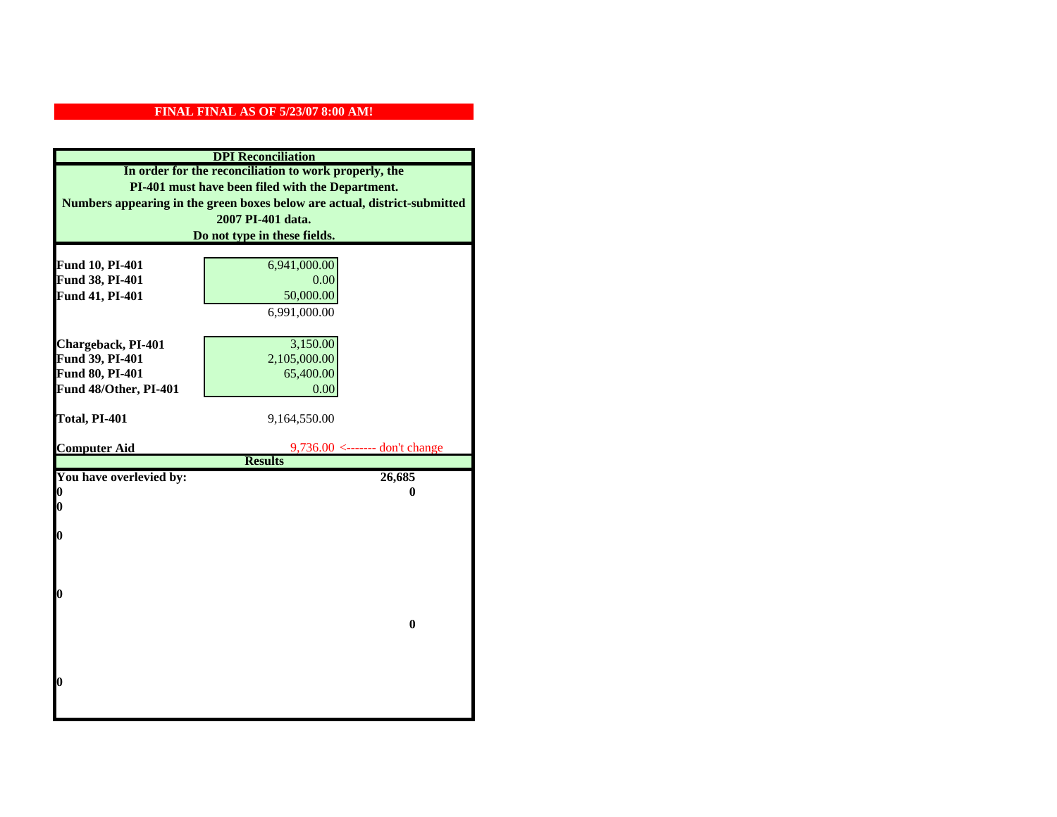**FINAL FINAL AS OF 5/23/07 8:00 AM!**

## DPI Reconciliation

**In order for the reconciliation to work properly, the PI-401 must have been filed with the Department.**
**Numbers appearing in the green boxes below are actual, district-submitted 2007 PI-401 data.**
**Do not type in these fields.**

| | | |
|---|---|---|
| **Fund 10, PI-401** | 6,941,000.00 | |
| **Fund 38, PI-401** | 0.00 | |
| **Fund 41, PI-401** | 50,000.00 | |
| | 6,991,000.00 | |
| **Chargeback, PI-401** | 3,150.00 | |
| **Fund 39, PI-401** | 2,105,000.00 | |
| **Fund 80, PI-401** | 65,400.00 | |
| **Fund 48/Other, PI-401** | 0.00 | |
| **Total, PI-401** | 9,164,550.00 | |
| **Computer Aid** | 9,736.00 | <------- don't change |

## Results

| | |
|---|---|
| **You have overlevied by:** | **26,685** |
| **0** | **0** |
| **0** | |
| **0** | |
| **0** | |
| | **0** |
| **0** | |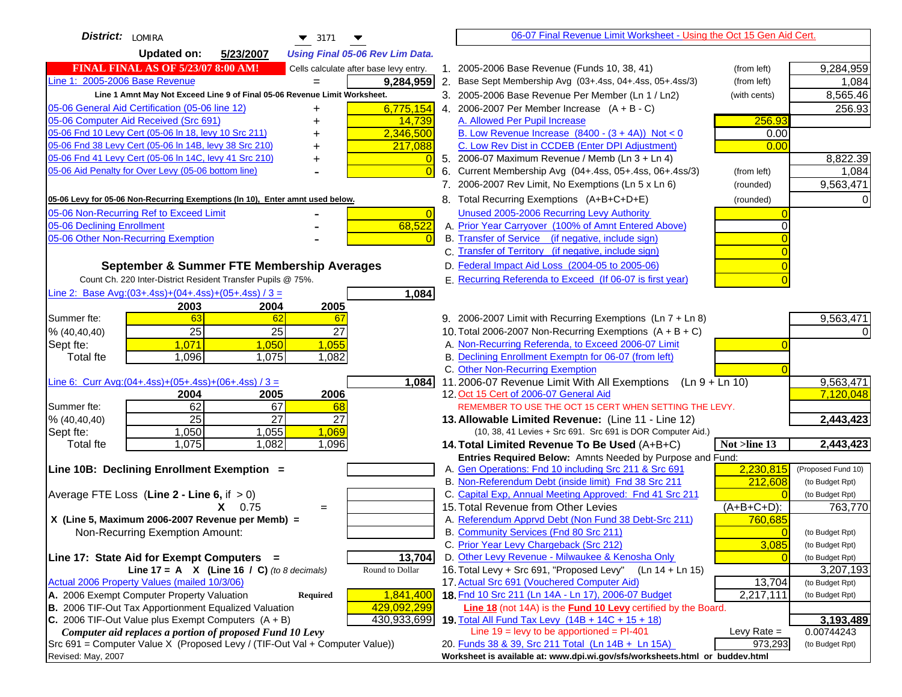**District:** LOMIRA 3171

**Updated on:** 5/23/2007 *Using Final 05-06 Rev Lim Data.*

**FINAL FINAL AS OF 5/23/07 8:00 AM!** Cells calculate after base levy entry.

06-07 Final Revenue Limit Worksheet - Using the Oct 15 Gen Aid Cert.

| | | |
|---|---|---|
| Line 1: 2005-2006 Base Revenue | = | 9,284,959 |
| *Line 1 Amnt May Not Exceed Line 9 of Final 05-06 Revenue Limit Worksheet.* | | |
| 05-06 General Aid Certification (05-06 line 12) | + | 6,775,154 |
| 05-06 Computer Aid Received (Src 691) | + | 14,739 |
| 05-06 Fnd 10 Levy Cert (05-06 ln 18, levy 10 Src 211) | + | 2,346,500 |
| 05-06 Fnd 38 Levy Cert (05-06 ln 14B, levy 38 Src 210) | + | 217,088 |
| 05-06 Fnd 41 Levy Cert (05-06 ln 14C, levy 41 Src 210) | + | 0 |
| 05-06 Aid Penalty for Over Levy (05-06 bottom line) | - | 0 |
| **05-06 Levy for 05-06 Non-Recurring Exemptions (ln 10), Enter amnt used below.** | | |
| 05-06 Non-Recurring Ref to Exceed Limit | - | 0 |
| 05-06 Declining Enrollment | - | 68,522 |
| 05-06 Other Non-Recurring Exemption | - | 0 |

**September & Summer FTE Membership Averages**

Count Ch. 220 Inter-District Resident Transfer Pupils @ 75%.

Line 2: Base Avg:(03+.4ss)+(04+.4ss)+(05+.4ss) / 3 = **1,084**

| | 2003 | 2004 | 2005 |
|---|---|---|---|
| Summer fte: | 63 | 62 | 67 |
| % (40,40,40) | 25 | 25 | 27 |
| Sept fte: | 1,071 | 1,050 | 1,055 |
| Total fte | 1,096 | 1,075 | 1,082 |

Line 6: Curr Avg:(04+.4ss)+(05+.4ss)+(06+.4ss) / 3 = **1,084**

| | 2004 | 2005 | 2006 |
|---|---|---|---|
| Summer fte: | 62 | 67 | 68 |
| % (40,40,40) | 25 | 27 | 27 |
| Sept fte: | 1,050 | 1,055 | 1,069 |
| Total fte | 1,075 | 1,082 | 1,096 |

**Line 10B: Declining Enrollment Exemption =**

Average FTE Loss (Line 2 - Line 6, if > 0)

X 0.75 =

X (Line 5, Maximum 2006-2007 Revenue per Memb) =

Non-Recurring Exemption Amount:

**Line 17: State Aid for Exempt Computers =** **13,704**

Line 17 = A X (Line 16 / C) *(to 8 decimals)* Round to Dollar

Actual 2006 Property Values (mailed 10/3/06)

| | | |
|---|---|---|
| A. 2006 Exempt Computer Property Valuation | **Required** | 1,841,400 |
| B. 2006 TIF-Out Tax Apportionment Equalized Valuation | | 429,092,299 |
| C. 2006 TIF-Out Value plus Exempt Computers (A + B) | | 430,933,699 |

***Computer aid replaces a portion of proposed Fund 10 Levy***

Src 691 = Computer Value X (Proposed Levy / (TIF-Out Val + Computer Value))

Revised: May, 2007

| | | | |
|---|---|---|---|
| 1. 2005-2006 Base Revenue (Funds 10, 38, 41) | (from left) | | 9,284,959 |
| 2. Base Sept Membership Avg (03+.4ss, 04+.4ss, 05+.4ss/3) | (from left) | | 1,084 |
| 3. 2005-2006 Base Revenue Per Member (Ln 1 / Ln2) | (with cents) | | 8,565.46 |
| 4. 2006-2007 Per Member Increase (A + B - C) | | | 256.93 |
| A. Allowed Per Pupil Increase | | 256.93 | |
| B. Low Revenue Increase (8400 - (3 + 4A)) Not < 0 | | 0.00 | |
| C. Low Rev Dist in CCDEB (Enter DPI Adjustment) | | 0.00 | |
| 5. 2006-07 Maximum Revenue / Memb (Ln 3 + Ln 4) | | | 8,822.39 |
| 6. Current Membership Avg (04+.4ss, 05+.4ss, 06+.4ss/3) | (from left) | | 1,084 |
| 7. 2006-2007 Rev Limit, No Exemptions (Ln 5 x Ln 6) | (rounded) | | 9,563,471 |
| 8. Total Recurring Exemptions (A+B+C+D+E) | (rounded) | | 0 |
| Unused 2005-2006 Recurring Levy Authority | | 0 | |
| A. Prior Year Carryover (100% of Amnt Entered Above) | | 0 | |
| B. Transfer of Service (if negative, include sign) | | 0 | |
| C. Transfer of Territory (if negative, include sign) | | 0 | |
| D. Federal Impact Aid Loss (2004-05 to 2005-06) | | 0 | |
| E. Recurring Referenda to Exceed (If 06-07 is first year) | | 0 | |
| 9. 2006-2007 Limit with Recurring Exemptions (Ln 7 + Ln 8) | | | 9,563,471 |
| 10. Total 2006-2007 Non-Recurring Exemptions (A + B + C) | | | 0 |
| A. Non-Recurring Referenda, to Exceed 2006-07 Limit | | 0 | |
| B. Declining Enrollment Exemptn for 06-07 (from left) | | | |
| C. Other Non-Recurring Exemption | | 0 | |
| 11. 2006-07 Revenue Limit With All Exemptions (Ln 9 + Ln 10) | | | 9,563,471 |
| 12. Oct 15 Cert of 2006-07 General Aid | | | 7,120,048 |
| REMEMBER TO USE THE OCT 15 CERT WHEN SETTING THE LEVY. | | | |
| **13. Allowable Limited Revenue:** (Line 11 - Line 12) | | | **2,443,423** |
| (10, 38, 41 Levies + Src 691. Src 691 is DOR Computer Aid.) | | | |
| **14. Total Limited Revenue To Be Used** (A+B+C) | | Not >line 13 | **2,443,423** |
| Entries Required Below: Amnts Needed by Purpose and Fund: | | | |
| A. Gen Operations: Fnd 10 including Src 211 & Src 691 | | 2,230,815 | (Proposed Fund 10) |
| B. Non-Referendum Debt (inside limit) Fnd 38 Src 211 | | 212,608 | (to Budget Rpt) |
| C. Capital Exp, Annual Meeting Approved: Fnd 41 Src 211 | | 0 | (to Budget Rpt) |
| 15. Total Revenue from Other Levies | | (A+B+C+D): | 763,770 |
| A. Referendum Apprvd Debt (Non Fund 38 Debt-Src 211) | | 760,685 | |
| B. Community Services (Fnd 80 Src 211) | | 0 | (to Budget Rpt) |
| C. Prior Year Levy Chargeback (Src 212) | | 3,085 | (to Budget Rpt) |
| D. Other Levy Revenue - Milwaukee & Kenosha Only | | 0 | (to Budget Rpt) |
| 16. Total Levy + Src 691, "Proposed Levy" (Ln 14 + Ln 15) | | | 3,207,193 |
| 17. Actual Src 691 (Vouchered Computer Aid) | | 13,704 | (to Budget Rpt) |
| **18.** Fnd 10 Src 211 (Ln 14A - Ln 17), 2006-07 Budget | | 2,217,111 | (to Budget Rpt) |
| **Line 18** (not 14A) is the **Fund 10 Levy** certified by the Board. | | | |
| **19.** Total All Fund Tax Levy (14B + 14C + 15 + 18) | | | **3,193,489** |
| Line 19 = levy to be apportioned = PI-401 | | Levy Rate = | 0.00744243 |
| 20. Funds 38 & 39, Src 211 Total (Ln 14B + Ln 15A) | | 973,293 | (to Budget Rpt) |

**Worksheet is available at: www.dpi.wi.gov/sfs/worksheets.html or buddev.html**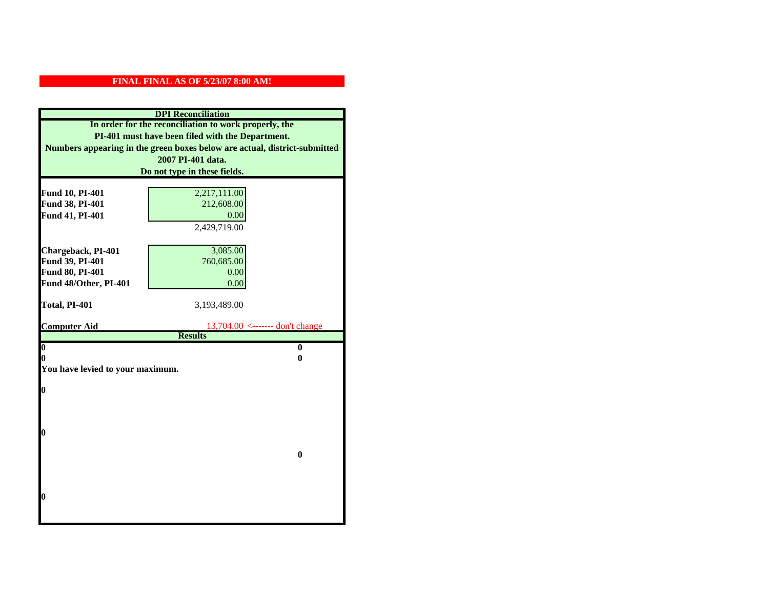**FINAL FINAL AS OF 5/23/07 8:00 AM!**

**DPI Reconciliation**

**In order for the reconciliation to work properly, the PI-401 must have been filed with the Department. Numbers appearing in the green boxes below are actual, district-submitted 2007 PI-401 data. Do not type in these fields.**

| | | |
|---|---|---|
| **Fund 10, PI-401** | 2,217,111.00 | |
| **Fund 38, PI-401** | 212,608.00 | |
| **Fund 41, PI-401** | 0.00 | |
| | 2,429,719.00 | |
| **Chargeback, PI-401** | 3,085.00 | |
| **Fund 39, PI-401** | 760,685.00 | |
| **Fund 80, PI-401** | 0.00 | |
| **Fund 48/Other, PI-401** | 0.00 | |
| **Total, PI-401** | 3,193,489.00 | |
| **Computer Aid** | 13,704.00 <------- don't change | |

**Results**

| | |
|---|---|
| **0** | **0** |
| **0** | **0** |

**You have levied to your maximum.**

**0**

**0**

**0**

**0**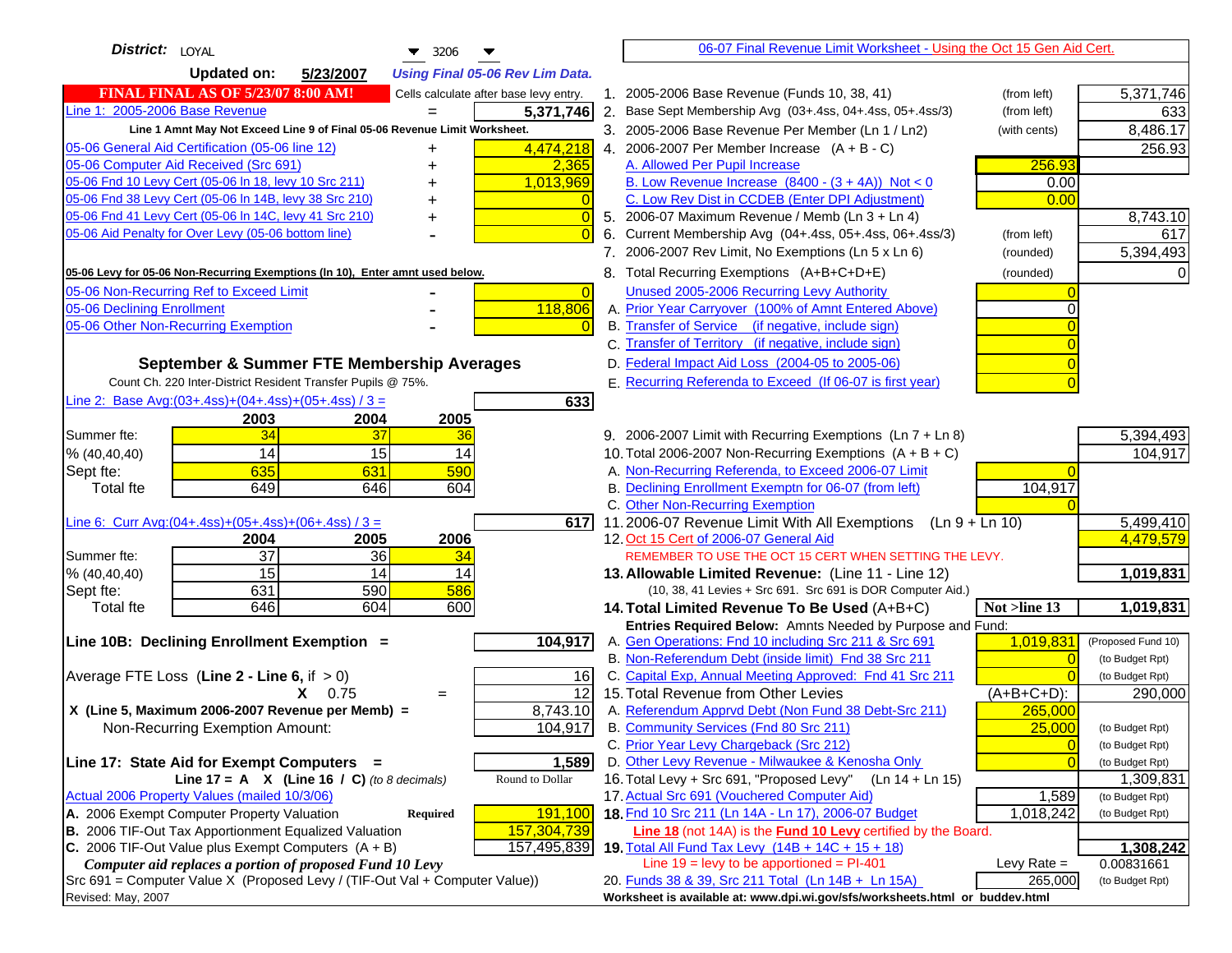**District:** LOYAL 3206

**Updated on:** 5/23/2007 *Using Final 05-06 Rev Lim Data.*

**FINAL FINAL AS OF 5/23/07 8:00 AM!** Cells calculate after base levy entry.

06-07 Final Revenue Limit Worksheet - Using the Oct 15 Gen Aid Cert.

| | | |
|---|---|---|
| Line 1: 2005-2006 Base Revenue | = | 5,371,746 |

Line 1 Amnt May Not Exceed Line 9 of Final 05-06 Revenue Limit Worksheet.

| | | |
|---|---|---|
| 05-06 General Aid Certification (05-06 line 12) | + | 4,474,218 |
| 05-06 Computer Aid Received (Src 691) | + | 2,365 |
| 05-06 Fnd 10 Levy Cert (05-06 ln 18, levy 10 Src 211) | + | 1,013,969 |
| 05-06 Fnd 38 Levy Cert (05-06 ln 14B, levy 38 Src 210) | + | 0 |
| 05-06 Fnd 41 Levy Cert (05-06 ln 14C, levy 41 Src 210) | + | 0 |
| 05-06 Aid Penalty for Over Levy (05-06 bottom line) | - | 0 |

**05-06 Levy for 05-06 Non-Recurring Exemptions (ln 10), Enter amnt used below.**

| | | |
|---|---|---|
| 05-06 Non-Recurring Ref to Exceed Limit | - | 0 |
| 05-06 Declining Enrollment | - | 118,806 |
| 05-06 Other Non-Recurring Exemption | - | 0 |

**September & Summer FTE Membership Averages**

Count Ch. 220 Inter-District Resident Transfer Pupils @ 75%.

Line 2: Base Avg:(03+.4ss)+(04+.4ss)+(05+.4ss) / 3 = **633**

| | 2003 | 2004 | 2005 |
|---|---|---|---|
| Summer fte: | 34 | 37 | 36 |
| % (40,40,40) | 14 | 15 | 14 |
| Sept fte: | 635 | 631 | 590 |
| Total fte | 649 | 646 | 604 |

Line 6: Curr Avg:(04+.4ss)+(05+.4ss)+(06+.4ss) / 3 = **617**

| | 2004 | 2005 | 2006 |
|---|---|---|---|
| Summer fte: | 37 | 36 | 34 |
| % (40,40,40) | 15 | 14 | 14 |
| Sept fte: | 631 | 590 | 586 |
| Total fte | 646 | 604 | 600 |

**Line 10B: Declining Enrollment Exemption =** **104,917**

| | | |
|---|---|---|
| Average FTE Loss (**Line 2 - Line 6**, if > 0) | | 16 |
| X 0.75 | = | 12 |
| X (Line 5, Maximum 2006-2007 Revenue per Memb) = | | 8,743.10 |
| Non-Recurring Exemption Amount: | | 104,917 |

**Line 17: State Aid for Exempt Computers =** **1,589**

Line 17 = A X (Line 16 / C) *(to 8 decimals)* — Round to Dollar

| | | |
|---|---|---|
| Actual 2006 Property Values (mailed 10/3/06) | | |
| A. 2006 Exempt Computer Property Valuation | Required | 191,100 |
| B. 2006 TIF-Out Tax Apportionment Equalized Valuation | | 157,304,739 |
| C. 2006 TIF-Out Value plus Exempt Computers (A + B) | | 157,495,839 |

*Computer aid replaces a portion of proposed Fund 10 Levy*

Src 691 = Computer Value X (Proposed Levy / (TIF-Out Val + Computer Value))

| | | | |
|---|---|---|---|
| 1. 2005-2006 Base Revenue (Funds 10, 38, 41) | (from left) | | 5,371,746 |
| 2. Base Sept Membership Avg (03+.4ss, 04+.4ss, 05+.4ss/3) | (from left) | | 633 |
| 3. 2005-2006 Base Revenue Per Member (Ln 1 / Ln2) | (with cents) | | 8,486.17 |
| 4. 2006-2007 Per Member Increase (A + B - C) | | | 256.93 |
| A. Allowed Per Pupil Increase | | 256.93 | |
| B. Low Revenue Increase (8400 - (3 + 4A)) Not < 0 | | 0.00 | |
| C. Low Rev Dist in CCDEB (Enter DPI Adjustment) | | 0.00 | |
| 5. 2006-07 Maximum Revenue / Memb (Ln 3 + Ln 4) | | | 8,743.10 |
| 6. Current Membership Avg (04+.4ss, 05+.4ss, 06+.4ss/3) | (from left) | | 617 |
| 7. 2006-2007 Rev Limit, No Exemptions (Ln 5 x Ln 6) | (rounded) | | 5,394,493 |
| 8. Total Recurring Exemptions (A+B+C+D+E) | (rounded) | | 0 |
| Unused 2005-2006 Recurring Levy Authority | | 0 | |
| A. Prior Year Carryover (100% of Amnt Entered Above) | | 0 | |
| B. Transfer of Service (if negative, include sign) | | 0 | |
| C. Transfer of Territory (if negative, include sign) | | 0 | |
| D. Federal Impact Aid Loss (2004-05 to 2005-06) | | 0 | |
| E. Recurring Referenda to Exceed (If 06-07 is first year) | | 0 | |
| 9. 2006-2007 Limit with Recurring Exemptions (Ln 7 + Ln 8) | | | 5,394,493 |
| 10. Total 2006-2007 Non-Recurring Exemptions (A + B + C) | | | 104,917 |
| A. Non-Recurring Referenda, to Exceed 2006-07 Limit | | 0 | |
| B. Declining Enrollment Exemptn for 06-07 (from left) | | 104,917 | |
| C. Other Non-Recurring Exemption | | 0 | |
| 11. 2006-07 Revenue Limit With All Exemptions (Ln 9 + Ln 10) | | | 5,499,410 |
| 12. Oct 15 Cert of 2006-07 General Aid | | | 4,479,579 |

REMEMBER TO USE THE OCT 15 CERT WHEN SETTING THE LEVY.

| | | | |
|---|---|---|---|
| **13. Allowable Limited Revenue:** (Line 11 - Line 12) | | | **1,019,831** |
| (10, 38, 41 Levies + Src 691. Src 691 is DOR Computer Aid.) | | | |
| **14. Total Limited Revenue To Be Used** (A+B+C) | | Not >line 13 | **1,019,831** |
| Entries Required Below: Amnts Needed by Purpose and Fund: | | | |
| A. Gen Operations: Fnd 10 including Src 211 & Src 691 | | 1,019,831 | (Proposed Fund 10) |
| B. Non-Referendum Debt (inside limit) Fnd 38 Src 211 | | 0 | (to Budget Rpt) |
| C. Capital Exp, Annual Meeting Approved: Fnd 41 Src 211 | | 0 | (to Budget Rpt) |
| 15. Total Revenue from Other Levies | | (A+B+C+D): | 290,000 |
| A. Referendum Apprvd Debt (Non Fund 38 Debt-Src 211) | | 265,000 | |
| B. Community Services (Fnd 80 Src 211) | | 25,000 | (to Budget Rpt) |
| C. Prior Year Levy Chargeback (Src 212) | | 0 | (to Budget Rpt) |
| D. Other Levy Revenue - Milwaukee & Kenosha Only | | 0 | (to Budget Rpt) |
| 16. Total Levy + Src 691, "Proposed Levy" (Ln 14 + Ln 15) | | | 1,309,831 |
| 17. Actual Src 691 (Vouchered Computer Aid) | | 1,589 | (to Budget Rpt) |
| **18.** Fnd 10 Src 211 (Ln 14A - Ln 17), 2006-07 Budget | | 1,018,242 | (to Budget Rpt) |
| Line 18 (not 14A) is the **Fund 10 Levy** certified by the Board. | | | |
| **19.** Total All Fund Tax Levy (14B + 14C + 15 + 18) | | | **1,308,242** |
| Line 19 = levy to be apportioned = PI-401 | | Levy Rate = | 0.00831661 |
| 20. Funds 38 & 39, Src 211 Total (Ln 14B + Ln 15A) | | 265,000 | (to Budget Rpt) |

Revised: May, 2007

Worksheet is available at: www.dpi.wi.gov/sfs/worksheets.html or buddev.html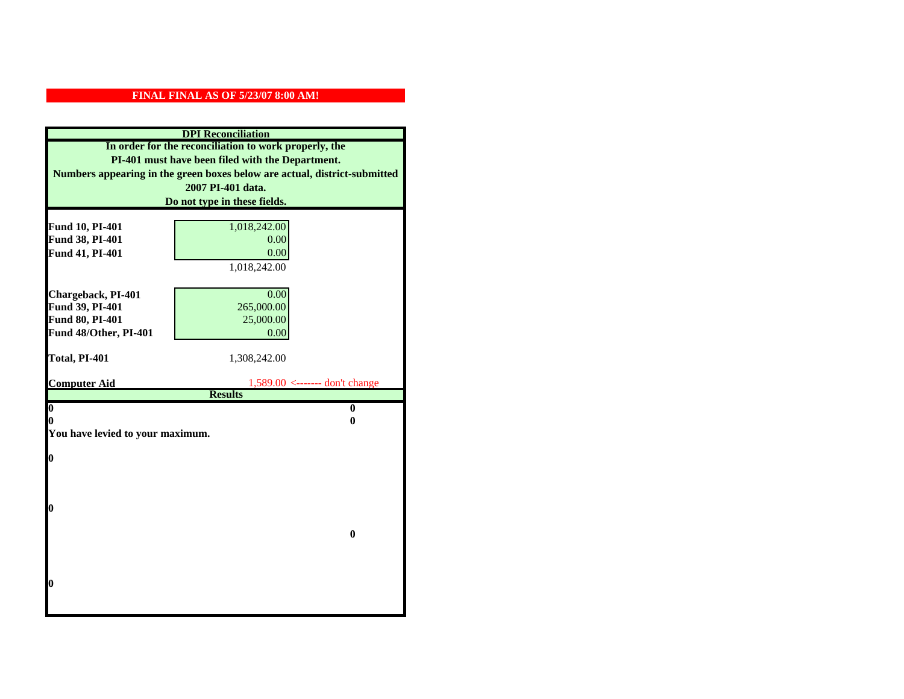**FINAL FINAL AS OF 5/23/07 8:00 AM!**

**DPI Reconciliation**

**In order for the reconciliation to work properly, the PI-401 must have been filed with the Department. Numbers appearing in the green boxes below are actual, district-submitted 2007 PI-401 data. Do not type in these fields.**

| | | |
|---|---|---|
| **Fund 10, PI-401** | 1,018,242.00 | |
| **Fund 38, PI-401** | 0.00 | |
| **Fund 41, PI-401** | 0.00 | |
| | 1,018,242.00 | |
| **Chargeback, PI-401** | 0.00 | |
| **Fund 39, PI-401** | 265,000.00 | |
| **Fund 80, PI-401** | 25,000.00 | |
| **Fund 48/Other, PI-401** | 0.00 | |
| **Total, PI-401** | 1,308,242.00 | |
| **Computer Aid** | 1,589.00 | <------- don't change |

**Results**

| | |
|---|---|
| **0** | **0** |
| **0** | **0** |

**You have levied to your maximum.**

**0**

**0**

**0**

**0**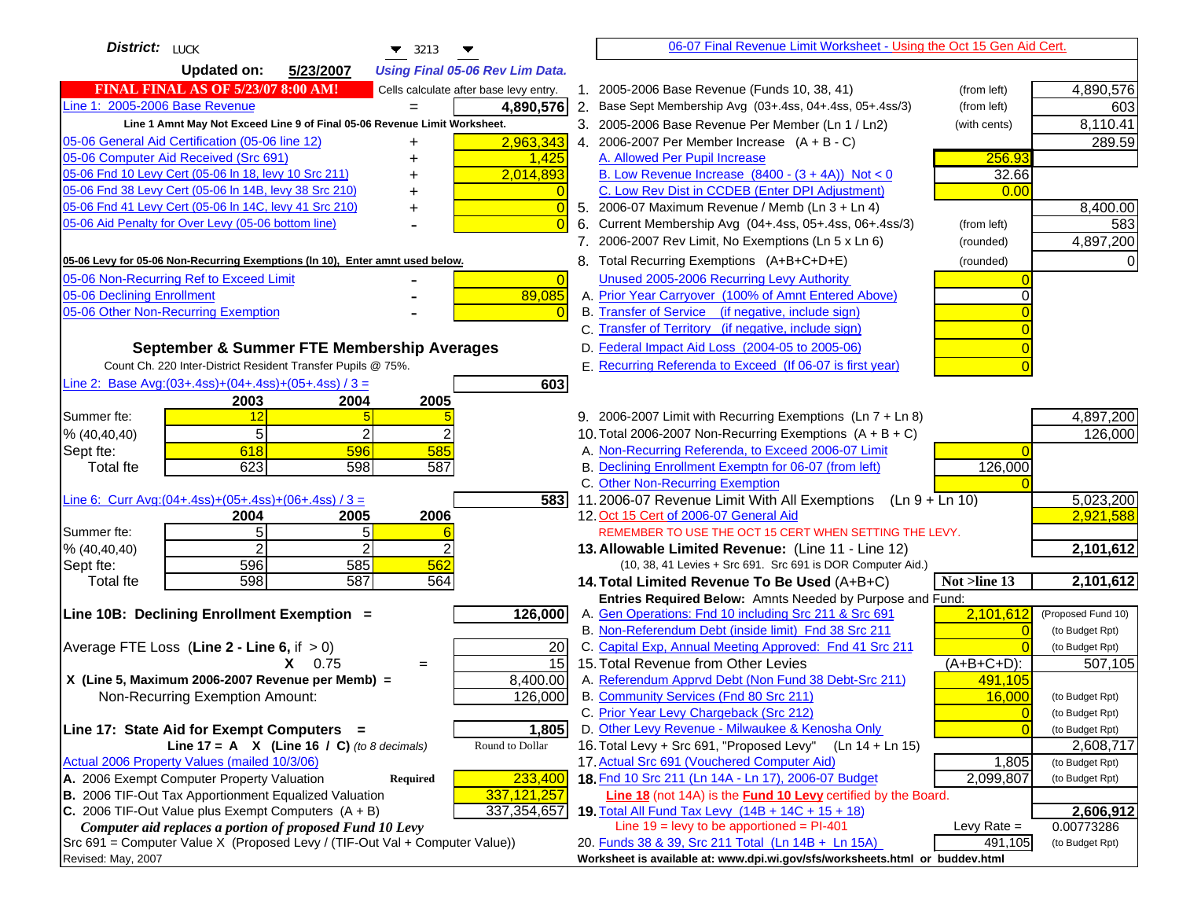**District:** LUCK 3213

**Updated on:** 5/23/2007 *Using Final 05-06 Rev Lim Data.*

[06-07 Final Revenue Limit Worksheet - Using the Oct 15 Gen Aid Cert.](#)

**FINAL FINAL AS OF 5/23/07 8:00 AM!** Cells calculate after base levy entry.

| | | |
|---|---|---|
| Line 1: 2005-2006 Base Revenue | = | 4,890,576 |

Line 1 Amnt May Not Exceed Line 9 of Final 05-06 Revenue Limit Worksheet.

| | | |
|---|---|---|
| 05-06 General Aid Certification (05-06 line 12) | + | 2,963,343 |
| 05-06 Computer Aid Received (Src 691) | + | 1,425 |
| 05-06 Fnd 10 Levy Cert (05-06 ln 18, levy 10 Src 211) | + | 2,014,893 |
| 05-06 Fnd 38 Levy Cert (05-06 ln 14B, levy 38 Src 210) | + | 0 |
| 05-06 Fnd 41 Levy Cert (05-06 ln 14C, levy 41 Src 210) | + | 0 |
| 05-06 Aid Penalty for Over Levy (05-06 bottom line) | - | 0 |

05-06 Levy for 05-06 Non-Recurring Exemptions (ln 10), Enter amnt used below.

| | | |
|---|---|---|
| 05-06 Non-Recurring Ref to Exceed Limit | - | 0 |
| 05-06 Declining Enrollment | - | 89,085 |
| 05-06 Other Non-Recurring Exemption | - | 0 |

### September & Summer FTE Membership Averages

Count Ch. 220 Inter-District Resident Transfer Pupils @ 75%.

Line 2: Base Avg:(03+.4ss)+(04+.4ss)+(05+.4ss) / 3 = **603**

| | 2003 | 2004 | 2005 |
|---|---|---|---|
| Summer fte: | 12 | 5 | 5 |
| % (40,40,40) | 5 | 2 | 2 |
| Sept fte: | 618 | 596 | 585 |
| Total fte | 623 | 598 | 587 |

Line 6: Curr Avg:(04+.4ss)+(05+.4ss)+(06+.4ss) / 3 = **583**

| | 2004 | 2005 | 2006 |
|---|---|---|---|
| Summer fte: | 5 | 5 | 6 |
| % (40,40,40) | 2 | 2 | 2 |
| Sept fte: | 596 | 585 | 562 |
| Total fte | 598 | 587 | 564 |

**Line 10B: Declining Enrollment Exemption =** **126,000**

| | | |
|---|---|---|
| Average FTE Loss (Line 2 - Line 6, if > 0) | | 20 |
| X 0.75 | = | 15 |
| X (Line 5, Maximum 2006-2007 Revenue per Memb) = | | 8,400.00 |
| Non-Recurring Exemption Amount: | | 126,000 |

**Line 17: State Aid for Exempt Computers =** **1,805**

Line 17 = A X (Line 16 / C) *(to 8 decimals)* Round to Dollar

Actual 2006 Property Values (mailed 10/3/06)

| | | |
|---|---|---|
| A. 2006 Exempt Computer Property Valuation | Required | 233,400 |
| B. 2006 TIF-Out Tax Apportionment Equalized Valuation | | 337,121,257 |
| C. 2006 TIF-Out Value plus Exempt Computers (A + B) | | 337,354,657 |

*Computer aid replaces a portion of proposed Fund 10 Levy*

Src 691 = Computer Value X (Proposed Levy / (TIF-Out Val + Computer Value))

Revised: May, 2007

| | | | |
|---|---|---|---|
| 1. 2005-2006 Base Revenue (Funds 10, 38, 41) | (from left) | | 4,890,576 |
| 2. Base Sept Membership Avg (03+.4ss, 04+.4ss, 05+.4ss/3) | (from left) | | 603 |
| 3. 2005-2006 Base Revenue Per Member (Ln 1 / Ln2) | (with cents) | | 8,110.41 |
| 4. 2006-2007 Per Member Increase (A + B - C) | | | 289.59 |
| A. Allowed Per Pupil Increase | | 256.93 | |
| B. Low Revenue Increase (8400 - (3 + 4A)) Not < 0 | | 32.66 | |
| C. Low Rev Dist in CCDEB (Enter DPI Adjustment) | | 0.00 | |
| 5. 2006-07 Maximum Revenue / Memb (Ln 3 + Ln 4) | | | 8,400.00 |
| 6. Current Membership Avg (04+.4ss, 05+.4ss, 06+.4ss/3) | (from left) | | 583 |
| 7. 2006-2007 Rev Limit, No Exemptions (Ln 5 x Ln 6) | (rounded) | | 4,897,200 |
| 8. Total Recurring Exemptions (A+B+C+D+E) | (rounded) | | 0 |
| Unused 2005-2006 Recurring Levy Authority | | 0 | |
| A. Prior Year Carryover (100% of Amnt Entered Above) | | 0 | |
| B. Transfer of Service (if negative, include sign) | | 0 | |
| C. Transfer of Territory (if negative, include sign) | | 0 | |
| D. Federal Impact Aid Loss (2004-05 to 2005-06) | | 0 | |
| E. Recurring Referenda to Exceed (If 06-07 is first year) | | 0 | |
| 9. 2006-2007 Limit with Recurring Exemptions (Ln 7 + Ln 8) | | | 4,897,200 |
| 10. Total 2006-2007 Non-Recurring Exemptions (A + B + C) | | | 126,000 |
| A. Non-Recurring Referenda, to Exceed 2006-07 Limit | | 0 | |
| B. Declining Enrollment Exemptn for 06-07 (from left) | | 126,000 | |
| C. Other Non-Recurring Exemption | | 0 | |
| 11. 2006-07 Revenue Limit With All Exemptions (Ln 9 + Ln 10) | | | 5,023,200 |
| 12. Oct 15 Cert of 2006-07 General Aid | | | 2,921,588 |
| REMEMBER TO USE THE OCT 15 CERT WHEN SETTING THE LEVY. | | | |
| **13. Allowable Limited Revenue:** (Line 11 - Line 12) | | | **2,101,612** |
| (10, 38, 41 Levies + Src 691. Src 691 is DOR Computer Aid.) | | | |
| **14. Total Limited Revenue To Be Used** (A+B+C) | | **Not >line 13** | **2,101,612** |
| Entries Required Below: Amnts Needed by Purpose and Fund: | | | |
| A. Gen Operations: Fnd 10 including Src 211 & Src 691 | | 2,101,612 | (Proposed Fund 10) |
| B. Non-Referendum Debt (inside limit) Fnd 38 Src 211 | | 0 | (to Budget Rpt) |
| C. Capital Exp, Annual Meeting Approved: Fnd 41 Src 211 | | 0 | (to Budget Rpt) |
| 15. Total Revenue from Other Levies | | (A+B+C+D): | 507,105 |
| A. Referendum Apprvd Debt (Non Fund 38 Debt-Src 211) | | 491,105 | |
| B. Community Services (Fnd 80 Src 211) | | 16,000 | (to Budget Rpt) |
| C. Prior Year Levy Chargeback (Src 212) | | 0 | (to Budget Rpt) |
| D. Other Levy Revenue - Milwaukee & Kenosha Only | | 0 | (to Budget Rpt) |
| 16. Total Levy + Src 691, "Proposed Levy" (Ln 14 + Ln 15) | | | 2,608,717 |
| 17. Actual Src 691 (Vouchered Computer Aid) | | 1,805 | (to Budget Rpt) |
| **18.** Fnd 10 Src 211 (Ln 14A - Ln 17), 2006-07 Budget | | 2,099,807 | (to Budget Rpt) |
| **Line 18** (not 14A) is the **Fund 10 Levy** certified by the Board. | | | |
| **19.** Total All Fund Tax Levy (14B + 14C + 15 + 18) | | | **2,606,912** |
| Line 19 = levy to be apportioned = PI-401 | | Levy Rate = | 0.00773286 |
| 20. Funds 38 & 39, Src 211 Total (Ln 14B + Ln 15A) | | 491,105 | (to Budget Rpt) |

Worksheet is available at: www.dpi.wi.gov/sfs/worksheets.html or buddev.html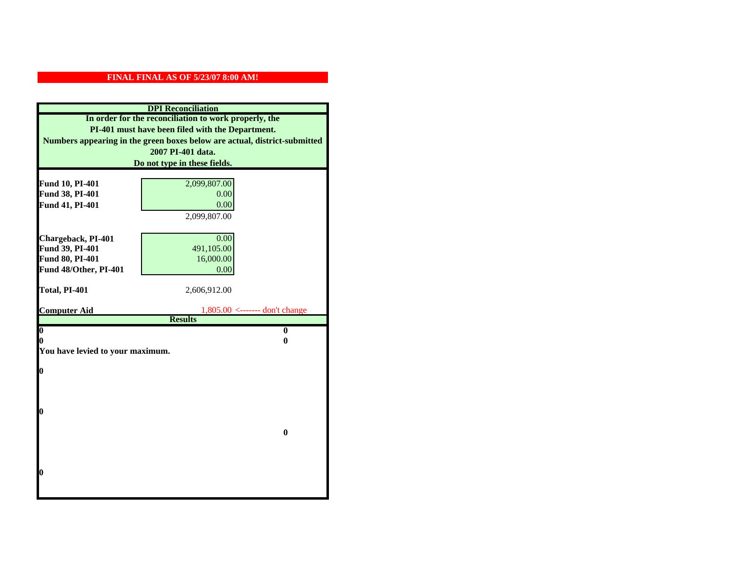**FINAL FINAL AS OF 5/23/07 8:00 AM!**

**DPI Reconciliation**

**In order for the reconciliation to work properly, the PI-401 must have been filed with the Department. Numbers appearing in the green boxes below are actual, district-submitted 2007 PI-401 data. Do not type in these fields.**

| | |
|---|---|
| **Fund 10, PI-401** | 2,099,807.00 |
| **Fund 38, PI-401** | 0.00 |
| **Fund 41, PI-401** | 0.00 |
| | 2,099,807.00 |
| **Chargeback, PI-401** | 0.00 |
| **Fund 39, PI-401** | 491,105.00 |
| **Fund 80, PI-401** | 16,000.00 |
| **Fund 48/Other, PI-401** | 0.00 |
| **Total, PI-401** | 2,606,912.00 |
| **Computer Aid** | 1,805.00 <------- don't change |

**Results**

| | |
|---|---|
| **0** | **0** |
| **0** | **0** |

**You have levied to your maximum.**

**0**

**0**

**0**

**0**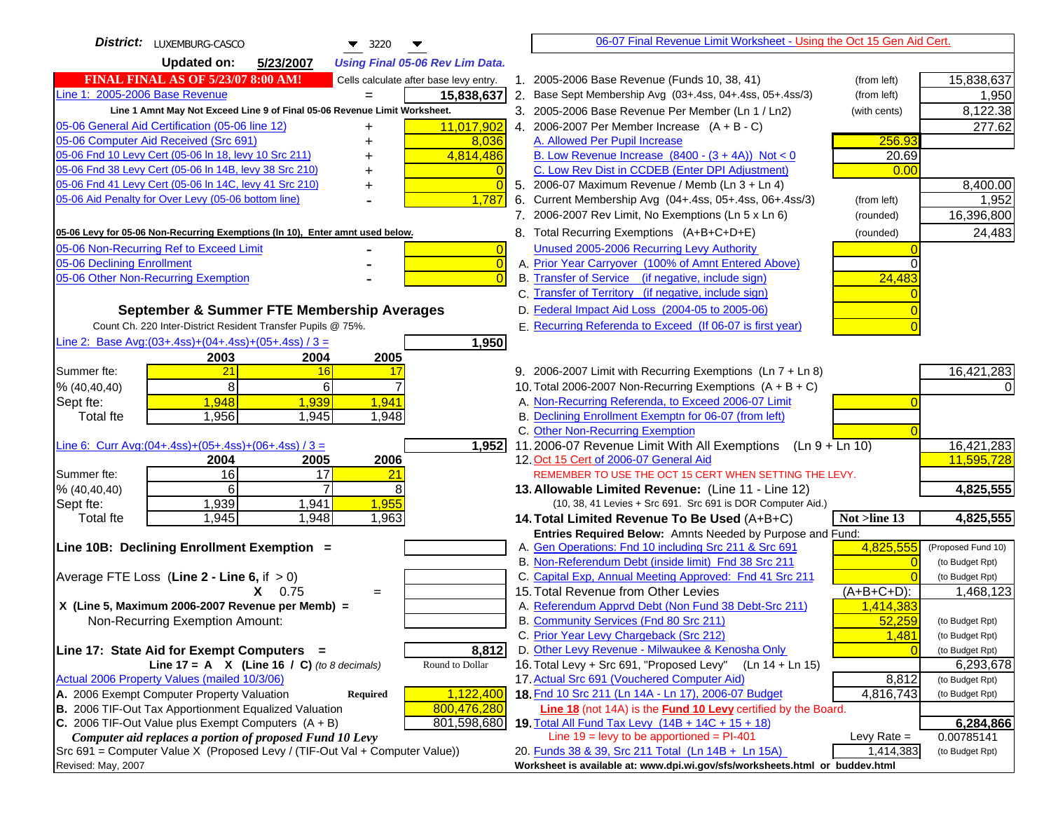**District:** LUXEMBURG-CASCO 3220

**Updated on:** 5/23/2007 *Using Final 05-06 Rev Lim Data.*

[06-07 Final Revenue Limit Worksheet - Using the Oct 15 Gen Aid Cert.]

**FINAL FINAL AS OF 5/23/07 8:00 AM!** Cells calculate after base levy entry.

| | | |
|---|---|---|
| Line 1: 2005-2006 Base Revenue | = | 15,838,637 |
| Line 1 Amnt May Not Exceed Line 9 of Final 05-06 Revenue Limit Worksheet. | | |
| 05-06 General Aid Certification (05-06 line 12) | + | 11,017,902 |
| 05-06 Computer Aid Received (Src 691) | + | 8,036 |
| 05-06 Fnd 10 Levy Cert (05-06 ln 18, levy 10 Src 211) | + | 4,814,486 |
| 05-06 Fnd 38 Levy Cert (05-06 ln 14B, levy 38 Src 210) | + | 0 |
| 05-06 Fnd 41 Levy Cert (05-06 ln 14C, levy 41 Src 210) | + | 0 |
| 05-06 Aid Penalty for Over Levy (05-06 bottom line) | - | 1,787 |
| **05-06 Levy for 05-06 Non-Recurring Exemptions (ln 10), Enter amnt used below.** | | |
| 05-06 Non-Recurring Ref to Exceed Limit | - | 0 |
| 05-06 Declining Enrollment | - | 0 |
| 05-06 Other Non-Recurring Exemption | - | 0 |

**September & Summer FTE Membership Averages**

Count Ch. 220 Inter-District Resident Transfer Pupils @ 75%.

Line 2: Base Avg:(03+.4ss)+(04+.4ss)+(05+.4ss) / 3 = **1,950**

| | 2003 | 2004 | 2005 |
|---|---|---|---|
| Summer fte: | 21 | 16 | 17 |
| % (40,40,40) | 8 | 6 | 7 |
| Sept fte: | 1,948 | 1,939 | 1,941 |
| Total fte | 1,956 | 1,945 | 1,948 |

Line 6: Curr Avg:(04+.4ss)+(05+.4ss)+(06+.4ss) / 3 = **1,952**

| | 2004 | 2005 | 2006 |
|---|---|---|---|
| Summer fte: | 16 | 17 | 21 |
| % (40,40,40) | 6 | 7 | 8 |
| Sept fte: | 1,939 | 1,941 | 1,955 |
| Total fte | 1,945 | 1,948 | 1,963 |

**Line 10B: Declining Enrollment Exemption =**

Average FTE Loss (**Line 2 - Line 6**, if > 0)

X 0.75 =

X (Line 5, Maximum 2006-2007 Revenue per Memb) =

Non-Recurring Exemption Amount:

**Line 17: State Aid for Exempt Computers =** **8,812**

Line 17 = A X (Line 16 / C) *(to 8 decimals)* Round to Dollar

Actual 2006 Property Values (mailed 10/3/06)

| | | |
|---|---|---|
| A. 2006 Exempt Computer Property Valuation | Required | 1,122,400 |
| B. 2006 TIF-Out Tax Apportionment Equalized Valuation | | 800,476,280 |
| C. 2006 TIF-Out Value plus Exempt Computers (A + B) | | 801,598,680 |

*Computer aid replaces a portion of proposed Fund 10 Levy*

Src 691 = Computer Value X (Proposed Levy / (TIF-Out Val + Computer Value))

Revised: May, 2007

| | | | |
|---|---|---|---|
| 1. 2005-2006 Base Revenue (Funds 10, 38, 41) | (from left) | | 15,838,637 |
| 2. Base Sept Membership Avg (03+.4ss, 04+.4ss, 05+.4ss/3) | (from left) | | 1,950 |
| 3. 2005-2006 Base Revenue Per Member (Ln 1 / Ln2) | (with cents) | | 8,122.38 |
| 4. 2006-2007 Per Member Increase (A + B - C) | | | 277.62 |
| A. Allowed Per Pupil Increase | | 256.93 | |
| B. Low Revenue Increase (8400 - (3 + 4A)) Not < 0 | | 20.69 | |
| C. Low Rev Dist in CCDEB (Enter DPI Adjustment) | | 0.00 | |
| 5. 2006-07 Maximum Revenue / Memb (Ln 3 + Ln 4) | | | 8,400.00 |
| 6. Current Membership Avg (04+.4ss, 05+.4ss, 06+.4ss/3) | (from left) | | 1,952 |
| 7. 2006-2007 Rev Limit, No Exemptions (Ln 5 x Ln 6) | (rounded) | | 16,396,800 |
| 8. Total Recurring Exemptions (A+B+C+D+E) | (rounded) | | 24,483 |
| Unused 2005-2006 Recurring Levy Authority | | 0 | |
| A. Prior Year Carryover (100% of Amnt Entered Above) | | 0 | |
| B. Transfer of Service (if negative, include sign) | | 24,483 | |
| C. Transfer of Territory (if negative, include sign) | | 0 | |
| D. Federal Impact Aid Loss (2004-05 to 2005-06) | | 0 | |
| E. Recurring Referenda to Exceed (If 06-07 is first year) | | 0 | |
| 9. 2006-2007 Limit with Recurring Exemptions (Ln 7 + Ln 8) | | | 16,421,283 |
| 10. Total 2006-2007 Non-Recurring Exemptions (A + B + C) | | | 0 |
| A. Non-Recurring Referenda, to Exceed 2006-07 Limit | | 0 | |
| B. Declining Enrollment Exemptn for 06-07 (from left) | | | |
| C. Other Non-Recurring Exemption | | 0 | |
| 11. 2006-07 Revenue Limit With All Exemptions (Ln 9 + Ln 10) | | | 16,421,283 |
| 12. Oct 15 Cert of 2006-07 General Aid | | | 11,595,728 |
| REMEMBER TO USE THE OCT 15 CERT WHEN SETTING THE LEVY. | | | |
| **13. Allowable Limited Revenue:** (Line 11 - Line 12) | | | **4,825,555** |
| (10, 38, 41 Levies + Src 691. Src 691 is DOR Computer Aid.) | | | |
| **14. Total Limited Revenue To Be Used** (A+B+C) | | **Not >line 13** | **4,825,555** |
| **Entries Required Below:** Amnts Needed by Purpose and Fund: | | | |
| A. Gen Operations: Fnd 10 including Src 211 & Src 691 | | 4,825,555 | (Proposed Fund 10) |
| B. Non-Referendum Debt (inside limit) Fnd 38 Src 211 | | 0 | (to Budget Rpt) |
| C. Capital Exp, Annual Meeting Approved: Fnd 41 Src 211 | | 0 | (to Budget Rpt) |
| 15. Total Revenue from Other Levies | | (A+B+C+D): | 1,468,123 |
| A. Referendum Apprvd Debt (Non Fund 38 Debt-Src 211) | | 1,414,383 | |
| B. Community Services (Fnd 80 Src 211) | | 52,259 | (to Budget Rpt) |
| C. Prior Year Levy Chargeback (Src 212) | | 1,481 | (to Budget Rpt) |
| D. Other Levy Revenue - Milwaukee & Kenosha Only | | 0 | (to Budget Rpt) |
| 16. Total Levy + Src 691, "Proposed Levy" (Ln 14 + Ln 15) | | | 6,293,678 |
| 17. Actual Src 691 (Vouchered Computer Aid) | | 8,812 | (to Budget Rpt) |
| **18.** Fnd 10 Src 211 (Ln 14A - Ln 17), 2006-07 Budget | | 4,816,743 | (to Budget Rpt) |
| **Line 18** (not 14A) is the **Fund 10 Levy** certified by the Board. | | | |
| **19.** Total All Fund Tax Levy (14B + 14C + 15 + 18) | | | **6,284,866** |
| Line 19 = levy to be apportioned = PI-401 | | Levy Rate = | 0.00785141 |
| 20. Funds 38 & 39, Src 211 Total (Ln 14B + Ln 15A) | | 1,414,383 | (to Budget Rpt) |

Worksheet is available at: www.dpi.wi.gov/sfs/worksheets.html or buddev.html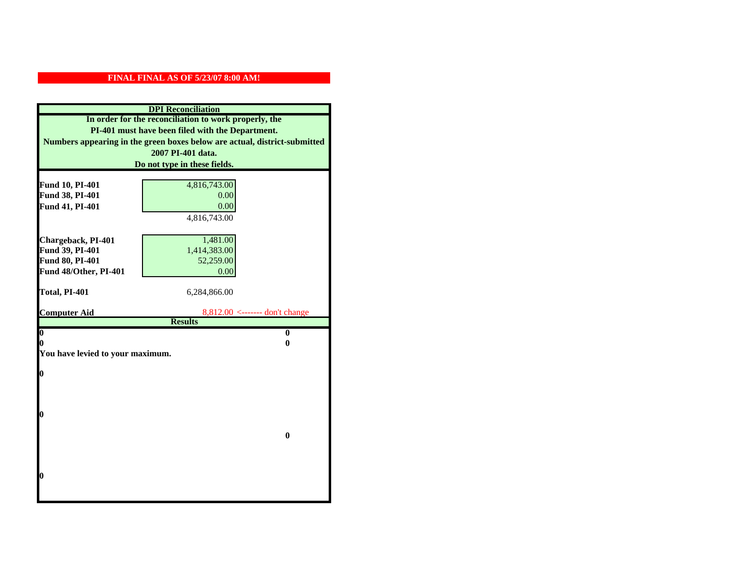**FINAL FINAL AS OF 5/23/07 8:00 AM!**

## DPI Reconciliation

**In order for the reconciliation to work properly, the PI-401 must have been filed with the Department. Numbers appearing in the green boxes below are actual, district-submitted 2007 PI-401 data. Do not type in these fields.**

| | | |
|---|---|---|
| **Fund 10, PI-401** | 4,816,743.00 | |
| **Fund 38, PI-401** | 0.00 | |
| **Fund 41, PI-401** | 0.00 | |
| | 4,816,743.00 | |
| **Chargeback, PI-401** | 1,481.00 | |
| **Fund 39, PI-401** | 1,414,383.00 | |
| **Fund 80, PI-401** | 52,259.00 | |
| **Fund 48/Other, PI-401** | 0.00 | |
| **Total, PI-401** | 6,284,866.00 | |
| **Computer Aid** | 8,812.00 | <------- don't change |

**Results**

| | |
|---|---|
| **0** | **0** |
| **0** | **0** |

**You have levied to your maximum.**

**0**

**0**

**0**

**0**